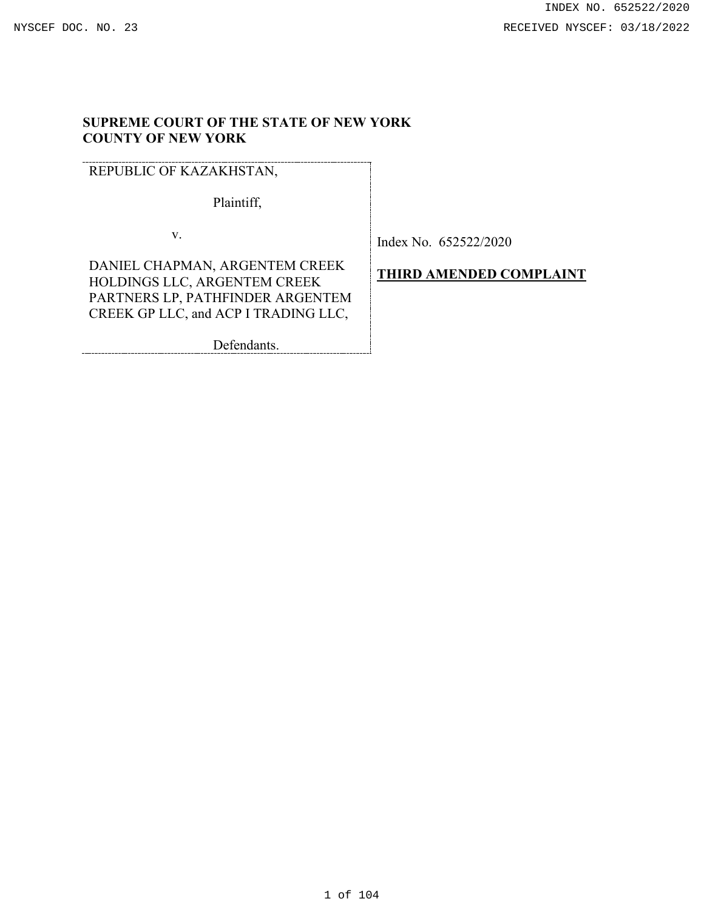**SUPREME COURT OF THE STATE OF NEW YORK**
**COUNTY OF NEW YORK**

| | |
|---|---|
| REPUBLIC OF KAZAKHSTAN,<br><br>Plaintiff,<br><br>v.<br><br>DANIEL CHAPMAN, ARGENTEM CREEK HOLDINGS LLC, ARGENTEM CREEK PARTNERS LP, PATHFINDER ARGENTEM CREEK GP LLC, and ACP I TRADING LLC,<br><br>Defendants. | Index No. 652522/2020<br><br>**THIRD AMENDED COMPLAINT** |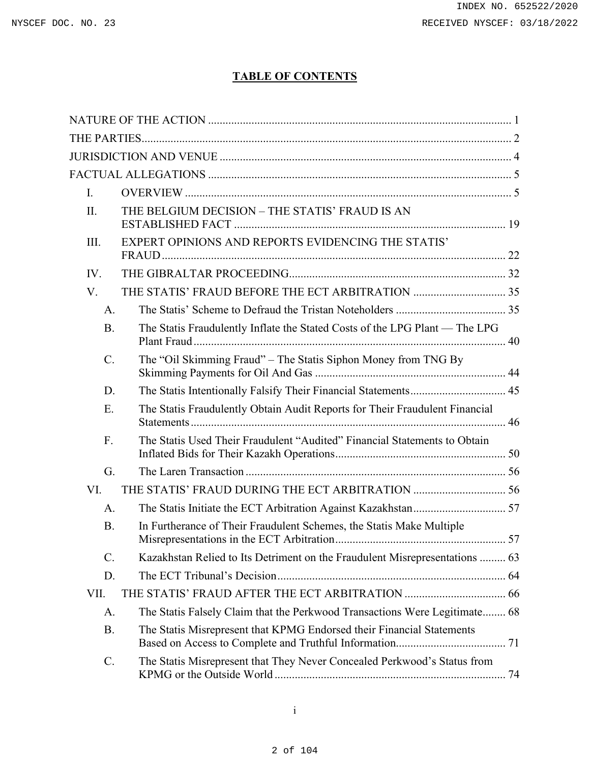## TABLE OF CONTENTS

NATURE OF THE ACTION ........................................................................................................ 1

THE PARTIES................................................................................................................................ 2

JURISDICTION AND VENUE .................................................................................................... 4

FACTUAL ALLEGATIONS ........................................................................................................ 5

- I. OVERVIEW ............................................................................................................... 5
- II. THE BELGIUM DECISION – THE STATIS' FRAUD IS AN ESTABLISHED FACT ............................................................................................ 19
- III. EXPERT OPINIONS AND REPORTS EVIDENCING THE STATIS' FRAUD ..................................................................................................................... 22
- IV. THE GIBRALTAR PROCEEDING......................................................................... 32
- V. THE STATIS' FRAUD BEFORE THE ECT ARBITRATION ................................ 35
  - A. The Statis' Scheme to Defraud the Tristan Noteholders ...................................... 35
  - B. The Statis Fraudulently Inflate the Stated Costs of the LPG Plant — The LPG Plant Fraud ........................................................................................................... 40
  - C. The "Oil Skimming Fraud" – The Statis Siphon Money from TNG By Skimming Payments for Oil And Gas ................................................................. 44
  - D. The Statis Intentionally Falsify Their Financial Statements................................. 45
  - E. The Statis Fraudulently Obtain Audit Reports for Their Fraudulent Financial Statements ............................................................................................................ 46
  - F. The Statis Used Their Fraudulent "Audited" Financial Statements to Obtain Inflated Bids for Their Kazakh Operations.......................................................... 50
  - G. The Laren Transaction .......................................................................................... 56
- VI. THE STATIS' FRAUD DURING THE ECT ARBITRATION ................................ 56
  - A. The Statis Initiate the ECT Arbitration Against Kazakhstan................................ 57
  - B. In Furtherance of Their Fraudulent Schemes, the Statis Make Multiple Misrepresentations in the ECT Arbitration.......................................................... 57
  - C. Kazakhstan Relied to Its Detriment on the Fraudulent Misrepresentations ......... 63
  - D. The ECT Tribunal's Decision............................................................................... 64
- VII. THE STATIS' FRAUD AFTER THE ECT ARBITRATION ................................... 66
  - A. The Statis Falsely Claim that the Perkwood Transactions Were Legitimate........ 68
  - B. The Statis Misrepresent that KPMG Endorsed their Financial Statements Based on Access to Complete and Truthful Information...................................... 71
  - C. The Statis Misrepresent that They Never Concealed Perkwood's Status from KPMG or the Outside World ................................................................................ 74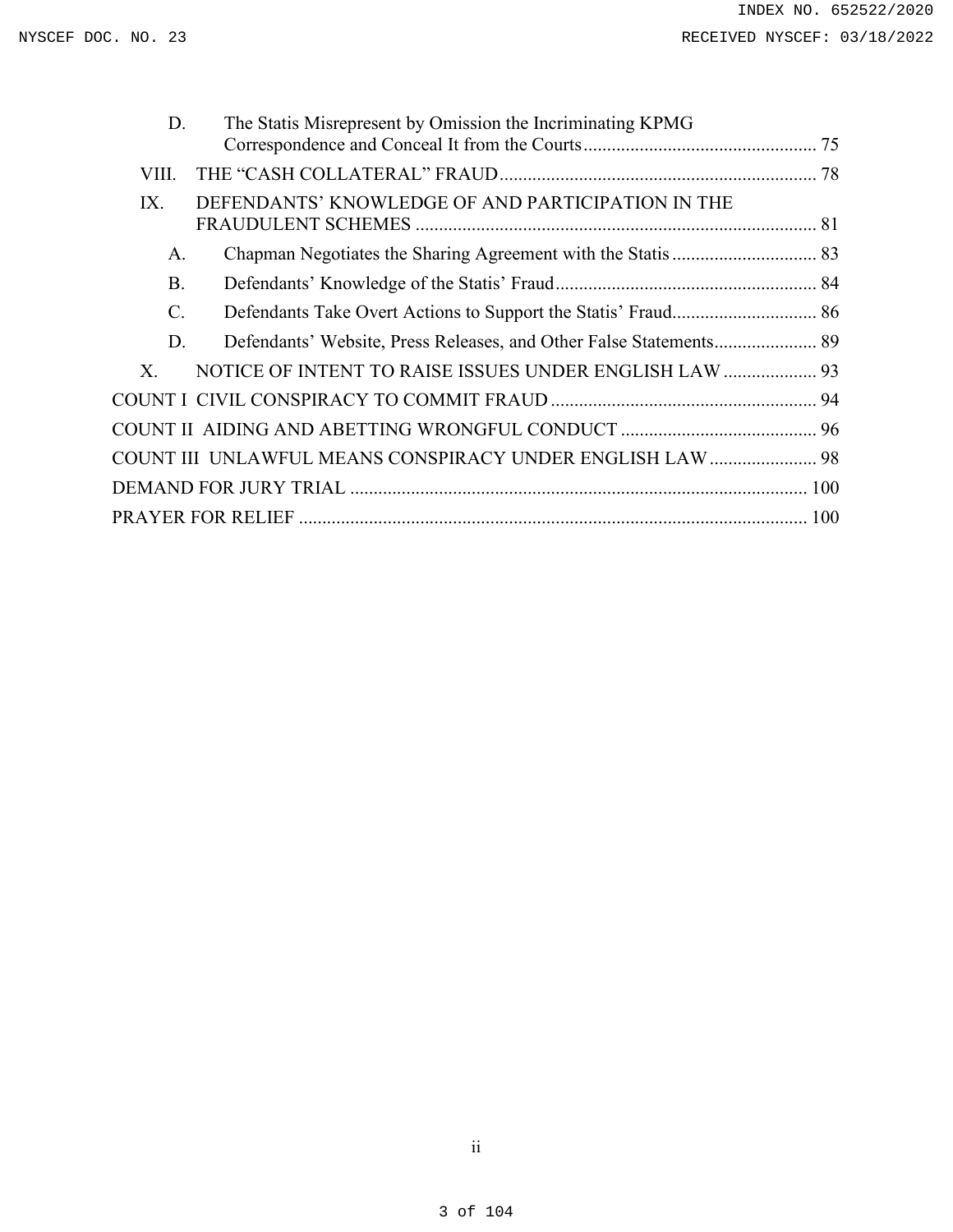D. The Statis Misrepresent by Omission the Incriminating KPMG Correspondence and Conceal It from the Courts .................................................. 75

VIII. THE "CASH COLLATERAL" FRAUD .................................................................... 78

IX. DEFENDANTS' KNOWLEDGE OF AND PARTICIPATION IN THE FRAUDULENT SCHEMES ..................................................................................... 81

A. Chapman Negotiates the Sharing Agreement with the Statis ............................... 83

B. Defendants' Knowledge of the Statis' Fraud ........................................................ 84

C. Defendants Take Overt Actions to Support the Statis' Fraud ............................... 86

D. Defendants' Website, Press Releases, and Other False Statements ...................... 89

X. NOTICE OF INTENT TO RAISE ISSUES UNDER ENGLISH LAW .................... 93

COUNT I CIVIL CONSPIRACY TO COMMIT FRAUD ......................................................... 94

COUNT II AIDING AND ABETTING WRONGFUL CONDUCT .......................................... 96

COUNT III UNLAWFUL MEANS CONSPIRACY UNDER ENGLISH LAW ....................... 98

DEMAND FOR JURY TRIAL ................................................................................................. 100

PRAYER FOR RELIEF ............................................................................................................ 100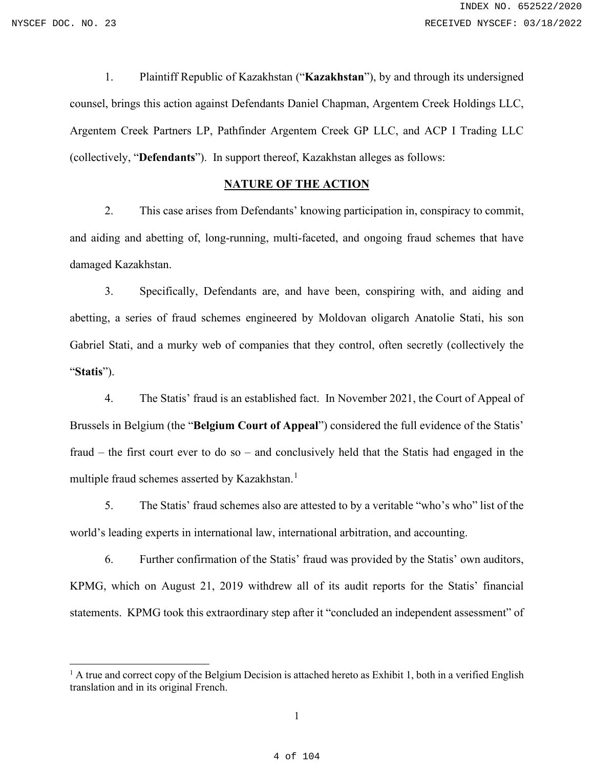1. Plaintiff Republic of Kazakhstan ("**Kazakhstan**"), by and through its undersigned counsel, brings this action against Defendants Daniel Chapman, Argentem Creek Holdings LLC, Argentem Creek Partners LP, Pathfinder Argentem Creek GP LLC, and ACP I Trading LLC (collectively, "**Defendants**"). In support thereof, Kazakhstan alleges as follows:

## NATURE OF THE ACTION

2. This case arises from Defendants' knowing participation in, conspiracy to commit, and aiding and abetting of, long-running, multi-faceted, and ongoing fraud schemes that have damaged Kazakhstan.

3. Specifically, Defendants are, and have been, conspiring with, and aiding and abetting, a series of fraud schemes engineered by Moldovan oligarch Anatolie Stati, his son Gabriel Stati, and a murky web of companies that they control, often secretly (collectively the "**Statis**").

4. The Statis' fraud is an established fact. In November 2021, the Court of Appeal of Brussels in Belgium (the "**Belgium Court of Appeal**") considered the full evidence of the Statis' fraud – the first court ever to do so – and conclusively held that the Statis had engaged in the multiple fraud schemes asserted by Kazakhstan.[1]

5. The Statis' fraud schemes also are attested to by a veritable "who's who" list of the world's leading experts in international law, international arbitration, and accounting.

6. Further confirmation of the Statis' fraud was provided by the Statis' own auditors, KPMG, which on August 21, 2019 withdrew all of its audit reports for the Statis' financial statements. KPMG took this extraordinary step after it "concluded an independent assessment" of

[1] A true and correct copy of the Belgium Decision is attached hereto as Exhibit 1, both in a verified English translation and in its original French.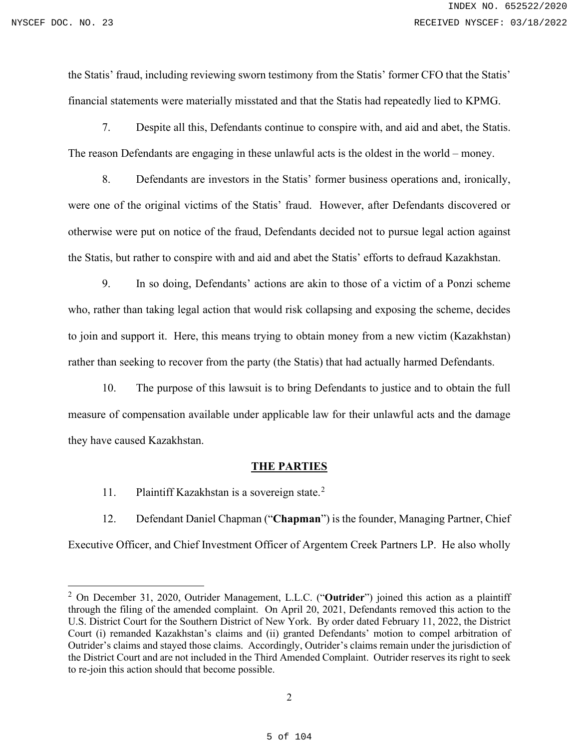the Statis' fraud, including reviewing sworn testimony from the Statis' former CFO that the Statis' financial statements were materially misstated and that the Statis had repeatedly lied to KPMG.

7. Despite all this, Defendants continue to conspire with, and aid and abet, the Statis. The reason Defendants are engaging in these unlawful acts is the oldest in the world – money.

8. Defendants are investors in the Statis' former business operations and, ironically, were one of the original victims of the Statis' fraud. However, after Defendants discovered or otherwise were put on notice of the fraud, Defendants decided not to pursue legal action against the Statis, but rather to conspire with and aid and abet the Statis' efforts to defraud Kazakhstan.

9. In so doing, Defendants' actions are akin to those of a victim of a Ponzi scheme who, rather than taking legal action that would risk collapsing and exposing the scheme, decides to join and support it. Here, this means trying to obtain money from a new victim (Kazakhstan) rather than seeking to recover from the party (the Statis) that had actually harmed Defendants.

10. The purpose of this lawsuit is to bring Defendants to justice and to obtain the full measure of compensation available under applicable law for their unlawful acts and the damage they have caused Kazakhstan.

## THE PARTIES

11. Plaintiff Kazakhstan is a sovereign state.[2]

12. Defendant Daniel Chapman ("**Chapman**") is the founder, Managing Partner, Chief Executive Officer, and Chief Investment Officer of Argentem Creek Partners LP. He also wholly

---

[2] On December 31, 2020, Outrider Management, L.L.C. ("**Outrider**") joined this action as a plaintiff through the filing of the amended complaint. On April 20, 2021, Defendants removed this action to the U.S. District Court for the Southern District of New York. By order dated February 11, 2022, the District Court (i) remanded Kazakhstan's claims and (ii) granted Defendants' motion to compel arbitration of Outrider's claims and stayed those claims. Accordingly, Outrider's claims remain under the jurisdiction of the District Court and are not included in the Third Amended Complaint. Outrider reserves its right to seek to re-join this action should that become possible.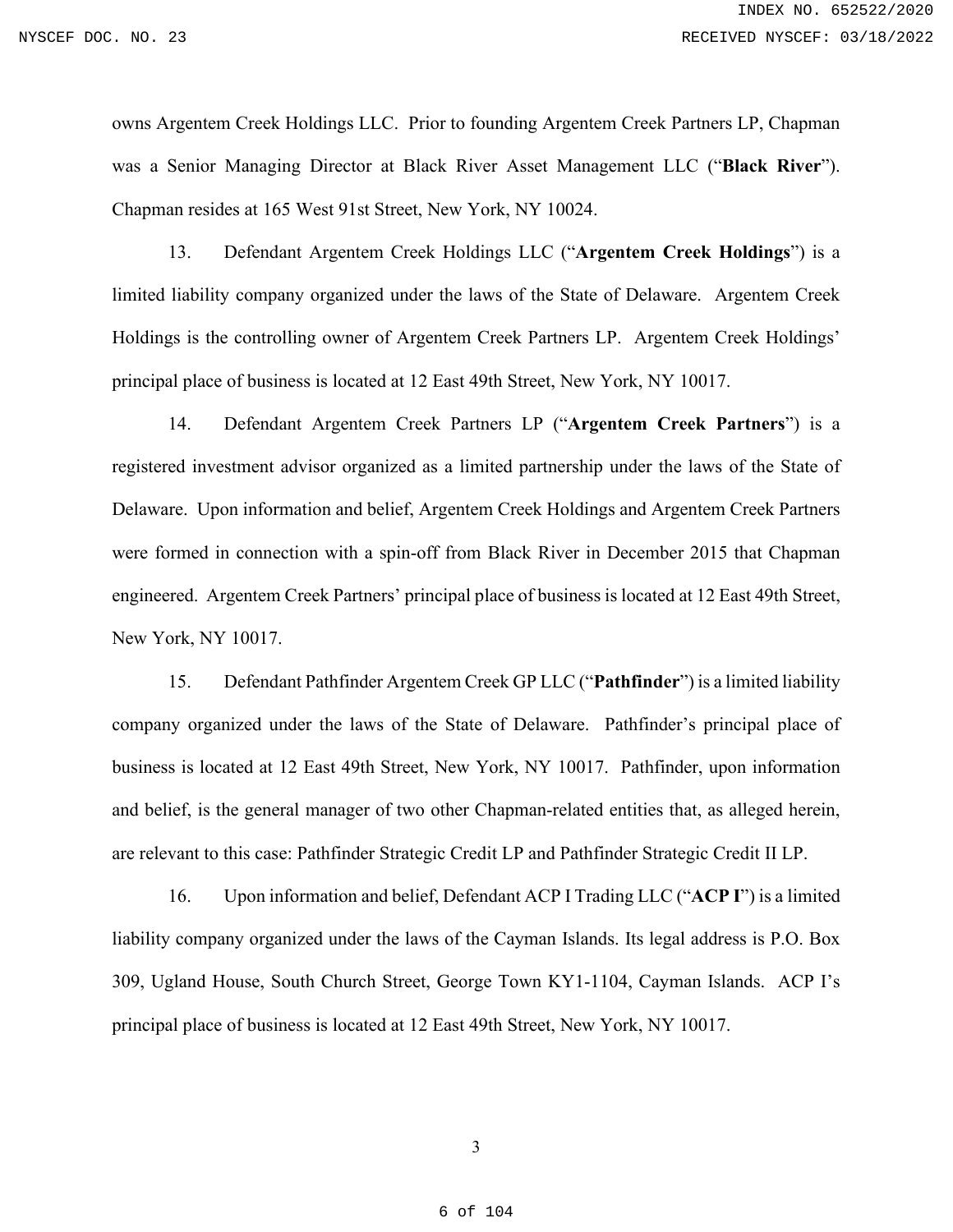owns Argentem Creek Holdings LLC. Prior to founding Argentem Creek Partners LP, Chapman was a Senior Managing Director at Black River Asset Management LLC ("**Black River**"). Chapman resides at 165 West 91st Street, New York, NY 10024.

13. Defendant Argentem Creek Holdings LLC ("**Argentem Creek Holdings**") is a limited liability company organized under the laws of the State of Delaware. Argentem Creek Holdings is the controlling owner of Argentem Creek Partners LP. Argentem Creek Holdings' principal place of business is located at 12 East 49th Street, New York, NY 10017.

14. Defendant Argentem Creek Partners LP ("**Argentem Creek Partners**") is a registered investment advisor organized as a limited partnership under the laws of the State of Delaware. Upon information and belief, Argentem Creek Holdings and Argentem Creek Partners were formed in connection with a spin-off from Black River in December 2015 that Chapman engineered. Argentem Creek Partners' principal place of business is located at 12 East 49th Street, New York, NY 10017.

15. Defendant Pathfinder Argentem Creek GP LLC ("**Pathfinder**") is a limited liability company organized under the laws of the State of Delaware. Pathfinder's principal place of business is located at 12 East 49th Street, New York, NY 10017. Pathfinder, upon information and belief, is the general manager of two other Chapman-related entities that, as alleged herein, are relevant to this case: Pathfinder Strategic Credit LP and Pathfinder Strategic Credit II LP.

16. Upon information and belief, Defendant ACP I Trading LLC ("**ACP I**") is a limited liability company organized under the laws of the Cayman Islands. Its legal address is P.O. Box 309, Ugland House, South Church Street, George Town KY1-1104, Cayman Islands. ACP I's principal place of business is located at 12 East 49th Street, New York, NY 10017.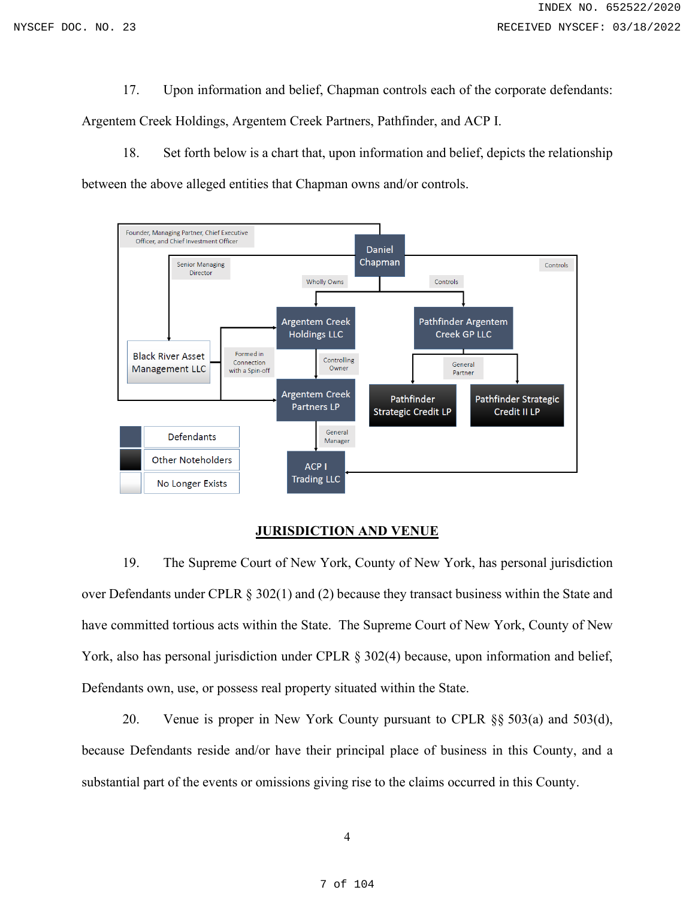17. Upon information and belief, Chapman controls each of the corporate defendants: Argentem Creek Holdings, Argentem Creek Partners, Pathfinder, and ACP I.

18. Set forth below is a chart that, upon information and belief, depicts the relationship between the above alleged entities that Chapman owns and/or controls.

Daniel Chapman

Founder, Managing Partner, Chief Executive Officer, and Chief Investment Officer

Senior Managing Director

Wholly Owns

Controls

Controls

Black River Asset Management LLC

Formed in Connection with a Spin-off

Argentem Creek Holdings LLC

Controlling Owner

Argentem Creek Partners LP

General Manager

ACP I Trading LLC

Pathfinder Argentem Creek GP LLC

General Partner

Pathfinder Strategic Credit LP

Pathfinder Strategic Credit II LP

| Legend |
|---|
| Defendants |
| Other Noteholders |
| No Longer Exists |

## JURISDICTION AND VENUE

19. The Supreme Court of New York, County of New York, has personal jurisdiction over Defendants under CPLR § 302(1) and (2) because they transact business within the State and have committed tortious acts within the State. The Supreme Court of New York, County of New York, also has personal jurisdiction under CPLR § 302(4) because, upon information and belief, Defendants own, use, or possess real property situated within the State.

20. Venue is proper in New York County pursuant to CPLR §§ 503(a) and 503(d), because Defendants reside and/or have their principal place of business in this County, and a substantial part of the events or omissions giving rise to the claims occurred in this County.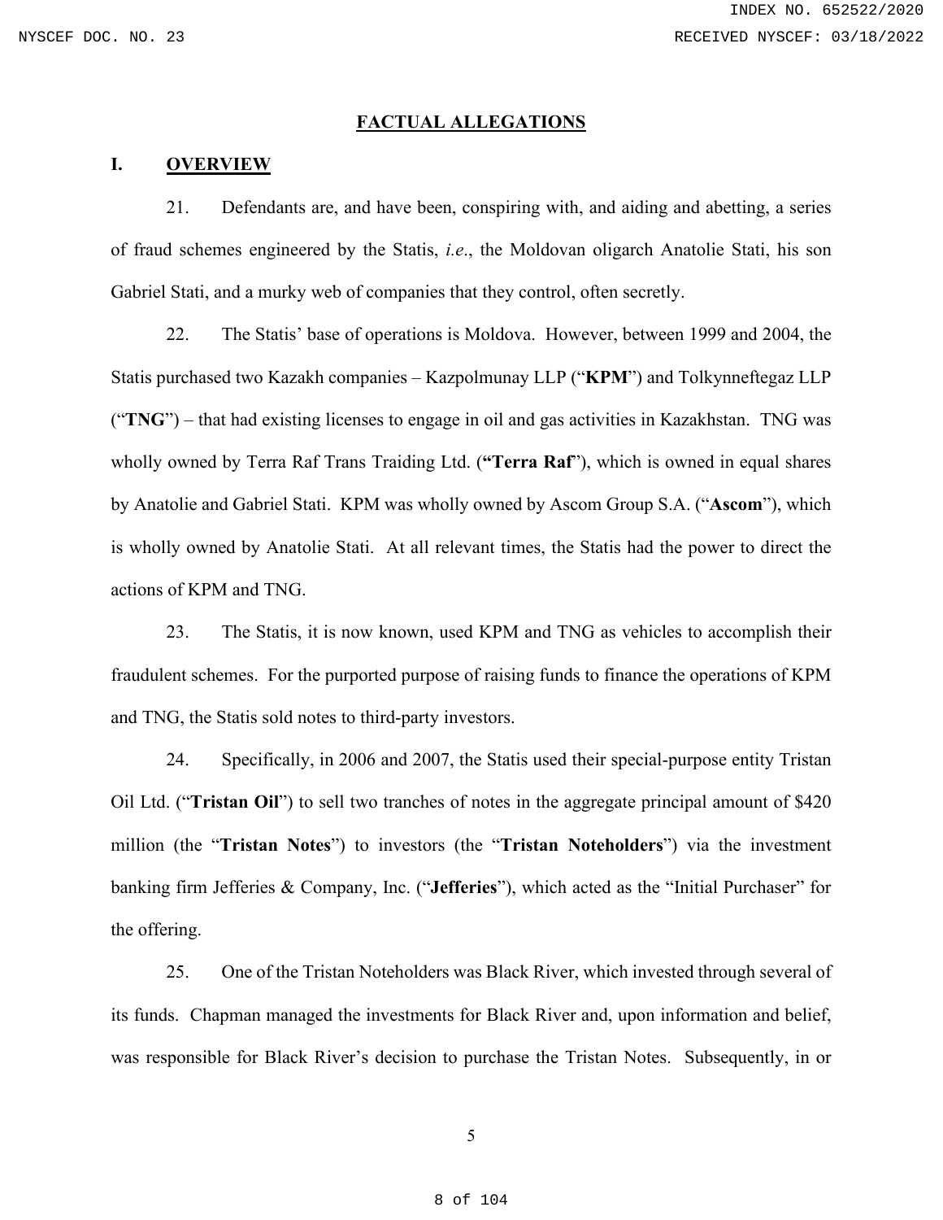## FACTUAL ALLEGATIONS

### I. OVERVIEW

21. Defendants are, and have been, conspiring with, and aiding and abetting, a series of fraud schemes engineered by the Statis, *i.e*., the Moldovan oligarch Anatolie Stati, his son Gabriel Stati, and a murky web of companies that they control, often secretly.

22. The Statis' base of operations is Moldova. However, between 1999 and 2004, the Statis purchased two Kazakh companies – Kazpolmunay LLP ("**KPM**") and Tolkynneftegaz LLP ("**TNG**") – that had existing licenses to engage in oil and gas activities in Kazakhstan. TNG was wholly owned by Terra Raf Trans Traiding Ltd. (**"Terra Raf**"), which is owned in equal shares by Anatolie and Gabriel Stati. KPM was wholly owned by Ascom Group S.A. ("**Ascom**"), which is wholly owned by Anatolie Stati. At all relevant times, the Statis had the power to direct the actions of KPM and TNG.

23. The Statis, it is now known, used KPM and TNG as vehicles to accomplish their fraudulent schemes. For the purported purpose of raising funds to finance the operations of KPM and TNG, the Statis sold notes to third-party investors.

24. Specifically, in 2006 and 2007, the Statis used their special-purpose entity Tristan Oil Ltd. ("**Tristan Oil**") to sell two tranches of notes in the aggregate principal amount of $420 million (the "**Tristan Notes**") to investors (the "**Tristan Noteholders**") via the investment banking firm Jefferies & Company, Inc. ("**Jefferies**"), which acted as the "Initial Purchaser" for the offering.

25. One of the Tristan Noteholders was Black River, which invested through several of its funds. Chapman managed the investments for Black River and, upon information and belief, was responsible for Black River's decision to purchase the Tristan Notes. Subsequently, in or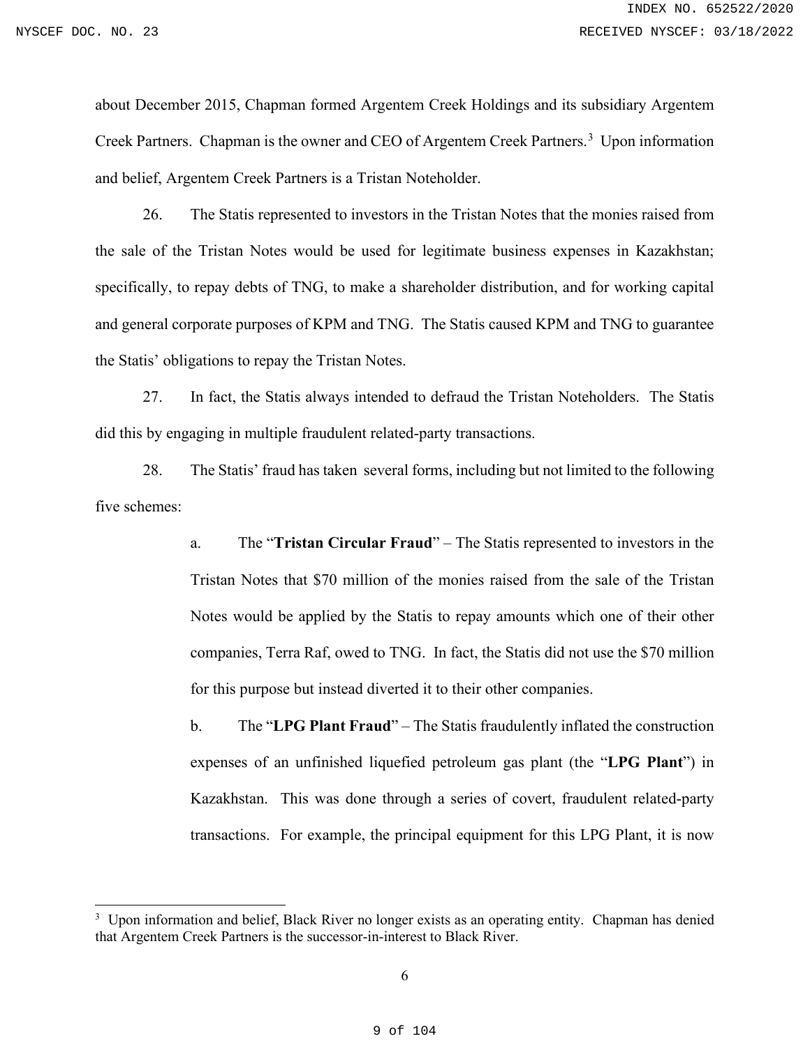about December 2015, Chapman formed Argentem Creek Holdings and its subsidiary Argentem Creek Partners. Chapman is the owner and CEO of Argentem Creek Partners.[3] Upon information and belief, Argentem Creek Partners is a Tristan Noteholder.

26. The Statis represented to investors in the Tristan Notes that the monies raised from the sale of the Tristan Notes would be used for legitimate business expenses in Kazakhstan; specifically, to repay debts of TNG, to make a shareholder distribution, and for working capital and general corporate purposes of KPM and TNG. The Statis caused KPM and TNG to guarantee the Statis' obligations to repay the Tristan Notes.

27. In fact, the Statis always intended to defraud the Tristan Noteholders. The Statis did this by engaging in multiple fraudulent related-party transactions.

28. The Statis' fraud has taken several forms, including but not limited to the following five schemes:

a. The "**Tristan Circular Fraud**" – The Statis represented to investors in the Tristan Notes that $70 million of the monies raised from the sale of the Tristan Notes would be applied by the Statis to repay amounts which one of their other companies, Terra Raf, owed to TNG. In fact, the Statis did not use the $70 million for this purpose but instead diverted it to their other companies.

b. The "**LPG Plant Fraud**" – The Statis fraudulently inflated the construction expenses of an unfinished liquefied petroleum gas plant (the "**LPG Plant**") in Kazakhstan. This was done through a series of covert, fraudulent related-party transactions. For example, the principal equipment for this LPG Plant, it is now

---

[3] Upon information and belief, Black River no longer exists as an operating entity. Chapman has denied that Argentem Creek Partners is the successor-in-interest to Black River.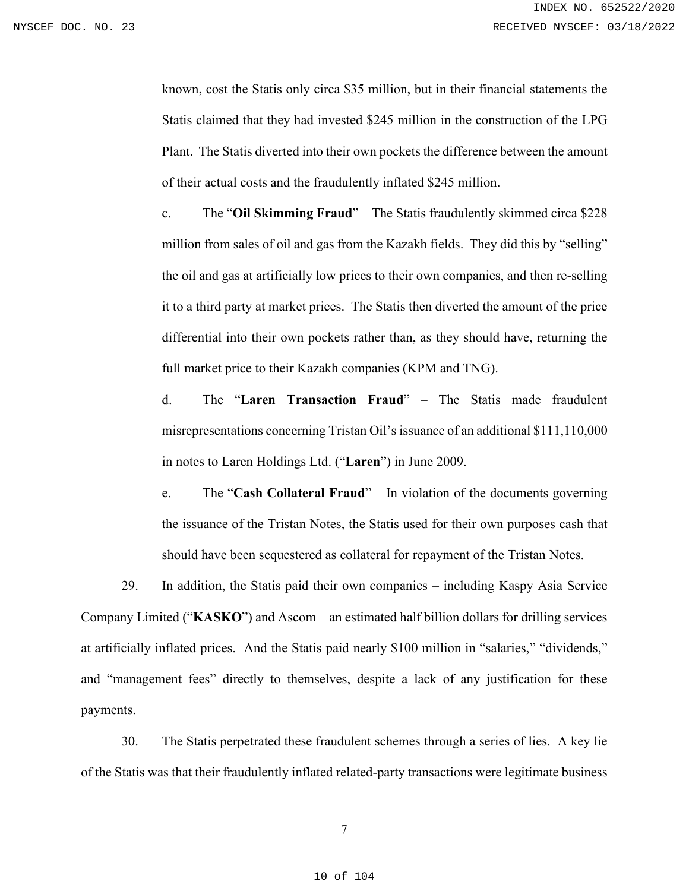known, cost the Statis only circa $35 million, but in their financial statements the Statis claimed that they had invested $245 million in the construction of the LPG Plant. The Statis diverted into their own pockets the difference between the amount of their actual costs and the fraudulently inflated $245 million.

c. The "**Oil Skimming Fraud**" – The Statis fraudulently skimmed circa $228 million from sales of oil and gas from the Kazakh fields. They did this by "selling" the oil and gas at artificially low prices to their own companies, and then re-selling it to a third party at market prices. The Statis then diverted the amount of the price differential into their own pockets rather than, as they should have, returning the full market price to their Kazakh companies (KPM and TNG).

d. The "**Laren Transaction Fraud**" – The Statis made fraudulent misrepresentations concerning Tristan Oil's issuance of an additional $111,110,000 in notes to Laren Holdings Ltd. ("**Laren**") in June 2009.

e. The "**Cash Collateral Fraud**" – In violation of the documents governing the issuance of the Tristan Notes, the Statis used for their own purposes cash that should have been sequestered as collateral for repayment of the Tristan Notes.

29. In addition, the Statis paid their own companies – including Kaspy Asia Service Company Limited ("**KASKO**") and Ascom – an estimated half billion dollars for drilling services at artificially inflated prices. And the Statis paid nearly $100 million in "salaries," "dividends," and "management fees" directly to themselves, despite a lack of any justification for these payments.

30. The Statis perpetrated these fraudulent schemes through a series of lies. A key lie of the Statis was that their fraudulently inflated related-party transactions were legitimate business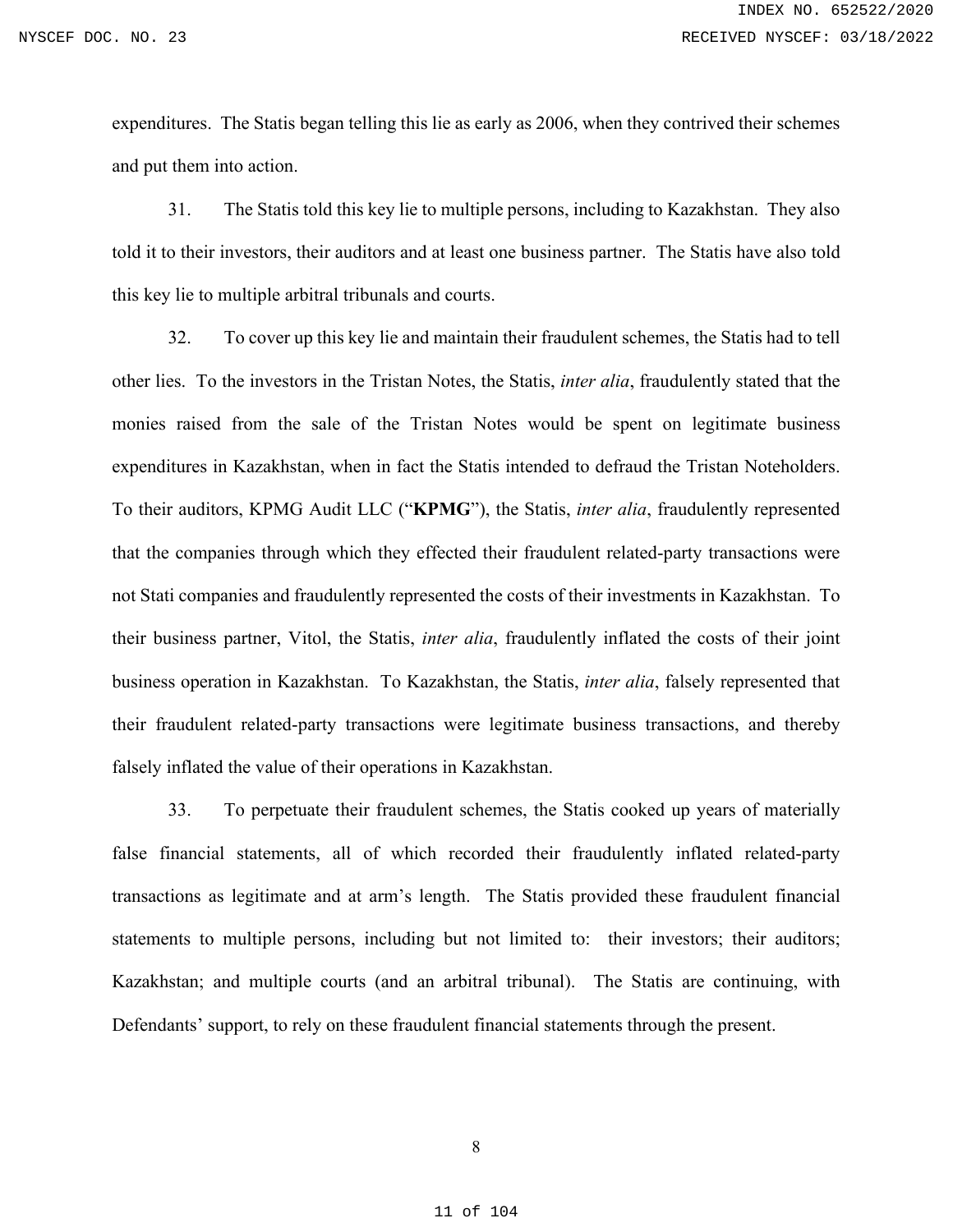expenditures. The Statis began telling this lie as early as 2006, when they contrived their schemes and put them into action.

31. The Statis told this key lie to multiple persons, including to Kazakhstan. They also told it to their investors, their auditors and at least one business partner. The Statis have also told this key lie to multiple arbitral tribunals and courts.

32. To cover up this key lie and maintain their fraudulent schemes, the Statis had to tell other lies. To the investors in the Tristan Notes, the Statis, *inter alia*, fraudulently stated that the monies raised from the sale of the Tristan Notes would be spent on legitimate business expenditures in Kazakhstan, when in fact the Statis intended to defraud the Tristan Noteholders. To their auditors, KPMG Audit LLC ("**KPMG**"), the Statis, *inter alia*, fraudulently represented that the companies through which they effected their fraudulent related-party transactions were not Stati companies and fraudulently represented the costs of their investments in Kazakhstan. To their business partner, Vitol, the Statis, *inter alia*, fraudulently inflated the costs of their joint business operation in Kazakhstan. To Kazakhstan, the Statis, *inter alia*, falsely represented that their fraudulent related-party transactions were legitimate business transactions, and thereby falsely inflated the value of their operations in Kazakhstan.

33. To perpetuate their fraudulent schemes, the Statis cooked up years of materially false financial statements, all of which recorded their fraudulently inflated related-party transactions as legitimate and at arm's length. The Statis provided these fraudulent financial statements to multiple persons, including but not limited to: their investors; their auditors; Kazakhstan; and multiple courts (and an arbitral tribunal). The Statis are continuing, with Defendants' support, to rely on these fraudulent financial statements through the present.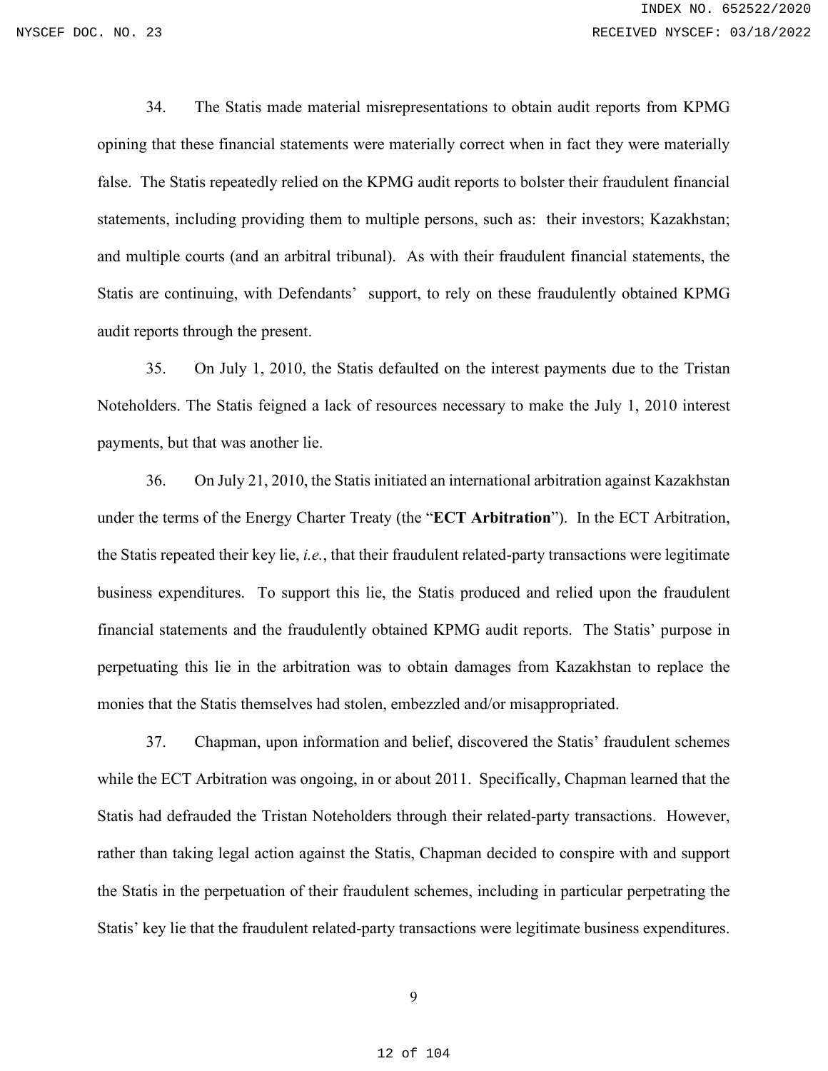34. The Statis made material misrepresentations to obtain audit reports from KPMG opining that these financial statements were materially correct when in fact they were materially false. The Statis repeatedly relied on the KPMG audit reports to bolster their fraudulent financial statements, including providing them to multiple persons, such as: their investors; Kazakhstan; and multiple courts (and an arbitral tribunal). As with their fraudulent financial statements, the Statis are continuing, with Defendants' support, to rely on these fraudulently obtained KPMG audit reports through the present.

35. On July 1, 2010, the Statis defaulted on the interest payments due to the Tristan Noteholders. The Statis feigned a lack of resources necessary to make the July 1, 2010 interest payments, but that was another lie.

36. On July 21, 2010, the Statis initiated an international arbitration against Kazakhstan under the terms of the Energy Charter Treaty (the "**ECT Arbitration**"). In the ECT Arbitration, the Statis repeated their key lie, *i.e.*, that their fraudulent related-party transactions were legitimate business expenditures. To support this lie, the Statis produced and relied upon the fraudulent financial statements and the fraudulently obtained KPMG audit reports. The Statis' purpose in perpetuating this lie in the arbitration was to obtain damages from Kazakhstan to replace the monies that the Statis themselves had stolen, embezzled and/or misappropriated.

37. Chapman, upon information and belief, discovered the Statis' fraudulent schemes while the ECT Arbitration was ongoing, in or about 2011. Specifically, Chapman learned that the Statis had defrauded the Tristan Noteholders through their related-party transactions. However, rather than taking legal action against the Statis, Chapman decided to conspire with and support the Statis in the perpetuation of their fraudulent schemes, including in particular perpetrating the Statis' key lie that the fraudulent related-party transactions were legitimate business expenditures.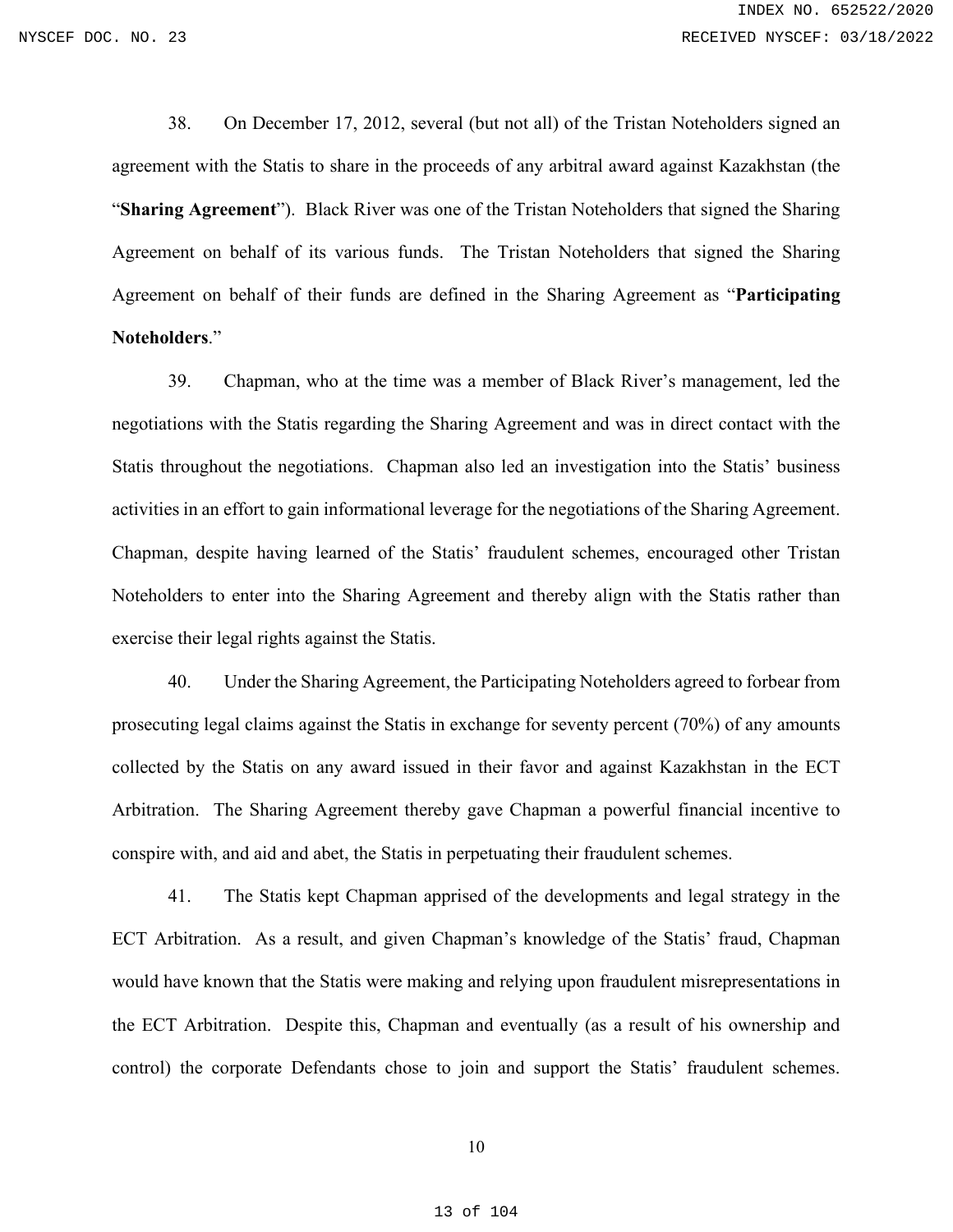38. On December 17, 2012, several (but not all) of the Tristan Noteholders signed an agreement with the Statis to share in the proceeds of any arbitral award against Kazakhstan (the "**Sharing Agreement**"). Black River was one of the Tristan Noteholders that signed the Sharing Agreement on behalf of its various funds. The Tristan Noteholders that signed the Sharing Agreement on behalf of their funds are defined in the Sharing Agreement as "**Participating Noteholders**."

39. Chapman, who at the time was a member of Black River's management, led the negotiations with the Statis regarding the Sharing Agreement and was in direct contact with the Statis throughout the negotiations. Chapman also led an investigation into the Statis' business activities in an effort to gain informational leverage for the negotiations of the Sharing Agreement. Chapman, despite having learned of the Statis' fraudulent schemes, encouraged other Tristan Noteholders to enter into the Sharing Agreement and thereby align with the Statis rather than exercise their legal rights against the Statis.

40. Under the Sharing Agreement, the Participating Noteholders agreed to forbear from prosecuting legal claims against the Statis in exchange for seventy percent (70%) of any amounts collected by the Statis on any award issued in their favor and against Kazakhstan in the ECT Arbitration. The Sharing Agreement thereby gave Chapman a powerful financial incentive to conspire with, and aid and abet, the Statis in perpetuating their fraudulent schemes.

41. The Statis kept Chapman apprised of the developments and legal strategy in the ECT Arbitration. As a result, and given Chapman's knowledge of the Statis' fraud, Chapman would have known that the Statis were making and relying upon fraudulent misrepresentations in the ECT Arbitration. Despite this, Chapman and eventually (as a result of his ownership and control) the corporate Defendants chose to join and support the Statis' fraudulent schemes.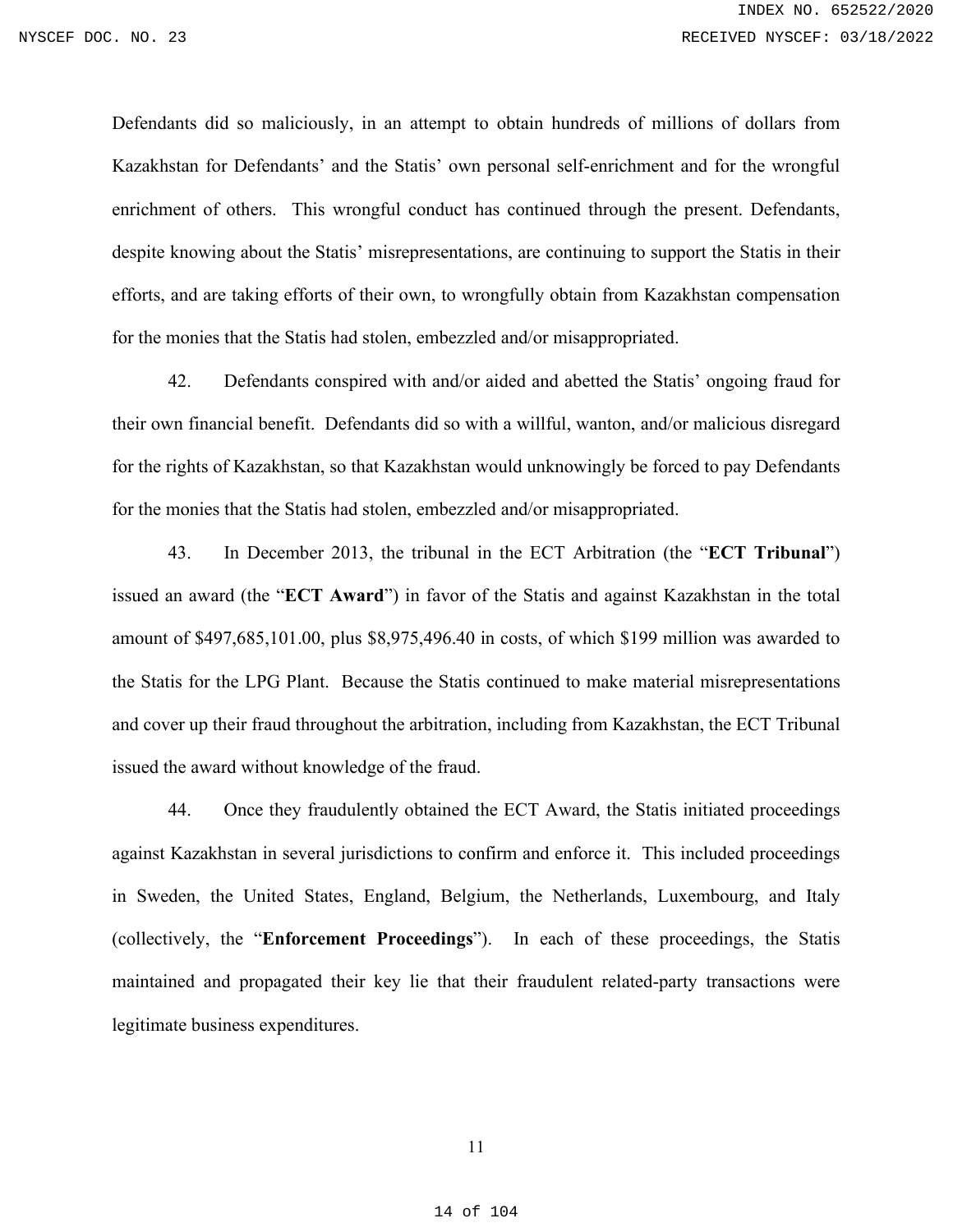Defendants did so maliciously, in an attempt to obtain hundreds of millions of dollars from Kazakhstan for Defendants' and the Statis' own personal self-enrichment and for the wrongful enrichment of others. This wrongful conduct has continued through the present. Defendants, despite knowing about the Statis' misrepresentations, are continuing to support the Statis in their efforts, and are taking efforts of their own, to wrongfully obtain from Kazakhstan compensation for the monies that the Statis had stolen, embezzled and/or misappropriated.

42. Defendants conspired with and/or aided and abetted the Statis' ongoing fraud for their own financial benefit. Defendants did so with a willful, wanton, and/or malicious disregard for the rights of Kazakhstan, so that Kazakhstan would unknowingly be forced to pay Defendants for the monies that the Statis had stolen, embezzled and/or misappropriated.

43. In December 2013, the tribunal in the ECT Arbitration (the "**ECT Tribunal**") issued an award (the "**ECT Award**") in favor of the Statis and against Kazakhstan in the total amount of $497,685,101.00, plus $8,975,496.40 in costs, of which $199 million was awarded to the Statis for the LPG Plant. Because the Statis continued to make material misrepresentations and cover up their fraud throughout the arbitration, including from Kazakhstan, the ECT Tribunal issued the award without knowledge of the fraud.

44. Once they fraudulently obtained the ECT Award, the Statis initiated proceedings against Kazakhstan in several jurisdictions to confirm and enforce it. This included proceedings in Sweden, the United States, England, Belgium, the Netherlands, Luxembourg, and Italy (collectively, the "**Enforcement Proceedings**"). In each of these proceedings, the Statis maintained and propagated their key lie that their fraudulent related-party transactions were legitimate business expenditures.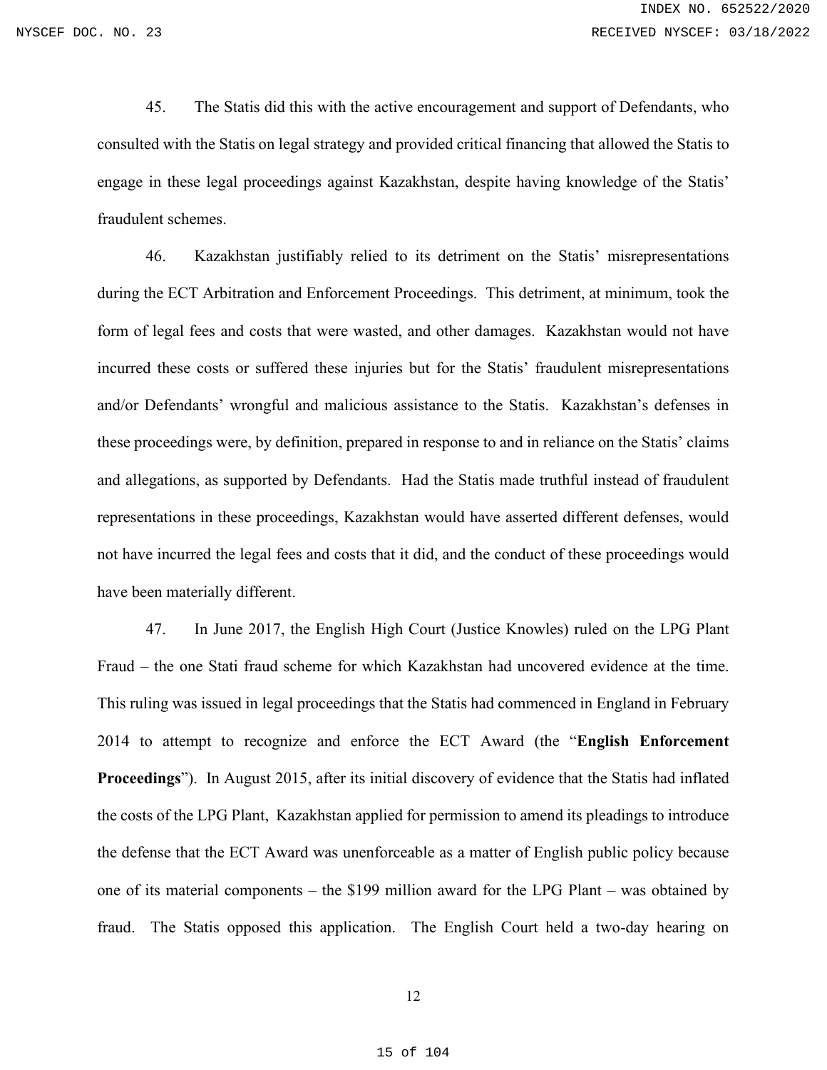45. The Statis did this with the active encouragement and support of Defendants, who consulted with the Statis on legal strategy and provided critical financing that allowed the Statis to engage in these legal proceedings against Kazakhstan, despite having knowledge of the Statis' fraudulent schemes.

46. Kazakhstan justifiably relied to its detriment on the Statis' misrepresentations during the ECT Arbitration and Enforcement Proceedings. This detriment, at minimum, took the form of legal fees and costs that were wasted, and other damages. Kazakhstan would not have incurred these costs or suffered these injuries but for the Statis' fraudulent misrepresentations and/or Defendants' wrongful and malicious assistance to the Statis. Kazakhstan's defenses in these proceedings were, by definition, prepared in response to and in reliance on the Statis' claims and allegations, as supported by Defendants. Had the Statis made truthful instead of fraudulent representations in these proceedings, Kazakhstan would have asserted different defenses, would not have incurred the legal fees and costs that it did, and the conduct of these proceedings would have been materially different.

47. In June 2017, the English High Court (Justice Knowles) ruled on the LPG Plant Fraud – the one Stati fraud scheme for which Kazakhstan had uncovered evidence at the time. This ruling was issued in legal proceedings that the Statis had commenced in England in February 2014 to attempt to recognize and enforce the ECT Award (the "**English Enforcement Proceedings**"). In August 2015, after its initial discovery of evidence that the Statis had inflated the costs of the LPG Plant, Kazakhstan applied for permission to amend its pleadings to introduce the defense that the ECT Award was unenforceable as a matter of English public policy because one of its material components – the $199 million award for the LPG Plant – was obtained by fraud. The Statis opposed this application. The English Court held a two-day hearing on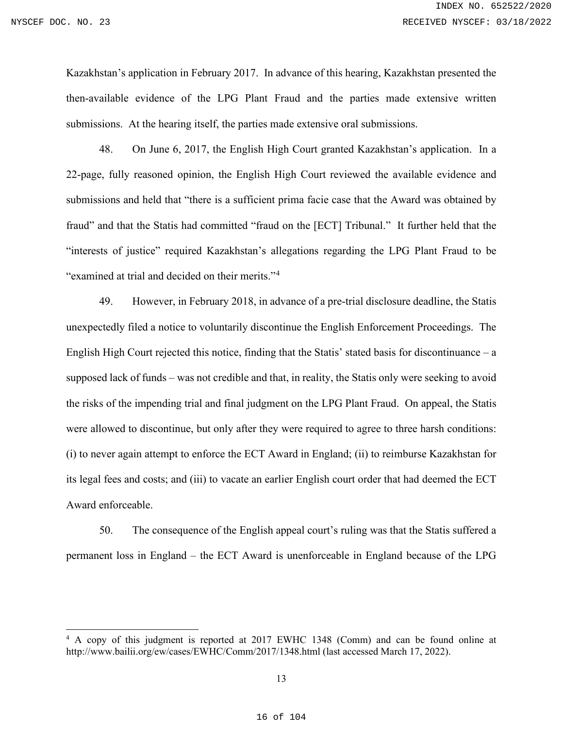Kazakhstan's application in February 2017. In advance of this hearing, Kazakhstan presented the then-available evidence of the LPG Plant Fraud and the parties made extensive written submissions. At the hearing itself, the parties made extensive oral submissions.

48. On June 6, 2017, the English High Court granted Kazakhstan's application. In a 22-page, fully reasoned opinion, the English High Court reviewed the available evidence and submissions and held that "there is a sufficient prima facie case that the Award was obtained by fraud" and that the Statis had committed "fraud on the [ECT] Tribunal." It further held that the "interests of justice" required Kazakhstan's allegations regarding the LPG Plant Fraud to be "examined at trial and decided on their merits."[4]

49. However, in February 2018, in advance of a pre-trial disclosure deadline, the Statis unexpectedly filed a notice to voluntarily discontinue the English Enforcement Proceedings. The English High Court rejected this notice, finding that the Statis' stated basis for discontinuance – a supposed lack of funds – was not credible and that, in reality, the Statis only were seeking to avoid the risks of the impending trial and final judgment on the LPG Plant Fraud. On appeal, the Statis were allowed to discontinue, but only after they were required to agree to three harsh conditions: (i) to never again attempt to enforce the ECT Award in England; (ii) to reimburse Kazakhstan for its legal fees and costs; and (iii) to vacate an earlier English court order that had deemed the ECT Award enforceable.

50. The consequence of the English appeal court's ruling was that the Statis suffered a permanent loss in England – the ECT Award is unenforceable in England because of the LPG

---

[4] A copy of this judgment is reported at 2017 EWHC 1348 (Comm) and can be found online at http://www.bailii.org/ew/cases/EWHC/Comm/2017/1348.html (last accessed March 17, 2022).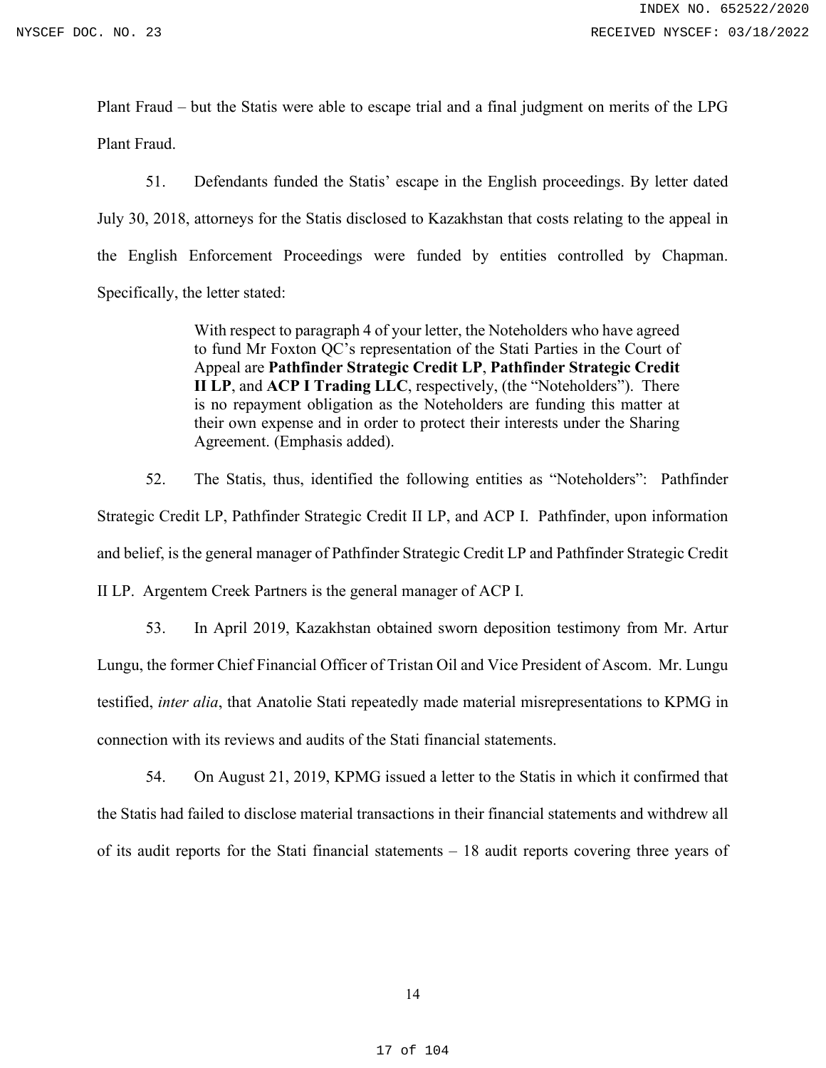Plant Fraud – but the Statis were able to escape trial and a final judgment on merits of the LPG Plant Fraud.

51. Defendants funded the Statis' escape in the English proceedings. By letter dated July 30, 2018, attorneys for the Statis disclosed to Kazakhstan that costs relating to the appeal in the English Enforcement Proceedings were funded by entities controlled by Chapman. Specifically, the letter stated:

> With respect to paragraph 4 of your letter, the Noteholders who have agreed to fund Mr Foxton QC's representation of the Stati Parties in the Court of Appeal are **Pathfinder Strategic Credit LP**, **Pathfinder Strategic Credit II LP**, and **ACP I Trading LLC**, respectively, (the "Noteholders"). There is no repayment obligation as the Noteholders are funding this matter at their own expense and in order to protect their interests under the Sharing Agreement. (Emphasis added).

52. The Statis, thus, identified the following entities as "Noteholders": Pathfinder Strategic Credit LP, Pathfinder Strategic Credit II LP, and ACP I. Pathfinder, upon information and belief, is the general manager of Pathfinder Strategic Credit LP and Pathfinder Strategic Credit II LP. Argentem Creek Partners is the general manager of ACP I.

53. In April 2019, Kazakhstan obtained sworn deposition testimony from Mr. Artur Lungu, the former Chief Financial Officer of Tristan Oil and Vice President of Ascom. Mr. Lungu testified, *inter alia*, that Anatolie Stati repeatedly made material misrepresentations to KPMG in connection with its reviews and audits of the Stati financial statements.

54. On August 21, 2019, KPMG issued a letter to the Statis in which it confirmed that the Statis had failed to disclose material transactions in their financial statements and withdrew all of its audit reports for the Stati financial statements – 18 audit reports covering three years of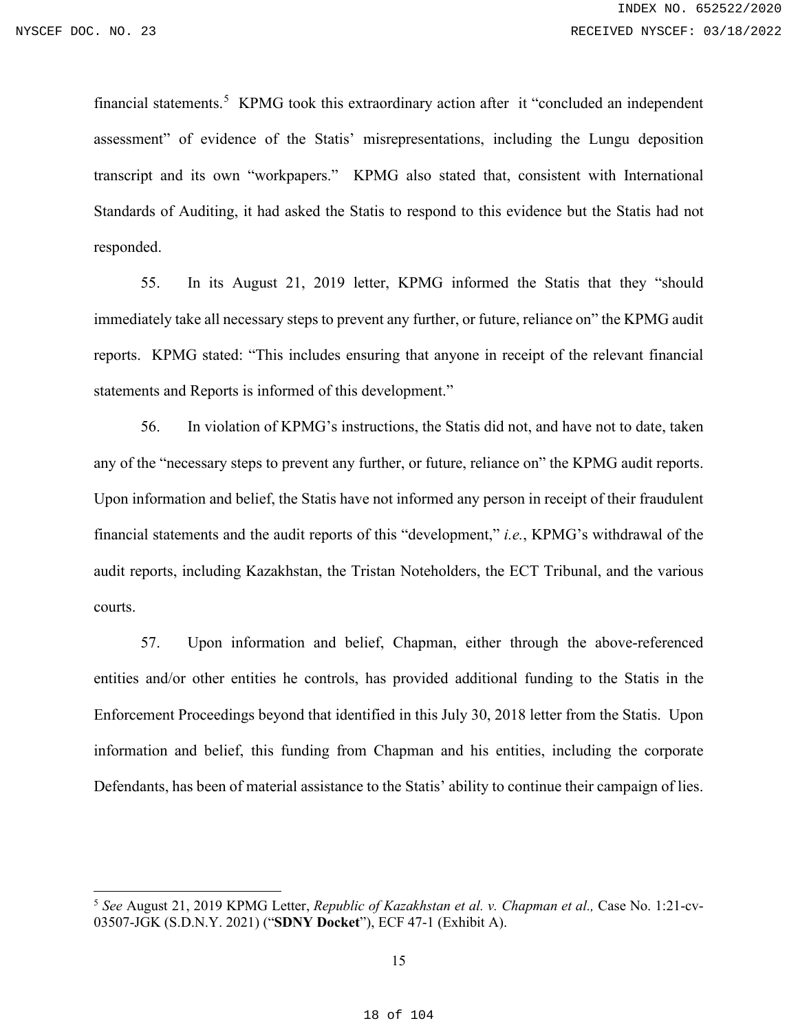financial statements.[5] KPMG took this extraordinary action after it "concluded an independent assessment" of evidence of the Statis' misrepresentations, including the Lungu deposition transcript and its own "workpapers." KPMG also stated that, consistent with International Standards of Auditing, it had asked the Statis to respond to this evidence but the Statis had not responded.

55. In its August 21, 2019 letter, KPMG informed the Statis that they "should immediately take all necessary steps to prevent any further, or future, reliance on" the KPMG audit reports. KPMG stated: "This includes ensuring that anyone in receipt of the relevant financial statements and Reports is informed of this development."

56. In violation of KPMG's instructions, the Statis did not, and have not to date, taken any of the "necessary steps to prevent any further, or future, reliance on" the KPMG audit reports. Upon information and belief, the Statis have not informed any person in receipt of their fraudulent financial statements and the audit reports of this "development," *i.e.*, KPMG's withdrawal of the audit reports, including Kazakhstan, the Tristan Noteholders, the ECT Tribunal, and the various courts.

57. Upon information and belief, Chapman, either through the above-referenced entities and/or other entities he controls, has provided additional funding to the Statis in the Enforcement Proceedings beyond that identified in this July 30, 2018 letter from the Statis. Upon information and belief, this funding from Chapman and his entities, including the corporate Defendants, has been of material assistance to the Statis' ability to continue their campaign of lies.

---

[5] *See* August 21, 2019 KPMG Letter, *Republic of Kazakhstan et al. v. Chapman et al.,* Case No. 1:21-cv-03507-JGK (S.D.N.Y. 2021) ("**SDNY Docket**"), ECF 47-1 (Exhibit A).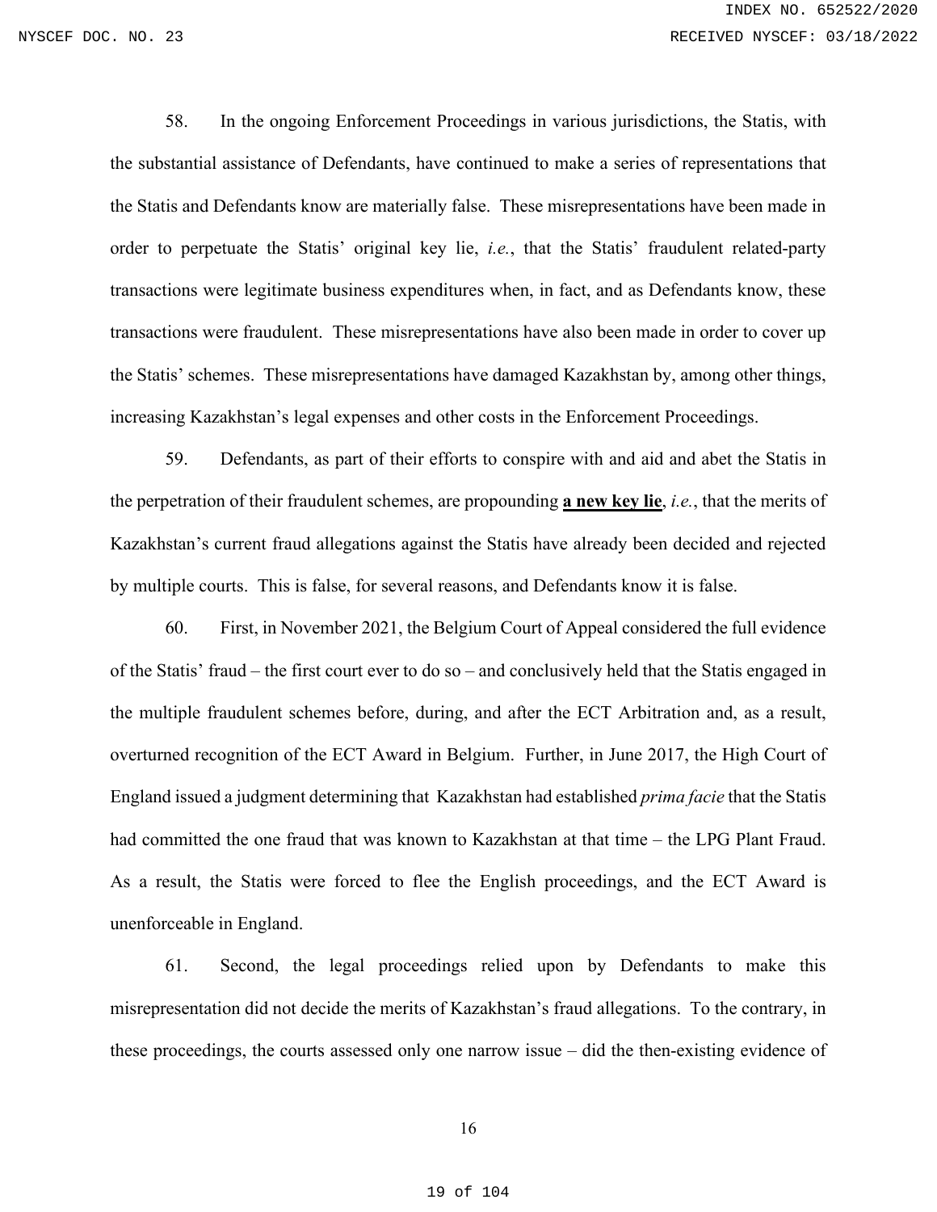58. In the ongoing Enforcement Proceedings in various jurisdictions, the Statis, with the substantial assistance of Defendants, have continued to make a series of representations that the Statis and Defendants know are materially false. These misrepresentations have been made in order to perpetuate the Statis' original key lie, *i.e.*, that the Statis' fraudulent related-party transactions were legitimate business expenditures when, in fact, and as Defendants know, these transactions were fraudulent. These misrepresentations have also been made in order to cover up the Statis' schemes. These misrepresentations have damaged Kazakhstan by, among other things, increasing Kazakhstan's legal expenses and other costs in the Enforcement Proceedings.

59. Defendants, as part of their efforts to conspire with and aid and abet the Statis in the perpetration of their fraudulent schemes, are propounding **<u>a new key lie</u>**, *i.e.*, that the merits of Kazakhstan's current fraud allegations against the Statis have already been decided and rejected by multiple courts. This is false, for several reasons, and Defendants know it is false.

60. First, in November 2021, the Belgium Court of Appeal considered the full evidence of the Statis' fraud – the first court ever to do so – and conclusively held that the Statis engaged in the multiple fraudulent schemes before, during, and after the ECT Arbitration and, as a result, overturned recognition of the ECT Award in Belgium. Further, in June 2017, the High Court of England issued a judgment determining that Kazakhstan had established *prima facie* that the Statis had committed the one fraud that was known to Kazakhstan at that time – the LPG Plant Fraud. As a result, the Statis were forced to flee the English proceedings, and the ECT Award is unenforceable in England.

61. Second, the legal proceedings relied upon by Defendants to make this misrepresentation did not decide the merits of Kazakhstan's fraud allegations. To the contrary, in these proceedings, the courts assessed only one narrow issue – did the then-existing evidence of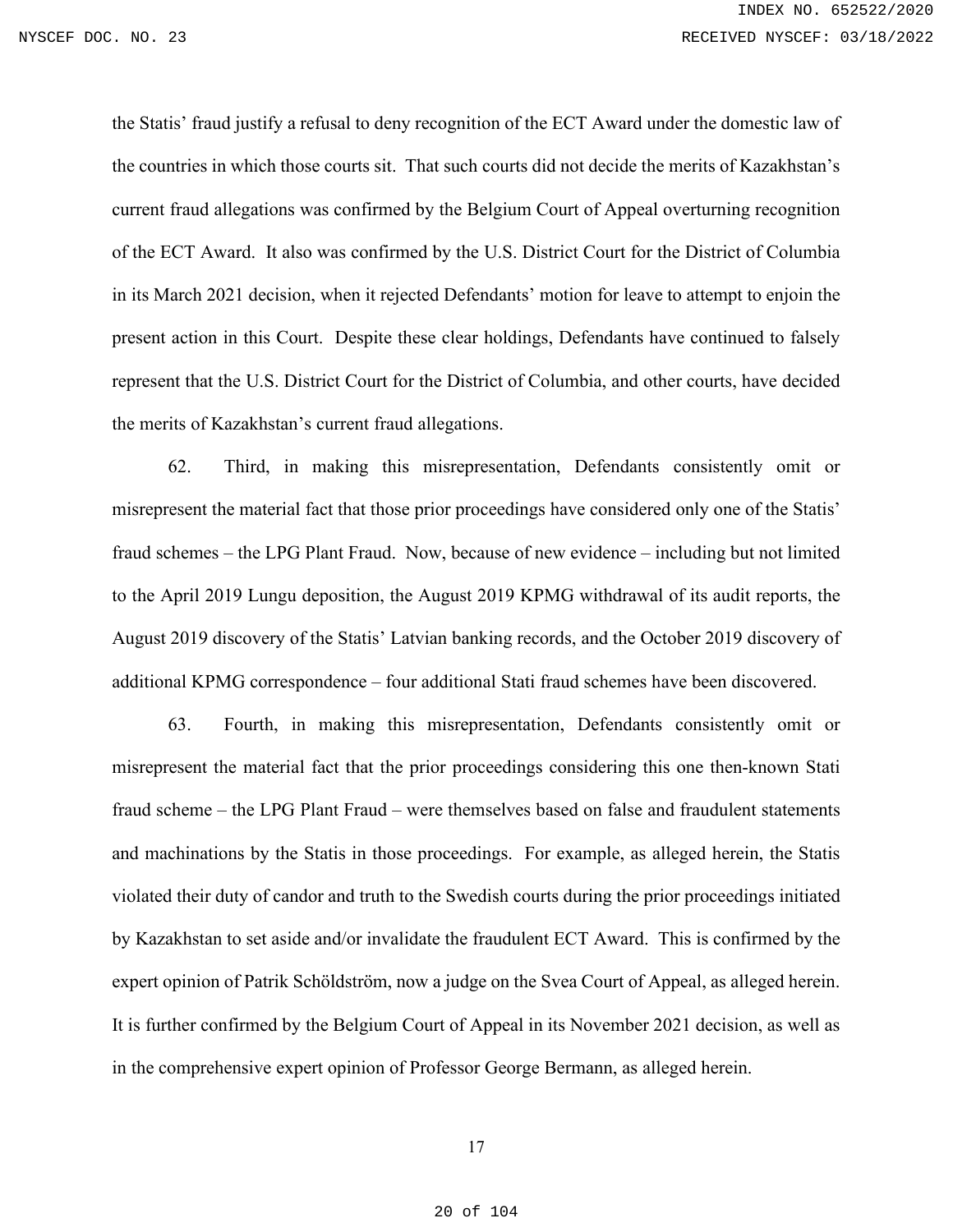the Statis' fraud justify a refusal to deny recognition of the ECT Award under the domestic law of the countries in which those courts sit. That such courts did not decide the merits of Kazakhstan's current fraud allegations was confirmed by the Belgium Court of Appeal overturning recognition of the ECT Award. It also was confirmed by the U.S. District Court for the District of Columbia in its March 2021 decision, when it rejected Defendants' motion for leave to attempt to enjoin the present action in this Court. Despite these clear holdings, Defendants have continued to falsely represent that the U.S. District Court for the District of Columbia, and other courts, have decided the merits of Kazakhstan's current fraud allegations.

62. Third, in making this misrepresentation, Defendants consistently omit or misrepresent the material fact that those prior proceedings have considered only one of the Statis' fraud schemes – the LPG Plant Fraud. Now, because of new evidence – including but not limited to the April 2019 Lungu deposition, the August 2019 KPMG withdrawal of its audit reports, the August 2019 discovery of the Statis' Latvian banking records, and the October 2019 discovery of additional KPMG correspondence – four additional Stati fraud schemes have been discovered.

63. Fourth, in making this misrepresentation, Defendants consistently omit or misrepresent the material fact that the prior proceedings considering this one then-known Stati fraud scheme – the LPG Plant Fraud – were themselves based on false and fraudulent statements and machinations by the Statis in those proceedings. For example, as alleged herein, the Statis violated their duty of candor and truth to the Swedish courts during the prior proceedings initiated by Kazakhstan to set aside and/or invalidate the fraudulent ECT Award. This is confirmed by the expert opinion of Patrik Schöldström, now a judge on the Svea Court of Appeal, as alleged herein. It is further confirmed by the Belgium Court of Appeal in its November 2021 decision, as well as in the comprehensive expert opinion of Professor George Bermann, as alleged herein.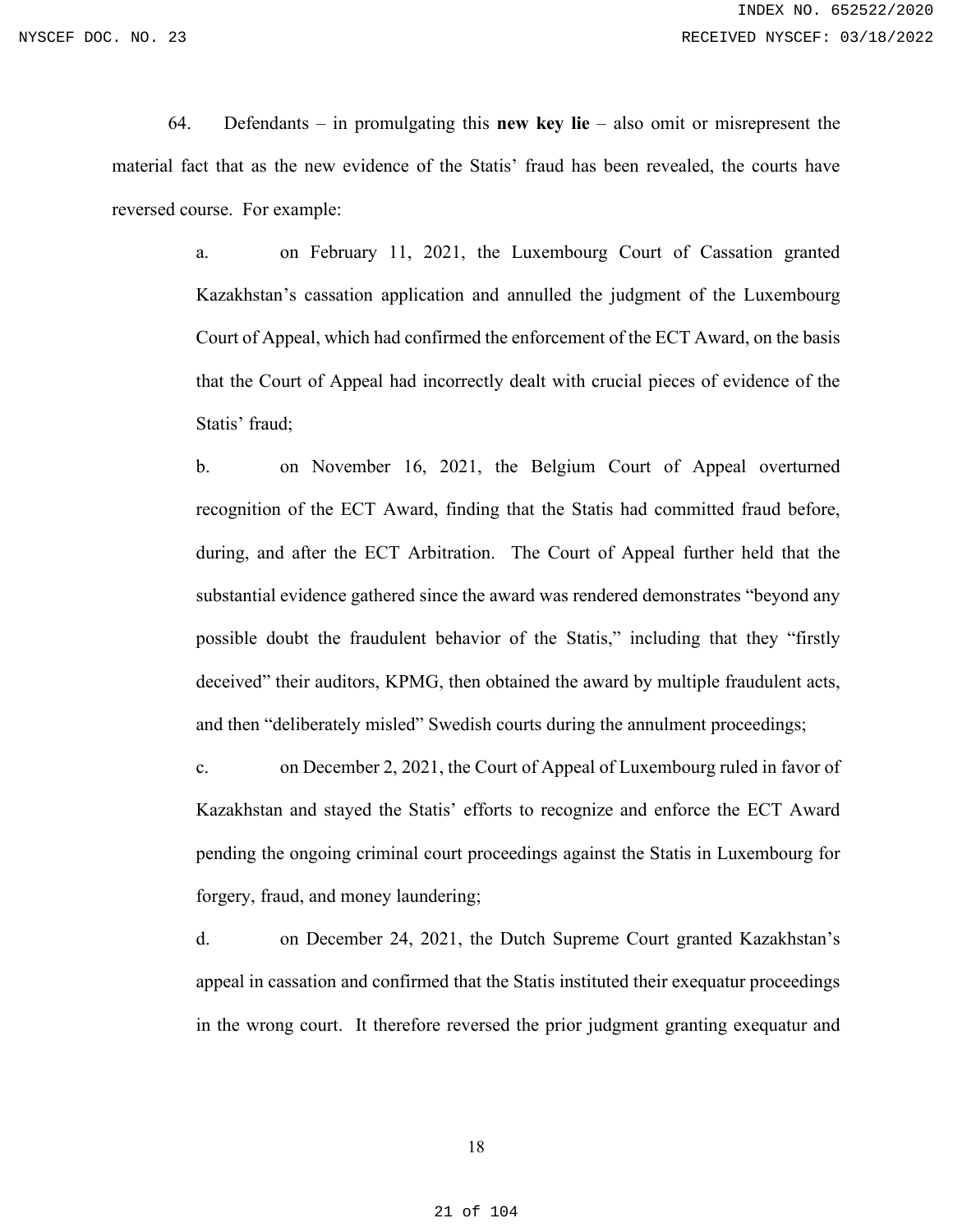64. Defendants – in promulgating this **new key lie** – also omit or misrepresent the material fact that as the new evidence of the Statis' fraud has been revealed, the courts have reversed course. For example:

a. on February 11, 2021, the Luxembourg Court of Cassation granted Kazakhstan's cassation application and annulled the judgment of the Luxembourg Court of Appeal, which had confirmed the enforcement of the ECT Award, on the basis that the Court of Appeal had incorrectly dealt with crucial pieces of evidence of the Statis' fraud;

b. on November 16, 2021, the Belgium Court of Appeal overturned recognition of the ECT Award, finding that the Statis had committed fraud before, during, and after the ECT Arbitration. The Court of Appeal further held that the substantial evidence gathered since the award was rendered demonstrates "beyond any possible doubt the fraudulent behavior of the Statis," including that they "firstly deceived" their auditors, KPMG, then obtained the award by multiple fraudulent acts, and then "deliberately misled" Swedish courts during the annulment proceedings;

c. on December 2, 2021, the Court of Appeal of Luxembourg ruled in favor of Kazakhstan and stayed the Statis' efforts to recognize and enforce the ECT Award pending the ongoing criminal court proceedings against the Statis in Luxembourg for forgery, fraud, and money laundering;

d. on December 24, 2021, the Dutch Supreme Court granted Kazakhstan's appeal in cassation and confirmed that the Statis instituted their exequatur proceedings in the wrong court. It therefore reversed the prior judgment granting exequatur and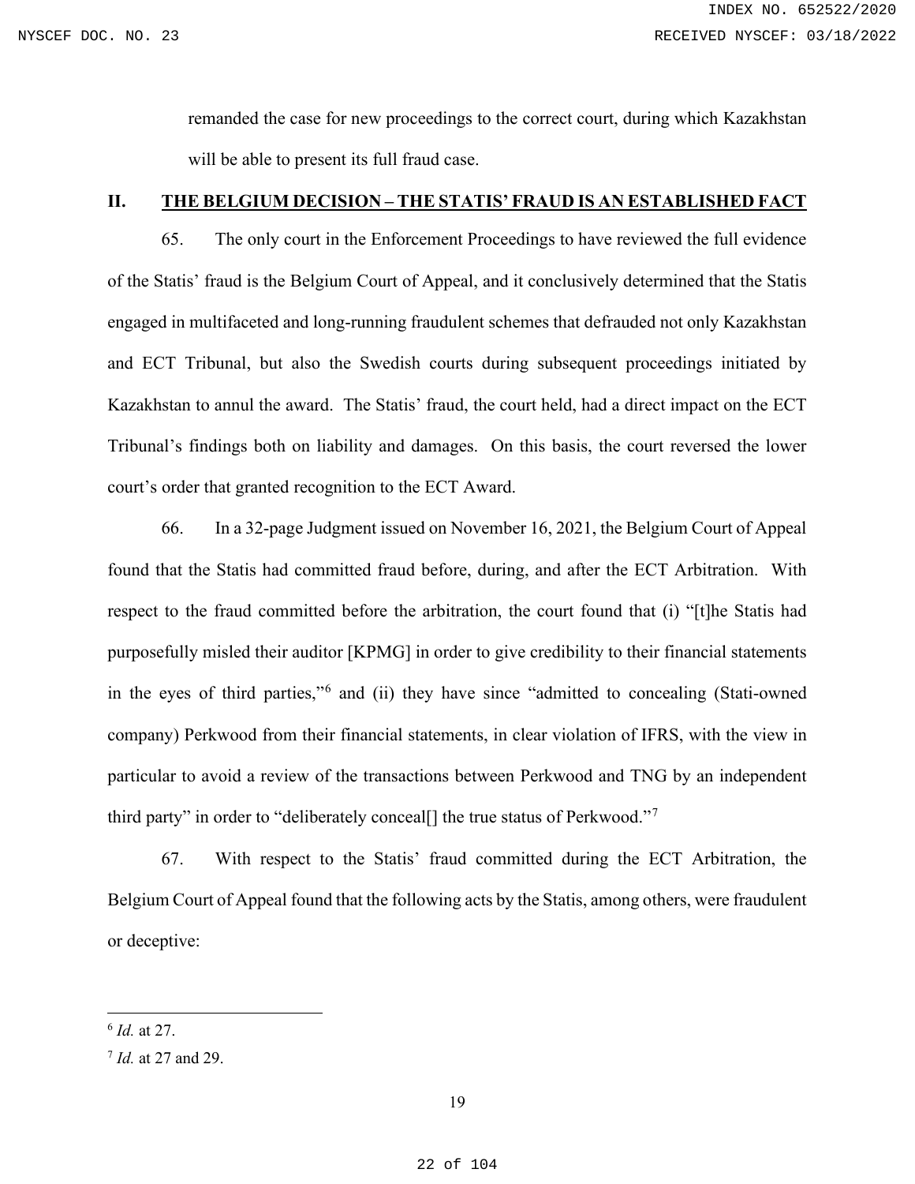remanded the case for new proceedings to the correct court, during which Kazakhstan will be able to present its full fraud case.

## II. THE BELGIUM DECISION – THE STATIS' FRAUD IS AN ESTABLISHED FACT

65. The only court in the Enforcement Proceedings to have reviewed the full evidence of the Statis' fraud is the Belgium Court of Appeal, and it conclusively determined that the Statis engaged in multifaceted and long-running fraudulent schemes that defrauded not only Kazakhstan and ECT Tribunal, but also the Swedish courts during subsequent proceedings initiated by Kazakhstan to annul the award. The Statis' fraud, the court held, had a direct impact on the ECT Tribunal's findings both on liability and damages. On this basis, the court reversed the lower court's order that granted recognition to the ECT Award.

66. In a 32-page Judgment issued on November 16, 2021, the Belgium Court of Appeal found that the Statis had committed fraud before, during, and after the ECT Arbitration. With respect to the fraud committed before the arbitration, the court found that (i) "[t]he Statis had purposefully misled their auditor [KPMG] in order to give credibility to their financial statements in the eyes of third parties,"[6] and (ii) they have since "admitted to concealing (Stati-owned company) Perkwood from their financial statements, in clear violation of IFRS, with the view in particular to avoid a review of the transactions between Perkwood and TNG by an independent third party" in order to "deliberately conceal[] the true status of Perkwood."[7]

67. With respect to the Statis' fraud committed during the ECT Arbitration, the Belgium Court of Appeal found that the following acts by the Statis, among others, were fraudulent or deceptive:

---

[6] *Id.* at 27.

[7] *Id.* at 27 and 29.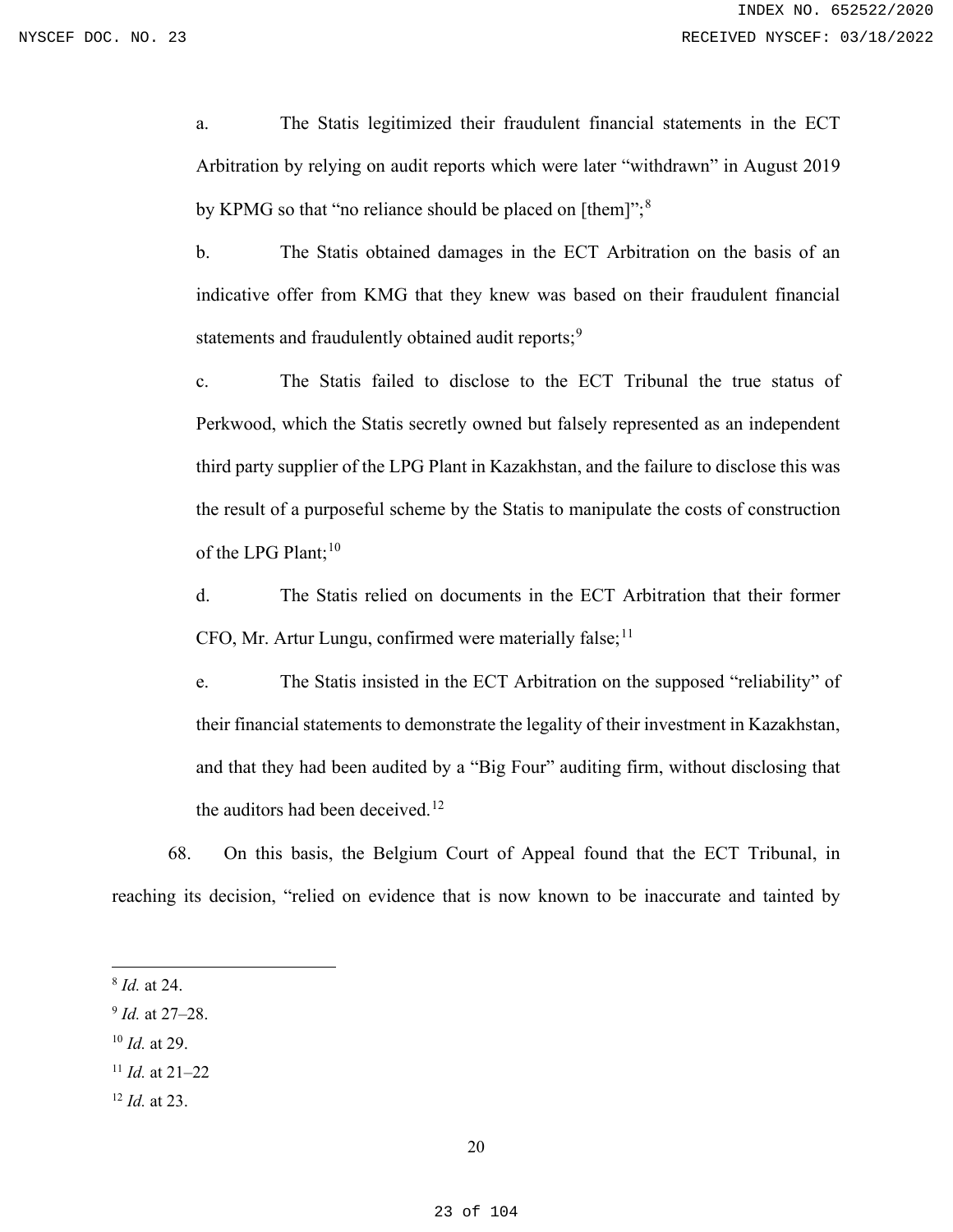a. The Statis legitimized their fraudulent financial statements in the ECT Arbitration by relying on audit reports which were later "withdrawn" in August 2019 by KPMG so that "no reliance should be placed on [them]";[8]

b. The Statis obtained damages in the ECT Arbitration on the basis of an indicative offer from KMG that they knew was based on their fraudulent financial statements and fraudulently obtained audit reports;[9]

c. The Statis failed to disclose to the ECT Tribunal the true status of Perkwood, which the Statis secretly owned but falsely represented as an independent third party supplier of the LPG Plant in Kazakhstan, and the failure to disclose this was the result of a purposeful scheme by the Statis to manipulate the costs of construction of the LPG Plant;[10]

d. The Statis relied on documents in the ECT Arbitration that their former CFO, Mr. Artur Lungu, confirmed were materially false;[11]

e. The Statis insisted in the ECT Arbitration on the supposed "reliability" of their financial statements to demonstrate the legality of their investment in Kazakhstan, and that they had been audited by a "Big Four" auditing firm, without disclosing that the auditors had been deceived.[12]

68. On this basis, the Belgium Court of Appeal found that the ECT Tribunal, in reaching its decision, "relied on evidence that is now known to be inaccurate and tainted by

---

[8] *Id.* at 24.

[9] *Id.* at 27–28.

[10] *Id.* at 29.

[11] *Id.* at 21–22

[12] *Id.* at 23.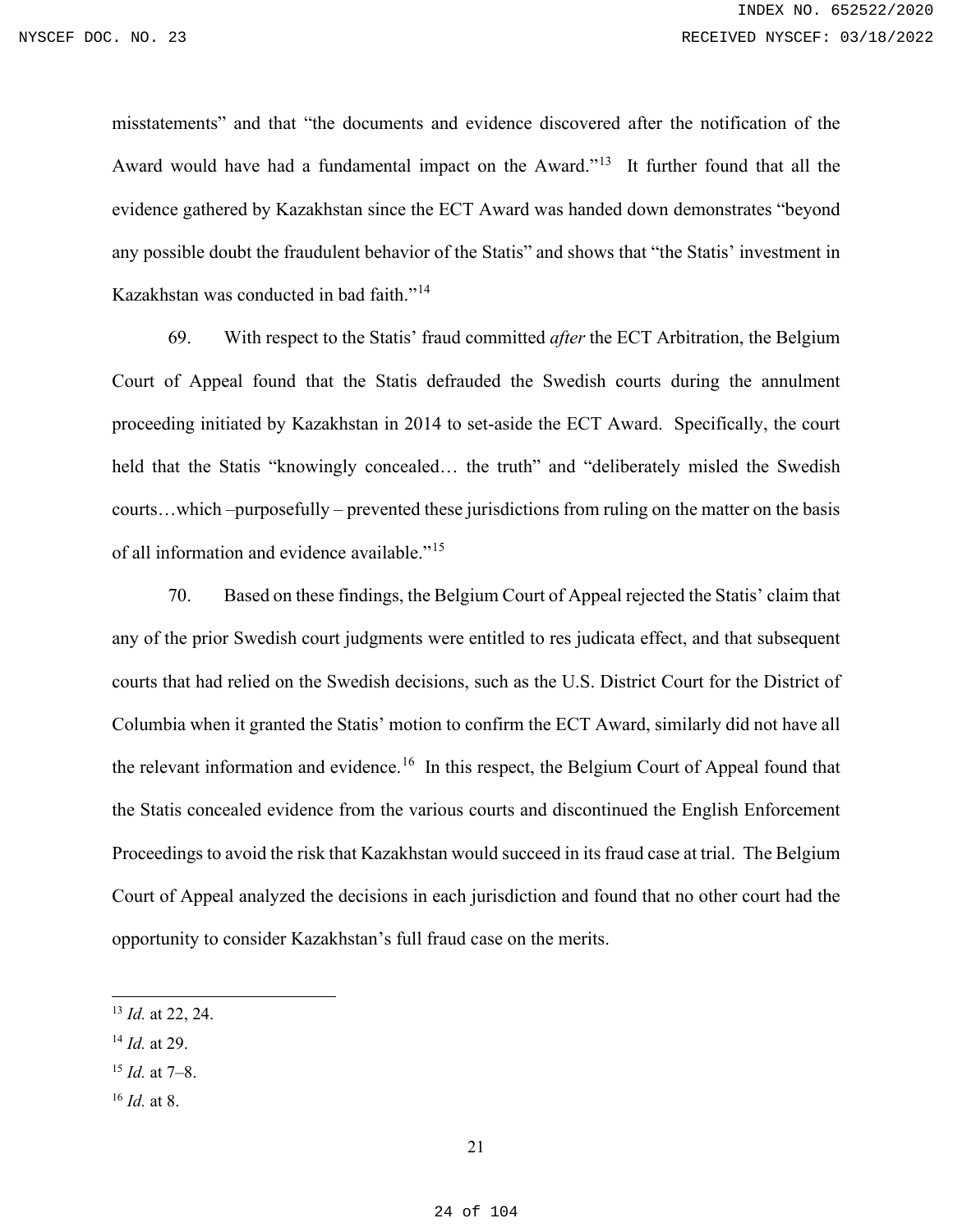misstatements" and that "the documents and evidence discovered after the notification of the Award would have had a fundamental impact on the Award."[13] It further found that all the evidence gathered by Kazakhstan since the ECT Award was handed down demonstrates "beyond any possible doubt the fraudulent behavior of the Statis" and shows that "the Statis' investment in Kazakhstan was conducted in bad faith."[14]

69. With respect to the Statis' fraud committed *after* the ECT Arbitration, the Belgium Court of Appeal found that the Statis defrauded the Swedish courts during the annulment proceeding initiated by Kazakhstan in 2014 to set-aside the ECT Award. Specifically, the court held that the Statis "knowingly concealed… the truth" and "deliberately misled the Swedish courts…which –purposefully – prevented these jurisdictions from ruling on the matter on the basis of all information and evidence available."[15]

70. Based on these findings, the Belgium Court of Appeal rejected the Statis' claim that any of the prior Swedish court judgments were entitled to res judicata effect, and that subsequent courts that had relied on the Swedish decisions, such as the U.S. District Court for the District of Columbia when it granted the Statis' motion to confirm the ECT Award, similarly did not have all the relevant information and evidence.[16] In this respect, the Belgium Court of Appeal found that the Statis concealed evidence from the various courts and discontinued the English Enforcement Proceedings to avoid the risk that Kazakhstan would succeed in its fraud case at trial. The Belgium Court of Appeal analyzed the decisions in each jurisdiction and found that no other court had the opportunity to consider Kazakhstan's full fraud case on the merits.

---

[13] *Id.* at 22, 24.

[14] *Id.* at 29.

[15] *Id.* at 7–8.

[16] *Id.* at 8.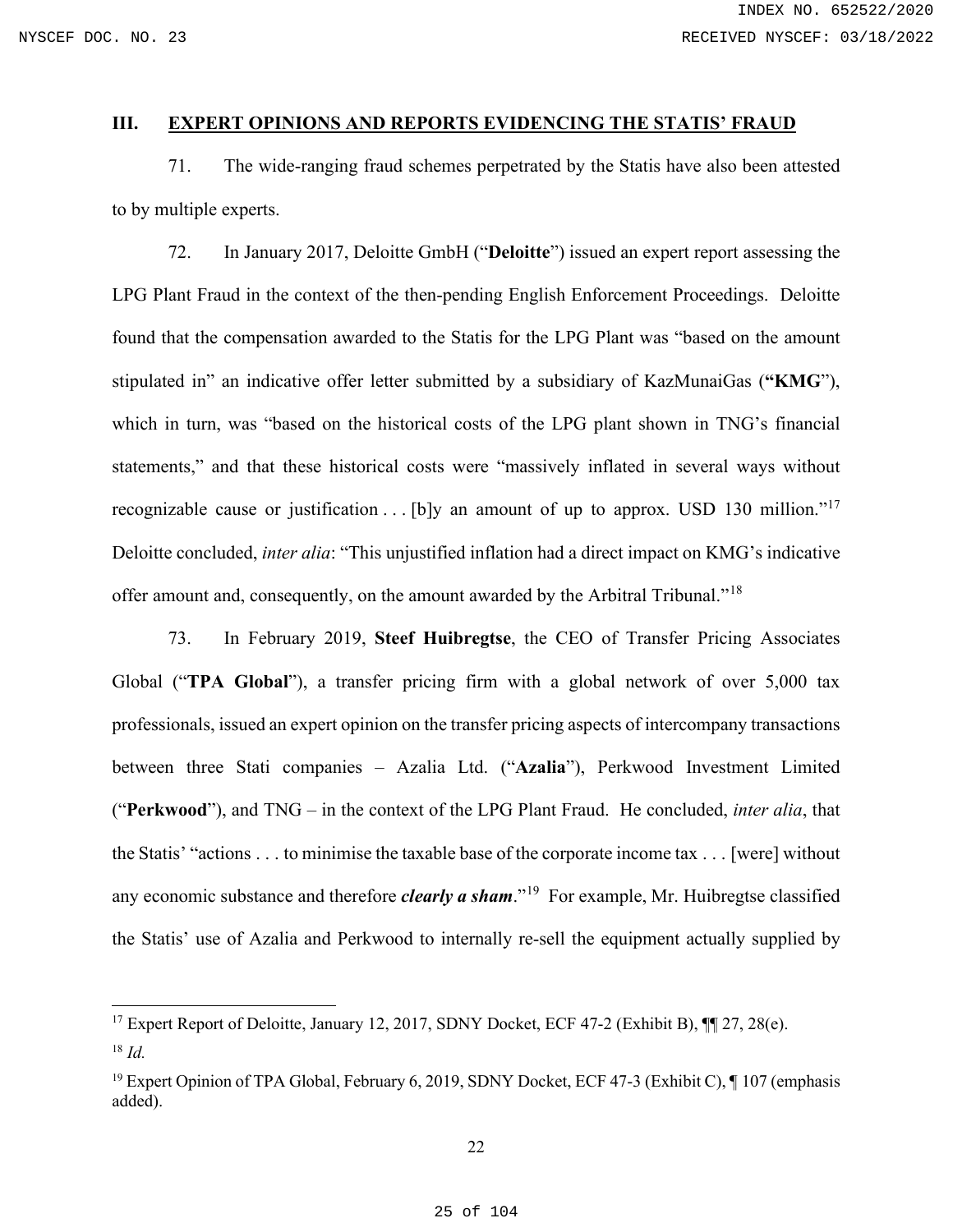## III. EXPERT OPINIONS AND REPORTS EVIDENCING THE STATIS' FRAUD

71. The wide-ranging fraud schemes perpetrated by the Statis have also been attested to by multiple experts.

72. In January 2017, Deloitte GmbH ("**Deloitte**") issued an expert report assessing the LPG Plant Fraud in the context of the then-pending English Enforcement Proceedings. Deloitte found that the compensation awarded to the Statis for the LPG Plant was "based on the amount stipulated in" an indicative offer letter submitted by a subsidiary of KazMunaiGas (**"KMG**"), which in turn, was "based on the historical costs of the LPG plant shown in TNG's financial statements," and that these historical costs were "massively inflated in several ways without recognizable cause or justification . . . [b]y an amount of up to approx. USD 130 million."[17] Deloitte concluded, *inter alia*: "This unjustified inflation had a direct impact on KMG's indicative offer amount and, consequently, on the amount awarded by the Arbitral Tribunal."[18]

73. In February 2019, **Steef Huibregtse**, the CEO of Transfer Pricing Associates Global ("**TPA Global**"), a transfer pricing firm with a global network of over 5,000 tax professionals, issued an expert opinion on the transfer pricing aspects of intercompany transactions between three Stati companies – Azalia Ltd. ("**Azalia**"), Perkwood Investment Limited ("**Perkwood**"), and TNG – in the context of the LPG Plant Fraud. He concluded, *inter alia*, that the Statis' "actions . . . to minimise the taxable base of the corporate income tax . . . [were] without any economic substance and therefore ***clearly a sham***."[19] For example, Mr. Huibregtse classified the Statis' use of Azalia and Perkwood to internally re-sell the equipment actually supplied by

---

[17] Expert Report of Deloitte, January 12, 2017, SDNY Docket, ECF 47-2 (Exhibit B), ¶¶ 27, 28(e).

[18] *Id.*

[19] Expert Opinion of TPA Global, February 6, 2019, SDNY Docket, ECF 47-3 (Exhibit C), ¶ 107 (emphasis added).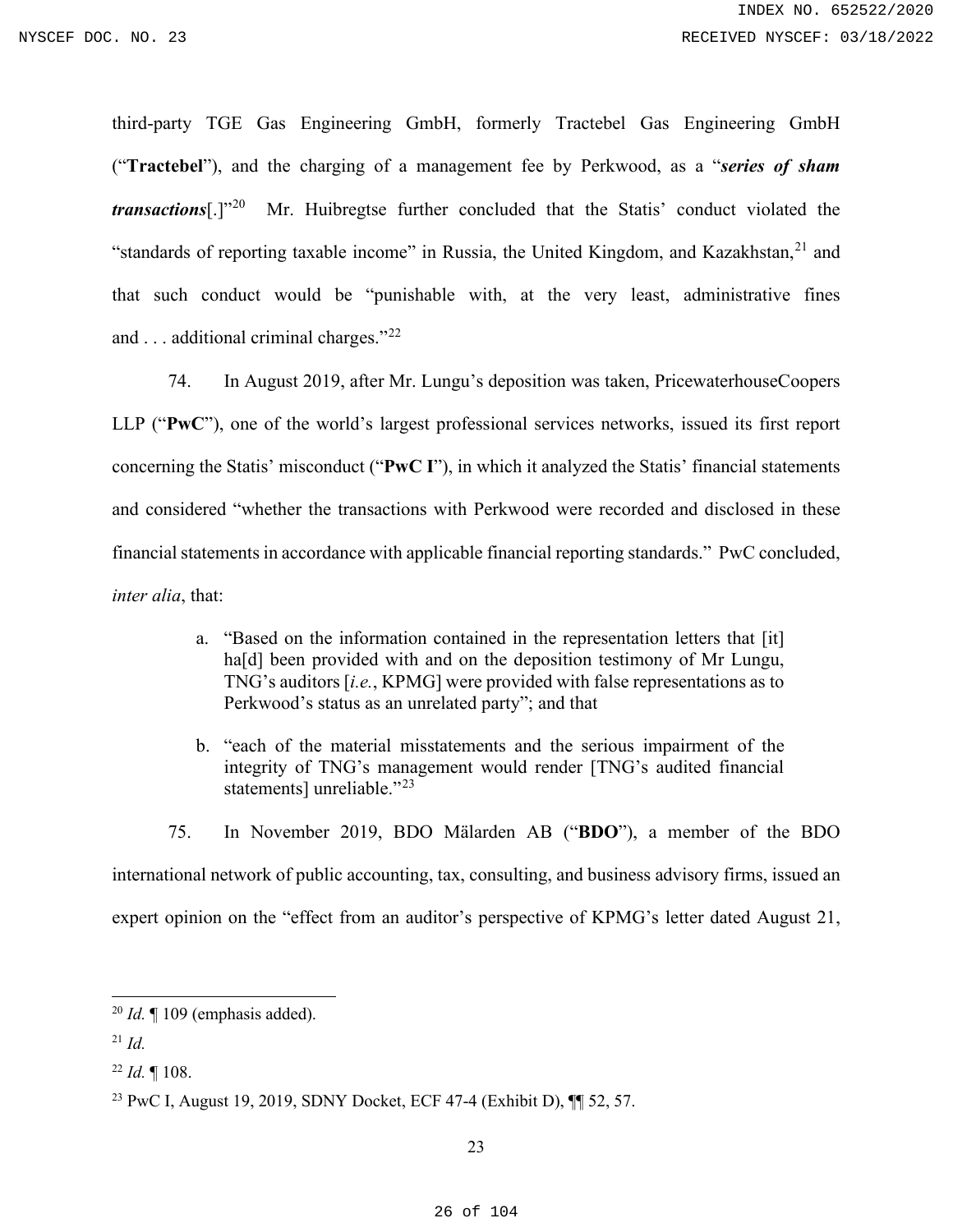third-party TGE Gas Engineering GmbH, formerly Tractebel Gas Engineering GmbH ("**Tractebel**"), and the charging of a management fee by Perkwood, as a "***series of sham transactions***[.]"[20] Mr. Huibregtse further concluded that the Statis' conduct violated the "standards of reporting taxable income" in Russia, the United Kingdom, and Kazakhstan,[21] and that such conduct would be "punishable with, at the very least, administrative fines and . . . additional criminal charges."[22]

74. In August 2019, after Mr. Lungu's deposition was taken, PricewaterhouseCoopers LLP ("**PwC**"), one of the world's largest professional services networks, issued its first report concerning the Statis' misconduct ("**PwC I**"), in which it analyzed the Statis' financial statements and considered "whether the transactions with Perkwood were recorded and disclosed in these financial statements in accordance with applicable financial reporting standards." PwC concluded, *inter alia*, that:

> a. "Based on the information contained in the representation letters that [it] ha[d] been provided with and on the deposition testimony of Mr Lungu, TNG's auditors [*i.e.*, KPMG] were provided with false representations as to Perkwood's status as an unrelated party"; and that
>
> b. "each of the material misstatements and the serious impairment of the integrity of TNG's management would render [TNG's audited financial statements] unreliable."[23]

75. In November 2019, BDO Mälarden AB ("**BDO**"), a member of the BDO international network of public accounting, tax, consulting, and business advisory firms, issued an expert opinion on the "effect from an auditor's perspective of KPMG's letter dated August 21,

---

[20] *Id.* ¶ 109 (emphasis added).

[21] *Id.*

[22] *Id.* ¶ 108.

[23] PwC I, August 19, 2019, SDNY Docket, ECF 47-4 (Exhibit D), ¶¶ 52, 57.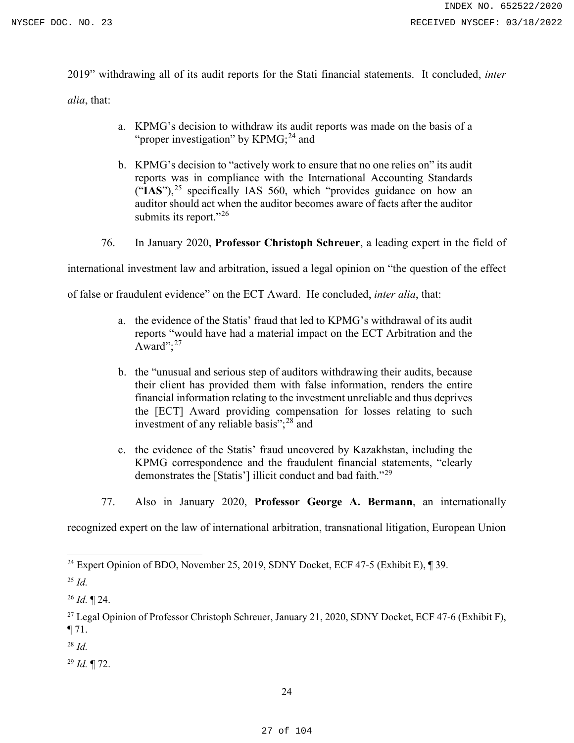2019" withdrawing all of its audit reports for the Stati financial statements. It concluded, *inter alia*, that:

a. KPMG's decision to withdraw its audit reports was made on the basis of a "proper investigation" by KPMG;[24] and

b. KPMG's decision to "actively work to ensure that no one relies on" its audit reports was in compliance with the International Accounting Standards ("**IAS**"),[25] specifically IAS 560, which "provides guidance on how an auditor should act when the auditor becomes aware of facts after the auditor submits its report."[26]

76. In January 2020, **Professor Christoph Schreuer**, a leading expert in the field of international investment law and arbitration, issued a legal opinion on "the question of the effect of false or fraudulent evidence" on the ECT Award. He concluded, *inter alia*, that:

a. the evidence of the Statis' fraud that led to KPMG's withdrawal of its audit reports "would have had a material impact on the ECT Arbitration and the Award";[27]

b. the "unusual and serious step of auditors withdrawing their audits, because their client has provided them with false information, renders the entire financial information relating to the investment unreliable and thus deprives the [ECT] Award providing compensation for losses relating to such investment of any reliable basis";[28] and

c. the evidence of the Statis' fraud uncovered by Kazakhstan, including the KPMG correspondence and the fraudulent financial statements, "clearly demonstrates the [Statis'] illicit conduct and bad faith."[29]

77. Also in January 2020, **Professor George A. Bermann**, an internationally recognized expert on the law of international arbitration, transnational litigation, European Union

---

[24] Expert Opinion of BDO, November 25, 2019, SDNY Docket, ECF 47-5 (Exhibit E), ¶ 39.

[25] *Id.*

[26] *Id.* ¶ 24.

[27] Legal Opinion of Professor Christoph Schreuer, January 21, 2020, SDNY Docket, ECF 47-6 (Exhibit F), ¶ 71.

[28] *Id.*

[29] *Id.* ¶ 72.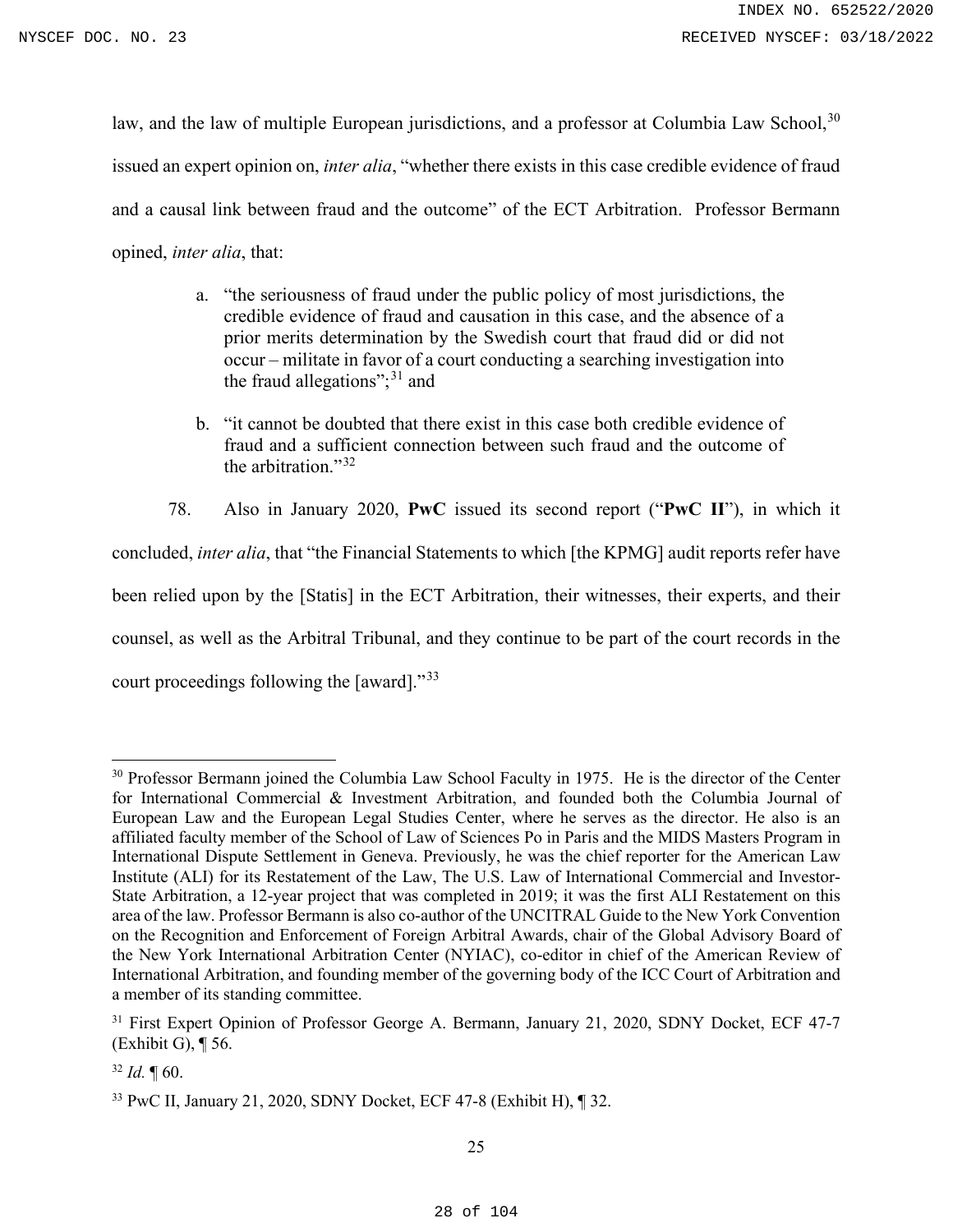law, and the law of multiple European jurisdictions, and a professor at Columbia Law School,[30] issued an expert opinion on, *inter alia*, "whether there exists in this case credible evidence of fraud and a causal link between fraud and the outcome" of the ECT Arbitration. Professor Bermann opined, *inter alia*, that:

a. "the seriousness of fraud under the public policy of most jurisdictions, the credible evidence of fraud and causation in this case, and the absence of a prior merits determination by the Swedish court that fraud did or did not occur – militate in favor of a court conducting a searching investigation into the fraud allegations";[31] and

b. "it cannot be doubted that there exist in this case both credible evidence of fraud and a sufficient connection between such fraud and the outcome of the arbitration."[32]

78. Also in January 2020, **PwC** issued its second report ("**PwC II**"), in which it concluded, *inter alia*, that "the Financial Statements to which [the KPMG] audit reports refer have been relied upon by the [Statis] in the ECT Arbitration, their witnesses, their experts, and their counsel, as well as the Arbitral Tribunal, and they continue to be part of the court records in the court proceedings following the [award]."[33]

---

[30] Professor Bermann joined the Columbia Law School Faculty in 1975. He is the director of the Center for International Commercial & Investment Arbitration, and founded both the Columbia Journal of European Law and the European Legal Studies Center, where he serves as the director. He also is an affiliated faculty member of the School of Law of Sciences Po in Paris and the MIDS Masters Program in International Dispute Settlement in Geneva. Previously, he was the chief reporter for the American Law Institute (ALI) for its Restatement of the Law, The U.S. Law of International Commercial and Investor-State Arbitration, a 12-year project that was completed in 2019; it was the first ALI Restatement on this area of the law. Professor Bermann is also co-author of the UNCITRAL Guide to the New York Convention on the Recognition and Enforcement of Foreign Arbitral Awards, chair of the Global Advisory Board of the New York International Arbitration Center (NYIAC), co-editor in chief of the American Review of International Arbitration, and founding member of the governing body of the ICC Court of Arbitration and a member of its standing committee.

[31] First Expert Opinion of Professor George A. Bermann, January 21, 2020, SDNY Docket, ECF 47-7 (Exhibit G), ¶ 56.

[32] *Id.* ¶ 60.

[33] PwC II, January 21, 2020, SDNY Docket, ECF 47-8 (Exhibit H), ¶ 32.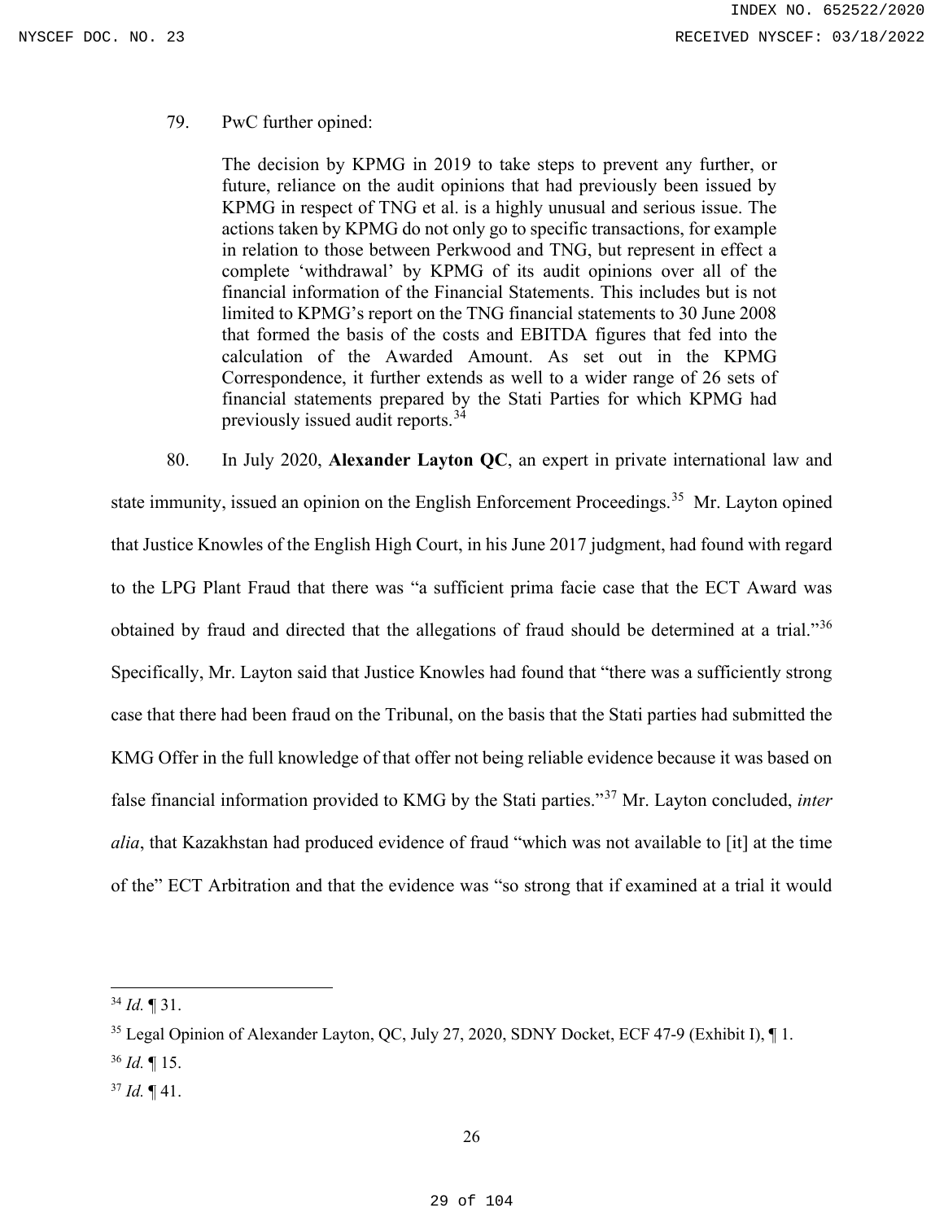79. PwC further opined:

> The decision by KPMG in 2019 to take steps to prevent any further, or future, reliance on the audit opinions that had previously been issued by KPMG in respect of TNG et al. is a highly unusual and serious issue. The actions taken by KPMG do not only go to specific transactions, for example in relation to those between Perkwood and TNG, but represent in effect a complete 'withdrawal' by KPMG of its audit opinions over all of the financial information of the Financial Statements. This includes but is not limited to KPMG's report on the TNG financial statements to 30 June 2008 that formed the basis of the costs and EBITDA figures that fed into the calculation of the Awarded Amount. As set out in the KPMG Correspondence, it further extends as well to a wider range of 26 sets of financial statements prepared by the Stati Parties for which KPMG had previously issued audit reports.[34]

80. In July 2020, **Alexander Layton QC**, an expert in private international law and state immunity, issued an opinion on the English Enforcement Proceedings.[35] Mr. Layton opined that Justice Knowles of the English High Court, in his June 2017 judgment, had found with regard to the LPG Plant Fraud that there was "a sufficient prima facie case that the ECT Award was obtained by fraud and directed that the allegations of fraud should be determined at a trial."[36] Specifically, Mr. Layton said that Justice Knowles had found that "there was a sufficiently strong case that there had been fraud on the Tribunal, on the basis that the Stati parties had submitted the KMG Offer in the full knowledge of that offer not being reliable evidence because it was based on false financial information provided to KMG by the Stati parties."[37] Mr. Layton concluded, *inter alia*, that Kazakhstan had produced evidence of fraud "which was not available to [it] at the time of the" ECT Arbitration and that the evidence was "so strong that if examined at a trial it would

---

[34] *Id.* ¶ 31.

[35] Legal Opinion of Alexander Layton, QC, July 27, 2020, SDNY Docket, ECF 47-9 (Exhibit I), ¶ 1.

[36] *Id.* ¶ 15.

[37] *Id.* ¶ 41.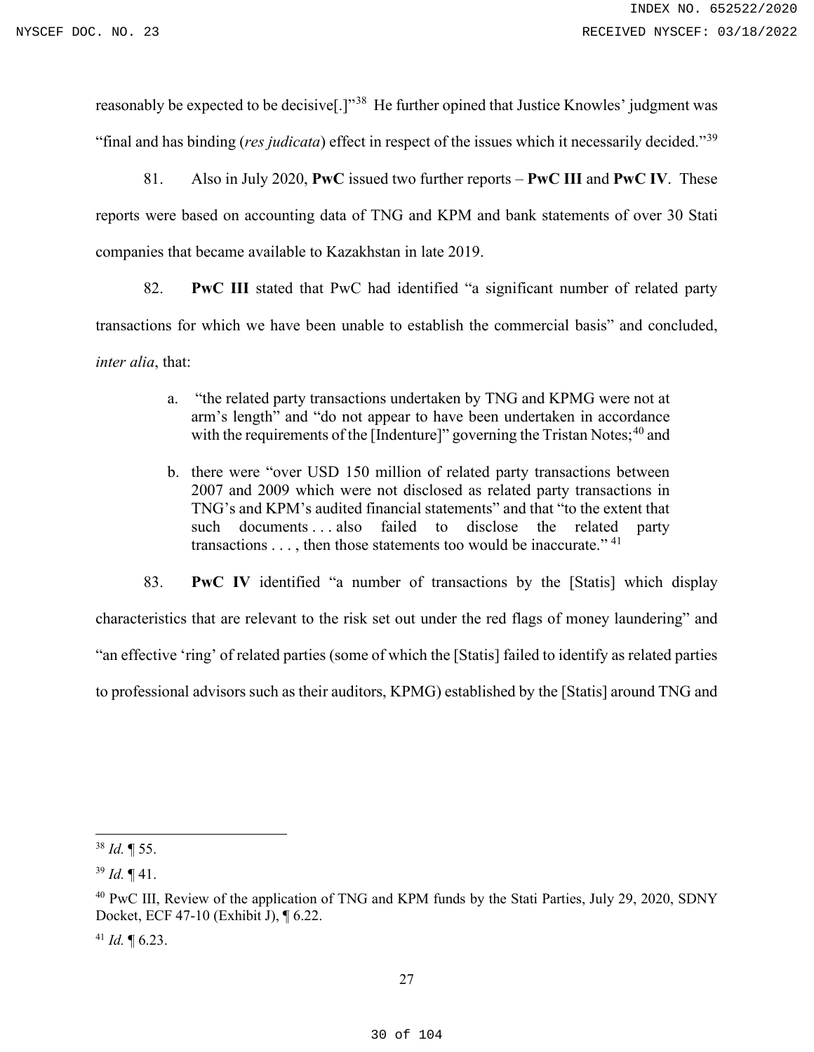reasonably be expected to be decisive[.]"[38] He further opined that Justice Knowles' judgment was "final and has binding (*res judicata*) effect in respect of the issues which it necessarily decided."[39]

81. Also in July 2020, **PwC** issued two further reports – **PwC III** and **PwC IV**. These reports were based on accounting data of TNG and KPM and bank statements of over 30 Stati companies that became available to Kazakhstan in late 2019.

82. **PwC III** stated that PwC had identified "a significant number of related party transactions for which we have been unable to establish the commercial basis" and concluded, *inter alia*, that:

> a. "the related party transactions undertaken by TNG and KPMG were not at arm's length" and "do not appear to have been undertaken in accordance with the requirements of the [Indenture]" governing the Tristan Notes;[40] and
>
> b. there were "over USD 150 million of related party transactions between 2007 and 2009 which were not disclosed as related party transactions in TNG's and KPM's audited financial statements" and that "to the extent that such documents . . . also failed to disclose the related party transactions . . . , then those statements too would be inaccurate."[41]

83. **PwC IV** identified "a number of transactions by the [Statis] which display characteristics that are relevant to the risk set out under the red flags of money laundering" and "an effective 'ring' of related parties (some of which the [Statis] failed to identify as related parties to professional advisors such as their auditors, KPMG) established by the [Statis] around TNG and

---

[38] *Id.* ¶ 55.

[39] *Id.* ¶ 41.

[40] PwC III, Review of the application of TNG and KPM funds by the Stati Parties, July 29, 2020, SDNY Docket, ECF 47-10 (Exhibit J), ¶ 6.22.

[41] *Id.* ¶ 6.23.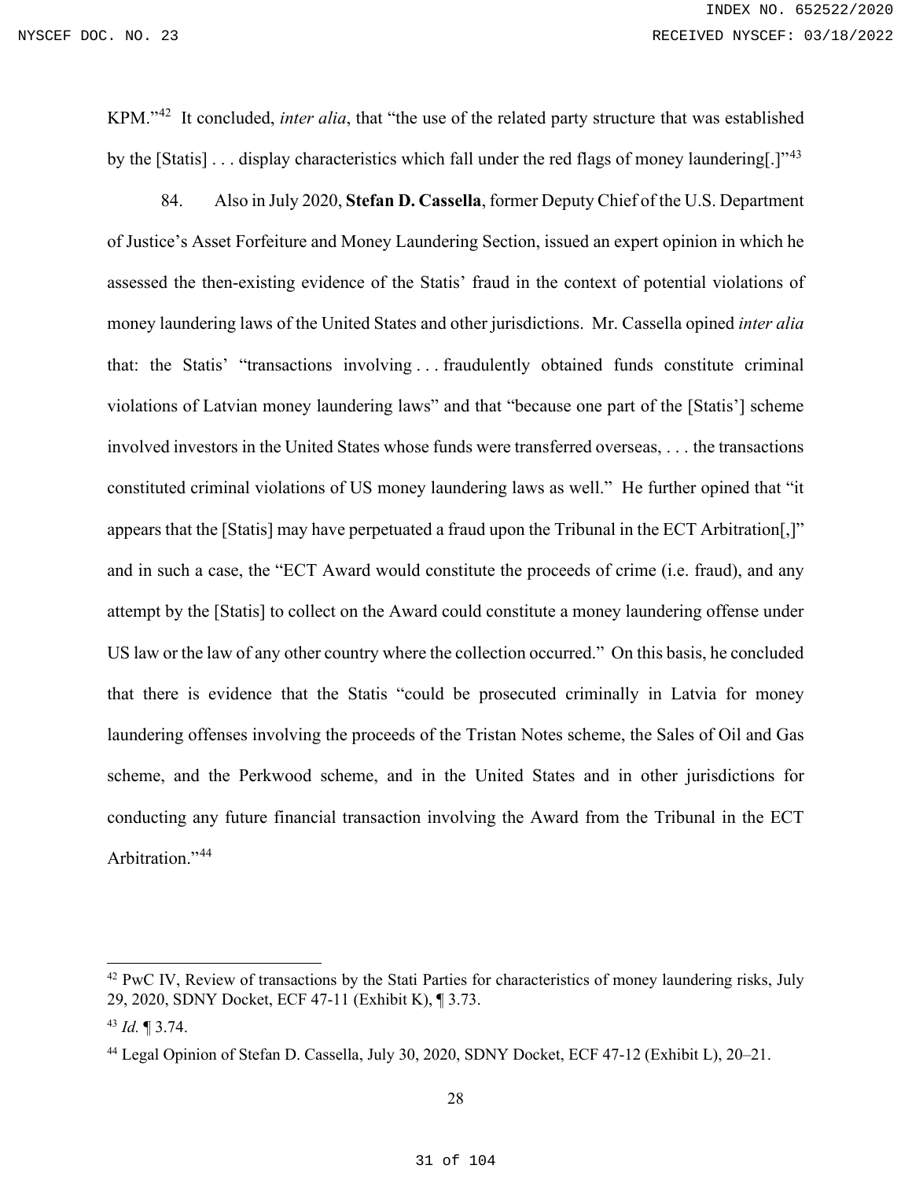KPM."[42] It concluded, *inter alia*, that "the use of the related party structure that was established by the [Statis] . . . display characteristics which fall under the red flags of money laundering[.]"[43]

84. Also in July 2020, **Stefan D. Cassella**, former Deputy Chief of the U.S. Department of Justice's Asset Forfeiture and Money Laundering Section, issued an expert opinion in which he assessed the then-existing evidence of the Statis' fraud in the context of potential violations of money laundering laws of the United States and other jurisdictions. Mr. Cassella opined *inter alia* that: the Statis' "transactions involving . . . fraudulently obtained funds constitute criminal violations of Latvian money laundering laws" and that "because one part of the [Statis'] scheme involved investors in the United States whose funds were transferred overseas, . . . the transactions constituted criminal violations of US money laundering laws as well." He further opined that "it appears that the [Statis] may have perpetuated a fraud upon the Tribunal in the ECT Arbitration[,]" and in such a case, the "ECT Award would constitute the proceeds of crime (i.e. fraud), and any attempt by the [Statis] to collect on the Award could constitute a money laundering offense under US law or the law of any other country where the collection occurred." On this basis, he concluded that there is evidence that the Statis "could be prosecuted criminally in Latvia for money laundering offenses involving the proceeds of the Tristan Notes scheme, the Sales of Oil and Gas scheme, and the Perkwood scheme, and in the United States and in other jurisdictions for conducting any future financial transaction involving the Award from the Tribunal in the ECT Arbitration."[44]

---

[42] PwC IV, Review of transactions by the Stati Parties for characteristics of money laundering risks, July 29, 2020, SDNY Docket, ECF 47-11 (Exhibit K), ¶ 3.73.

[43] *Id.* ¶ 3.74.

[44] Legal Opinion of Stefan D. Cassella, July 30, 2020, SDNY Docket, ECF 47-12 (Exhibit L), 20–21.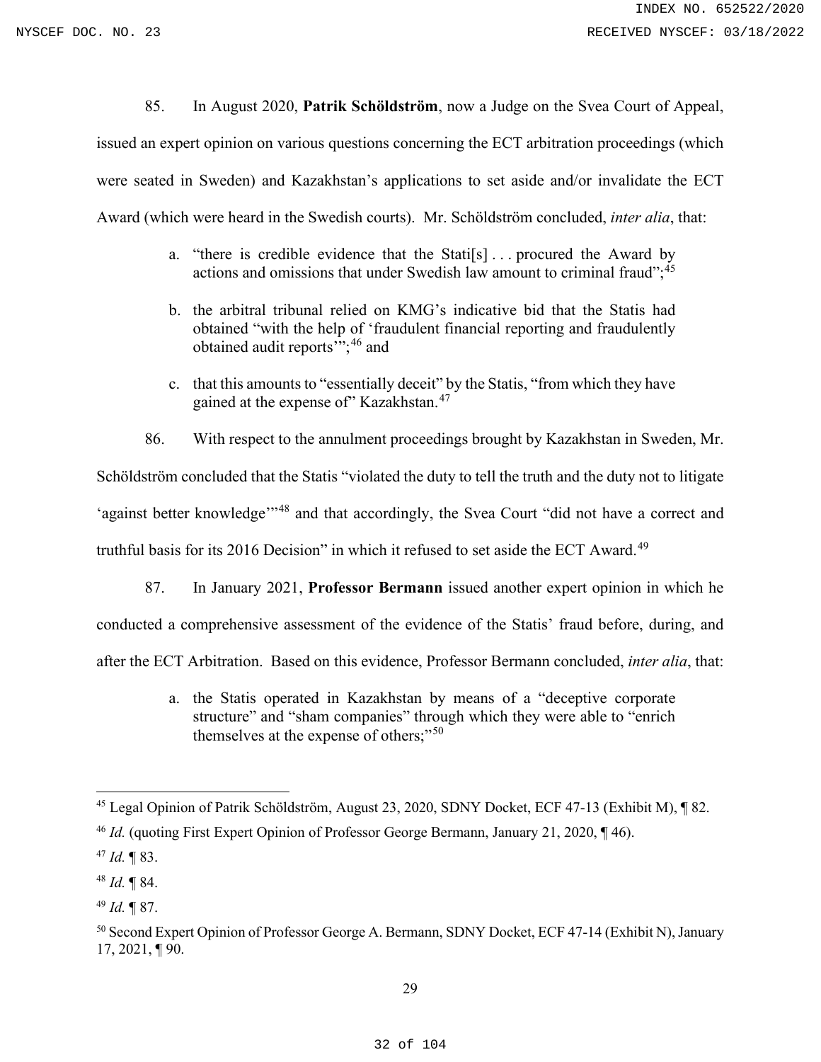85. In August 2020, **Patrik Schöldström**, now a Judge on the Svea Court of Appeal, issued an expert opinion on various questions concerning the ECT arbitration proceedings (which were seated in Sweden) and Kazakhstan's applications to set aside and/or invalidate the ECT Award (which were heard in the Swedish courts). Mr. Schöldström concluded, *inter alia*, that:

> a. "there is credible evidence that the Stati[s] . . . procured the Award by actions and omissions that under Swedish law amount to criminal fraud";[45]
>
> b. the arbitral tribunal relied on KMG's indicative bid that the Statis had obtained "with the help of 'fraudulent financial reporting and fraudulently obtained audit reports'";[46] and
>
> c. that this amounts to "essentially deceit" by the Statis, "from which they have gained at the expense of" Kazakhstan.[47]

86. With respect to the annulment proceedings brought by Kazakhstan in Sweden, Mr. Schöldström concluded that the Statis "violated the duty to tell the truth and the duty not to litigate 'against better knowledge'"[48] and that accordingly, the Svea Court "did not have a correct and truthful basis for its 2016 Decision" in which it refused to set aside the ECT Award.[49]

87. In January 2021, **Professor Bermann** issued another expert opinion in which he conducted a comprehensive assessment of the evidence of the Statis' fraud before, during, and after the ECT Arbitration. Based on this evidence, Professor Bermann concluded, *inter alia*, that:

> a. the Statis operated in Kazakhstan by means of a "deceptive corporate structure" and "sham companies" through which they were able to "enrich themselves at the expense of others;"[50]

---

[45] Legal Opinion of Patrik Schöldström, August 23, 2020, SDNY Docket, ECF 47-13 (Exhibit M), ¶ 82.

[46] *Id.* (quoting First Expert Opinion of Professor George Bermann, January 21, 2020, ¶ 46).

[47] *Id.* ¶ 83.

[48] *Id.* ¶ 84.

[49] *Id.* ¶ 87.

[50] Second Expert Opinion of Professor George A. Bermann, SDNY Docket, ECF 47-14 (Exhibit N), January 17, 2021, ¶ 90.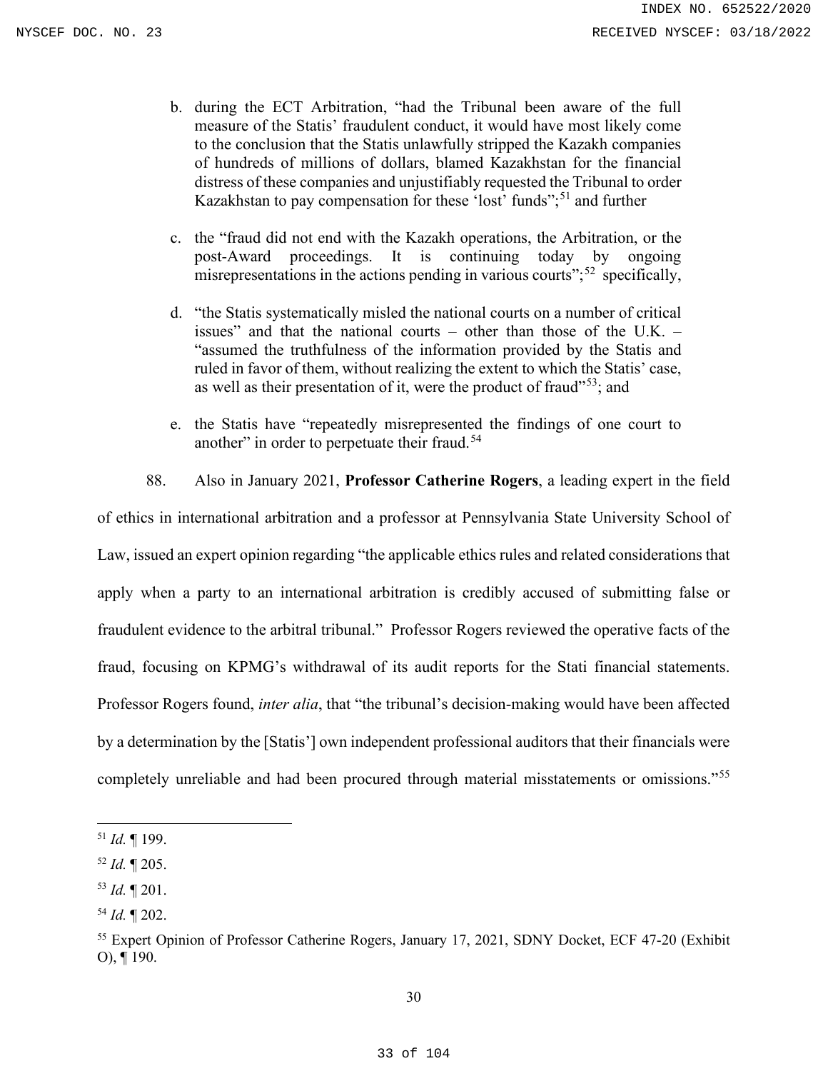b. during the ECT Arbitration, "had the Tribunal been aware of the full measure of the Statis' fraudulent conduct, it would have most likely come to the conclusion that the Statis unlawfully stripped the Kazakh companies of hundreds of millions of dollars, blamed Kazakhstan for the financial distress of these companies and unjustifiably requested the Tribunal to order Kazakhstan to pay compensation for these 'lost' funds";[51] and further

c. the "fraud did not end with the Kazakh operations, the Arbitration, or the post-Award proceedings. It is continuing today by ongoing misrepresentations in the actions pending in various courts";[52] specifically,

d. "the Statis systematically misled the national courts on a number of critical issues" and that the national courts – other than those of the U.K. – "assumed the truthfulness of the information provided by the Statis and ruled in favor of them, without realizing the extent to which the Statis' case, as well as their presentation of it, were the product of fraud"[53]; and

e. the Statis have "repeatedly misrepresented the findings of one court to another" in order to perpetuate their fraud.[54]

88. Also in January 2021, **Professor Catherine Rogers**, a leading expert in the field of ethics in international arbitration and a professor at Pennsylvania State University School of Law, issued an expert opinion regarding "the applicable ethics rules and related considerations that apply when a party to an international arbitration is credibly accused of submitting false or fraudulent evidence to the arbitral tribunal." Professor Rogers reviewed the operative facts of the fraud, focusing on KPMG's withdrawal of its audit reports for the Stati financial statements. Professor Rogers found, *inter alia*, that "the tribunal's decision-making would have been affected by a determination by the [Statis'] own independent professional auditors that their financials were completely unreliable and had been procured through material misstatements or omissions."[55]

---

[51] *Id.* ¶ 199.

[52] *Id.* ¶ 205.

[53] *Id.* ¶ 201.

[54] *Id.* ¶ 202.

[55] Expert Opinion of Professor Catherine Rogers, January 17, 2021, SDNY Docket, ECF 47-20 (Exhibit O), ¶ 190.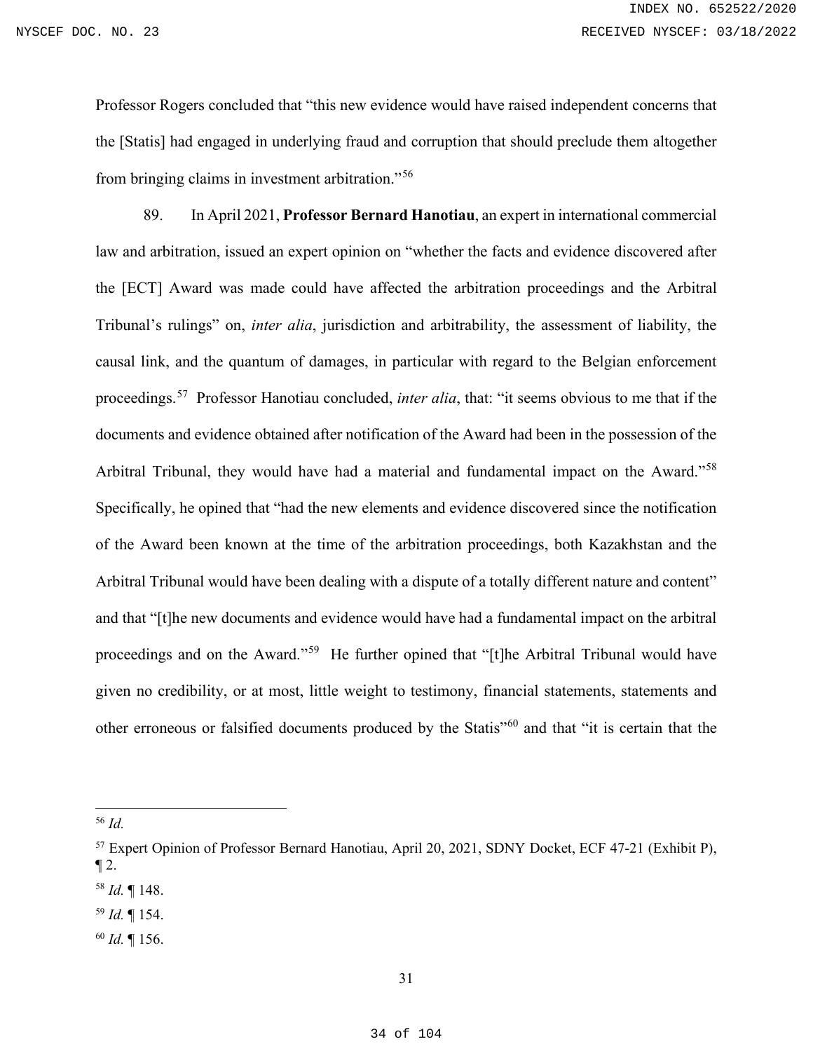Professor Rogers concluded that "this new evidence would have raised independent concerns that the [Statis] had engaged in underlying fraud and corruption that should preclude them altogether from bringing claims in investment arbitration."[56]

89. In April 2021, **Professor Bernard Hanotiau**, an expert in international commercial law and arbitration, issued an expert opinion on "whether the facts and evidence discovered after the [ECT] Award was made could have affected the arbitration proceedings and the Arbitral Tribunal's rulings" on, *inter alia*, jurisdiction and arbitrability, the assessment of liability, the causal link, and the quantum of damages, in particular with regard to the Belgian enforcement proceedings.[57] Professor Hanotiau concluded, *inter alia*, that: "it seems obvious to me that if the documents and evidence obtained after notification of the Award had been in the possession of the Arbitral Tribunal, they would have had a material and fundamental impact on the Award."[58] Specifically, he opined that "had the new elements and evidence discovered since the notification of the Award been known at the time of the arbitration proceedings, both Kazakhstan and the Arbitral Tribunal would have been dealing with a dispute of a totally different nature and content" and that "[t]he new documents and evidence would have had a fundamental impact on the arbitral proceedings and on the Award."[59] He further opined that "[t]he Arbitral Tribunal would have given no credibility, or at most, little weight to testimony, financial statements, statements and other erroneous or falsified documents produced by the Statis"[60] and that "it is certain that the

---

[56] *Id.*

[57] Expert Opinion of Professor Bernard Hanotiau, April 20, 2021, SDNY Docket, ECF 47-21 (Exhibit P), ¶ 2.

[58] *Id.* ¶ 148.

[59] *Id.* ¶ 154.

[60] *Id.* ¶ 156.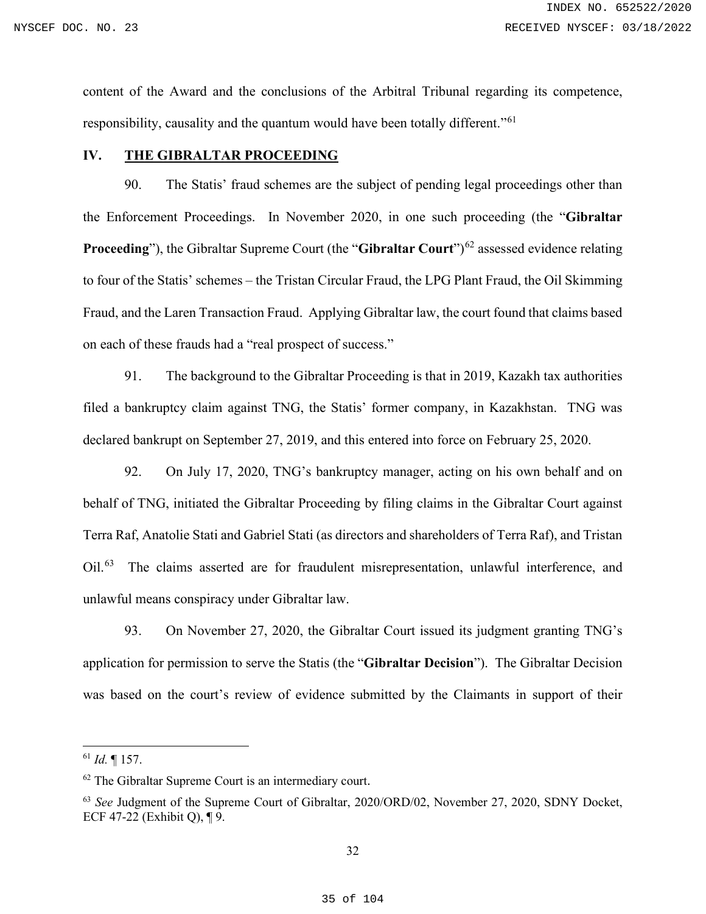content of the Award and the conclusions of the Arbitral Tribunal regarding its competence, responsibility, causality and the quantum would have been totally different."[61]

## IV. THE GIBRALTAR PROCEEDING

90. The Statis' fraud schemes are the subject of pending legal proceedings other than the Enforcement Proceedings. In November 2020, in one such proceeding (the "**Gibraltar Proceeding**"), the Gibraltar Supreme Court (the "**Gibraltar Court**")[62] assessed evidence relating to four of the Statis' schemes – the Tristan Circular Fraud, the LPG Plant Fraud, the Oil Skimming Fraud, and the Laren Transaction Fraud. Applying Gibraltar law, the court found that claims based on each of these frauds had a "real prospect of success."

91. The background to the Gibraltar Proceeding is that in 2019, Kazakh tax authorities filed a bankruptcy claim against TNG, the Statis' former company, in Kazakhstan. TNG was declared bankrupt on September 27, 2019, and this entered into force on February 25, 2020.

92. On July 17, 2020, TNG's bankruptcy manager, acting on his own behalf and on behalf of TNG, initiated the Gibraltar Proceeding by filing claims in the Gibraltar Court against Terra Raf, Anatolie Stati and Gabriel Stati (as directors and shareholders of Terra Raf), and Tristan Oil.[63] The claims asserted are for fraudulent misrepresentation, unlawful interference, and unlawful means conspiracy under Gibraltar law.

93. On November 27, 2020, the Gibraltar Court issued its judgment granting TNG's application for permission to serve the Statis (the "**Gibraltar Decision**"). The Gibraltar Decision was based on the court's review of evidence submitted by the Claimants in support of their

---

[61] *Id.* ¶ 157.

[62] The Gibraltar Supreme Court is an intermediary court.

[63] *See* Judgment of the Supreme Court of Gibraltar, 2020/ORD/02, November 27, 2020, SDNY Docket, ECF 47-22 (Exhibit Q), ¶ 9.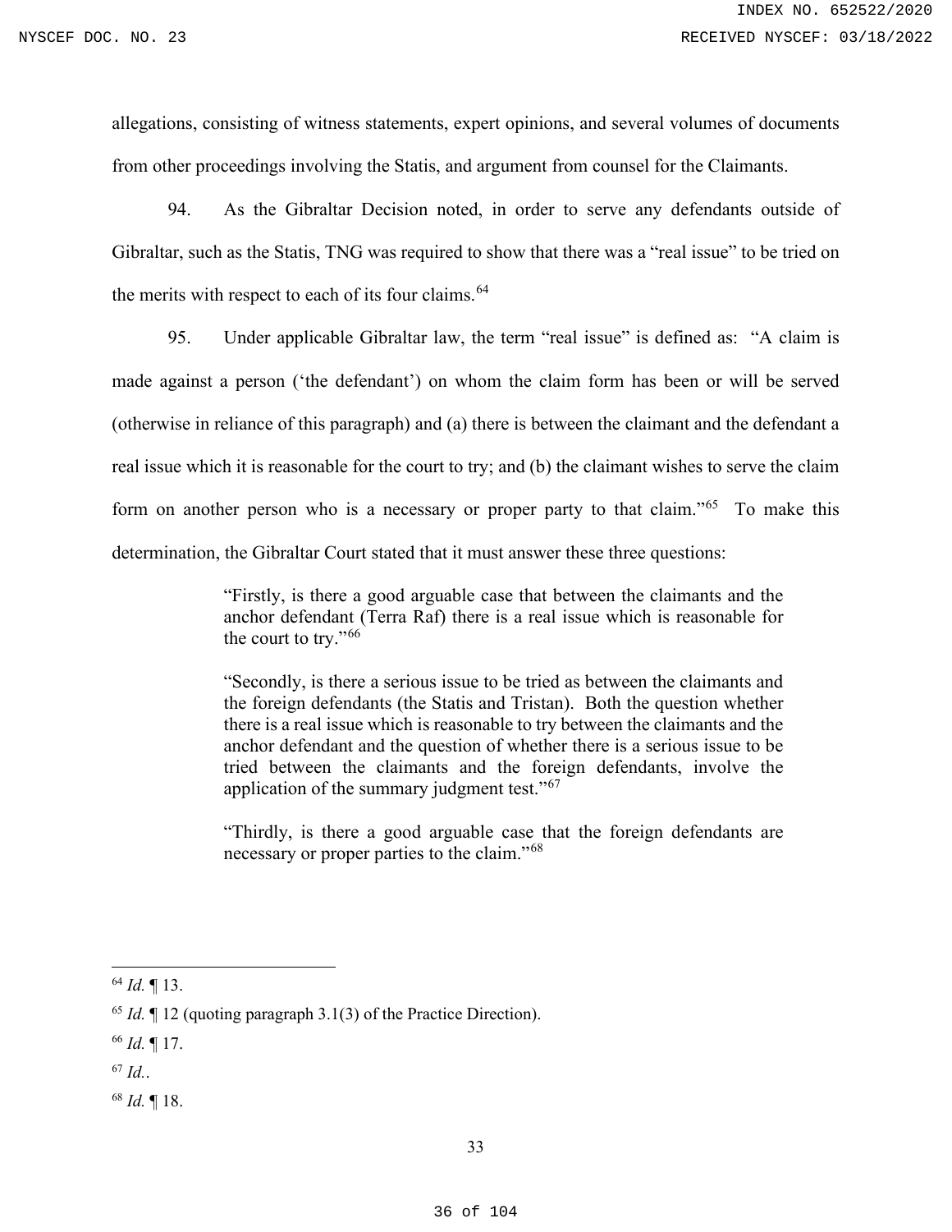allegations, consisting of witness statements, expert opinions, and several volumes of documents from other proceedings involving the Statis, and argument from counsel for the Claimants.

94. As the Gibraltar Decision noted, in order to serve any defendants outside of Gibraltar, such as the Statis, TNG was required to show that there was a "real issue" to be tried on the merits with respect to each of its four claims.[64]

95. Under applicable Gibraltar law, the term "real issue" is defined as: "A claim is made against a person ('the defendant') on whom the claim form has been or will be served (otherwise in reliance of this paragraph) and (a) there is between the claimant and the defendant a real issue which it is reasonable for the court to try; and (b) the claimant wishes to serve the claim form on another person who is a necessary or proper party to that claim."[65] To make this determination, the Gibraltar Court stated that it must answer these three questions:

> "Firstly, is there a good arguable case that between the claimants and the anchor defendant (Terra Raf) there is a real issue which is reasonable for the court to try."[66]
>
> "Secondly, is there a serious issue to be tried as between the claimants and the foreign defendants (the Statis and Tristan). Both the question whether there is a real issue which is reasonable to try between the claimants and the anchor defendant and the question of whether there is a serious issue to be tried between the claimants and the foreign defendants, involve the application of the summary judgment test."[67]
>
> "Thirdly, is there a good arguable case that the foreign defendants are necessary or proper parties to the claim."[68]

---

[64] *Id.* ¶ 13.

[65] *Id.* ¶ 12 (quoting paragraph 3.1(3) of the Practice Direction).

[66] *Id.* ¶ 17.

[67] *Id.*.

[68] *Id.* ¶ 18.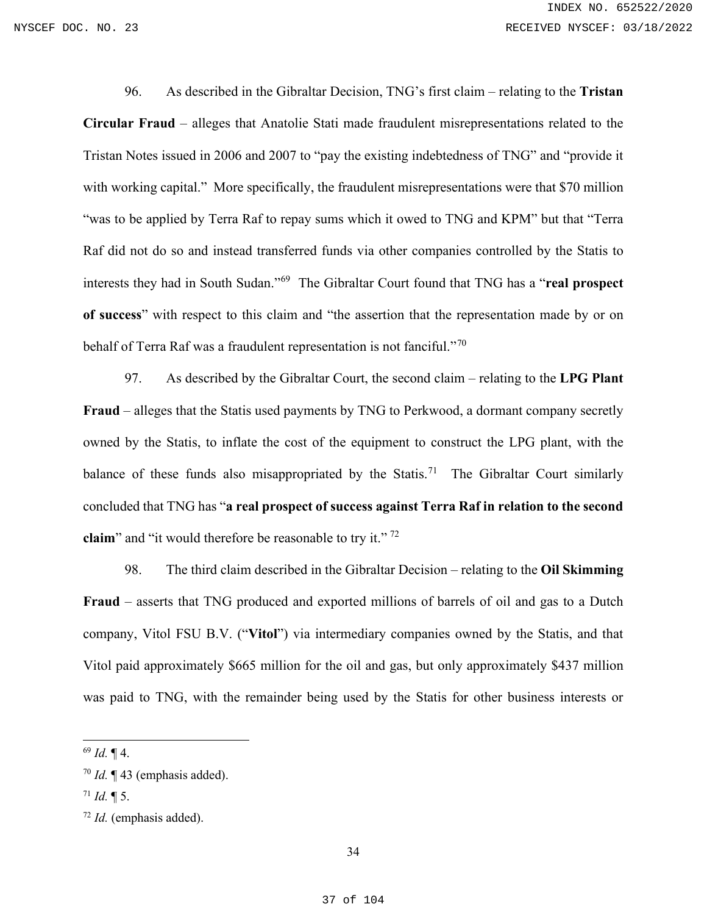96. As described in the Gibraltar Decision, TNG's first claim – relating to the **Tristan Circular Fraud** – alleges that Anatolie Stati made fraudulent misrepresentations related to the Tristan Notes issued in 2006 and 2007 to "pay the existing indebtedness of TNG" and "provide it with working capital." More specifically, the fraudulent misrepresentations were that $70 million "was to be applied by Terra Raf to repay sums which it owed to TNG and KPM" but that "Terra Raf did not do so and instead transferred funds via other companies controlled by the Statis to interests they had in South Sudan."[69] The Gibraltar Court found that TNG has a "**real prospect of success**" with respect to this claim and "the assertion that the representation made by or on behalf of Terra Raf was a fraudulent representation is not fanciful."[70]

97. As described by the Gibraltar Court, the second claim – relating to the **LPG Plant Fraud** – alleges that the Statis used payments by TNG to Perkwood, a dormant company secretly owned by the Statis, to inflate the cost of the equipment to construct the LPG plant, with the balance of these funds also misappropriated by the Statis.[71] The Gibraltar Court similarly concluded that TNG has "**a real prospect of success against Terra Raf in relation to the second claim**" and "it would therefore be reasonable to try it." [72]

98. The third claim described in the Gibraltar Decision – relating to the **Oil Skimming Fraud** – asserts that TNG produced and exported millions of barrels of oil and gas to a Dutch company, Vitol FSU B.V. ("**Vitol**") via intermediary companies owned by the Statis, and that Vitol paid approximately $665 million for the oil and gas, but only approximately $437 million was paid to TNG, with the remainder being used by the Statis for other business interests or

---

[69] *Id.* ¶ 4.

[70] *Id.* ¶ 43 (emphasis added).

[71] *Id.* ¶ 5.

[72] *Id.* (emphasis added).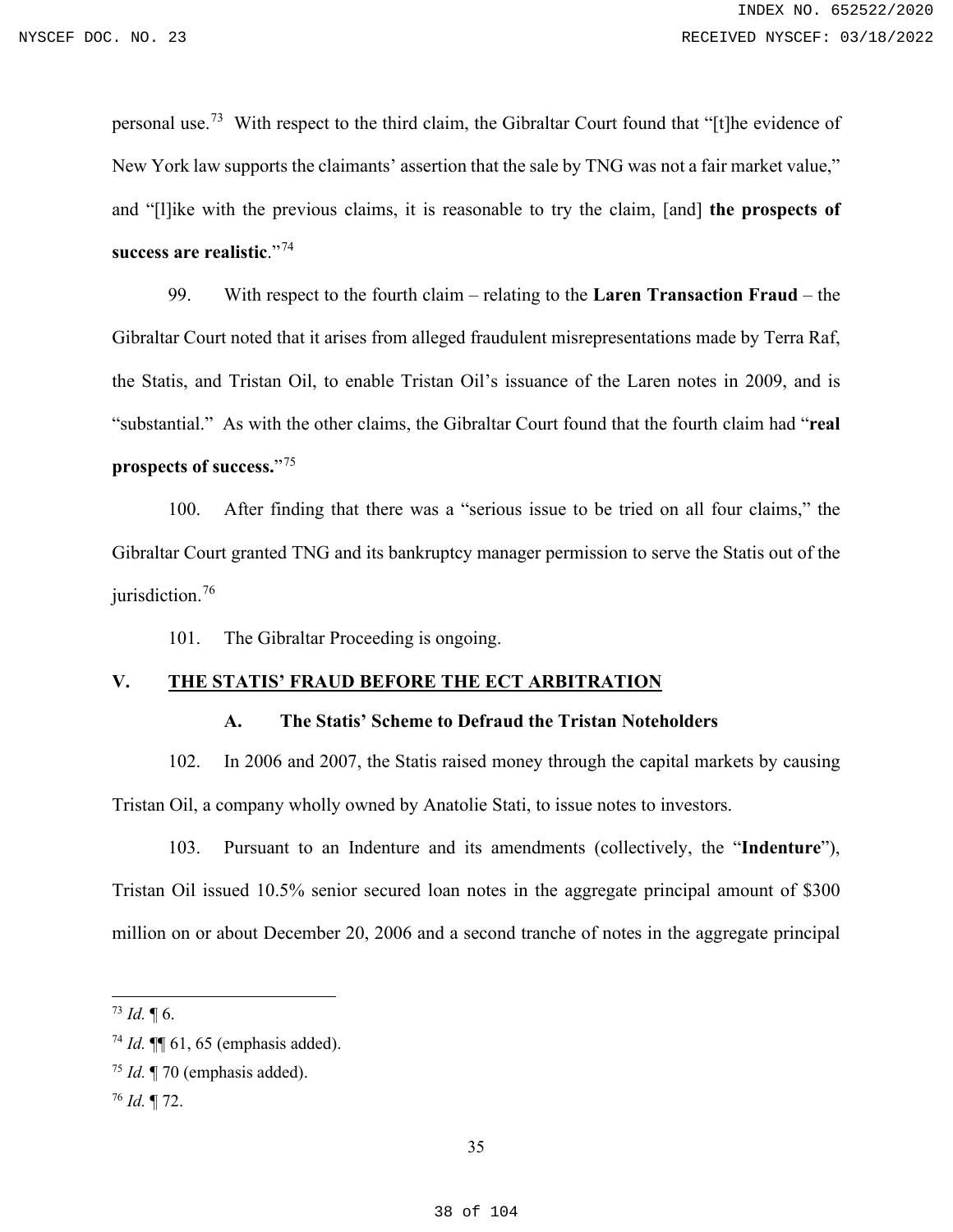personal use.[73] With respect to the third claim, the Gibraltar Court found that "[t]he evidence of New York law supports the claimants' assertion that the sale by TNG was not a fair market value," and "[l]ike with the previous claims, it is reasonable to try the claim, [and] **the prospects of success are realistic**."[74]

99. With respect to the fourth claim – relating to the **Laren Transaction Fraud** – the Gibraltar Court noted that it arises from alleged fraudulent misrepresentations made by Terra Raf, the Statis, and Tristan Oil, to enable Tristan Oil's issuance of the Laren notes in 2009, and is "substantial." As with the other claims, the Gibraltar Court found that the fourth claim had "**real prospects of success.**"[75]

100. After finding that there was a "serious issue to be tried on all four claims," the Gibraltar Court granted TNG and its bankruptcy manager permission to serve the Statis out of the jurisdiction.[76]

101. The Gibraltar Proceeding is ongoing.

## V. THE STATIS' FRAUD BEFORE THE ECT ARBITRATION

### A. The Statis' Scheme to Defraud the Tristan Noteholders

102. In 2006 and 2007, the Statis raised money through the capital markets by causing Tristan Oil, a company wholly owned by Anatolie Stati, to issue notes to investors.

103. Pursuant to an Indenture and its amendments (collectively, the "**Indenture**"), Tristan Oil issued 10.5% senior secured loan notes in the aggregate principal amount of $300 million on or about December 20, 2006 and a second tranche of notes in the aggregate principal

---

[73] *Id.* ¶ 6.

[74] *Id.* ¶¶ 61, 65 (emphasis added).

[75] *Id.* ¶ 70 (emphasis added).

[76] *Id.* ¶ 72.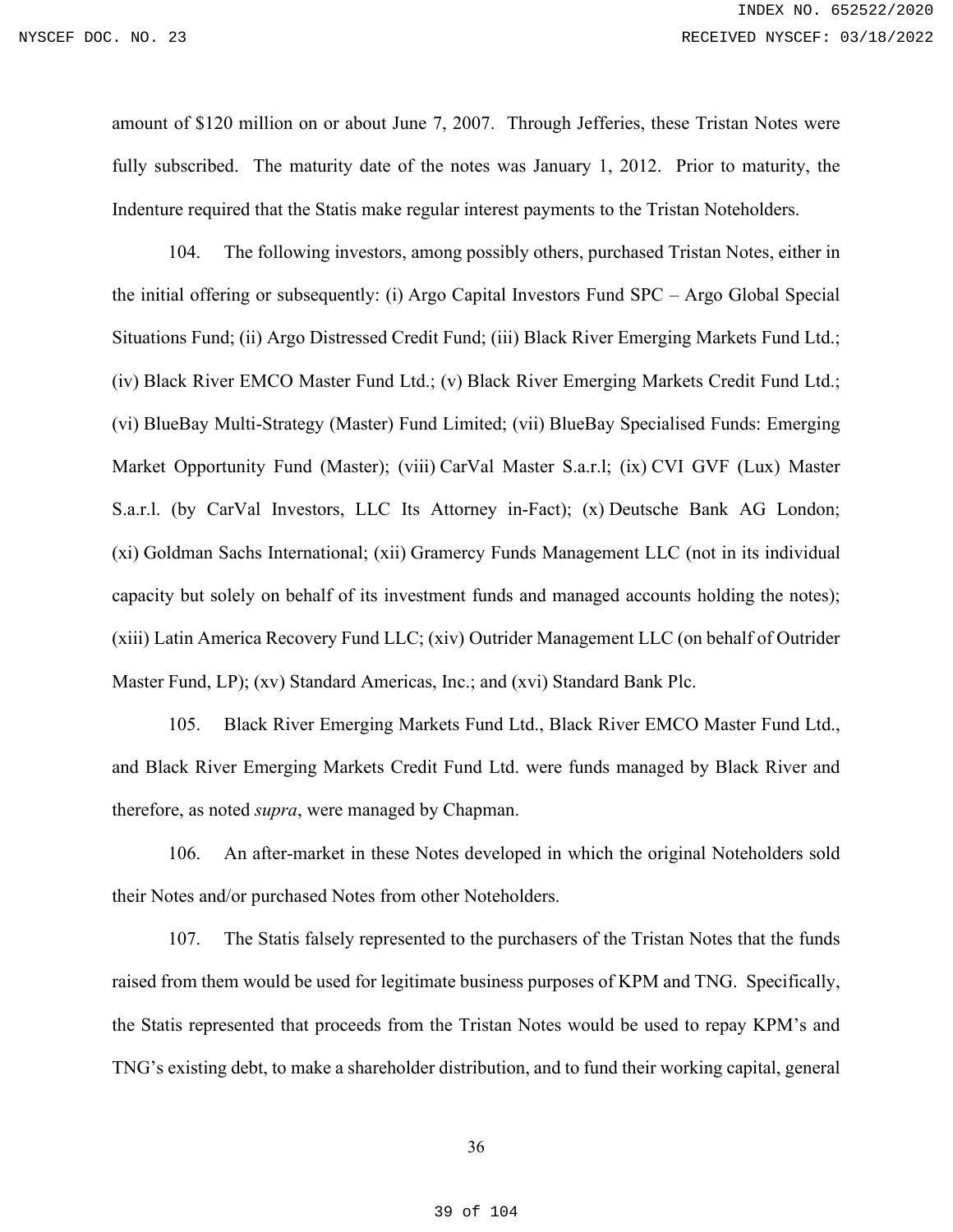amount of $120 million on or about June 7, 2007. Through Jefferies, these Tristan Notes were fully subscribed. The maturity date of the notes was January 1, 2012. Prior to maturity, the Indenture required that the Statis make regular interest payments to the Tristan Noteholders.

104. The following investors, among possibly others, purchased Tristan Notes, either in the initial offering or subsequently: (i) Argo Capital Investors Fund SPC – Argo Global Special Situations Fund; (ii) Argo Distressed Credit Fund; (iii) Black River Emerging Markets Fund Ltd.; (iv) Black River EMCO Master Fund Ltd.; (v) Black River Emerging Markets Credit Fund Ltd.; (vi) BlueBay Multi-Strategy (Master) Fund Limited; (vii) BlueBay Specialised Funds: Emerging Market Opportunity Fund (Master); (viii) CarVal Master S.a.r.l; (ix) CVI GVF (Lux) Master S.a.r.l. (by CarVal Investors, LLC Its Attorney in-Fact); (x) Deutsche Bank AG London; (xi) Goldman Sachs International; (xii) Gramercy Funds Management LLC (not in its individual capacity but solely on behalf of its investment funds and managed accounts holding the notes); (xiii) Latin America Recovery Fund LLC; (xiv) Outrider Management LLC (on behalf of Outrider Master Fund, LP); (xv) Standard Americas, Inc.; and (xvi) Standard Bank Plc.

105. Black River Emerging Markets Fund Ltd., Black River EMCO Master Fund Ltd., and Black River Emerging Markets Credit Fund Ltd. were funds managed by Black River and therefore, as noted *supra*, were managed by Chapman.

106. An after-market in these Notes developed in which the original Noteholders sold their Notes and/or purchased Notes from other Noteholders.

107. The Statis falsely represented to the purchasers of the Tristan Notes that the funds raised from them would be used for legitimate business purposes of KPM and TNG. Specifically, the Statis represented that proceeds from the Tristan Notes would be used to repay KPM's and TNG's existing debt, to make a shareholder distribution, and to fund their working capital, general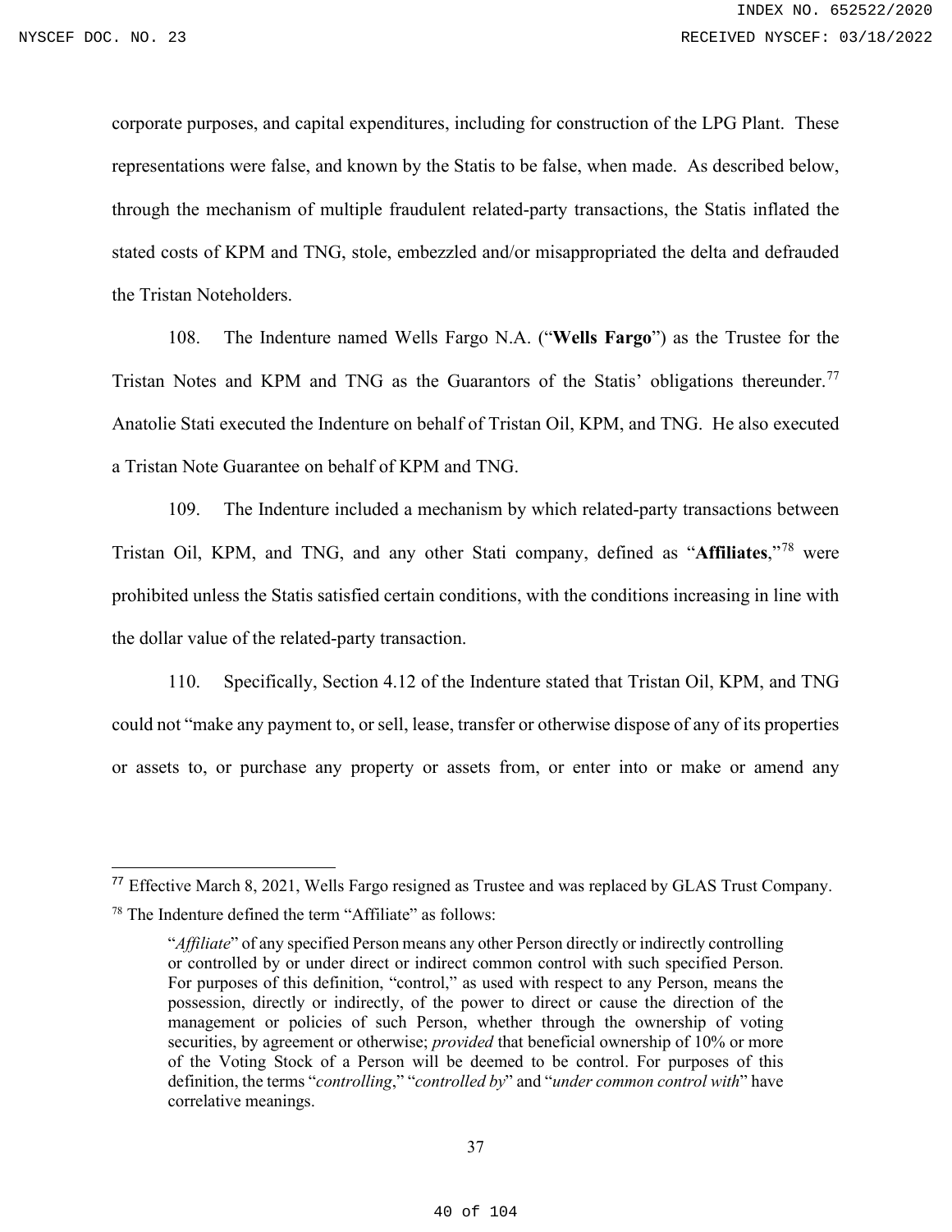corporate purposes, and capital expenditures, including for construction of the LPG Plant. These representations were false, and known by the Statis to be false, when made. As described below, through the mechanism of multiple fraudulent related-party transactions, the Statis inflated the stated costs of KPM and TNG, stole, embezzled and/or misappropriated the delta and defrauded the Tristan Noteholders.

108. The Indenture named Wells Fargo N.A. ("**Wells Fargo**") as the Trustee for the Tristan Notes and KPM and TNG as the Guarantors of the Statis' obligations thereunder.[77] Anatolie Stati executed the Indenture on behalf of Tristan Oil, KPM, and TNG. He also executed a Tristan Note Guarantee on behalf of KPM and TNG.

109. The Indenture included a mechanism by which related-party transactions between Tristan Oil, KPM, and TNG, and any other Stati company, defined as "**Affiliates**,"[78] were prohibited unless the Statis satisfied certain conditions, with the conditions increasing in line with the dollar value of the related-party transaction.

110. Specifically, Section 4.12 of the Indenture stated that Tristan Oil, KPM, and TNG could not "make any payment to, or sell, lease, transfer or otherwise dispose of any of its properties or assets to, or purchase any property or assets from, or enter into or make or amend any

---

[77] Effective March 8, 2021, Wells Fargo resigned as Trustee and was replaced by GLAS Trust Company.

[78] The Indenture defined the term "Affiliate" as follows:

> "*Affiliate*" of any specified Person means any other Person directly or indirectly controlling or controlled by or under direct or indirect common control with such specified Person. For purposes of this definition, "control," as used with respect to any Person, means the possession, directly or indirectly, of the power to direct or cause the direction of the management or policies of such Person, whether through the ownership of voting securities, by agreement or otherwise; *provided* that beneficial ownership of 10% or more of the Voting Stock of a Person will be deemed to be control. For purposes of this definition, the terms "*controlling*," "*controlled by*" and "*under common control with*" have correlative meanings.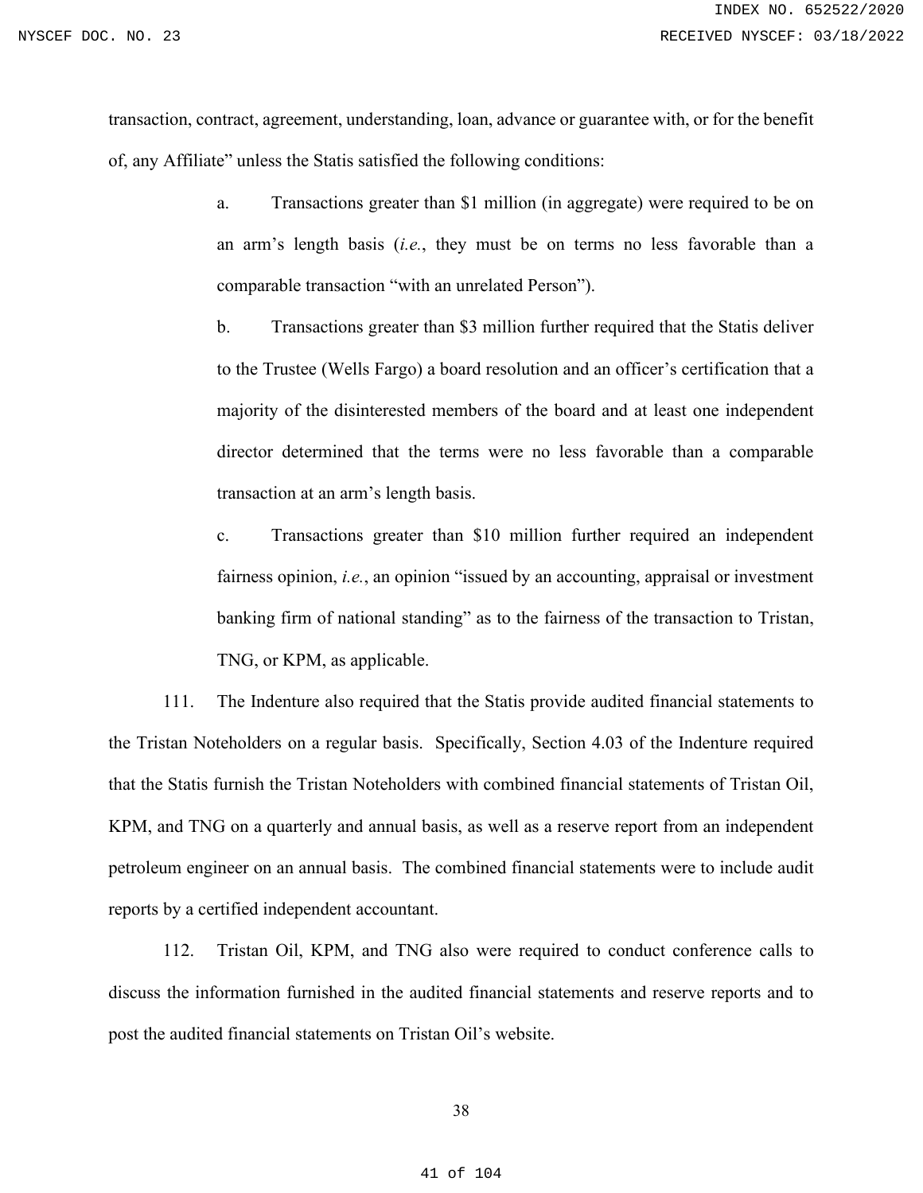transaction, contract, agreement, understanding, loan, advance or guarantee with, or for the benefit of, any Affiliate" unless the Statis satisfied the following conditions:

> a. Transactions greater than $1 million (in aggregate) were required to be on an arm's length basis (*i.e.*, they must be on terms no less favorable than a comparable transaction "with an unrelated Person").
>
> b. Transactions greater than $3 million further required that the Statis deliver to the Trustee (Wells Fargo) a board resolution and an officer's certification that a majority of the disinterested members of the board and at least one independent director determined that the terms were no less favorable than a comparable transaction at an arm's length basis.
>
> c. Transactions greater than $10 million further required an independent fairness opinion, *i.e.*, an opinion "issued by an accounting, appraisal or investment banking firm of national standing" as to the fairness of the transaction to Tristan, TNG, or KPM, as applicable.

111. The Indenture also required that the Statis provide audited financial statements to the Tristan Noteholders on a regular basis. Specifically, Section 4.03 of the Indenture required that the Statis furnish the Tristan Noteholders with combined financial statements of Tristan Oil, KPM, and TNG on a quarterly and annual basis, as well as a reserve report from an independent petroleum engineer on an annual basis. The combined financial statements were to include audit reports by a certified independent accountant.

112. Tristan Oil, KPM, and TNG also were required to conduct conference calls to discuss the information furnished in the audited financial statements and reserve reports and to post the audited financial statements on Tristan Oil's website.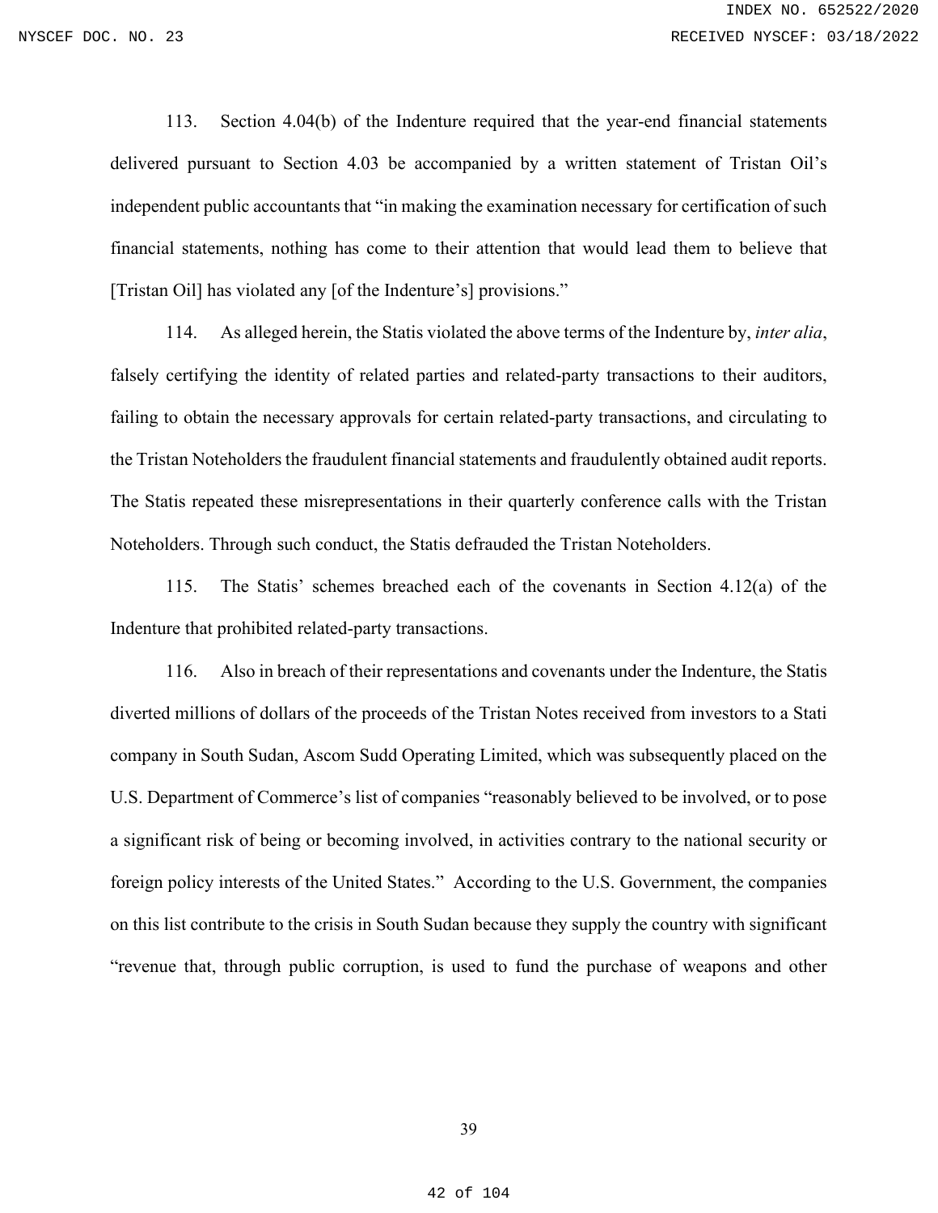113. Section 4.04(b) of the Indenture required that the year-end financial statements delivered pursuant to Section 4.03 be accompanied by a written statement of Tristan Oil's independent public accountants that "in making the examination necessary for certification of such financial statements, nothing has come to their attention that would lead them to believe that [Tristan Oil] has violated any [of the Indenture's] provisions."

114. As alleged herein, the Statis violated the above terms of the Indenture by, *inter alia*, falsely certifying the identity of related parties and related-party transactions to their auditors, failing to obtain the necessary approvals for certain related-party transactions, and circulating to the Tristan Noteholders the fraudulent financial statements and fraudulently obtained audit reports. The Statis repeated these misrepresentations in their quarterly conference calls with the Tristan Noteholders. Through such conduct, the Statis defrauded the Tristan Noteholders.

115. The Statis' schemes breached each of the covenants in Section 4.12(a) of the Indenture that prohibited related-party transactions.

116. Also in breach of their representations and covenants under the Indenture, the Statis diverted millions of dollars of the proceeds of the Tristan Notes received from investors to a Stati company in South Sudan, Ascom Sudd Operating Limited, which was subsequently placed on the U.S. Department of Commerce's list of companies "reasonably believed to be involved, or to pose a significant risk of being or becoming involved, in activities contrary to the national security or foreign policy interests of the United States." According to the U.S. Government, the companies on this list contribute to the crisis in South Sudan because they supply the country with significant "revenue that, through public corruption, is used to fund the purchase of weapons and other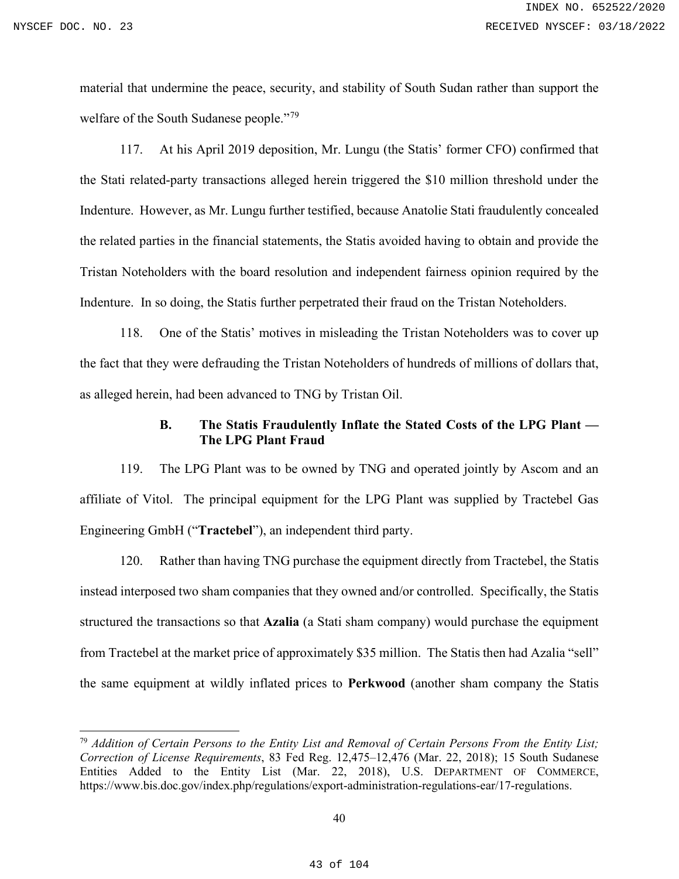material that undermine the peace, security, and stability of South Sudan rather than support the welfare of the South Sudanese people."[79]

117. At his April 2019 deposition, Mr. Lungu (the Statis' former CFO) confirmed that the Stati related-party transactions alleged herein triggered the $10 million threshold under the Indenture. However, as Mr. Lungu further testified, because Anatolie Stati fraudulently concealed the related parties in the financial statements, the Statis avoided having to obtain and provide the Tristan Noteholders with the board resolution and independent fairness opinion required by the Indenture. In so doing, the Statis further perpetrated their fraud on the Tristan Noteholders.

118. One of the Statis' motives in misleading the Tristan Noteholders was to cover up the fact that they were defrauding the Tristan Noteholders of hundreds of millions of dollars that, as alleged herein, had been advanced to TNG by Tristan Oil.

### B. The Statis Fraudulently Inflate the Stated Costs of the LPG Plant — The LPG Plant Fraud

119. The LPG Plant was to be owned by TNG and operated jointly by Ascom and an affiliate of Vitol. The principal equipment for the LPG Plant was supplied by Tractebel Gas Engineering GmbH ("**Tractebel**"), an independent third party.

120. Rather than having TNG purchase the equipment directly from Tractebel, the Statis instead interposed two sham companies that they owned and/or controlled. Specifically, the Statis structured the transactions so that **Azalia** (a Stati sham company) would purchase the equipment from Tractebel at the market price of approximately $35 million. The Statis then had Azalia "sell" the same equipment at wildly inflated prices to **Perkwood** (another sham company the Statis

---

[79] *Addition of Certain Persons to the Entity List and Removal of Certain Persons From the Entity List; Correction of License Requirements*, 83 Fed Reg. 12,475–12,476 (Mar. 22, 2018); 15 South Sudanese Entities Added to the Entity List (Mar. 22, 2018), U.S. DEPARTMENT OF COMMERCE, https://www.bis.doc.gov/index.php/regulations/export-administration-regulations-ear/17-regulations.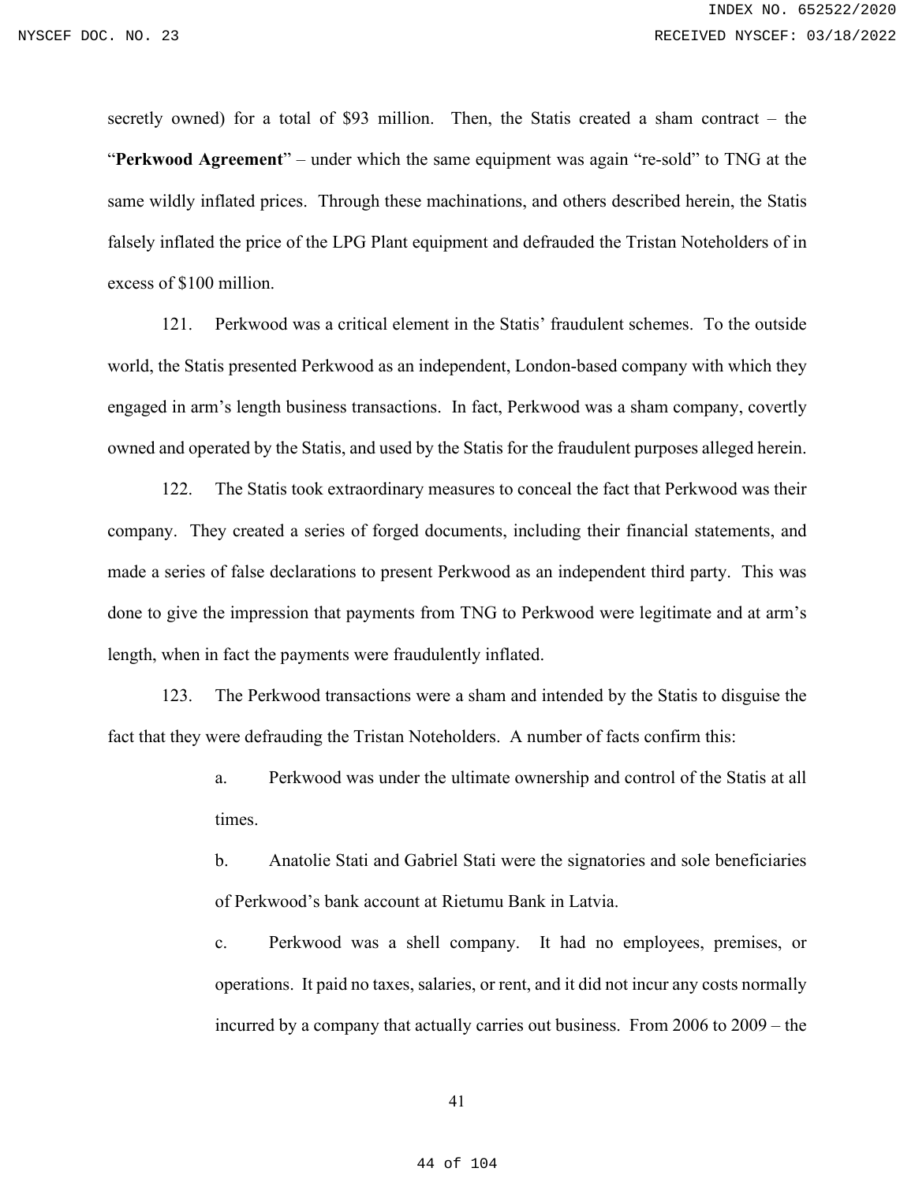secretly owned) for a total of $93 million. Then, the Statis created a sham contract – the "**Perkwood Agreement**" – under which the same equipment was again "re-sold" to TNG at the same wildly inflated prices. Through these machinations, and others described herein, the Statis falsely inflated the price of the LPG Plant equipment and defrauded the Tristan Noteholders of in excess of $100 million.

121. Perkwood was a critical element in the Statis' fraudulent schemes. To the outside world, the Statis presented Perkwood as an independent, London-based company with which they engaged in arm's length business transactions. In fact, Perkwood was a sham company, covertly owned and operated by the Statis, and used by the Statis for the fraudulent purposes alleged herein.

122. The Statis took extraordinary measures to conceal the fact that Perkwood was their company. They created a series of forged documents, including their financial statements, and made a series of false declarations to present Perkwood as an independent third party. This was done to give the impression that payments from TNG to Perkwood were legitimate and at arm's length, when in fact the payments were fraudulently inflated.

123. The Perkwood transactions were a sham and intended by the Statis to disguise the fact that they were defrauding the Tristan Noteholders. A number of facts confirm this:

a. Perkwood was under the ultimate ownership and control of the Statis at all times.

b. Anatolie Stati and Gabriel Stati were the signatories and sole beneficiaries of Perkwood's bank account at Rietumu Bank in Latvia.

c. Perkwood was a shell company. It had no employees, premises, or operations. It paid no taxes, salaries, or rent, and it did not incur any costs normally incurred by a company that actually carries out business. From 2006 to 2009 – the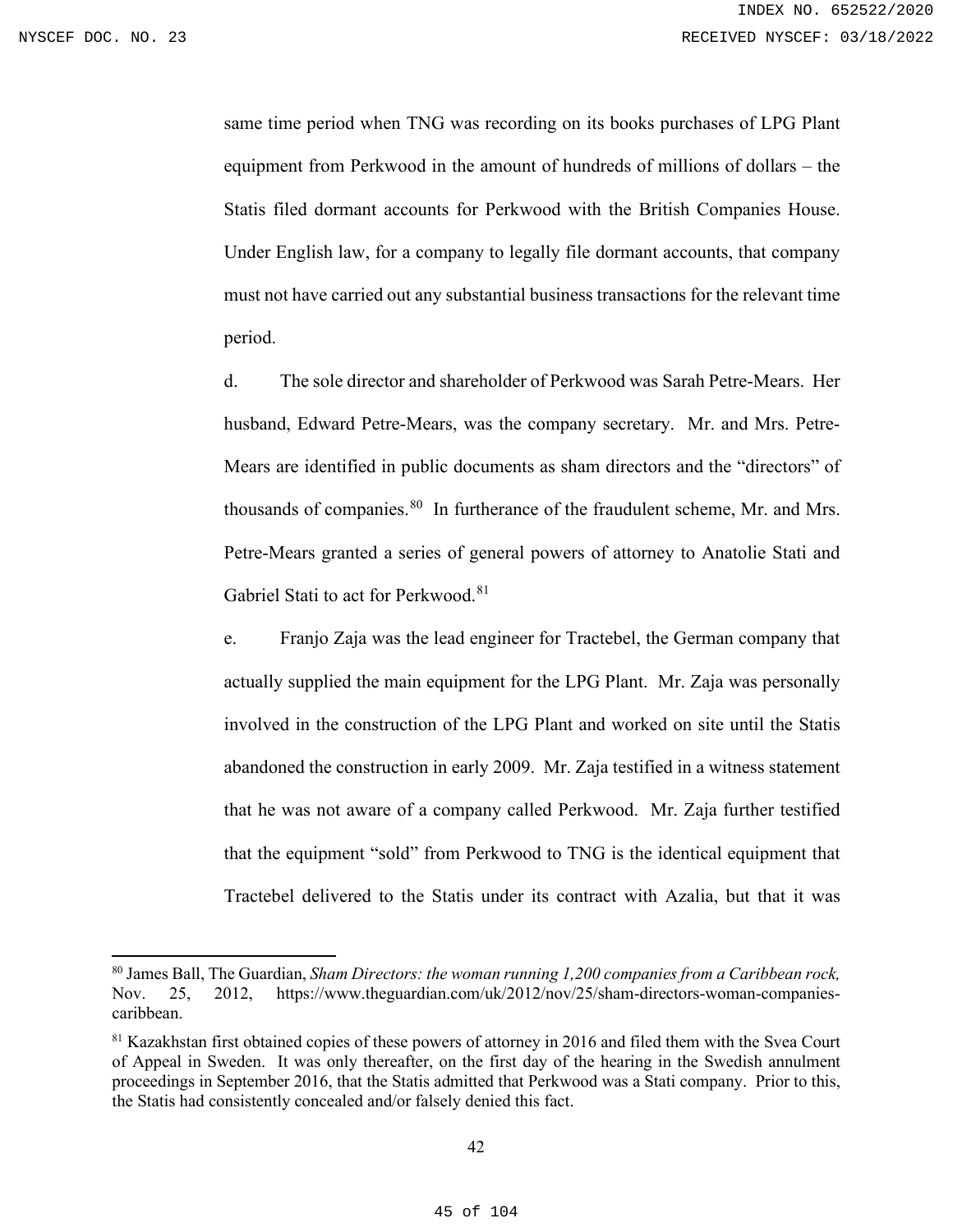same time period when TNG was recording on its books purchases of LPG Plant equipment from Perkwood in the amount of hundreds of millions of dollars – the Statis filed dormant accounts for Perkwood with the British Companies House. Under English law, for a company to legally file dormant accounts, that company must not have carried out any substantial business transactions for the relevant time period.

d. The sole director and shareholder of Perkwood was Sarah Petre-Mears. Her husband, Edward Petre-Mears, was the company secretary. Mr. and Mrs. Petre-Mears are identified in public documents as sham directors and the "directors" of thousands of companies.[80] In furtherance of the fraudulent scheme, Mr. and Mrs. Petre-Mears granted a series of general powers of attorney to Anatolie Stati and Gabriel Stati to act for Perkwood.[81]

e. Franjo Zaja was the lead engineer for Tractebel, the German company that actually supplied the main equipment for the LPG Plant. Mr. Zaja was personally involved in the construction of the LPG Plant and worked on site until the Statis abandoned the construction in early 2009. Mr. Zaja testified in a witness statement that he was not aware of a company called Perkwood. Mr. Zaja further testified that the equipment "sold" from Perkwood to TNG is the identical equipment that Tractebel delivered to the Statis under its contract with Azalia, but that it was

---

[80] James Ball, The Guardian, *Sham Directors: the woman running 1,200 companies from a Caribbean rock,* Nov. 25, 2012, https://www.theguardian.com/uk/2012/nov/25/sham-directors-woman-companies-caribbean.

[81] Kazakhstan first obtained copies of these powers of attorney in 2016 and filed them with the Svea Court of Appeal in Sweden. It was only thereafter, on the first day of the hearing in the Swedish annulment proceedings in September 2016, that the Statis admitted that Perkwood was a Stati company. Prior to this, the Statis had consistently concealed and/or falsely denied this fact.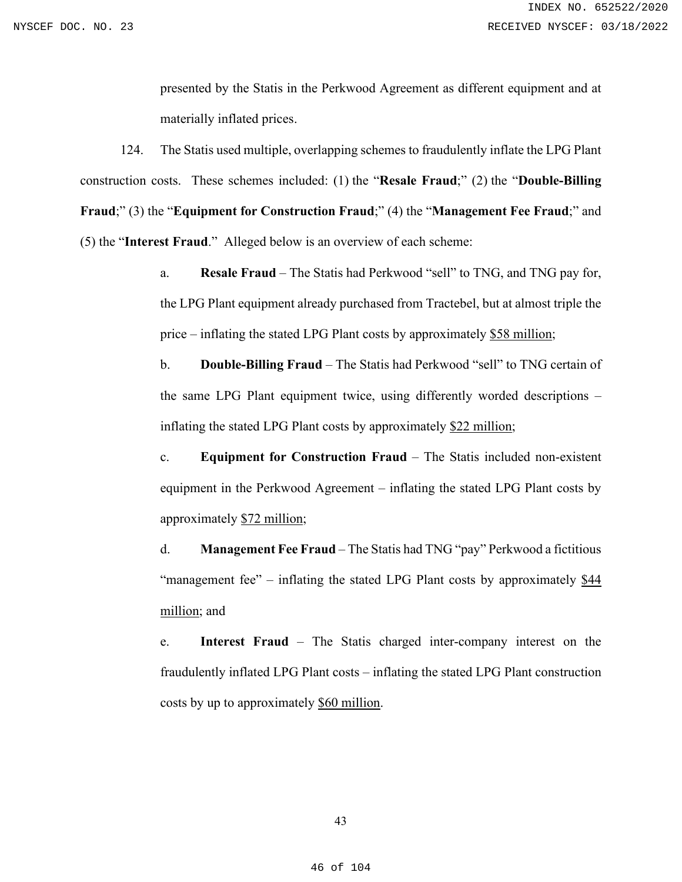presented by the Statis in the Perkwood Agreement as different equipment and at materially inflated prices.

124. The Statis used multiple, overlapping schemes to fraudulently inflate the LPG Plant construction costs. These schemes included: (1) the "**Resale Fraud**;" (2) the "**Double-Billing Fraud**;" (3) the "**Equipment for Construction Fraud**;" (4) the "**Management Fee Fraud**;" and (5) the "**Interest Fraud**." Alleged below is an overview of each scheme:

a. **Resale Fraud** – The Statis had Perkwood "sell" to TNG, and TNG pay for, the LPG Plant equipment already purchased from Tractebel, but at almost triple the price – inflating the stated LPG Plant costs by approximately <u>$58 million</u>;

b. **Double-Billing Fraud** – The Statis had Perkwood "sell" to TNG certain of the same LPG Plant equipment twice, using differently worded descriptions – inflating the stated LPG Plant costs by approximately <u>$22 million</u>;

c. **Equipment for Construction Fraud** – The Statis included non-existent equipment in the Perkwood Agreement – inflating the stated LPG Plant costs by approximately <u>$72 million</u>;

d. **Management Fee Fraud** – The Statis had TNG "pay" Perkwood a fictitious "management fee" – inflating the stated LPG Plant costs by approximately <u>$44 million</u>; and

e. **Interest Fraud** – The Statis charged inter-company interest on the fraudulently inflated LPG Plant costs – inflating the stated LPG Plant construction costs by up to approximately <u>$60 million</u>.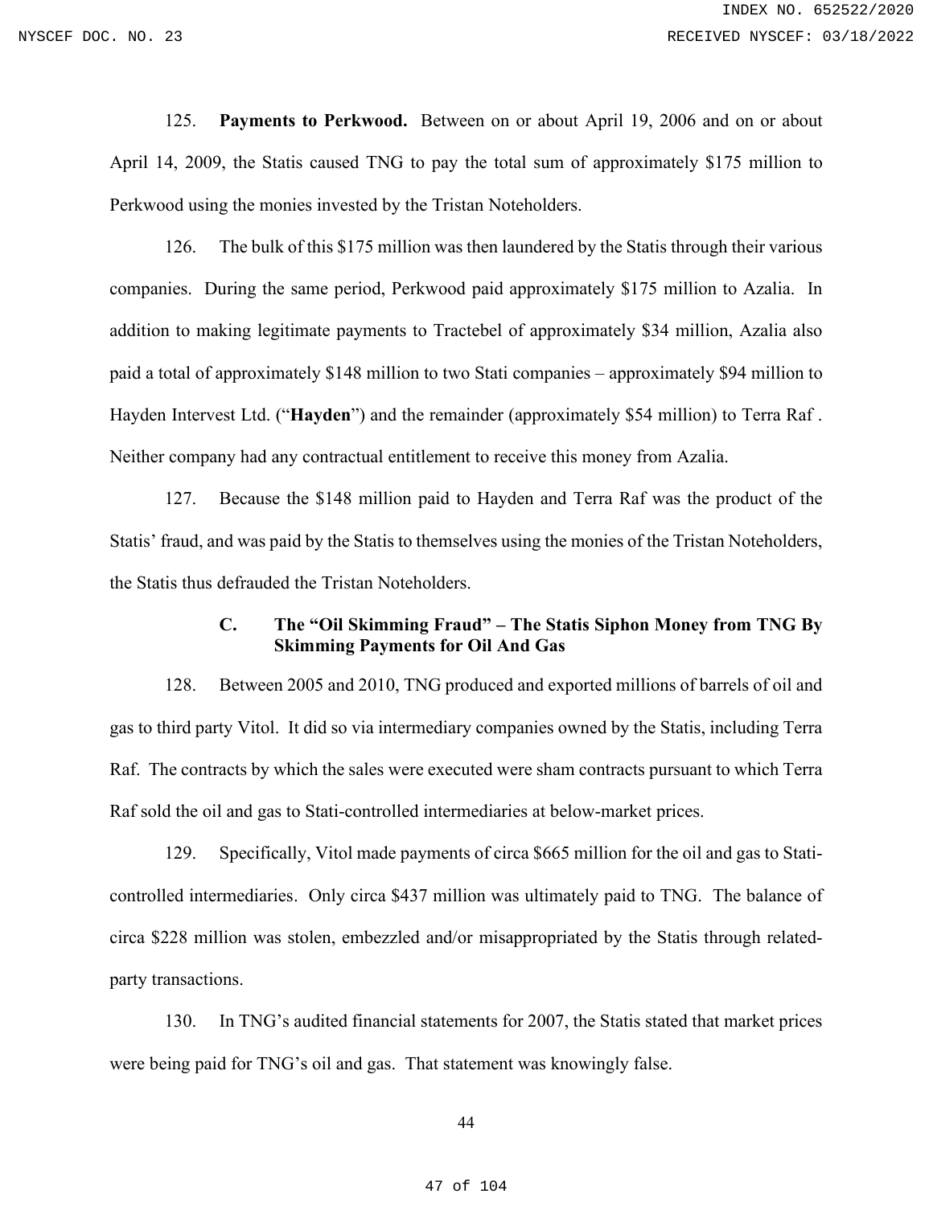125. **Payments to Perkwood.** Between on or about April 19, 2006 and on or about April 14, 2009, the Statis caused TNG to pay the total sum of approximately $175 million to Perkwood using the monies invested by the Tristan Noteholders.

126. The bulk of this $175 million was then laundered by the Statis through their various companies. During the same period, Perkwood paid approximately $175 million to Azalia. In addition to making legitimate payments to Tractebel of approximately $34 million, Azalia also paid a total of approximately $148 million to two Stati companies – approximately $94 million to Hayden Intervest Ltd. ("**Hayden**") and the remainder (approximately $54 million) to Terra Raf . Neither company had any contractual entitlement to receive this money from Azalia.

127. Because the $148 million paid to Hayden and Terra Raf was the product of the Statis' fraud, and was paid by the Statis to themselves using the monies of the Tristan Noteholders, the Statis thus defrauded the Tristan Noteholders.

### C. The "Oil Skimming Fraud" – The Statis Siphon Money from TNG By Skimming Payments for Oil And Gas

128. Between 2005 and 2010, TNG produced and exported millions of barrels of oil and gas to third party Vitol. It did so via intermediary companies owned by the Statis, including Terra Raf. The contracts by which the sales were executed were sham contracts pursuant to which Terra Raf sold the oil and gas to Stati-controlled intermediaries at below-market prices.

129. Specifically, Vitol made payments of circa $665 million for the oil and gas to Stati-controlled intermediaries. Only circa $437 million was ultimately paid to TNG. The balance of circa $228 million was stolen, embezzled and/or misappropriated by the Statis through related-party transactions.

130. In TNG's audited financial statements for 2007, the Statis stated that market prices were being paid for TNG's oil and gas. That statement was knowingly false.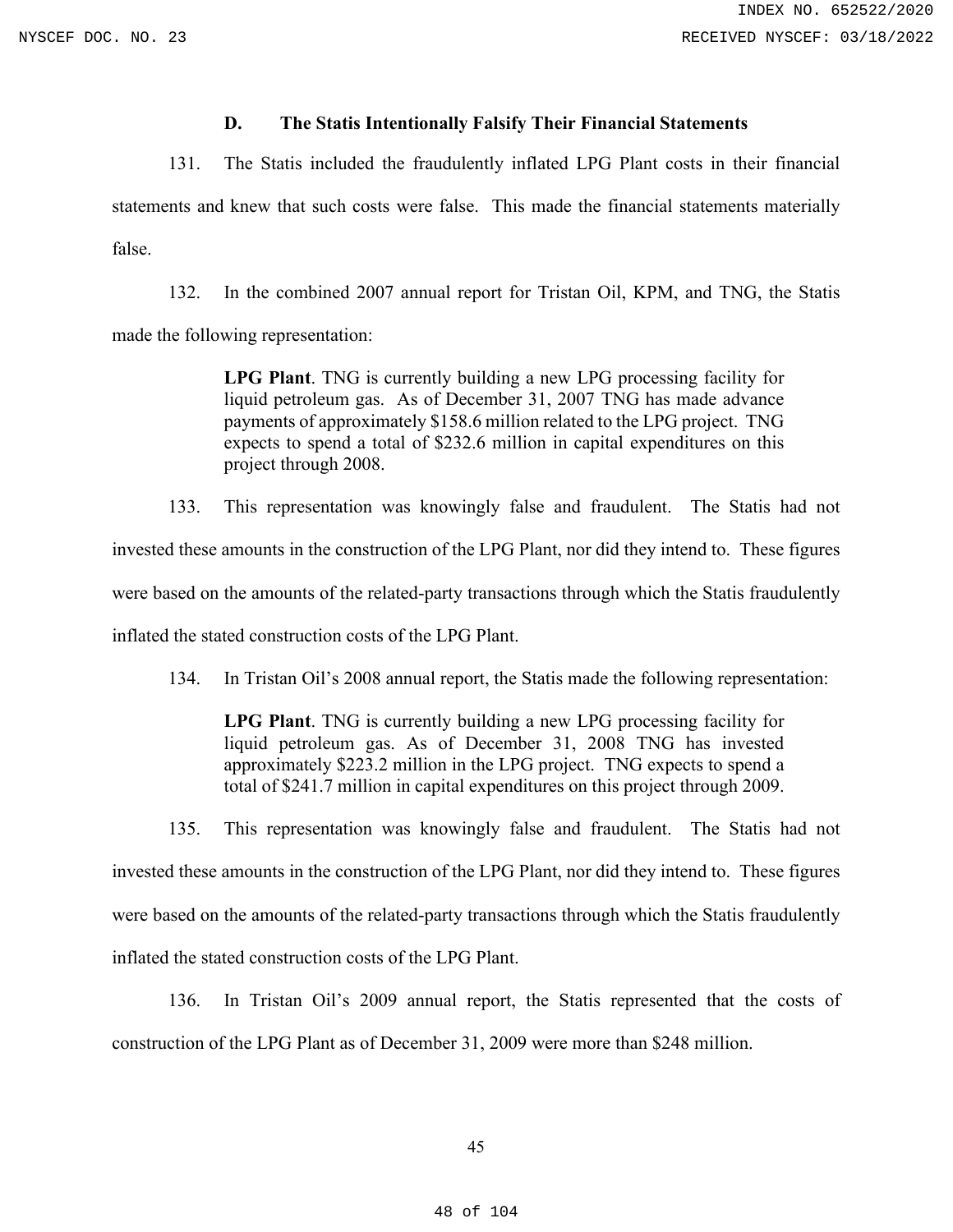### D. The Statis Intentionally Falsify Their Financial Statements

131. The Statis included the fraudulently inflated LPG Plant costs in their financial statements and knew that such costs were false. This made the financial statements materially false.

132. In the combined 2007 annual report for Tristan Oil, KPM, and TNG, the Statis made the following representation:

> **LPG Plant**. TNG is currently building a new LPG processing facility for liquid petroleum gas. As of December 31, 2007 TNG has made advance payments of approximately $158.6 million related to the LPG project. TNG expects to spend a total of $232.6 million in capital expenditures on this project through 2008.

133. This representation was knowingly false and fraudulent. The Statis had not invested these amounts in the construction of the LPG Plant, nor did they intend to. These figures were based on the amounts of the related-party transactions through which the Statis fraudulently inflated the stated construction costs of the LPG Plant.

134. In Tristan Oil's 2008 annual report, the Statis made the following representation:

> **LPG Plant**. TNG is currently building a new LPG processing facility for liquid petroleum gas. As of December 31, 2008 TNG has invested approximately $223.2 million in the LPG project. TNG expects to spend a total of $241.7 million in capital expenditures on this project through 2009.

135. This representation was knowingly false and fraudulent. The Statis had not invested these amounts in the construction of the LPG Plant, nor did they intend to. These figures were based on the amounts of the related-party transactions through which the Statis fraudulently inflated the stated construction costs of the LPG Plant.

136. In Tristan Oil's 2009 annual report, the Statis represented that the costs of construction of the LPG Plant as of December 31, 2009 were more than $248 million.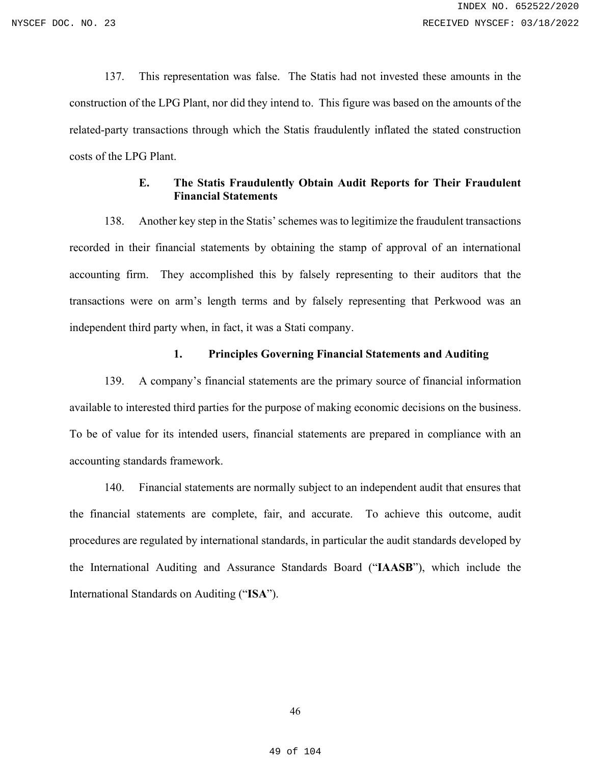137. This representation was false. The Statis had not invested these amounts in the construction of the LPG Plant, nor did they intend to. This figure was based on the amounts of the related-party transactions through which the Statis fraudulently inflated the stated construction costs of the LPG Plant.

### E. The Statis Fraudulently Obtain Audit Reports for Their Fraudulent Financial Statements

138. Another key step in the Statis' schemes was to legitimize the fraudulent transactions recorded in their financial statements by obtaining the stamp of approval of an international accounting firm. They accomplished this by falsely representing to their auditors that the transactions were on arm's length terms and by falsely representing that Perkwood was an independent third party when, in fact, it was a Stati company.

#### 1. Principles Governing Financial Statements and Auditing

139. A company's financial statements are the primary source of financial information available to interested third parties for the purpose of making economic decisions on the business. To be of value for its intended users, financial statements are prepared in compliance with an accounting standards framework.

140. Financial statements are normally subject to an independent audit that ensures that the financial statements are complete, fair, and accurate. To achieve this outcome, audit procedures are regulated by international standards, in particular the audit standards developed by the International Auditing and Assurance Standards Board ("**IAASB**"), which include the International Standards on Auditing ("**ISA**").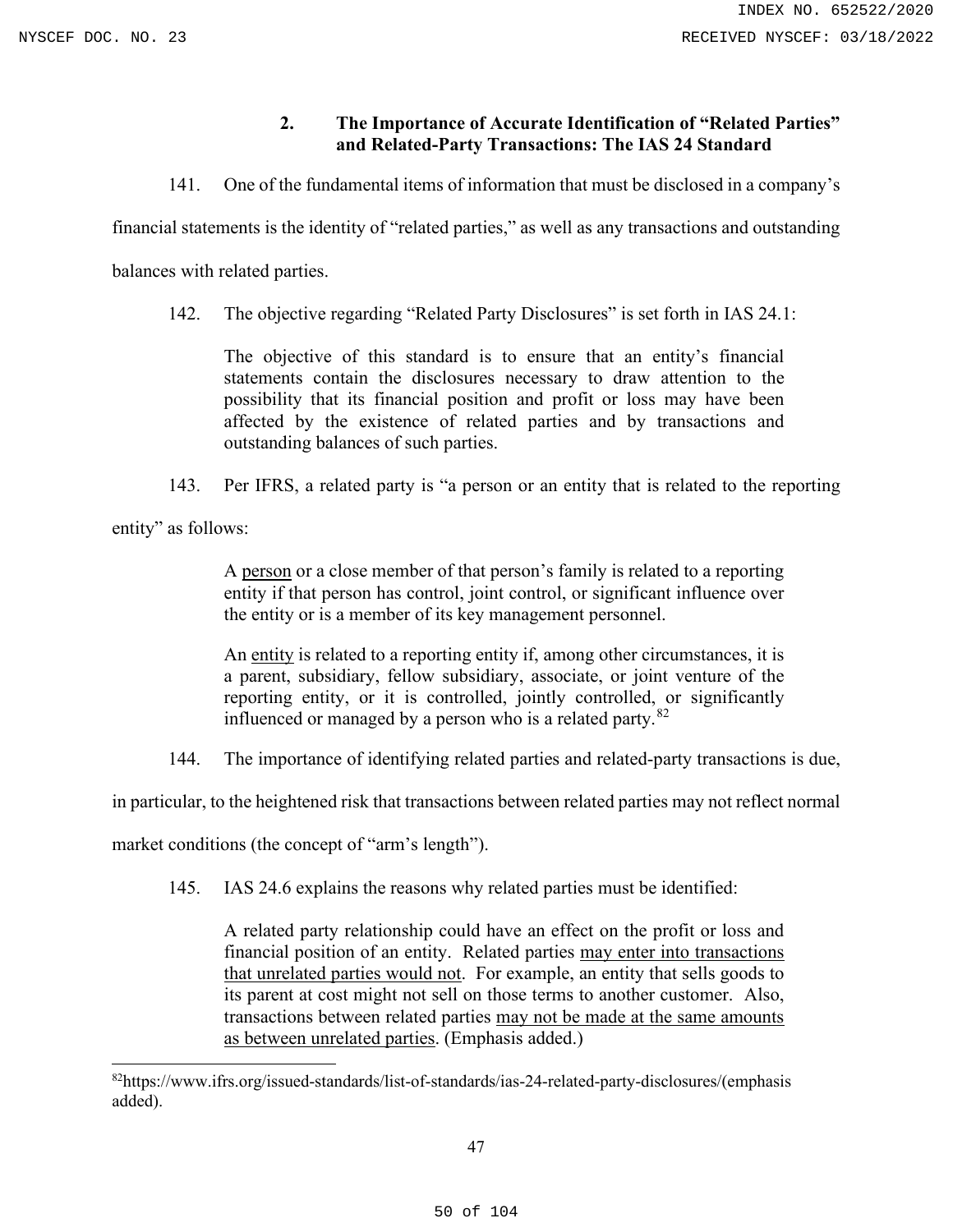### 2. The Importance of Accurate Identification of "Related Parties" and Related-Party Transactions: The IAS 24 Standard

141. One of the fundamental items of information that must be disclosed in a company's financial statements is the identity of "related parties," as well as any transactions and outstanding balances with related parties.

142. The objective regarding "Related Party Disclosures" is set forth in IAS 24.1:

> The objective of this standard is to ensure that an entity's financial statements contain the disclosures necessary to draw attention to the possibility that its financial position and profit or loss may have been affected by the existence of related parties and by transactions and outstanding balances of such parties.

143. Per IFRS, a related party is "a person or an entity that is related to the reporting entity" as follows:

> A <u>person</u> or a close member of that person's family is related to a reporting entity if that person has control, joint control, or significant influence over the entity or is a member of its key management personnel.
>
> An <u>entity</u> is related to a reporting entity if, among other circumstances, it is a parent, subsidiary, fellow subsidiary, associate, or joint venture of the reporting entity, or it is controlled, jointly controlled, or significantly influenced or managed by a person who is a related party.[82]

144. The importance of identifying related parties and related-party transactions is due, in particular, to the heightened risk that transactions between related parties may not reflect normal market conditions (the concept of "arm's length").

145. IAS 24.6 explains the reasons why related parties must be identified:

> A related party relationship could have an effect on the profit or loss and financial position of an entity. Related parties <u>may enter into transactions that unrelated parties would not</u>. For example, an entity that sells goods to its parent at cost might not sell on those terms to another customer. Also, transactions between related parties <u>may not be made at the same amounts as between unrelated parties</u>. (Emphasis added.)

---

[82] https://www.ifrs.org/issued-standards/list-of-standards/ias-24-related-party-disclosures/(emphasis added).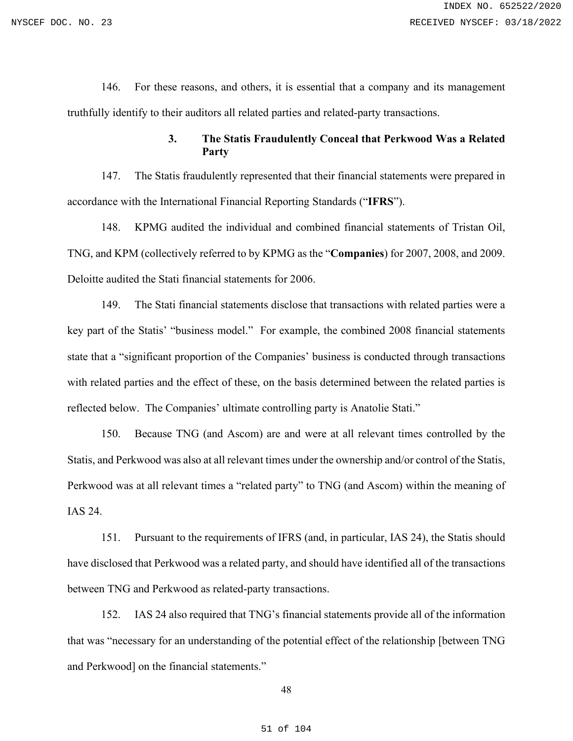146. For these reasons, and others, it is essential that a company and its management truthfully identify to their auditors all related parties and related-party transactions.

### 3. The Statis Fraudulently Conceal that Perkwood Was a Related Party

147. The Statis fraudulently represented that their financial statements were prepared in accordance with the International Financial Reporting Standards ("**IFRS**").

148. KPMG audited the individual and combined financial statements of Tristan Oil, TNG, and KPM (collectively referred to by KPMG as the "**Companies**) for 2007, 2008, and 2009. Deloitte audited the Stati financial statements for 2006.

149. The Stati financial statements disclose that transactions with related parties were a key part of the Statis' "business model." For example, the combined 2008 financial statements state that a "significant proportion of the Companies' business is conducted through transactions with related parties and the effect of these, on the basis determined between the related parties is reflected below. The Companies' ultimate controlling party is Anatolie Stati."

150. Because TNG (and Ascom) are and were at all relevant times controlled by the Statis, and Perkwood was also at all relevant times under the ownership and/or control of the Statis, Perkwood was at all relevant times a "related party" to TNG (and Ascom) within the meaning of IAS 24.

151. Pursuant to the requirements of IFRS (and, in particular, IAS 24), the Statis should have disclosed that Perkwood was a related party, and should have identified all of the transactions between TNG and Perkwood as related-party transactions.

152. IAS 24 also required that TNG's financial statements provide all of the information that was "necessary for an understanding of the potential effect of the relationship [between TNG and Perkwood] on the financial statements."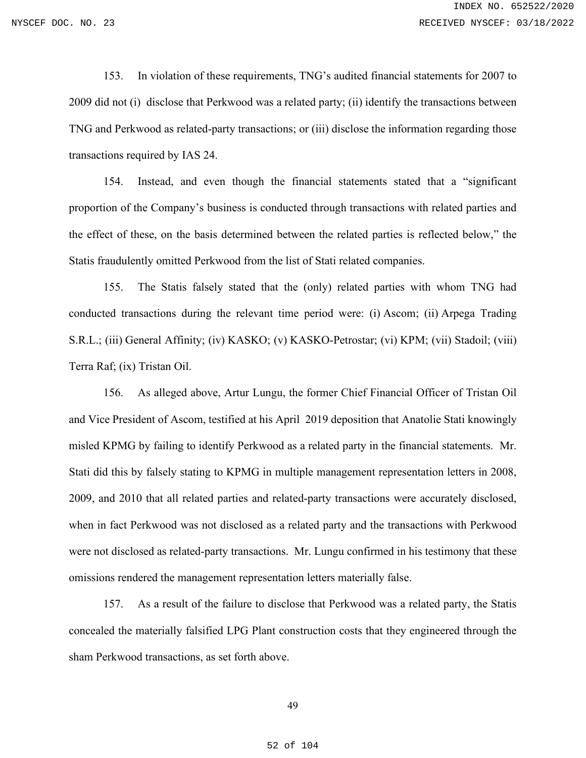153. In violation of these requirements, TNG's audited financial statements for 2007 to 2009 did not (i) disclose that Perkwood was a related party; (ii) identify the transactions between TNG and Perkwood as related-party transactions; or (iii) disclose the information regarding those transactions required by IAS 24.

154. Instead, and even though the financial statements stated that a "significant proportion of the Company's business is conducted through transactions with related parties and the effect of these, on the basis determined between the related parties is reflected below," the Statis fraudulently omitted Perkwood from the list of Stati related companies.

155. The Statis falsely stated that the (only) related parties with whom TNG had conducted transactions during the relevant time period were: (i) Ascom; (ii) Arpega Trading S.R.L.; (iii) General Affinity; (iv) KASKO; (v) KASKO-Petrostar; (vi) KPM; (vii) Stadoil; (viii) Terra Raf; (ix) Tristan Oil.

156. As alleged above, Artur Lungu, the former Chief Financial Officer of Tristan Oil and Vice President of Ascom, testified at his April 2019 deposition that Anatolie Stati knowingly misled KPMG by failing to identify Perkwood as a related party in the financial statements. Mr. Stati did this by falsely stating to KPMG in multiple management representation letters in 2008, 2009, and 2010 that all related parties and related-party transactions were accurately disclosed, when in fact Perkwood was not disclosed as a related party and the transactions with Perkwood were not disclosed as related-party transactions. Mr. Lungu confirmed in his testimony that these omissions rendered the management representation letters materially false.

157. As a result of the failure to disclose that Perkwood was a related party, the Statis concealed the materially falsified LPG Plant construction costs that they engineered through the sham Perkwood transactions, as set forth above.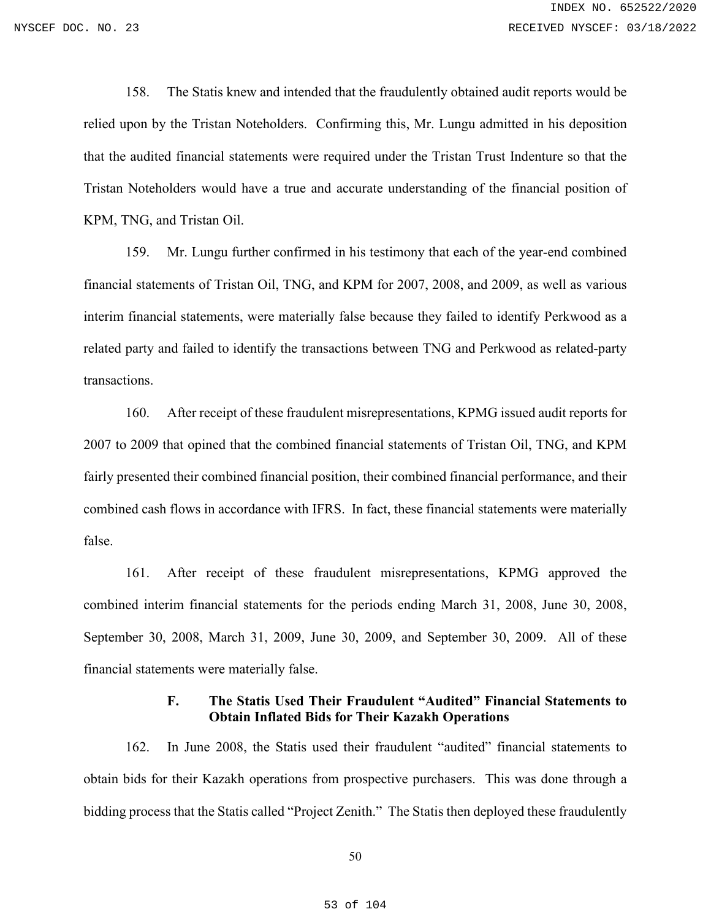158. The Statis knew and intended that the fraudulently obtained audit reports would be relied upon by the Tristan Noteholders. Confirming this, Mr. Lungu admitted in his deposition that the audited financial statements were required under the Tristan Trust Indenture so that the Tristan Noteholders would have a true and accurate understanding of the financial position of KPM, TNG, and Tristan Oil.

159. Mr. Lungu further confirmed in his testimony that each of the year-end combined financial statements of Tristan Oil, TNG, and KPM for 2007, 2008, and 2009, as well as various interim financial statements, were materially false because they failed to identify Perkwood as a related party and failed to identify the transactions between TNG and Perkwood as related-party transactions.

160. After receipt of these fraudulent misrepresentations, KPMG issued audit reports for 2007 to 2009 that opined that the combined financial statements of Tristan Oil, TNG, and KPM fairly presented their combined financial position, their combined financial performance, and their combined cash flows in accordance with IFRS. In fact, these financial statements were materially false.

161. After receipt of these fraudulent misrepresentations, KPMG approved the combined interim financial statements for the periods ending March 31, 2008, June 30, 2008, September 30, 2008, March 31, 2009, June 30, 2009, and September 30, 2009. All of these financial statements were materially false.

### F. The Statis Used Their Fraudulent "Audited" Financial Statements to Obtain Inflated Bids for Their Kazakh Operations

162. In June 2008, the Statis used their fraudulent "audited" financial statements to obtain bids for their Kazakh operations from prospective purchasers. This was done through a bidding process that the Statis called "Project Zenith." The Statis then deployed these fraudulently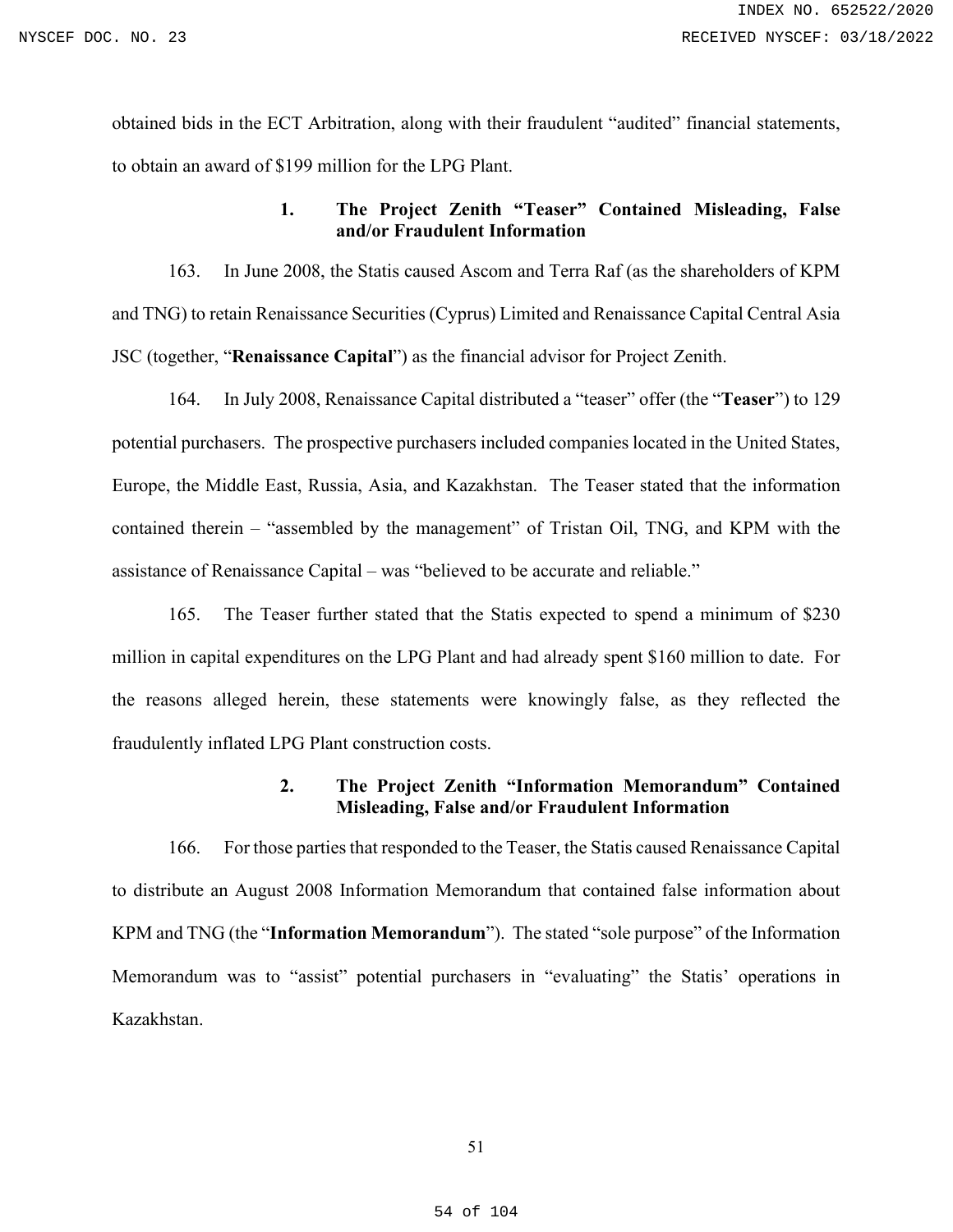obtained bids in the ECT Arbitration, along with their fraudulent "audited" financial statements, to obtain an award of $199 million for the LPG Plant.

### 1. The Project Zenith "Teaser" Contained Misleading, False and/or Fraudulent Information

163. In June 2008, the Statis caused Ascom and Terra Raf (as the shareholders of KPM and TNG) to retain Renaissance Securities (Cyprus) Limited and Renaissance Capital Central Asia JSC (together, "**Renaissance Capital**") as the financial advisor for Project Zenith.

164. In July 2008, Renaissance Capital distributed a "teaser" offer (the "**Teaser**") to 129 potential purchasers. The prospective purchasers included companies located in the United States, Europe, the Middle East, Russia, Asia, and Kazakhstan. The Teaser stated that the information contained therein – "assembled by the management" of Tristan Oil, TNG, and KPM with the assistance of Renaissance Capital – was "believed to be accurate and reliable."

165. The Teaser further stated that the Statis expected to spend a minimum of $230 million in capital expenditures on the LPG Plant and had already spent $160 million to date. For the reasons alleged herein, these statements were knowingly false, as they reflected the fraudulently inflated LPG Plant construction costs.

### 2. The Project Zenith "Information Memorandum" Contained Misleading, False and/or Fraudulent Information

166. For those parties that responded to the Teaser, the Statis caused Renaissance Capital to distribute an August 2008 Information Memorandum that contained false information about KPM and TNG (the "**Information Memorandum**"). The stated "sole purpose" of the Information Memorandum was to "assist" potential purchasers in "evaluating" the Statis' operations in Kazakhstan.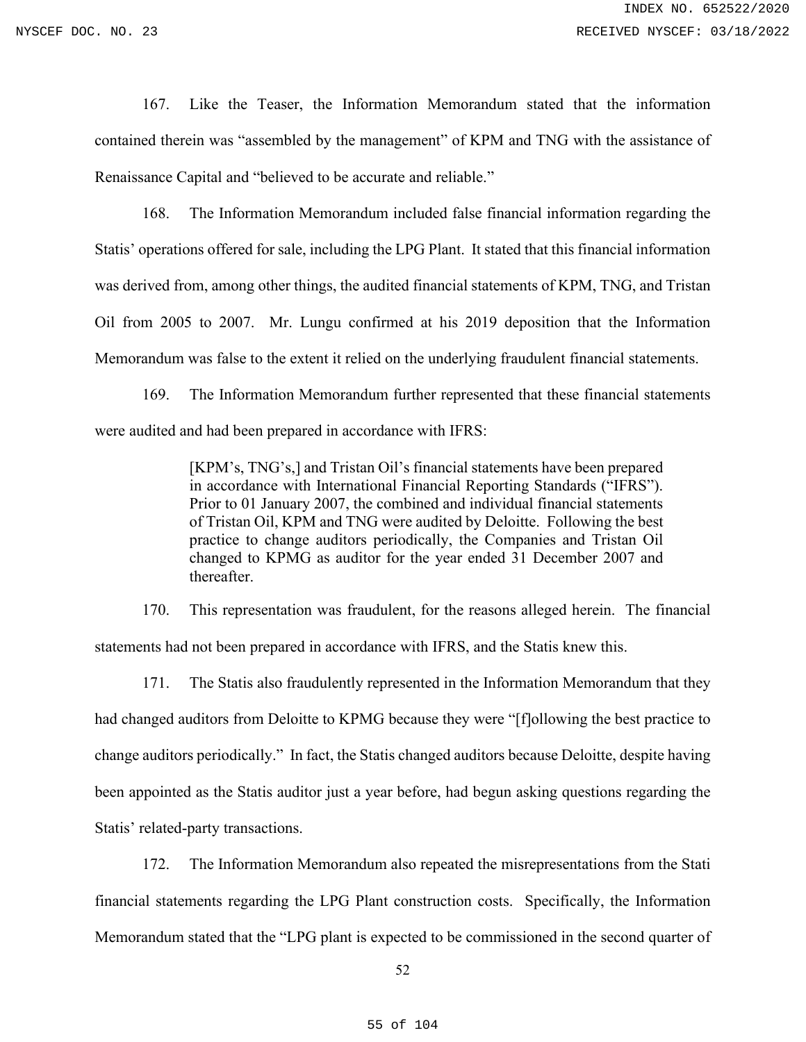167. Like the Teaser, the Information Memorandum stated that the information contained therein was "assembled by the management" of KPM and TNG with the assistance of Renaissance Capital and "believed to be accurate and reliable."

168. The Information Memorandum included false financial information regarding the Statis' operations offered for sale, including the LPG Plant. It stated that this financial information was derived from, among other things, the audited financial statements of KPM, TNG, and Tristan Oil from 2005 to 2007. Mr. Lungu confirmed at his 2019 deposition that the Information Memorandum was false to the extent it relied on the underlying fraudulent financial statements.

169. The Information Memorandum further represented that these financial statements were audited and had been prepared in accordance with IFRS:

> [KPM's, TNG's,] and Tristan Oil's financial statements have been prepared in accordance with International Financial Reporting Standards ("IFRS"). Prior to 01 January 2007, the combined and individual financial statements of Tristan Oil, KPM and TNG were audited by Deloitte. Following the best practice to change auditors periodically, the Companies and Tristan Oil changed to KPMG as auditor for the year ended 31 December 2007 and thereafter.

170. This representation was fraudulent, for the reasons alleged herein. The financial statements had not been prepared in accordance with IFRS, and the Statis knew this.

171. The Statis also fraudulently represented in the Information Memorandum that they had changed auditors from Deloitte to KPMG because they were "[f]ollowing the best practice to change auditors periodically." In fact, the Statis changed auditors because Deloitte, despite having been appointed as the Statis auditor just a year before, had begun asking questions regarding the Statis' related-party transactions.

172. The Information Memorandum also repeated the misrepresentations from the Stati financial statements regarding the LPG Plant construction costs. Specifically, the Information Memorandum stated that the "LPG plant is expected to be commissioned in the second quarter of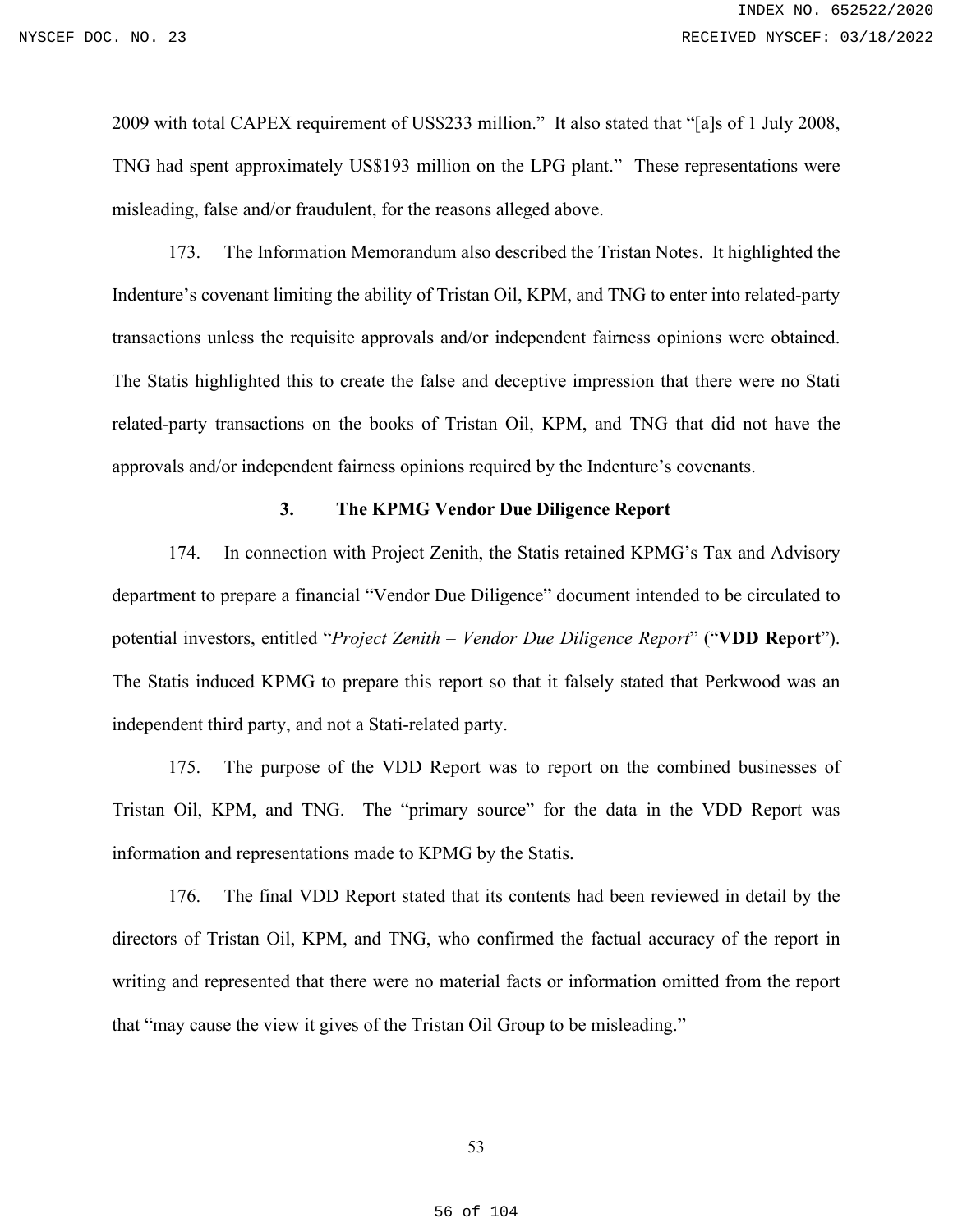2009 with total CAPEX requirement of US$233 million." It also stated that "[a]s of 1 July 2008, TNG had spent approximately US$193 million on the LPG plant." These representations were misleading, false and/or fraudulent, for the reasons alleged above.

173. The Information Memorandum also described the Tristan Notes. It highlighted the Indenture's covenant limiting the ability of Tristan Oil, KPM, and TNG to enter into related-party transactions unless the requisite approvals and/or independent fairness opinions were obtained. The Statis highlighted this to create the false and deceptive impression that there were no Stati related-party transactions on the books of Tristan Oil, KPM, and TNG that did not have the approvals and/or independent fairness opinions required by the Indenture's covenants.

### 3. The KPMG Vendor Due Diligence Report

174. In connection with Project Zenith, the Statis retained KPMG's Tax and Advisory department to prepare a financial "Vendor Due Diligence" document intended to be circulated to potential investors, entitled "*Project Zenith – Vendor Due Diligence Report*" ("**VDD Report**"). The Statis induced KPMG to prepare this report so that it falsely stated that Perkwood was an independent third party, and <u>not</u> a Stati-related party.

175. The purpose of the VDD Report was to report on the combined businesses of Tristan Oil, KPM, and TNG. The "primary source" for the data in the VDD Report was information and representations made to KPMG by the Statis.

176. The final VDD Report stated that its contents had been reviewed in detail by the directors of Tristan Oil, KPM, and TNG, who confirmed the factual accuracy of the report in writing and represented that there were no material facts or information omitted from the report that "may cause the view it gives of the Tristan Oil Group to be misleading."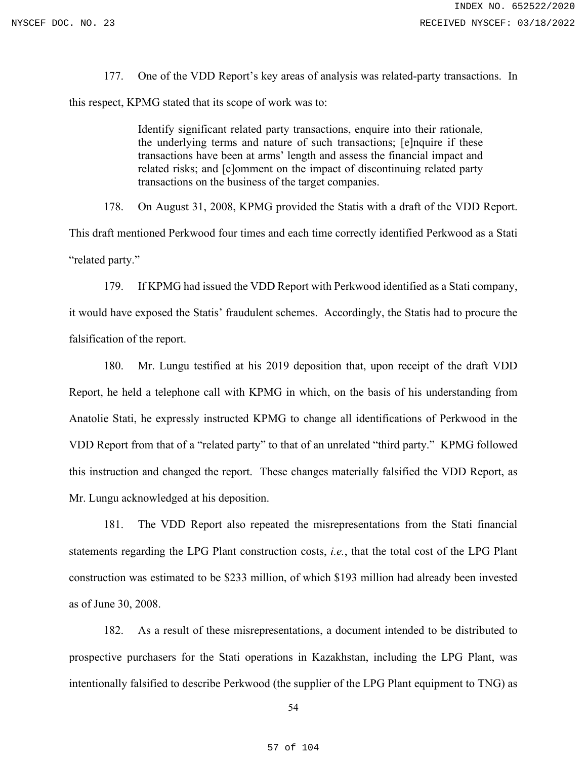177. One of the VDD Report's key areas of analysis was related-party transactions. In this respect, KPMG stated that its scope of work was to:

> Identify significant related party transactions, enquire into their rationale, the underlying terms and nature of such transactions; [e]nquire if these transactions have been at arms' length and assess the financial impact and related risks; and [c]omment on the impact of discontinuing related party transactions on the business of the target companies.

178. On August 31, 2008, KPMG provided the Statis with a draft of the VDD Report. This draft mentioned Perkwood four times and each time correctly identified Perkwood as a Stati "related party."

179. If KPMG had issued the VDD Report with Perkwood identified as a Stati company, it would have exposed the Statis' fraudulent schemes. Accordingly, the Statis had to procure the falsification of the report.

180. Mr. Lungu testified at his 2019 deposition that, upon receipt of the draft VDD Report, he held a telephone call with KPMG in which, on the basis of his understanding from Anatolie Stati, he expressly instructed KPMG to change all identifications of Perkwood in the VDD Report from that of a "related party" to that of an unrelated "third party." KPMG followed this instruction and changed the report. These changes materially falsified the VDD Report, as Mr. Lungu acknowledged at his deposition.

181. The VDD Report also repeated the misrepresentations from the Stati financial statements regarding the LPG Plant construction costs, *i.e.*, that the total cost of the LPG Plant construction was estimated to be $233 million, of which $193 million had already been invested as of June 30, 2008.

182. As a result of these misrepresentations, a document intended to be distributed to prospective purchasers for the Stati operations in Kazakhstan, including the LPG Plant, was intentionally falsified to describe Perkwood (the supplier of the LPG Plant equipment to TNG) as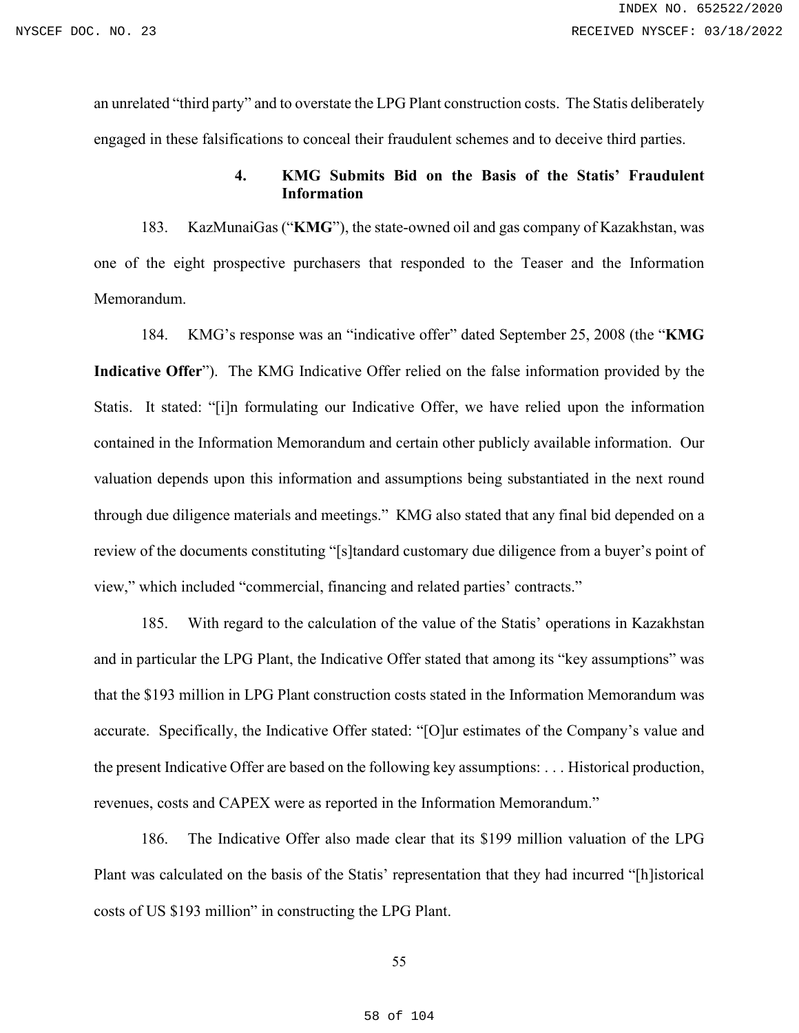an unrelated "third party" and to overstate the LPG Plant construction costs. The Statis deliberately engaged in these falsifications to conceal their fraudulent schemes and to deceive third parties.

#### 4. KMG Submits Bid on the Basis of the Statis' Fraudulent Information

183. KazMunaiGas ("**KMG**"), the state-owned oil and gas company of Kazakhstan, was one of the eight prospective purchasers that responded to the Teaser and the Information Memorandum.

184. KMG's response was an "indicative offer" dated September 25, 2008 (the "**KMG Indicative Offer**"). The KMG Indicative Offer relied on the false information provided by the Statis. It stated: "[i]n formulating our Indicative Offer, we have relied upon the information contained in the Information Memorandum and certain other publicly available information. Our valuation depends upon this information and assumptions being substantiated in the next round through due diligence materials and meetings." KMG also stated that any final bid depended on a review of the documents constituting "[s]tandard customary due diligence from a buyer's point of view," which included "commercial, financing and related parties' contracts."

185. With regard to the calculation of the value of the Statis' operations in Kazakhstan and in particular the LPG Plant, the Indicative Offer stated that among its "key assumptions" was that the $193 million in LPG Plant construction costs stated in the Information Memorandum was accurate. Specifically, the Indicative Offer stated: "[O]ur estimates of the Company's value and the present Indicative Offer are based on the following key assumptions: . . . Historical production, revenues, costs and CAPEX were as reported in the Information Memorandum."

186. The Indicative Offer also made clear that its $199 million valuation of the LPG Plant was calculated on the basis of the Statis' representation that they had incurred "[h]istorical costs of US $193 million" in constructing the LPG Plant.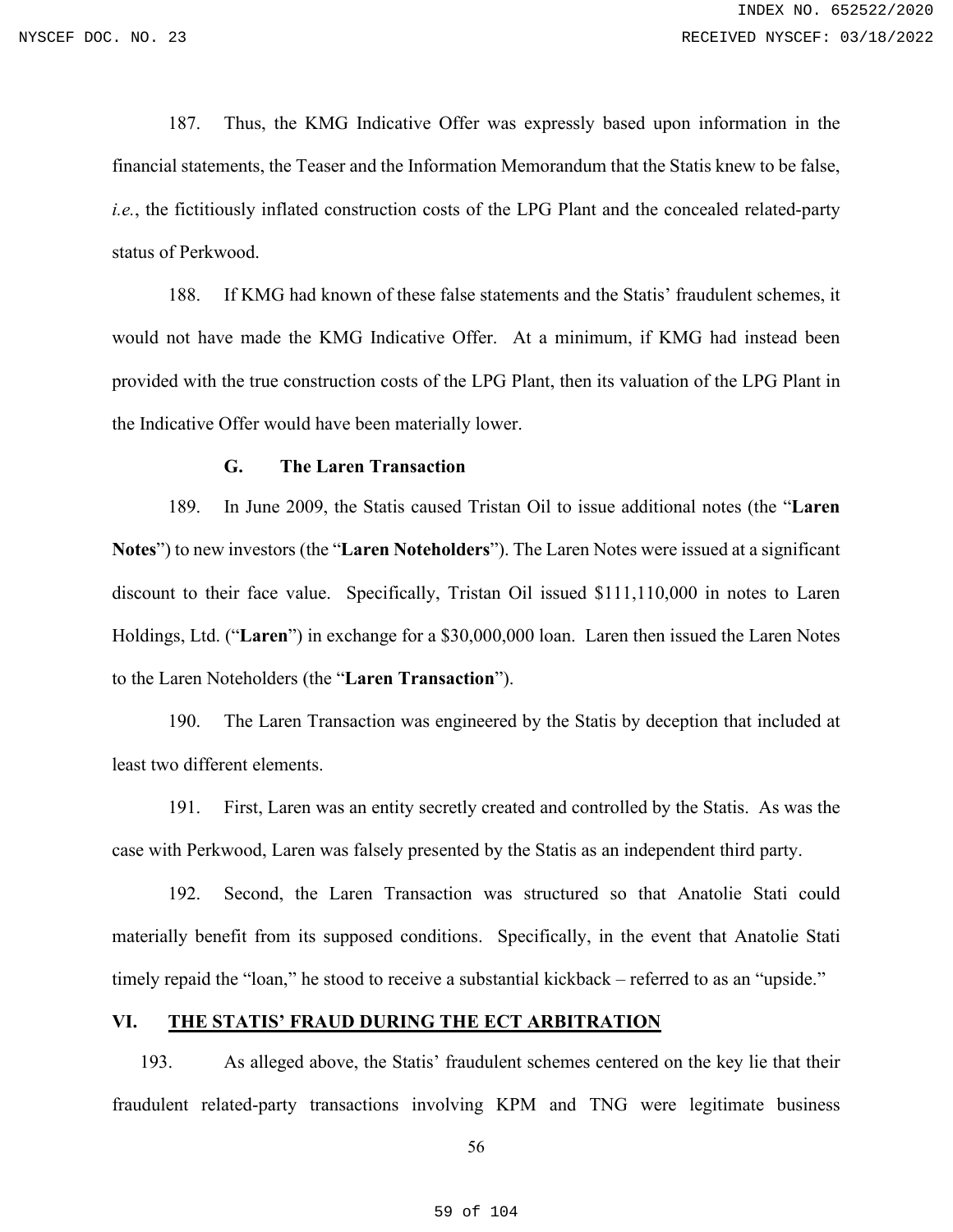187. Thus, the KMG Indicative Offer was expressly based upon information in the financial statements, the Teaser and the Information Memorandum that the Statis knew to be false, *i.e.*, the fictitiously inflated construction costs of the LPG Plant and the concealed related-party status of Perkwood.

188. If KMG had known of these false statements and the Statis' fraudulent schemes, it would not have made the KMG Indicative Offer. At a minimum, if KMG had instead been provided with the true construction costs of the LPG Plant, then its valuation of the LPG Plant in the Indicative Offer would have been materially lower.

### G. The Laren Transaction

189. In June 2009, the Statis caused Tristan Oil to issue additional notes (the "**Laren Notes**") to new investors (the "**Laren Noteholders**"). The Laren Notes were issued at a significant discount to their face value. Specifically, Tristan Oil issued $111,110,000 in notes to Laren Holdings, Ltd. ("**Laren**") in exchange for a $30,000,000 loan. Laren then issued the Laren Notes to the Laren Noteholders (the "**Laren Transaction**").

190. The Laren Transaction was engineered by the Statis by deception that included at least two different elements.

191. First, Laren was an entity secretly created and controlled by the Statis. As was the case with Perkwood, Laren was falsely presented by the Statis as an independent third party.

192. Second, the Laren Transaction was structured so that Anatolie Stati could materially benefit from its supposed conditions. Specifically, in the event that Anatolie Stati timely repaid the "loan," he stood to receive a substantial kickback – referred to as an "upside."

## VI. THE STATIS' FRAUD DURING THE ECT ARBITRATION

193. As alleged above, the Statis' fraudulent schemes centered on the key lie that their fraudulent related-party transactions involving KPM and TNG were legitimate business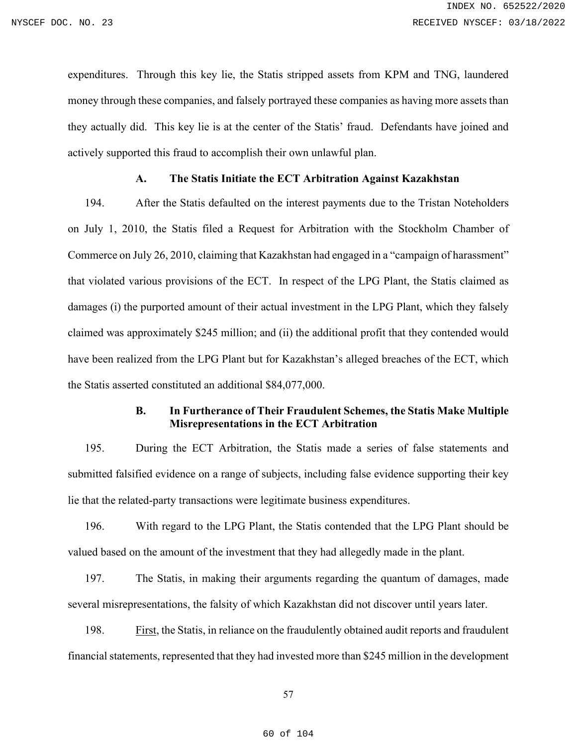expenditures. Through this key lie, the Statis stripped assets from KPM and TNG, laundered money through these companies, and falsely portrayed these companies as having more assets than they actually did. This key lie is at the center of the Statis' fraud. Defendants have joined and actively supported this fraud to accomplish their own unlawful plan.

### A. The Statis Initiate the ECT Arbitration Against Kazakhstan

194. After the Statis defaulted on the interest payments due to the Tristan Noteholders on July 1, 2010, the Statis filed a Request for Arbitration with the Stockholm Chamber of Commerce on July 26, 2010, claiming that Kazakhstan had engaged in a "campaign of harassment" that violated various provisions of the ECT. In respect of the LPG Plant, the Statis claimed as damages (i) the purported amount of their actual investment in the LPG Plant, which they falsely claimed was approximately $245 million; and (ii) the additional profit that they contended would have been realized from the LPG Plant but for Kazakhstan's alleged breaches of the ECT, which the Statis asserted constituted an additional $84,077,000.

### B. In Furtherance of Their Fraudulent Schemes, the Statis Make Multiple Misrepresentations in the ECT Arbitration

195. During the ECT Arbitration, the Statis made a series of false statements and submitted falsified evidence on a range of subjects, including false evidence supporting their key lie that the related-party transactions were legitimate business expenditures.

196. With regard to the LPG Plant, the Statis contended that the LPG Plant should be valued based on the amount of the investment that they had allegedly made in the plant.

197. The Statis, in making their arguments regarding the quantum of damages, made several misrepresentations, the falsity of which Kazakhstan did not discover until years later.

198. First, the Statis, in reliance on the fraudulently obtained audit reports and fraudulent financial statements, represented that they had invested more than $245 million in the development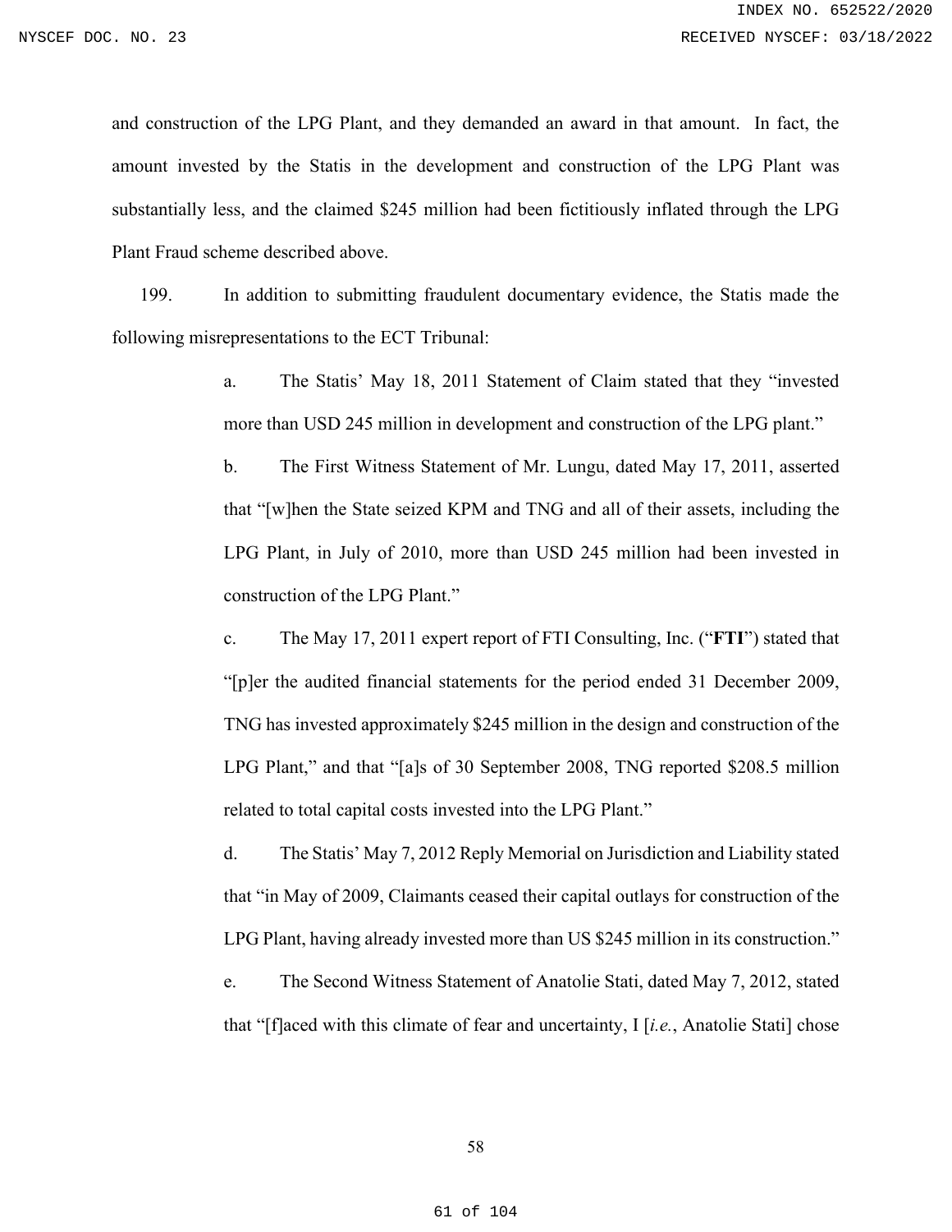and construction of the LPG Plant, and they demanded an award in that amount. In fact, the amount invested by the Statis in the development and construction of the LPG Plant was substantially less, and the claimed $245 million had been fictitiously inflated through the LPG Plant Fraud scheme described above.

199. In addition to submitting fraudulent documentary evidence, the Statis made the following misrepresentations to the ECT Tribunal:

a. The Statis' May 18, 2011 Statement of Claim stated that they "invested more than USD 245 million in development and construction of the LPG plant."

b. The First Witness Statement of Mr. Lungu, dated May 17, 2011, asserted that "[w]hen the State seized KPM and TNG and all of their assets, including the LPG Plant, in July of 2010, more than USD 245 million had been invested in construction of the LPG Plant."

c. The May 17, 2011 expert report of FTI Consulting, Inc. ("**FTI**") stated that "[p]er the audited financial statements for the period ended 31 December 2009, TNG has invested approximately $245 million in the design and construction of the LPG Plant," and that "[a]s of 30 September 2008, TNG reported $208.5 million related to total capital costs invested into the LPG Plant."

d. The Statis' May 7, 2012 Reply Memorial on Jurisdiction and Liability stated that "in May of 2009, Claimants ceased their capital outlays for construction of the LPG Plant, having already invested more than US $245 million in its construction."

e. The Second Witness Statement of Anatolie Stati, dated May 7, 2012, stated that "[f]aced with this climate of fear and uncertainty, I [*i.e.*, Anatolie Stati] chose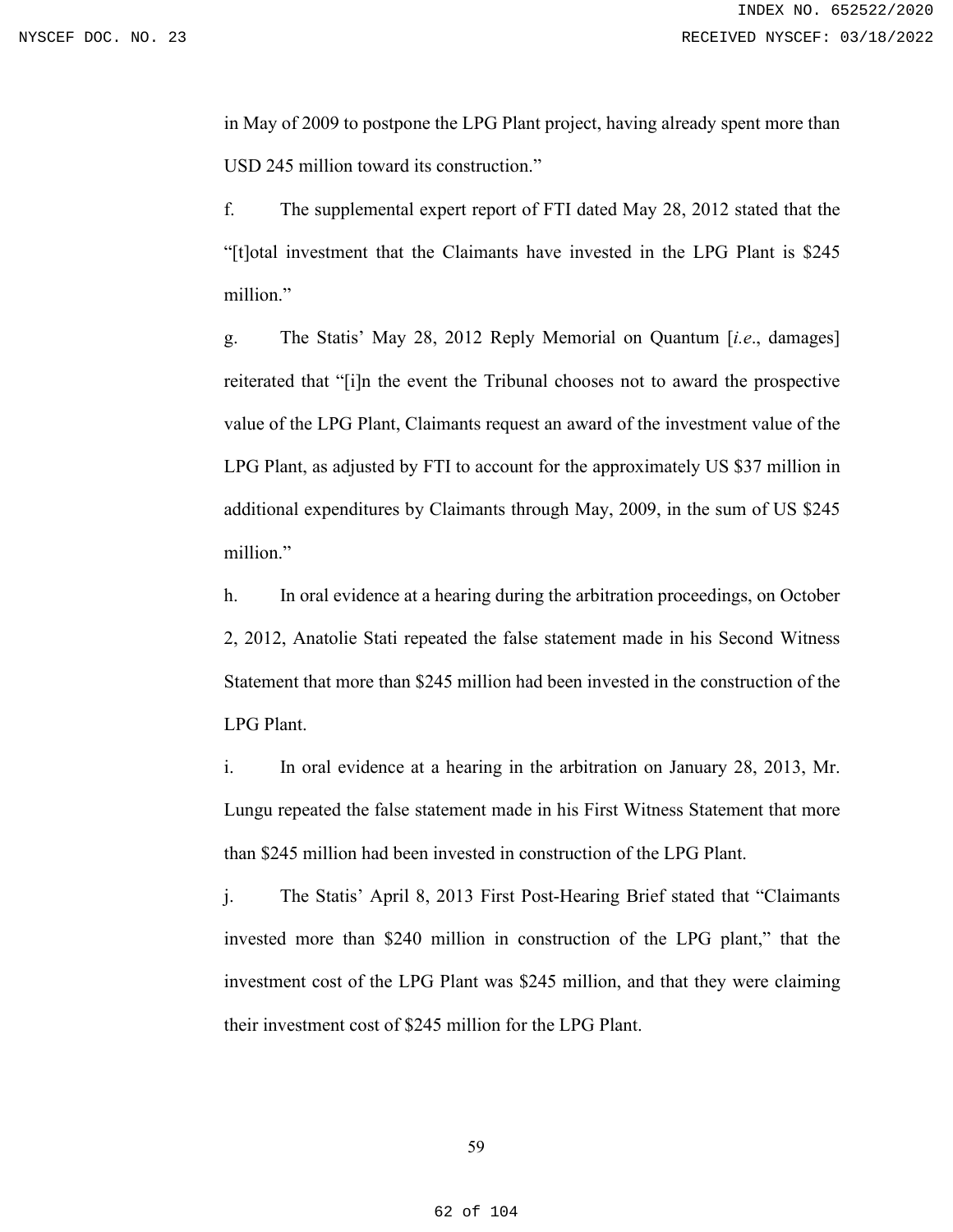in May of 2009 to postpone the LPG Plant project, having already spent more than USD 245 million toward its construction."

f. The supplemental expert report of FTI dated May 28, 2012 stated that the "[t]otal investment that the Claimants have invested in the LPG Plant is $245 million."

g. The Statis' May 28, 2012 Reply Memorial on Quantum [*i.e.*, damages] reiterated that "[i]n the event the Tribunal chooses not to award the prospective value of the LPG Plant, Claimants request an award of the investment value of the LPG Plant, as adjusted by FTI to account for the approximately US $37 million in additional expenditures by Claimants through May, 2009, in the sum of US $245 million."

h. In oral evidence at a hearing during the arbitration proceedings, on October 2, 2012, Anatolie Stati repeated the false statement made in his Second Witness Statement that more than $245 million had been invested in the construction of the LPG Plant.

i. In oral evidence at a hearing in the arbitration on January 28, 2013, Mr. Lungu repeated the false statement made in his First Witness Statement that more than $245 million had been invested in construction of the LPG Plant.

j. The Statis' April 8, 2013 First Post-Hearing Brief stated that "Claimants invested more than $240 million in construction of the LPG plant," that the investment cost of the LPG Plant was $245 million, and that they were claiming their investment cost of $245 million for the LPG Plant.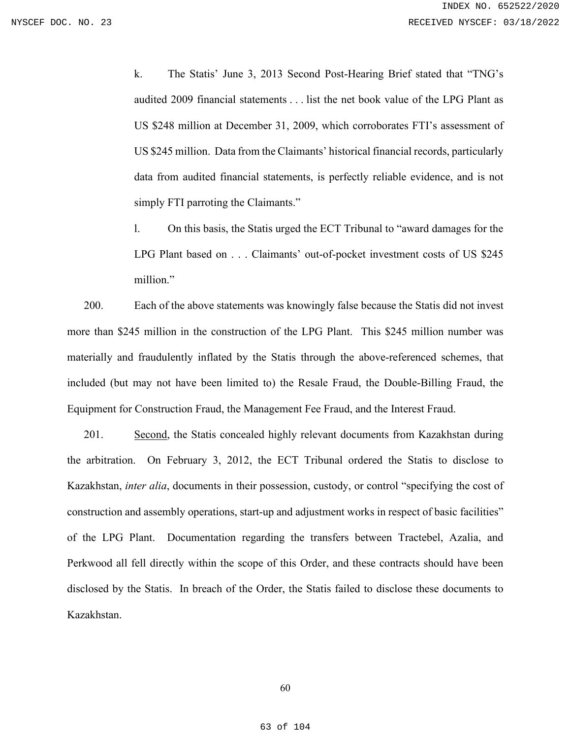k. The Statis' June 3, 2013 Second Post-Hearing Brief stated that "TNG's audited 2009 financial statements . . . list the net book value of the LPG Plant as US $248 million at December 31, 2009, which corroborates FTI's assessment of US $245 million. Data from the Claimants' historical financial records, particularly data from audited financial statements, is perfectly reliable evidence, and is not simply FTI parroting the Claimants."

l. On this basis, the Statis urged the ECT Tribunal to "award damages for the LPG Plant based on . . . Claimants' out-of-pocket investment costs of US $245 million."

200. Each of the above statements was knowingly false because the Statis did not invest more than $245 million in the construction of the LPG Plant. This $245 million number was materially and fraudulently inflated by the Statis through the above-referenced schemes, that included (but may not have been limited to) the Resale Fraud, the Double-Billing Fraud, the Equipment for Construction Fraud, the Management Fee Fraud, and the Interest Fraud.

201. Second, the Statis concealed highly relevant documents from Kazakhstan during the arbitration. On February 3, 2012, the ECT Tribunal ordered the Statis to disclose to Kazakhstan, *inter alia*, documents in their possession, custody, or control "specifying the cost of construction and assembly operations, start-up and adjustment works in respect of basic facilities" of the LPG Plant. Documentation regarding the transfers between Tractebel, Azalia, and Perkwood all fell directly within the scope of this Order, and these contracts should have been disclosed by the Statis. In breach of the Order, the Statis failed to disclose these documents to Kazakhstan.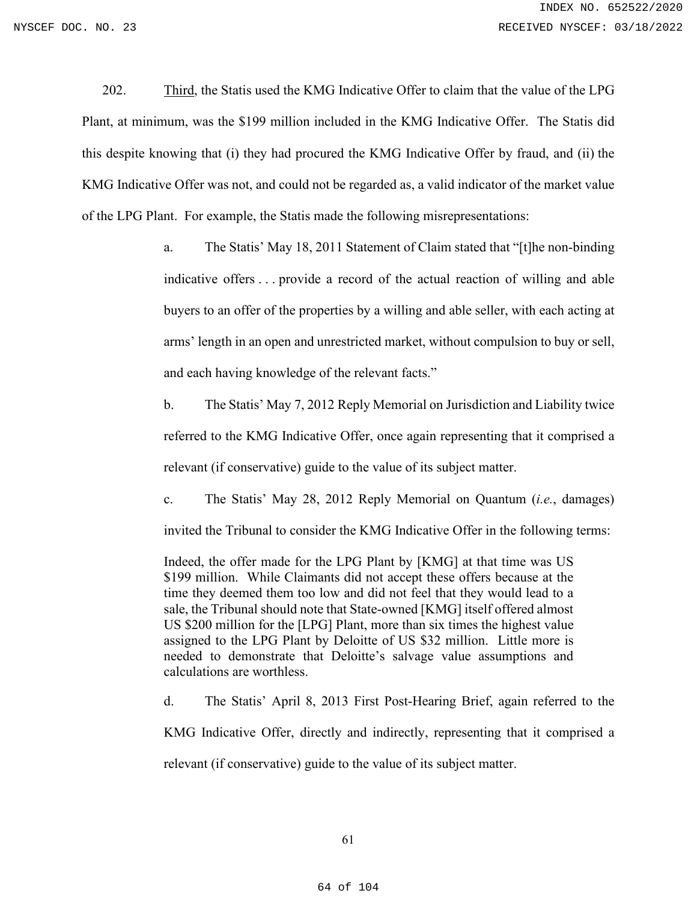202. Third, the Statis used the KMG Indicative Offer to claim that the value of the LPG Plant, at minimum, was the $199 million included in the KMG Indicative Offer. The Statis did this despite knowing that (i) they had procured the KMG Indicative Offer by fraud, and (ii) the KMG Indicative Offer was not, and could not be regarded as, a valid indicator of the market value of the LPG Plant. For example, the Statis made the following misrepresentations:

> a. The Statis' May 18, 2011 Statement of Claim stated that "[t]he non-binding indicative offers . . . provide a record of the actual reaction of willing and able buyers to an offer of the properties by a willing and able seller, with each acting at arms' length in an open and unrestricted market, without compulsion to buy or sell, and each having knowledge of the relevant facts."
>
> b. The Statis' May 7, 2012 Reply Memorial on Jurisdiction and Liability twice referred to the KMG Indicative Offer, once again representing that it comprised a relevant (if conservative) guide to the value of its subject matter.
>
> c. The Statis' May 28, 2012 Reply Memorial on Quantum (*i.e.*, damages) invited the Tribunal to consider the KMG Indicative Offer in the following terms:
>
> > Indeed, the offer made for the LPG Plant by [KMG] at that time was US $199 million. While Claimants did not accept these offers because at the time they deemed them too low and did not feel that they would lead to a sale, the Tribunal should note that State-owned [KMG] itself offered almost US $200 million for the [LPG] Plant, more than six times the highest value assigned to the LPG Plant by Deloitte of US $32 million. Little more is needed to demonstrate that Deloitte's salvage value assumptions and calculations are worthless.
>
> d. The Statis' April 8, 2013 First Post-Hearing Brief, again referred to the KMG Indicative Offer, directly and indirectly, representing that it comprised a relevant (if conservative) guide to the value of its subject matter.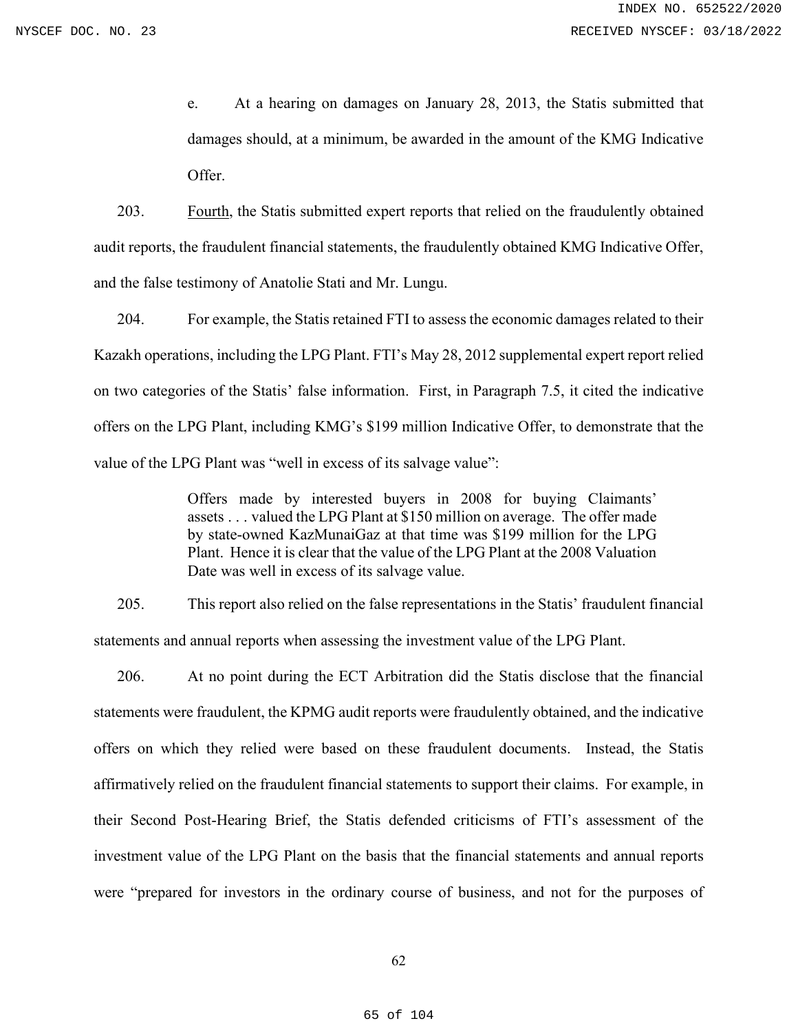e. At a hearing on damages on January 28, 2013, the Statis submitted that damages should, at a minimum, be awarded in the amount of the KMG Indicative Offer.

203. Fourth, the Statis submitted expert reports that relied on the fraudulently obtained audit reports, the fraudulent financial statements, the fraudulently obtained KMG Indicative Offer, and the false testimony of Anatolie Stati and Mr. Lungu.

204. For example, the Statis retained FTI to assess the economic damages related to their Kazakh operations, including the LPG Plant. FTI's May 28, 2012 supplemental expert report relied on two categories of the Statis' false information. First, in Paragraph 7.5, it cited the indicative offers on the LPG Plant, including KMG's \$199 million Indicative Offer, to demonstrate that the value of the LPG Plant was "well in excess of its salvage value":

> Offers made by interested buyers in 2008 for buying Claimants' assets . . . valued the LPG Plant at \$150 million on average. The offer made by state-owned KazMunaiGaz at that time was \$199 million for the LPG Plant. Hence it is clear that the value of the LPG Plant at the 2008 Valuation Date was well in excess of its salvage value.

205. This report also relied on the false representations in the Statis' fraudulent financial statements and annual reports when assessing the investment value of the LPG Plant.

206. At no point during the ECT Arbitration did the Statis disclose that the financial statements were fraudulent, the KPMG audit reports were fraudulently obtained, and the indicative offers on which they relied were based on these fraudulent documents. Instead, the Statis affirmatively relied on the fraudulent financial statements to support their claims. For example, in their Second Post-Hearing Brief, the Statis defended criticisms of FTI's assessment of the investment value of the LPG Plant on the basis that the financial statements and annual reports were "prepared for investors in the ordinary course of business, and not for the purposes of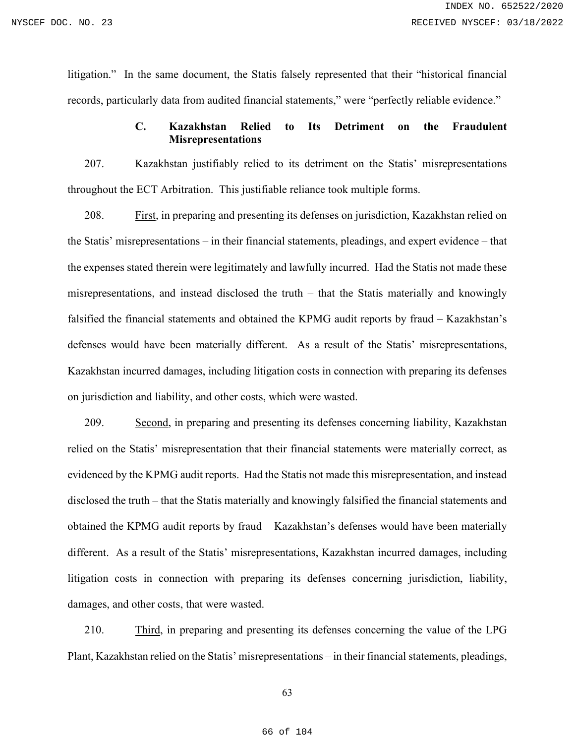litigation." In the same document, the Statis falsely represented that their "historical financial records, particularly data from audited financial statements," were "perfectly reliable evidence."

### C. Kazakhstan Relied to Its Detriment on the Fraudulent Misrepresentations

207. Kazakhstan justifiably relied to its detriment on the Statis' misrepresentations throughout the ECT Arbitration. This justifiable reliance took multiple forms.

208. First, in preparing and presenting its defenses on jurisdiction, Kazakhstan relied on the Statis' misrepresentations – in their financial statements, pleadings, and expert evidence – that the expenses stated therein were legitimately and lawfully incurred. Had the Statis not made these misrepresentations, and instead disclosed the truth – that the Statis materially and knowingly falsified the financial statements and obtained the KPMG audit reports by fraud – Kazakhstan's defenses would have been materially different. As a result of the Statis' misrepresentations, Kazakhstan incurred damages, including litigation costs in connection with preparing its defenses on jurisdiction and liability, and other costs, which were wasted.

209. Second, in preparing and presenting its defenses concerning liability, Kazakhstan relied on the Statis' misrepresentation that their financial statements were materially correct, as evidenced by the KPMG audit reports. Had the Statis not made this misrepresentation, and instead disclosed the truth – that the Statis materially and knowingly falsified the financial statements and obtained the KPMG audit reports by fraud – Kazakhstan's defenses would have been materially different. As a result of the Statis' misrepresentations, Kazakhstan incurred damages, including litigation costs in connection with preparing its defenses concerning jurisdiction, liability, damages, and other costs, that were wasted.

210. Third, in preparing and presenting its defenses concerning the value of the LPG Plant, Kazakhstan relied on the Statis' misrepresentations – in their financial statements, pleadings,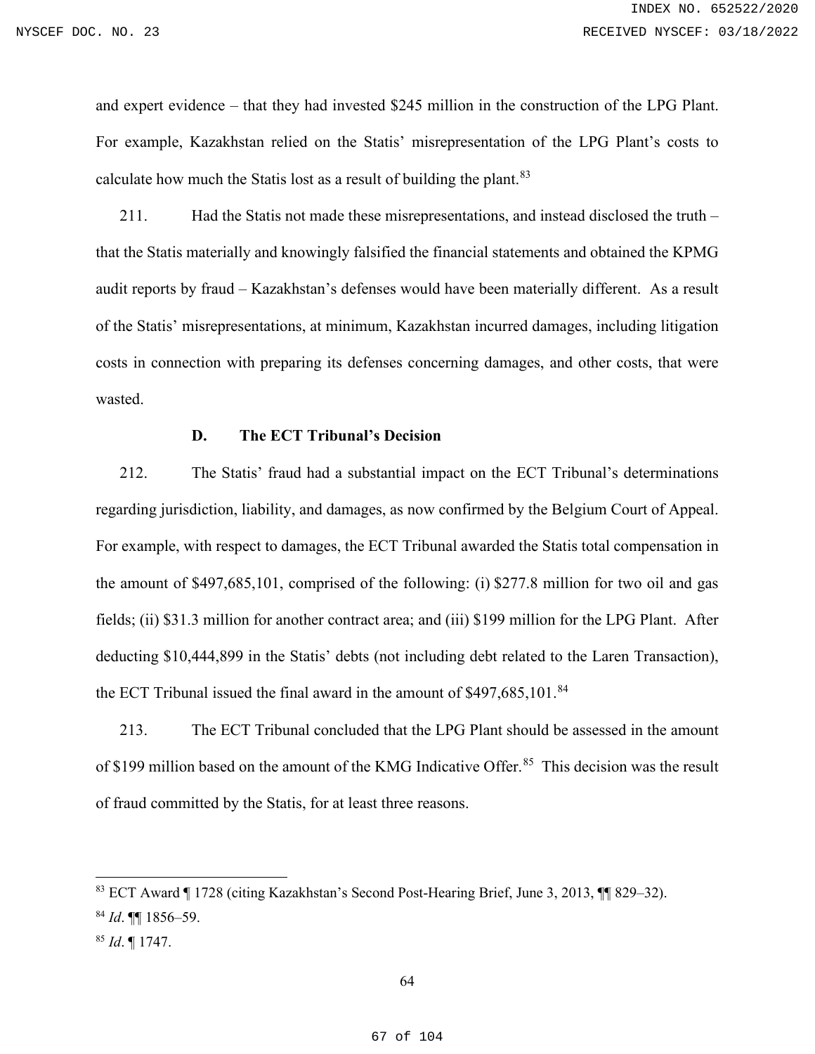and expert evidence – that they had invested $245 million in the construction of the LPG Plant. For example, Kazakhstan relied on the Statis' misrepresentation of the LPG Plant's costs to calculate how much the Statis lost as a result of building the plant.[83]

211. Had the Statis not made these misrepresentations, and instead disclosed the truth – that the Statis materially and knowingly falsified the financial statements and obtained the KPMG audit reports by fraud – Kazakhstan's defenses would have been materially different. As a result of the Statis' misrepresentations, at minimum, Kazakhstan incurred damages, including litigation costs in connection with preparing its defenses concerning damages, and other costs, that were wasted.

### D. The ECT Tribunal's Decision

212. The Statis' fraud had a substantial impact on the ECT Tribunal's determinations regarding jurisdiction, liability, and damages, as now confirmed by the Belgium Court of Appeal. For example, with respect to damages, the ECT Tribunal awarded the Statis total compensation in the amount of $497,685,101, comprised of the following: (i) $277.8 million for two oil and gas fields; (ii) $31.3 million for another contract area; and (iii) $199 million for the LPG Plant. After deducting $10,444,899 in the Statis' debts (not including debt related to the Laren Transaction), the ECT Tribunal issued the final award in the amount of $497,685,101.[84]

213. The ECT Tribunal concluded that the LPG Plant should be assessed in the amount of $199 million based on the amount of the KMG Indicative Offer.[85] This decision was the result of fraud committed by the Statis, for at least three reasons.

---

[83] ECT Award ¶ 1728 (citing Kazakhstan's Second Post-Hearing Brief, June 3, 2013, ¶¶ 829–32).

[84] *Id*. ¶¶ 1856–59.

[85] *Id*. ¶ 1747.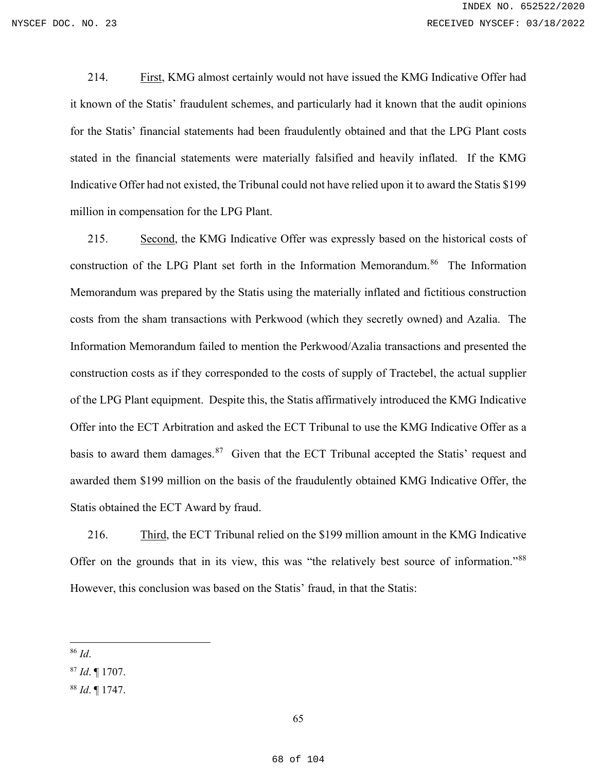214. First, KMG almost certainly would not have issued the KMG Indicative Offer had it known of the Statis' fraudulent schemes, and particularly had it known that the audit opinions for the Statis' financial statements had been fraudulently obtained and that the LPG Plant costs stated in the financial statements were materially falsified and heavily inflated. If the KMG Indicative Offer had not existed, the Tribunal could not have relied upon it to award the Statis $199 million in compensation for the LPG Plant.

215. Second, the KMG Indicative Offer was expressly based on the historical costs of construction of the LPG Plant set forth in the Information Memorandum.[86] The Information Memorandum was prepared by the Statis using the materially inflated and fictitious construction costs from the sham transactions with Perkwood (which they secretly owned) and Azalia. The Information Memorandum failed to mention the Perkwood/Azalia transactions and presented the construction costs as if they corresponded to the costs of supply of Tractebel, the actual supplier of the LPG Plant equipment. Despite this, the Statis affirmatively introduced the KMG Indicative Offer into the ECT Arbitration and asked the ECT Tribunal to use the KMG Indicative Offer as a basis to award them damages.[87] Given that the ECT Tribunal accepted the Statis' request and awarded them $199 million on the basis of the fraudulently obtained KMG Indicative Offer, the Statis obtained the ECT Award by fraud.

216. Third, the ECT Tribunal relied on the $199 million amount in the KMG Indicative Offer on the grounds that in its view, this was "the relatively best source of information."[88] However, this conclusion was based on the Statis' fraud, in that the Statis:

---

[86] *Id*.

[87] *Id*. ¶ 1707.

[88] *Id*. ¶ 1747.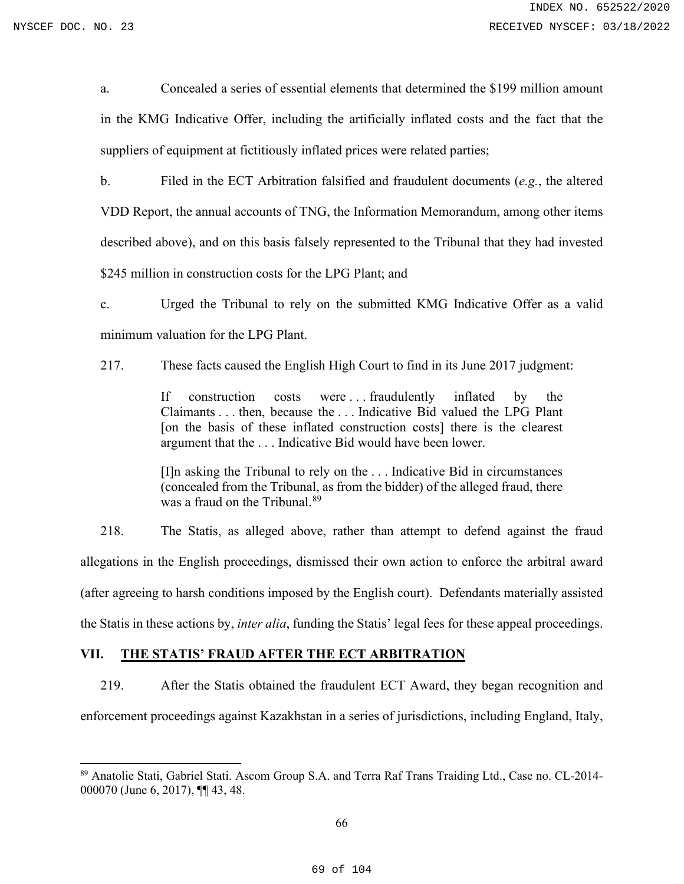a. Concealed a series of essential elements that determined the $199 million amount in the KMG Indicative Offer, including the artificially inflated costs and the fact that the suppliers of equipment at fictitiously inflated prices were related parties;

b. Filed in the ECT Arbitration falsified and fraudulent documents (*e.g.*, the altered VDD Report, the annual accounts of TNG, the Information Memorandum, among other items described above), and on this basis falsely represented to the Tribunal that they had invested $245 million in construction costs for the LPG Plant; and

c. Urged the Tribunal to rely on the submitted KMG Indicative Offer as a valid minimum valuation for the LPG Plant.

217. These facts caused the English High Court to find in its June 2017 judgment:

> If construction costs were . . . fraudulently inflated by the Claimants . . . then, because the . . . Indicative Bid valued the LPG Plant [on the basis of these inflated construction costs] there is the clearest argument that the . . . Indicative Bid would have been lower.
>
> [I]n asking the Tribunal to rely on the . . . Indicative Bid in circumstances (concealed from the Tribunal, as from the bidder) of the alleged fraud, there was a fraud on the Tribunal.[89]

218. The Statis, as alleged above, rather than attempt to defend against the fraud allegations in the English proceedings, dismissed their own action to enforce the arbitral award (after agreeing to harsh conditions imposed by the English court). Defendants materially assisted the Statis in these actions by, *inter alia*, funding the Statis' legal fees for these appeal proceedings.

## VII. THE STATIS' FRAUD AFTER THE ECT ARBITRATION

219. After the Statis obtained the fraudulent ECT Award, they began recognition and enforcement proceedings against Kazakhstan in a series of jurisdictions, including England, Italy,

---

[89] Anatolie Stati, Gabriel Stati. Ascom Group S.A. and Terra Raf Trans Traiding Ltd., Case no. CL-2014-000070 (June 6, 2017), ¶¶ 43, 48.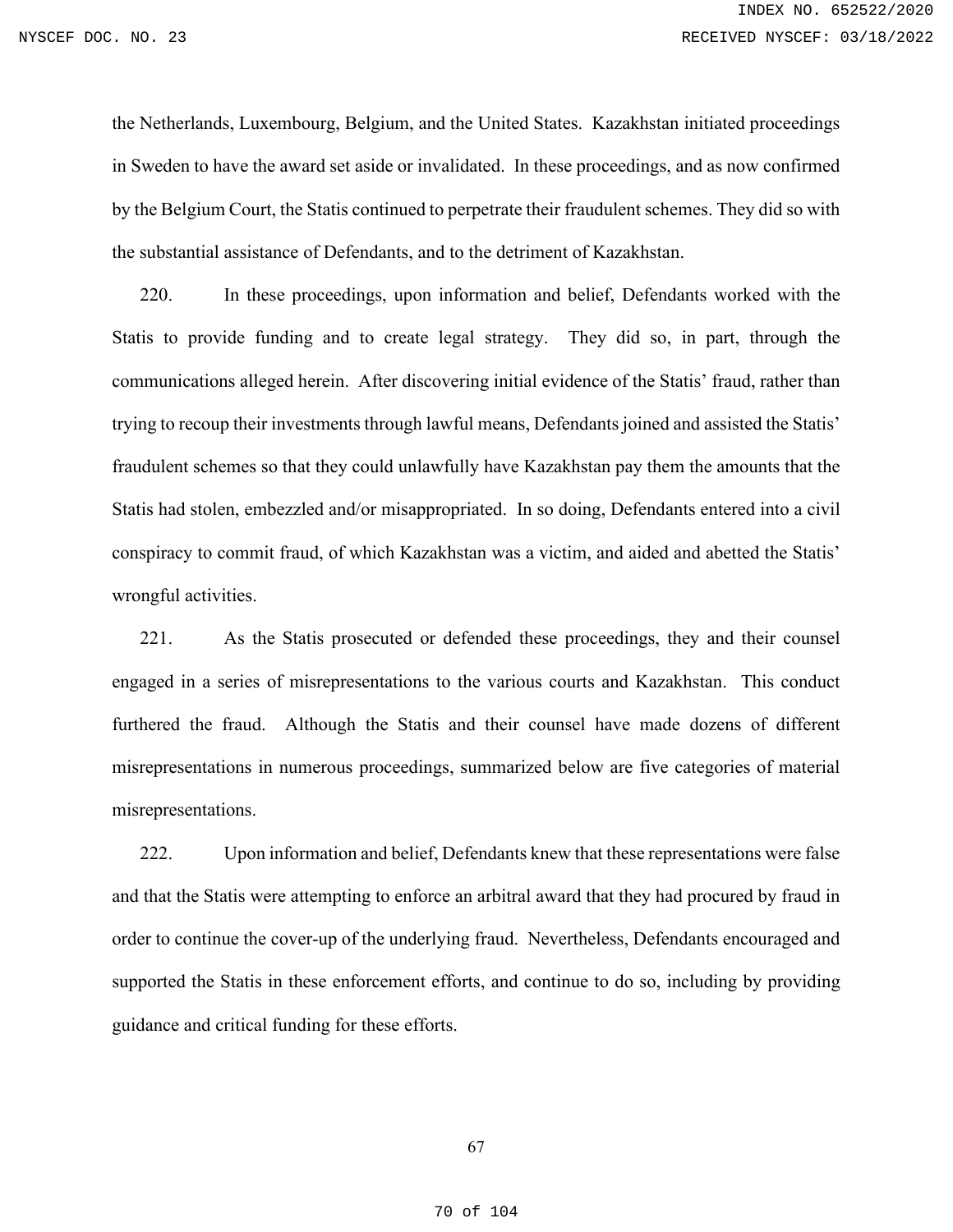the Netherlands, Luxembourg, Belgium, and the United States. Kazakhstan initiated proceedings in Sweden to have the award set aside or invalidated. In these proceedings, and as now confirmed by the Belgium Court, the Statis continued to perpetrate their fraudulent schemes. They did so with the substantial assistance of Defendants, and to the detriment of Kazakhstan.

220. In these proceedings, upon information and belief, Defendants worked with the Statis to provide funding and to create legal strategy. They did so, in part, through the communications alleged herein. After discovering initial evidence of the Statis' fraud, rather than trying to recoup their investments through lawful means, Defendants joined and assisted the Statis' fraudulent schemes so that they could unlawfully have Kazakhstan pay them the amounts that the Statis had stolen, embezzled and/or misappropriated. In so doing, Defendants entered into a civil conspiracy to commit fraud, of which Kazakhstan was a victim, and aided and abetted the Statis' wrongful activities.

221. As the Statis prosecuted or defended these proceedings, they and their counsel engaged in a series of misrepresentations to the various courts and Kazakhstan. This conduct furthered the fraud. Although the Statis and their counsel have made dozens of different misrepresentations in numerous proceedings, summarized below are five categories of material misrepresentations.

222. Upon information and belief, Defendants knew that these representations were false and that the Statis were attempting to enforce an arbitral award that they had procured by fraud in order to continue the cover-up of the underlying fraud. Nevertheless, Defendants encouraged and supported the Statis in these enforcement efforts, and continue to do so, including by providing guidance and critical funding for these efforts.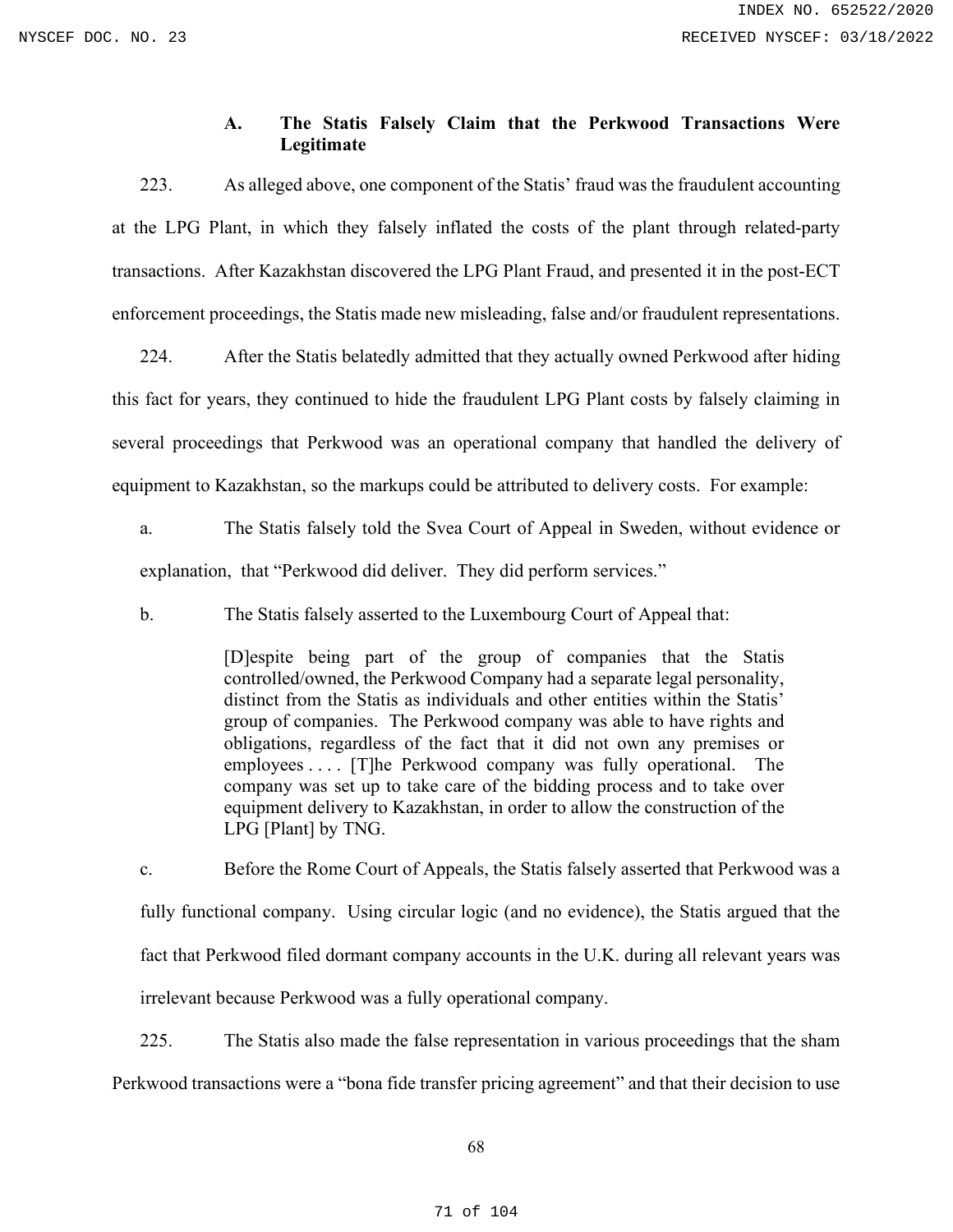### A. The Statis Falsely Claim that the Perkwood Transactions Were Legitimate

223. As alleged above, one component of the Statis' fraud was the fraudulent accounting at the LPG Plant, in which they falsely inflated the costs of the plant through related-party transactions. After Kazakhstan discovered the LPG Plant Fraud, and presented it in the post-ECT enforcement proceedings, the Statis made new misleading, false and/or fraudulent representations.

224. After the Statis belatedly admitted that they actually owned Perkwood after hiding this fact for years, they continued to hide the fraudulent LPG Plant costs by falsely claiming in several proceedings that Perkwood was an operational company that handled the delivery of equipment to Kazakhstan, so the markups could be attributed to delivery costs. For example:

a. The Statis falsely told the Svea Court of Appeal in Sweden, without evidence or explanation, that "Perkwood did deliver. They did perform services."

b. The Statis falsely asserted to the Luxembourg Court of Appeal that:

> [D]espite being part of the group of companies that the Statis controlled/owned, the Perkwood Company had a separate legal personality, distinct from the Statis as individuals and other entities within the Statis' group of companies. The Perkwood company was able to have rights and obligations, regardless of the fact that it did not own any premises or employees . . . . [T]he Perkwood company was fully operational. The company was set up to take care of the bidding process and to take over equipment delivery to Kazakhstan, in order to allow the construction of the LPG [Plant] by TNG.

c. Before the Rome Court of Appeals, the Statis falsely asserted that Perkwood was a fully functional company. Using circular logic (and no evidence), the Statis argued that the fact that Perkwood filed dormant company accounts in the U.K. during all relevant years was irrelevant because Perkwood was a fully operational company.

225. The Statis also made the false representation in various proceedings that the sham Perkwood transactions were a "bona fide transfer pricing agreement" and that their decision to use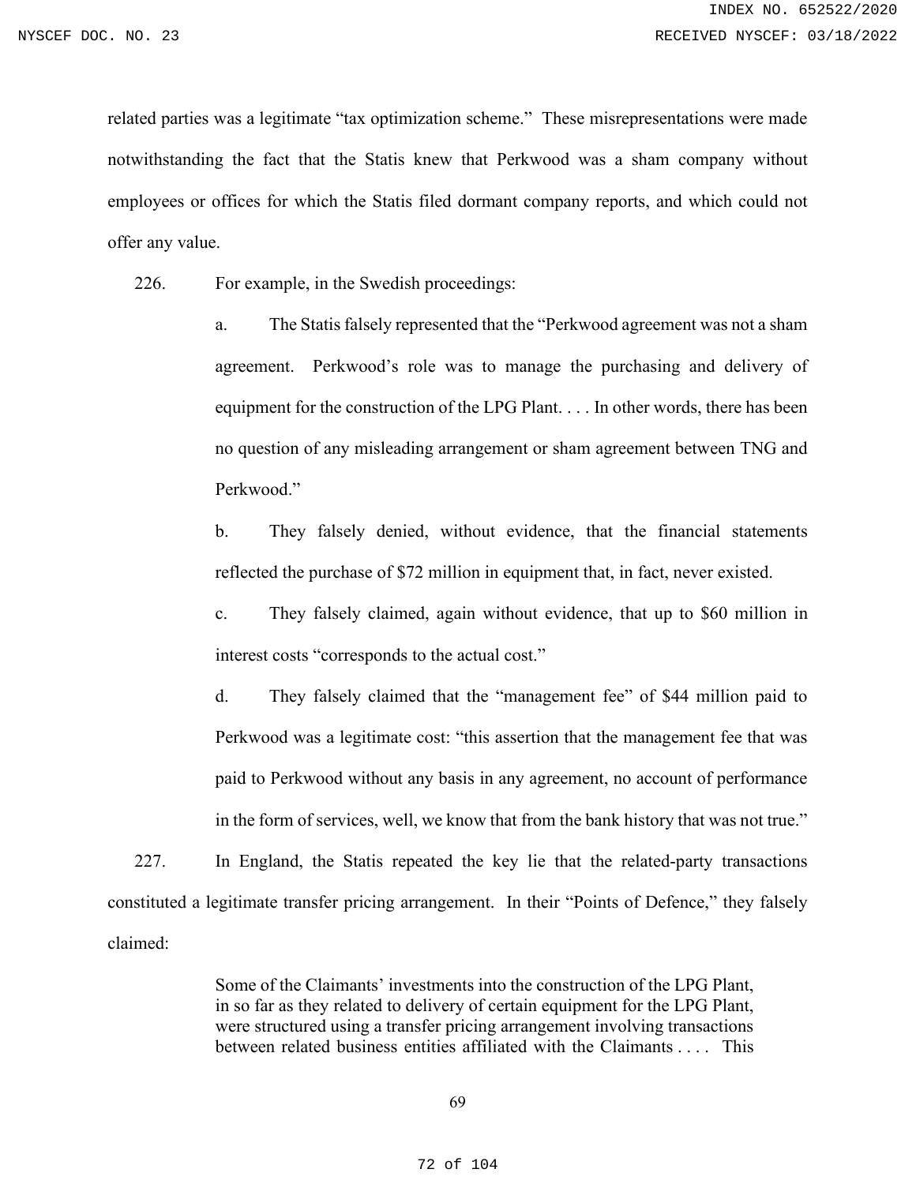related parties was a legitimate "tax optimization scheme." These misrepresentations were made notwithstanding the fact that the Statis knew that Perkwood was a sham company without employees or offices for which the Statis filed dormant company reports, and which could not offer any value.

226. For example, in the Swedish proceedings:

a. The Statis falsely represented that the "Perkwood agreement was not a sham agreement. Perkwood's role was to manage the purchasing and delivery of equipment for the construction of the LPG Plant. . . . In other words, there has been no question of any misleading arrangement or sham agreement between TNG and Perkwood."

b. They falsely denied, without evidence, that the financial statements reflected the purchase of $72 million in equipment that, in fact, never existed.

c. They falsely claimed, again without evidence, that up to $60 million in interest costs "corresponds to the actual cost."

d. They falsely claimed that the "management fee" of $44 million paid to Perkwood was a legitimate cost: "this assertion that the management fee that was paid to Perkwood without any basis in any agreement, no account of performance in the form of services, well, we know that from the bank history that was not true."

227. In England, the Statis repeated the key lie that the related-party transactions constituted a legitimate transfer pricing arrangement. In their "Points of Defence," they falsely claimed:

> Some of the Claimants' investments into the construction of the LPG Plant, in so far as they related to delivery of certain equipment for the LPG Plant, were structured using a transfer pricing arrangement involving transactions between related business entities affiliated with the Claimants . . . . This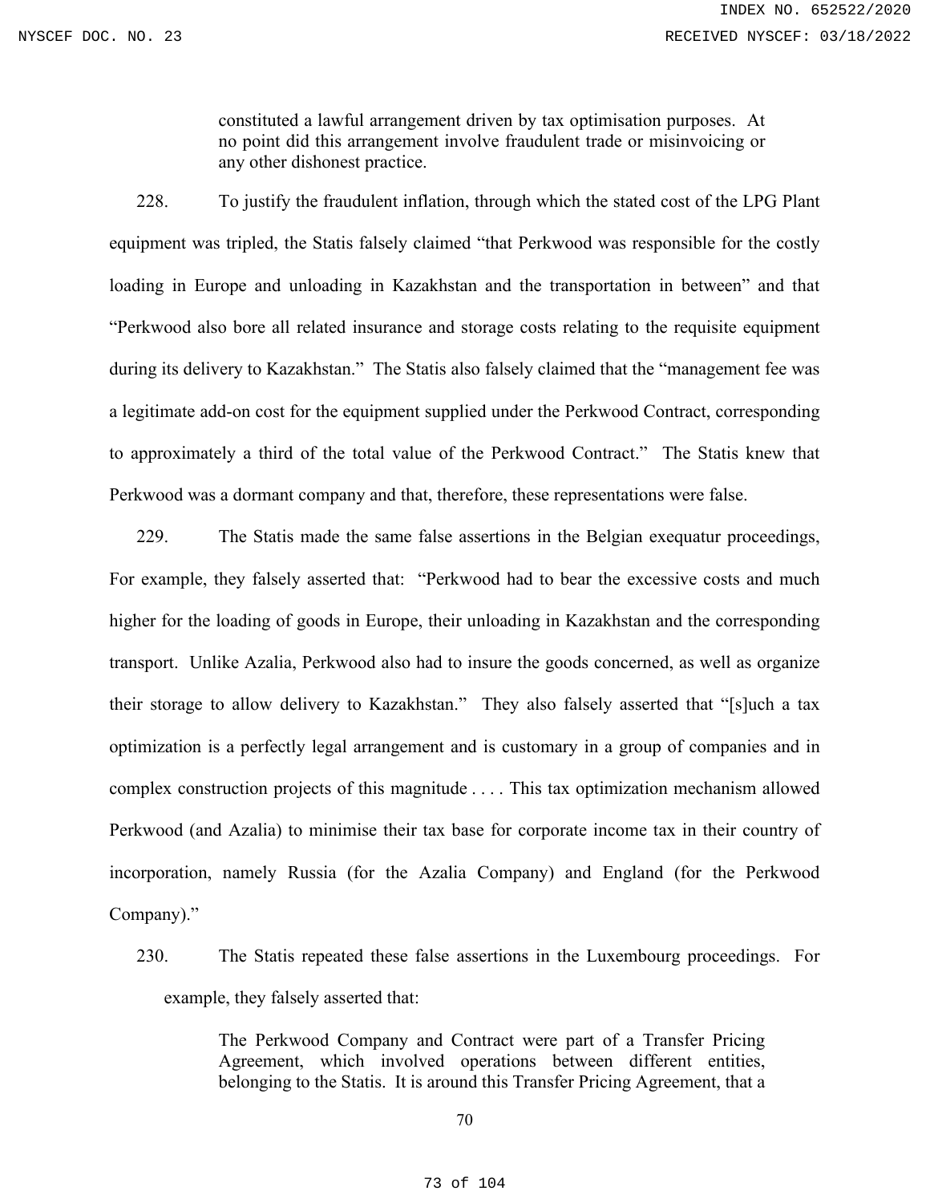> constituted a lawful arrangement driven by tax optimisation purposes. At no point did this arrangement involve fraudulent trade or misinvoicing or any other dishonest practice.

228. To justify the fraudulent inflation, through which the stated cost of the LPG Plant equipment was tripled, the Statis falsely claimed "that Perkwood was responsible for the costly loading in Europe and unloading in Kazakhstan and the transportation in between" and that "Perkwood also bore all related insurance and storage costs relating to the requisite equipment during its delivery to Kazakhstan." The Statis also falsely claimed that the "management fee was a legitimate add-on cost for the equipment supplied under the Perkwood Contract, corresponding to approximately a third of the total value of the Perkwood Contract." The Statis knew that Perkwood was a dormant company and that, therefore, these representations were false.

229. The Statis made the same false assertions in the Belgian exequatur proceedings, For example, they falsely asserted that: "Perkwood had to bear the excessive costs and much higher for the loading of goods in Europe, their unloading in Kazakhstan and the corresponding transport. Unlike Azalia, Perkwood also had to insure the goods concerned, as well as organize their storage to allow delivery to Kazakhstan." They also falsely asserted that "[s]uch a tax optimization is a perfectly legal arrangement and is customary in a group of companies and in complex construction projects of this magnitude . . . . This tax optimization mechanism allowed Perkwood (and Azalia) to minimise their tax base for corporate income tax in their country of incorporation, namely Russia (for the Azalia Company) and England (for the Perkwood Company)."

230. The Statis repeated these false assertions in the Luxembourg proceedings. For example, they falsely asserted that:

> The Perkwood Company and Contract were part of a Transfer Pricing Agreement, which involved operations between different entities, belonging to the Statis. It is around this Transfer Pricing Agreement, that a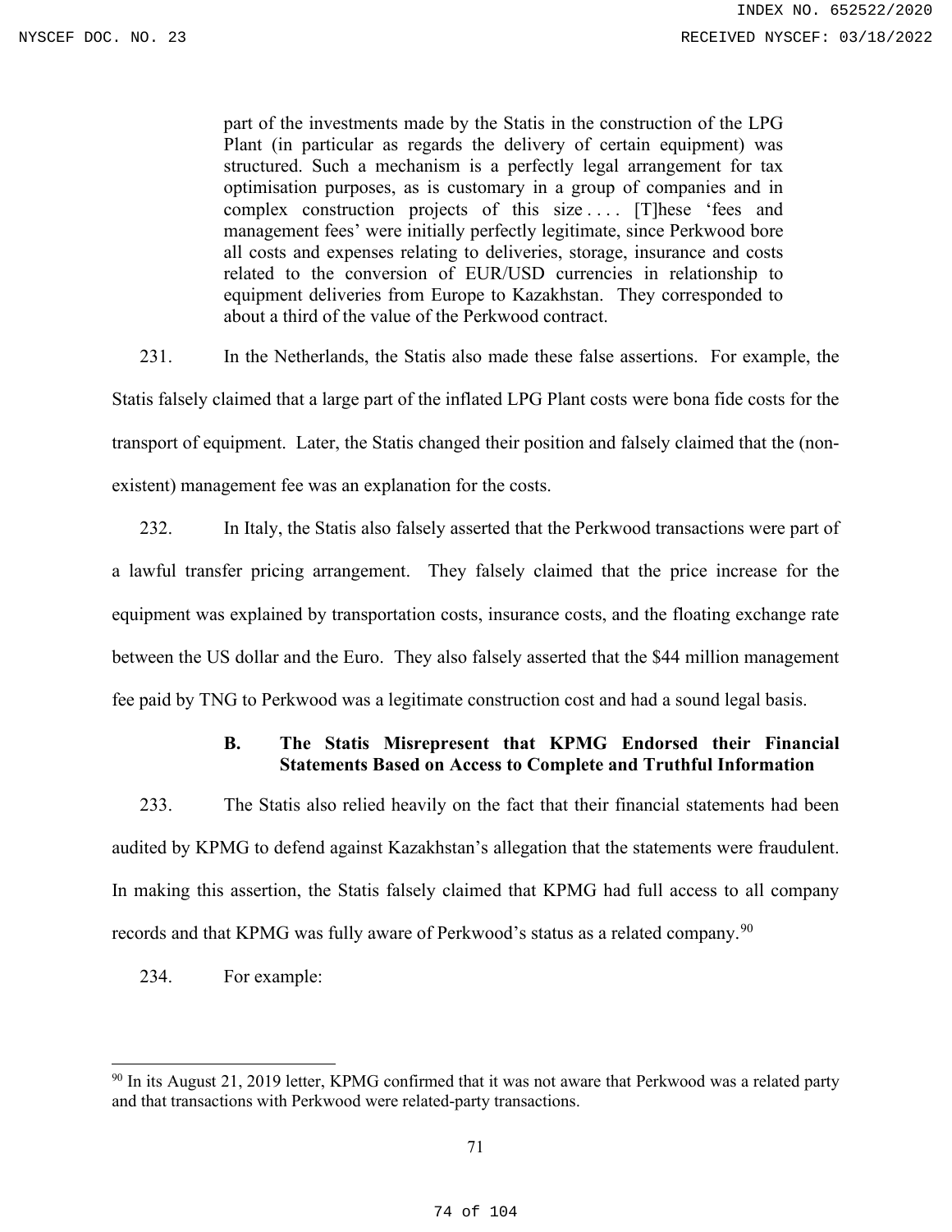> part of the investments made by the Statis in the construction of the LPG Plant (in particular as regards the delivery of certain equipment) was structured. Such a mechanism is a perfectly legal arrangement for tax optimisation purposes, as is customary in a group of companies and in complex construction projects of this size . . . . [T]hese 'fees and management fees' were initially perfectly legitimate, since Perkwood bore all costs and expenses relating to deliveries, storage, insurance and costs related to the conversion of EUR/USD currencies in relationship to equipment deliveries from Europe to Kazakhstan. They corresponded to about a third of the value of the Perkwood contract.

231. In the Netherlands, the Statis also made these false assertions. For example, the Statis falsely claimed that a large part of the inflated LPG Plant costs were bona fide costs for the transport of equipment. Later, the Statis changed their position and falsely claimed that the (non-existent) management fee was an explanation for the costs.

232. In Italy, the Statis also falsely asserted that the Perkwood transactions were part of a lawful transfer pricing arrangement. They falsely claimed that the price increase for the equipment was explained by transportation costs, insurance costs, and the floating exchange rate between the US dollar and the Euro. They also falsely asserted that the $44 million management fee paid by TNG to Perkwood was a legitimate construction cost and had a sound legal basis.

### B. The Statis Misrepresent that KPMG Endorsed their Financial Statements Based on Access to Complete and Truthful Information

233. The Statis also relied heavily on the fact that their financial statements had been audited by KPMG to defend against Kazakhstan's allegation that the statements were fraudulent. In making this assertion, the Statis falsely claimed that KPMG had full access to all company records and that KPMG was fully aware of Perkwood's status as a related company.[90]

234. For example:

---

[90] In its August 21, 2019 letter, KPMG confirmed that it was not aware that Perkwood was a related party and that transactions with Perkwood were related-party transactions.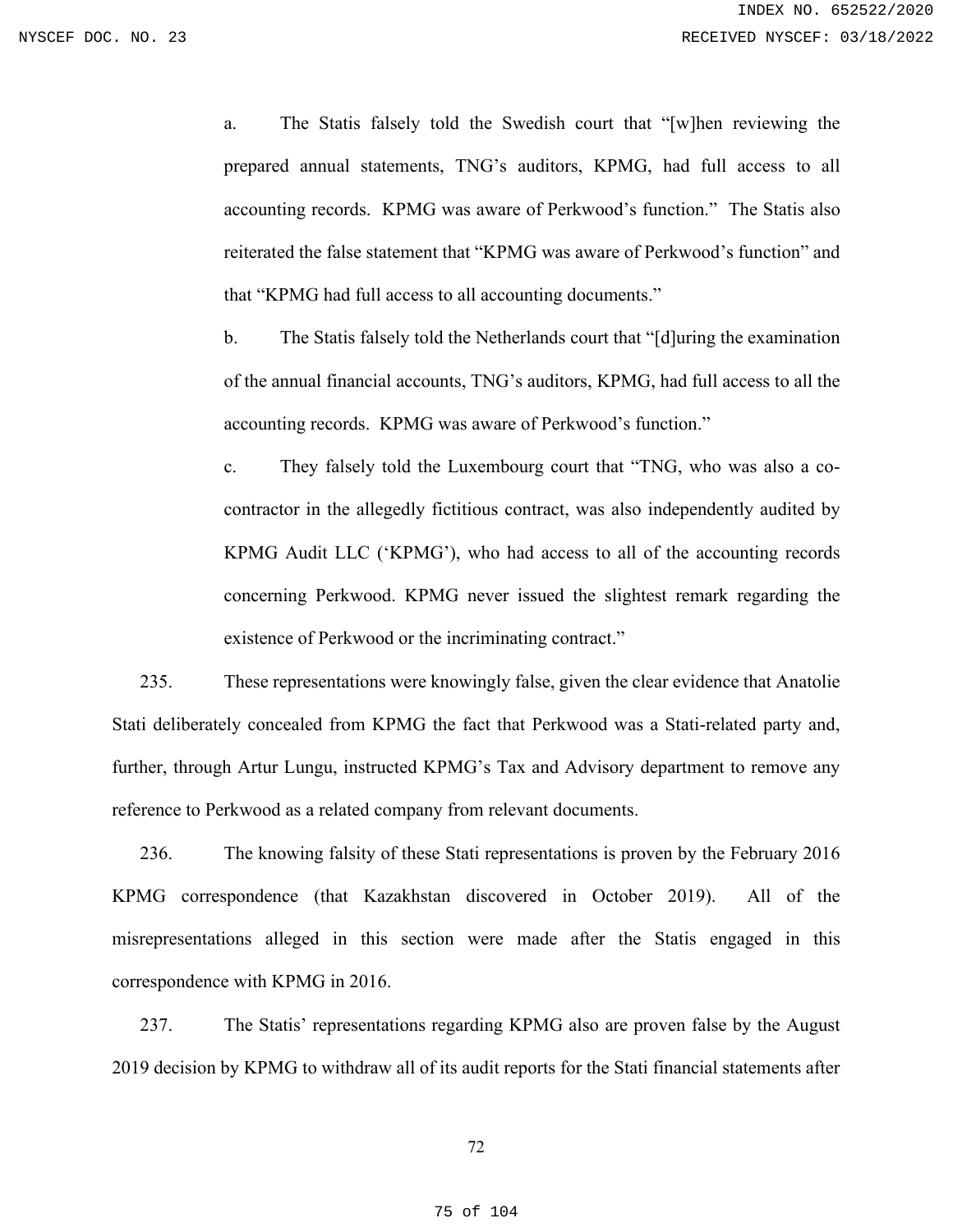a. The Statis falsely told the Swedish court that "[w]hen reviewing the prepared annual statements, TNG's auditors, KPMG, had full access to all accounting records. KPMG was aware of Perkwood's function." The Statis also reiterated the false statement that "KPMG was aware of Perkwood's function" and that "KPMG had full access to all accounting documents."

b. The Statis falsely told the Netherlands court that "[d]uring the examination of the annual financial accounts, TNG's auditors, KPMG, had full access to all the accounting records. KPMG was aware of Perkwood's function."

c. They falsely told the Luxembourg court that "TNG, who was also a co-contractor in the allegedly fictitious contract, was also independently audited by KPMG Audit LLC ('KPMG'), who had access to all of the accounting records concerning Perkwood. KPMG never issued the slightest remark regarding the existence of Perkwood or the incriminating contract."

235. These representations were knowingly false, given the clear evidence that Anatolie Stati deliberately concealed from KPMG the fact that Perkwood was a Stati-related party and, further, through Artur Lungu, instructed KPMG's Tax and Advisory department to remove any reference to Perkwood as a related company from relevant documents.

236. The knowing falsity of these Stati representations is proven by the February 2016 KPMG correspondence (that Kazakhstan discovered in October 2019). All of the misrepresentations alleged in this section were made after the Statis engaged in this correspondence with KPMG in 2016.

237. The Statis' representations regarding KPMG also are proven false by the August 2019 decision by KPMG to withdraw all of its audit reports for the Stati financial statements after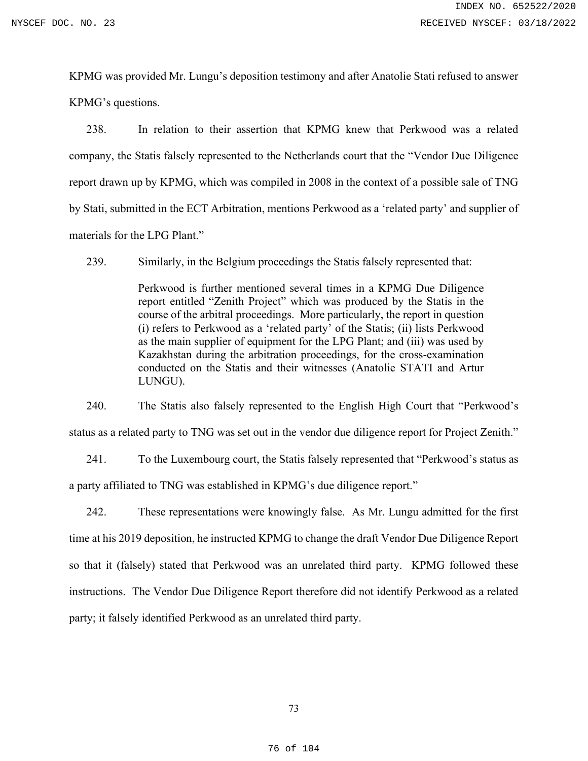KPMG was provided Mr. Lungu's deposition testimony and after Anatolie Stati refused to answer KPMG's questions.

238. In relation to their assertion that KPMG knew that Perkwood was a related company, the Statis falsely represented to the Netherlands court that the "Vendor Due Diligence report drawn up by KPMG, which was compiled in 2008 in the context of a possible sale of TNG by Stati, submitted in the ECT Arbitration, mentions Perkwood as a 'related party' and supplier of materials for the LPG Plant."

239. Similarly, in the Belgium proceedings the Statis falsely represented that:

> Perkwood is further mentioned several times in a KPMG Due Diligence report entitled "Zenith Project" which was produced by the Statis in the course of the arbitral proceedings. More particularly, the report in question (i) refers to Perkwood as a 'related party' of the Statis; (ii) lists Perkwood as the main supplier of equipment for the LPG Plant; and (iii) was used by Kazakhstan during the arbitration proceedings, for the cross-examination conducted on the Statis and their witnesses (Anatolie STATI and Artur LUNGU).

240. The Statis also falsely represented to the English High Court that "Perkwood's status as a related party to TNG was set out in the vendor due diligence report for Project Zenith."

241. To the Luxembourg court, the Statis falsely represented that "Perkwood's status as a party affiliated to TNG was established in KPMG's due diligence report."

242. These representations were knowingly false. As Mr. Lungu admitted for the first time at his 2019 deposition, he instructed KPMG to change the draft Vendor Due Diligence Report so that it (falsely) stated that Perkwood was an unrelated third party. KPMG followed these instructions. The Vendor Due Diligence Report therefore did not identify Perkwood as a related party; it falsely identified Perkwood as an unrelated third party.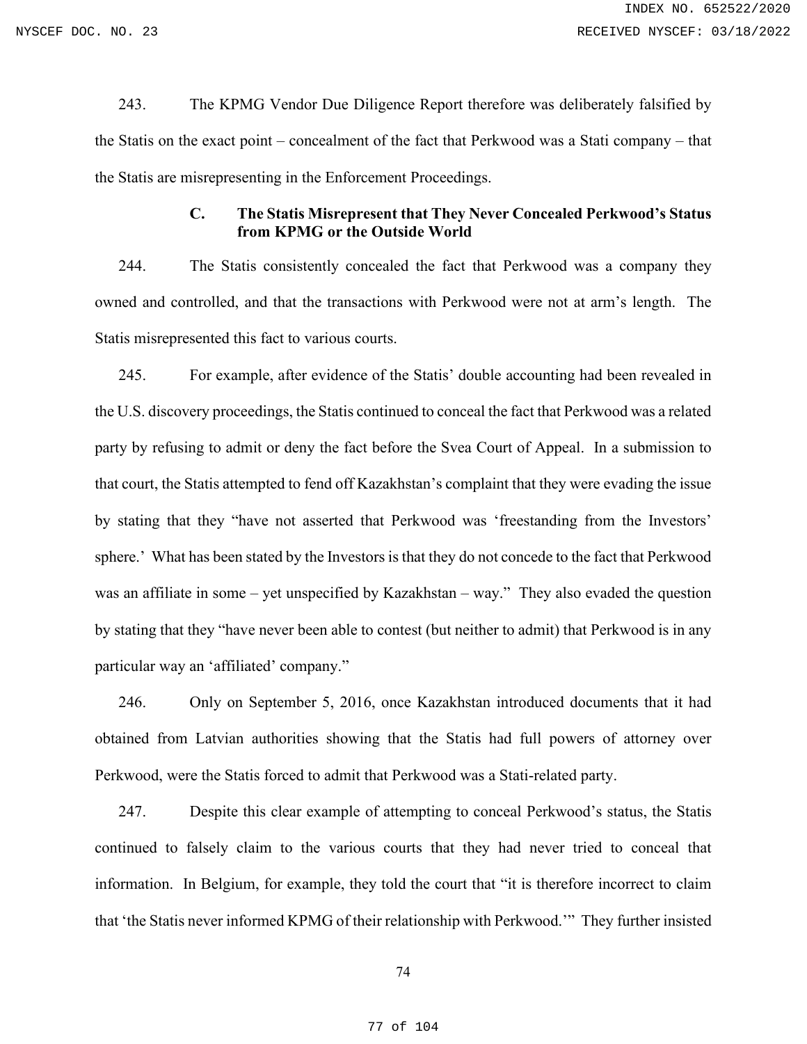243. The KPMG Vendor Due Diligence Report therefore was deliberately falsified by the Statis on the exact point – concealment of the fact that Perkwood was a Stati company – that the Statis are misrepresenting in the Enforcement Proceedings.

### C. The Statis Misrepresent that They Never Concealed Perkwood's Status from KPMG or the Outside World

244. The Statis consistently concealed the fact that Perkwood was a company they owned and controlled, and that the transactions with Perkwood were not at arm's length. The Statis misrepresented this fact to various courts.

245. For example, after evidence of the Statis' double accounting had been revealed in the U.S. discovery proceedings, the Statis continued to conceal the fact that Perkwood was a related party by refusing to admit or deny the fact before the Svea Court of Appeal. In a submission to that court, the Statis attempted to fend off Kazakhstan's complaint that they were evading the issue by stating that they "have not asserted that Perkwood was 'freestanding from the Investors' sphere.' What has been stated by the Investors is that they do not concede to the fact that Perkwood was an affiliate in some – yet unspecified by Kazakhstan – way." They also evaded the question by stating that they "have never been able to contest (but neither to admit) that Perkwood is in any particular way an 'affiliated' company."

246. Only on September 5, 2016, once Kazakhstan introduced documents that it had obtained from Latvian authorities showing that the Statis had full powers of attorney over Perkwood, were the Statis forced to admit that Perkwood was a Stati-related party.

247. Despite this clear example of attempting to conceal Perkwood's status, the Statis continued to falsely claim to the various courts that they had never tried to conceal that information. In Belgium, for example, they told the court that "it is therefore incorrect to claim that 'the Statis never informed KPMG of their relationship with Perkwood.'" They further insisted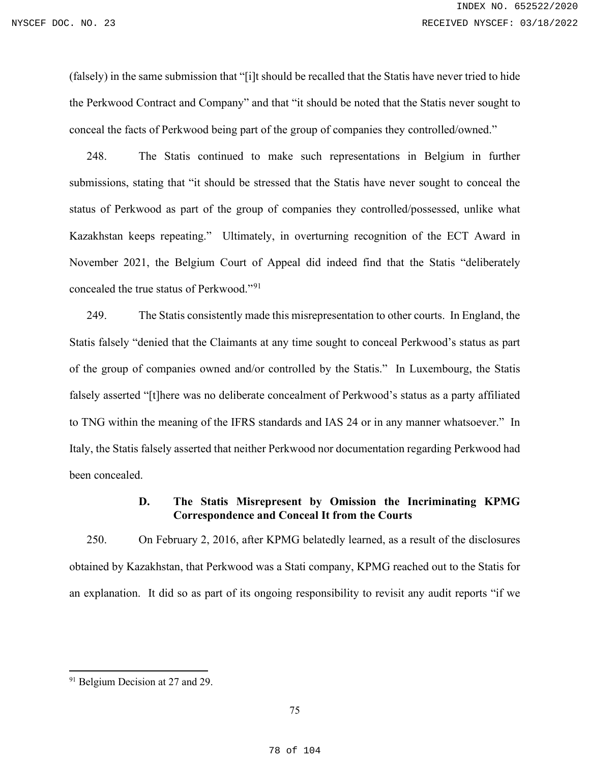(falsely) in the same submission that "[i]t should be recalled that the Statis have never tried to hide the Perkwood Contract and Company" and that "it should be noted that the Statis never sought to conceal the facts of Perkwood being part of the group of companies they controlled/owned."

248. The Statis continued to make such representations in Belgium in further submissions, stating that "it should be stressed that the Statis have never sought to conceal the status of Perkwood as part of the group of companies they controlled/possessed, unlike what Kazakhstan keeps repeating." Ultimately, in overturning recognition of the ECT Award in November 2021, the Belgium Court of Appeal did indeed find that the Statis "deliberately concealed the true status of Perkwood."[91]

249. The Statis consistently made this misrepresentation to other courts. In England, the Statis falsely "denied that the Claimants at any time sought to conceal Perkwood's status as part of the group of companies owned and/or controlled by the Statis." In Luxembourg, the Statis falsely asserted "[t]here was no deliberate concealment of Perkwood's status as a party affiliated to TNG within the meaning of the IFRS standards and IAS 24 or in any manner whatsoever." In Italy, the Statis falsely asserted that neither Perkwood nor documentation regarding Perkwood had been concealed.

### D. The Statis Misrepresent by Omission the Incriminating KPMG Correspondence and Conceal It from the Courts

250. On February 2, 2016, after KPMG belatedly learned, as a result of the disclosures obtained by Kazakhstan, that Perkwood was a Stati company, KPMG reached out to the Statis for an explanation. It did so as part of its ongoing responsibility to revisit any audit reports "if we

---

[91] Belgium Decision at 27 and 29.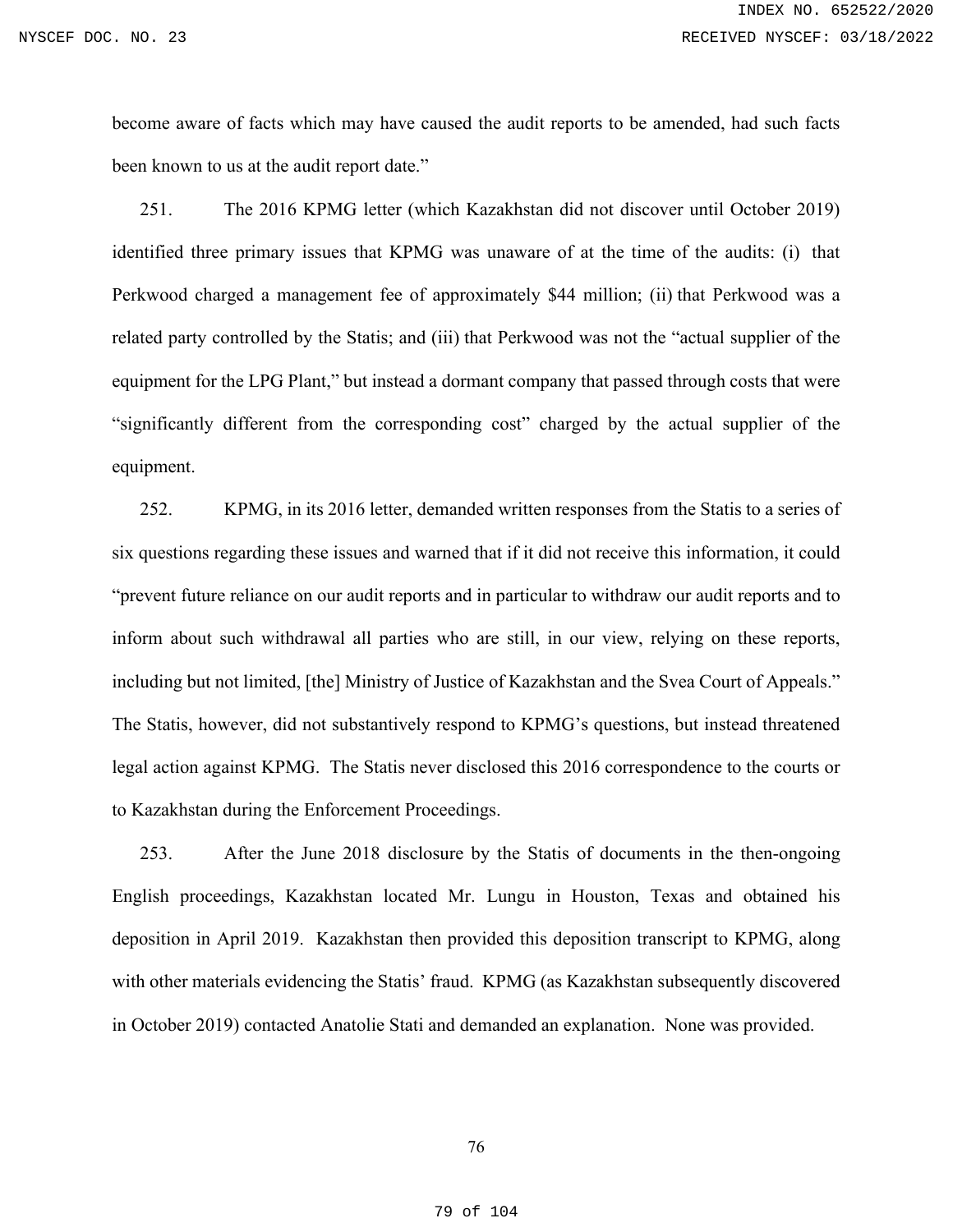become aware of facts which may have caused the audit reports to be amended, had such facts been known to us at the audit report date."

251. The 2016 KPMG letter (which Kazakhstan did not discover until October 2019) identified three primary issues that KPMG was unaware of at the time of the audits: (i) that Perkwood charged a management fee of approximately $44 million; (ii) that Perkwood was a related party controlled by the Statis; and (iii) that Perkwood was not the "actual supplier of the equipment for the LPG Plant," but instead a dormant company that passed through costs that were "significantly different from the corresponding cost" charged by the actual supplier of the equipment.

252. KPMG, in its 2016 letter, demanded written responses from the Statis to a series of six questions regarding these issues and warned that if it did not receive this information, it could "prevent future reliance on our audit reports and in particular to withdraw our audit reports and to inform about such withdrawal all parties who are still, in our view, relying on these reports, including but not limited, [the] Ministry of Justice of Kazakhstan and the Svea Court of Appeals." The Statis, however, did not substantively respond to KPMG's questions, but instead threatened legal action against KPMG. The Statis never disclosed this 2016 correspondence to the courts or to Kazakhstan during the Enforcement Proceedings.

253. After the June 2018 disclosure by the Statis of documents in the then-ongoing English proceedings, Kazakhstan located Mr. Lungu in Houston, Texas and obtained his deposition in April 2019. Kazakhstan then provided this deposition transcript to KPMG, along with other materials evidencing the Statis' fraud. KPMG (as Kazakhstan subsequently discovered in October 2019) contacted Anatolie Stati and demanded an explanation. None was provided.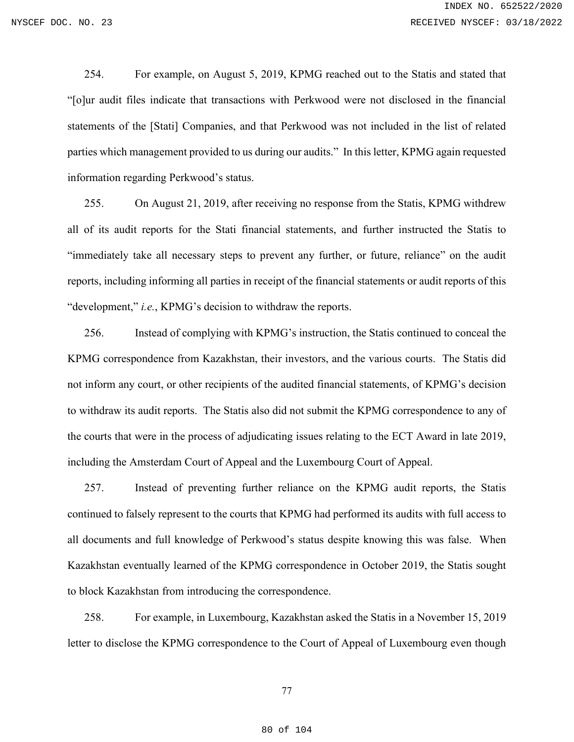254. For example, on August 5, 2019, KPMG reached out to the Statis and stated that "[o]ur audit files indicate that transactions with Perkwood were not disclosed in the financial statements of the [Stati] Companies, and that Perkwood was not included in the list of related parties which management provided to us during our audits." In this letter, KPMG again requested information regarding Perkwood's status.

255. On August 21, 2019, after receiving no response from the Statis, KPMG withdrew all of its audit reports for the Stati financial statements, and further instructed the Statis to "immediately take all necessary steps to prevent any further, or future, reliance" on the audit reports, including informing all parties in receipt of the financial statements or audit reports of this "development," *i.e.*, KPMG's decision to withdraw the reports.

256. Instead of complying with KPMG's instruction, the Statis continued to conceal the KPMG correspondence from Kazakhstan, their investors, and the various courts. The Statis did not inform any court, or other recipients of the audited financial statements, of KPMG's decision to withdraw its audit reports. The Statis also did not submit the KPMG correspondence to any of the courts that were in the process of adjudicating issues relating to the ECT Award in late 2019, including the Amsterdam Court of Appeal and the Luxembourg Court of Appeal.

257. Instead of preventing further reliance on the KPMG audit reports, the Statis continued to falsely represent to the courts that KPMG had performed its audits with full access to all documents and full knowledge of Perkwood's status despite knowing this was false. When Kazakhstan eventually learned of the KPMG correspondence in October 2019, the Statis sought to block Kazakhstan from introducing the correspondence.

258. For example, in Luxembourg, Kazakhstan asked the Statis in a November 15, 2019 letter to disclose the KPMG correspondence to the Court of Appeal of Luxembourg even though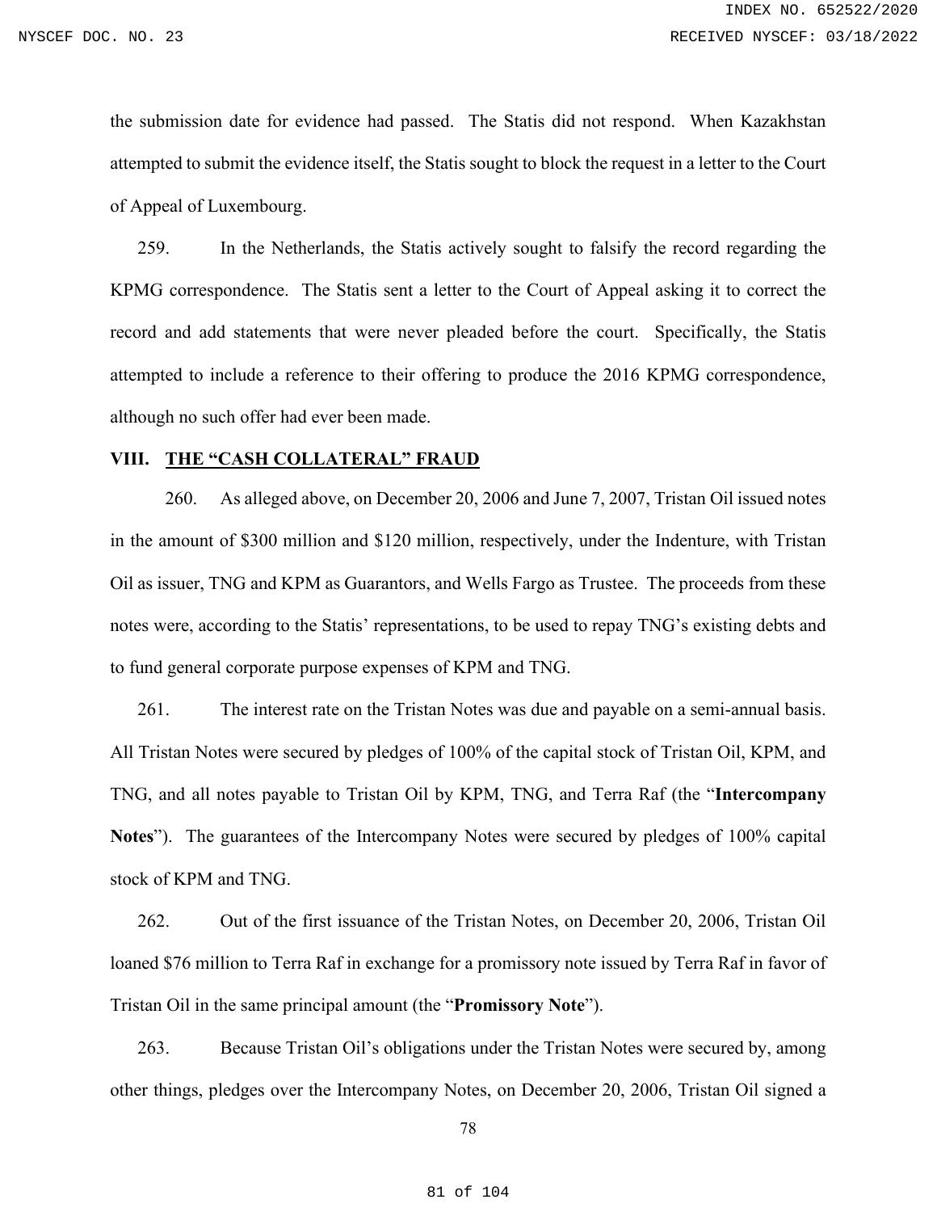the submission date for evidence had passed. The Statis did not respond. When Kazakhstan attempted to submit the evidence itself, the Statis sought to block the request in a letter to the Court of Appeal of Luxembourg.

259. In the Netherlands, the Statis actively sought to falsify the record regarding the KPMG correspondence. The Statis sent a letter to the Court of Appeal asking it to correct the record and add statements that were never pleaded before the court. Specifically, the Statis attempted to include a reference to their offering to produce the 2016 KPMG correspondence, although no such offer had ever been made.

## VIII. <u>THE "CASH COLLATERAL" FRAUD</u>

260. As alleged above, on December 20, 2006 and June 7, 2007, Tristan Oil issued notes in the amount of $300 million and $120 million, respectively, under the Indenture, with Tristan Oil as issuer, TNG and KPM as Guarantors, and Wells Fargo as Trustee. The proceeds from these notes were, according to the Statis' representations, to be used to repay TNG's existing debts and to fund general corporate purpose expenses of KPM and TNG.

261. The interest rate on the Tristan Notes was due and payable on a semi-annual basis. All Tristan Notes were secured by pledges of 100% of the capital stock of Tristan Oil, KPM, and TNG, and all notes payable to Tristan Oil by KPM, TNG, and Terra Raf (the "**Intercompany Notes**"). The guarantees of the Intercompany Notes were secured by pledges of 100% capital stock of KPM and TNG.

262. Out of the first issuance of the Tristan Notes, on December 20, 2006, Tristan Oil loaned $76 million to Terra Raf in exchange for a promissory note issued by Terra Raf in favor of Tristan Oil in the same principal amount (the "**Promissory Note**").

263. Because Tristan Oil's obligations under the Tristan Notes were secured by, among other things, pledges over the Intercompany Notes, on December 20, 2006, Tristan Oil signed a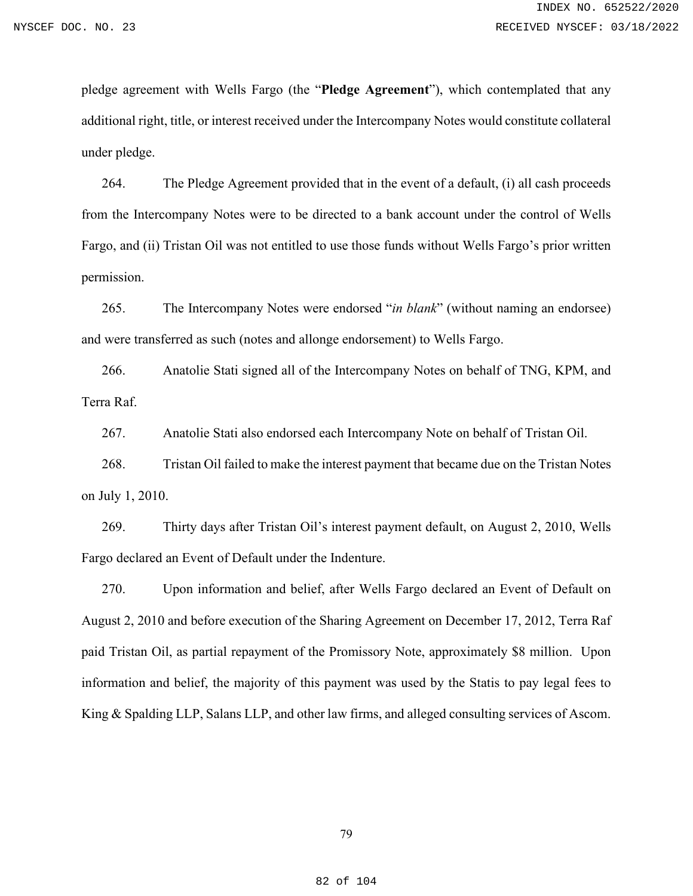pledge agreement with Wells Fargo (the "**Pledge Agreement**"), which contemplated that any additional right, title, or interest received under the Intercompany Notes would constitute collateral under pledge.

264. The Pledge Agreement provided that in the event of a default, (i) all cash proceeds from the Intercompany Notes were to be directed to a bank account under the control of Wells Fargo, and (ii) Tristan Oil was not entitled to use those funds without Wells Fargo's prior written permission.

265. The Intercompany Notes were endorsed "*in blank*" (without naming an endorsee) and were transferred as such (notes and allonge endorsement) to Wells Fargo.

266. Anatolie Stati signed all of the Intercompany Notes on behalf of TNG, KPM, and Terra Raf.

267. Anatolie Stati also endorsed each Intercompany Note on behalf of Tristan Oil.

268. Tristan Oil failed to make the interest payment that became due on the Tristan Notes on July 1, 2010.

269. Thirty days after Tristan Oil's interest payment default, on August 2, 2010, Wells Fargo declared an Event of Default under the Indenture.

270. Upon information and belief, after Wells Fargo declared an Event of Default on August 2, 2010 and before execution of the Sharing Agreement on December 17, 2012, Terra Raf paid Tristan Oil, as partial repayment of the Promissory Note, approximately $8 million. Upon information and belief, the majority of this payment was used by the Statis to pay legal fees to King & Spalding LLP, Salans LLP, and other law firms, and alleged consulting services of Ascom.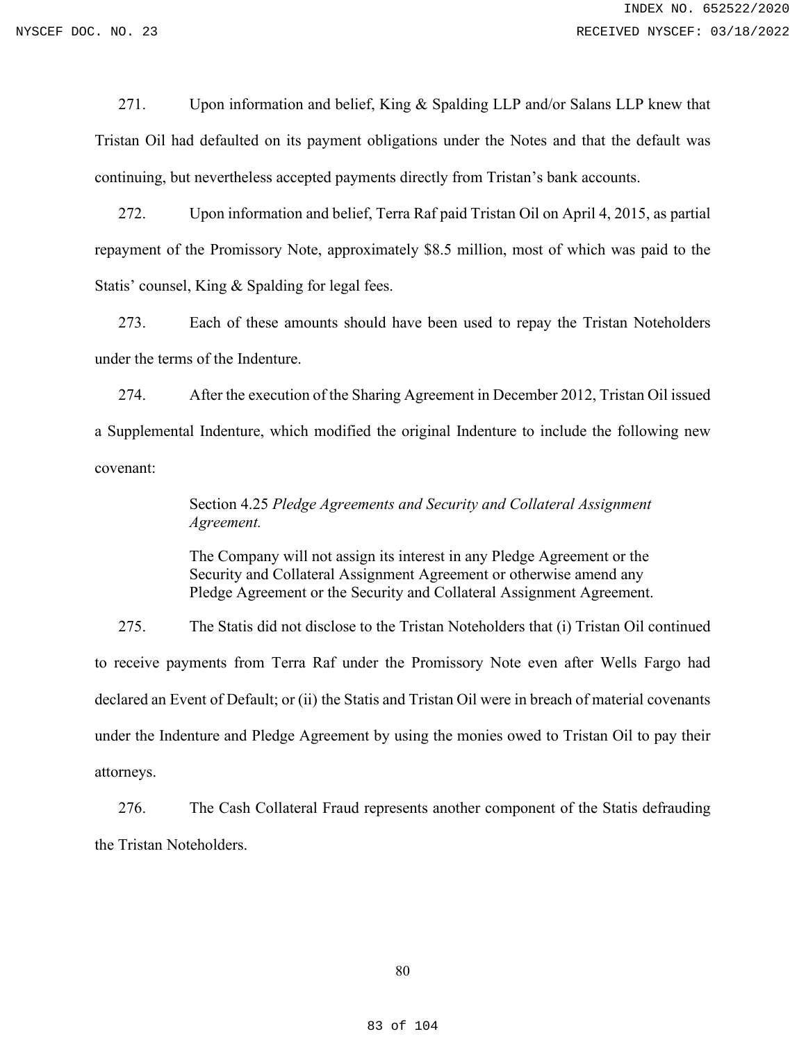271. Upon information and belief, King & Spalding LLP and/or Salans LLP knew that Tristan Oil had defaulted on its payment obligations under the Notes and that the default was continuing, but nevertheless accepted payments directly from Tristan's bank accounts.

272. Upon information and belief, Terra Raf paid Tristan Oil on April 4, 2015, as partial repayment of the Promissory Note, approximately $8.5 million, most of which was paid to the Statis' counsel, King & Spalding for legal fees.

273. Each of these amounts should have been used to repay the Tristan Noteholders under the terms of the Indenture.

274. After the execution of the Sharing Agreement in December 2012, Tristan Oil issued a Supplemental Indenture, which modified the original Indenture to include the following new covenant:

> Section 4.25 *Pledge Agreements and Security and Collateral Assignment Agreement.*
>
> The Company will not assign its interest in any Pledge Agreement or the Security and Collateral Assignment Agreement or otherwise amend any Pledge Agreement or the Security and Collateral Assignment Agreement.

275. The Statis did not disclose to the Tristan Noteholders that (i) Tristan Oil continued to receive payments from Terra Raf under the Promissory Note even after Wells Fargo had declared an Event of Default; or (ii) the Statis and Tristan Oil were in breach of material covenants under the Indenture and Pledge Agreement by using the monies owed to Tristan Oil to pay their attorneys.

276. The Cash Collateral Fraud represents another component of the Statis defrauding the Tristan Noteholders.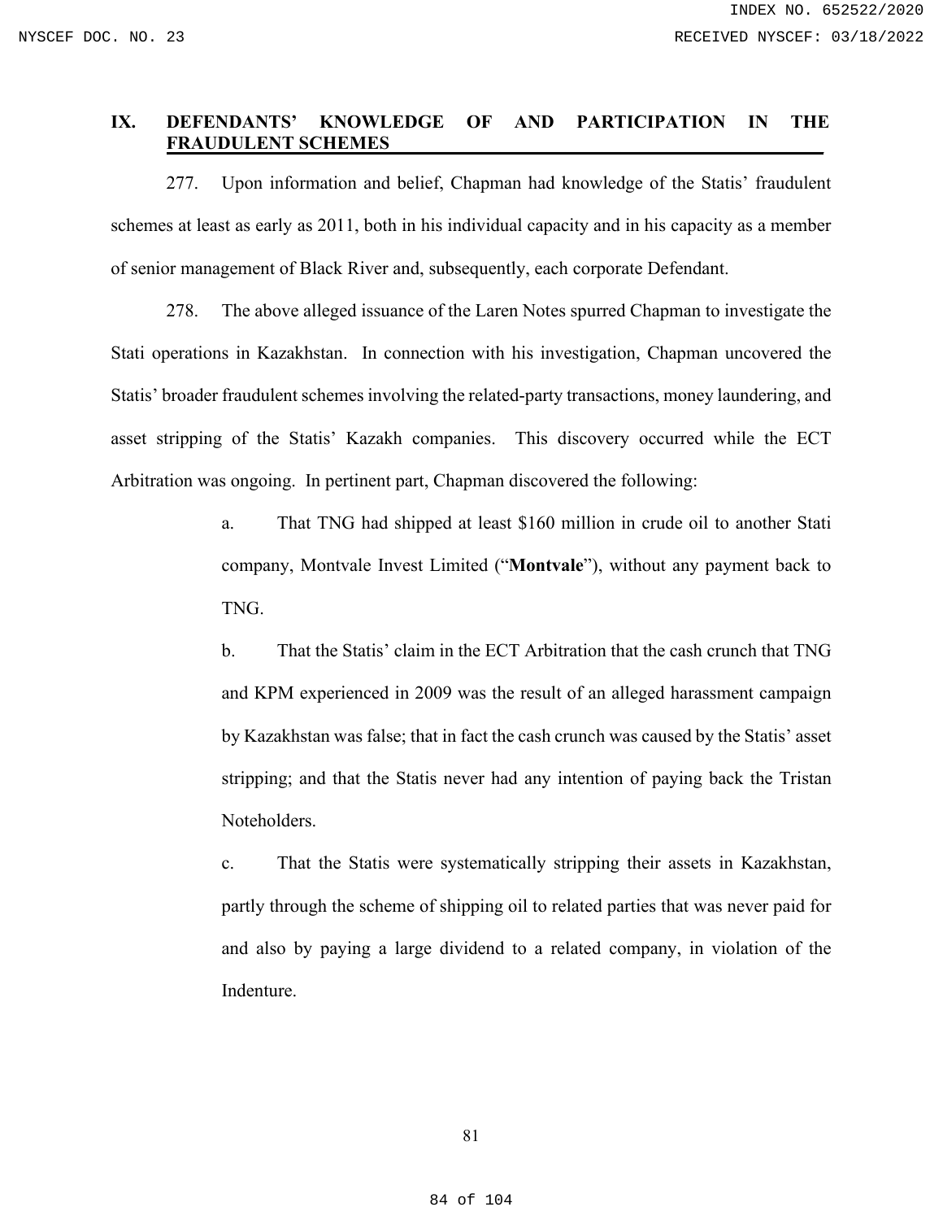## IX. DEFENDANTS' KNOWLEDGE OF AND PARTICIPATION IN THE FRAUDULENT SCHEMES

277. Upon information and belief, Chapman had knowledge of the Statis' fraudulent schemes at least as early as 2011, both in his individual capacity and in his capacity as a member of senior management of Black River and, subsequently, each corporate Defendant.

278. The above alleged issuance of the Laren Notes spurred Chapman to investigate the Stati operations in Kazakhstan. In connection with his investigation, Chapman uncovered the Statis' broader fraudulent schemes involving the related-party transactions, money laundering, and asset stripping of the Statis' Kazakh companies. This discovery occurred while the ECT Arbitration was ongoing. In pertinent part, Chapman discovered the following:

> a. That TNG had shipped at least $160 million in crude oil to another Stati company, Montvale Invest Limited ("**Montvale**"), without any payment back to TNG.
>
> b. That the Statis' claim in the ECT Arbitration that the cash crunch that TNG and KPM experienced in 2009 was the result of an alleged harassment campaign by Kazakhstan was false; that in fact the cash crunch was caused by the Statis' asset stripping; and that the Statis never had any intention of paying back the Tristan Noteholders.
>
> c. That the Statis were systematically stripping their assets in Kazakhstan, partly through the scheme of shipping oil to related parties that was never paid for and also by paying a large dividend to a related company, in violation of the Indenture.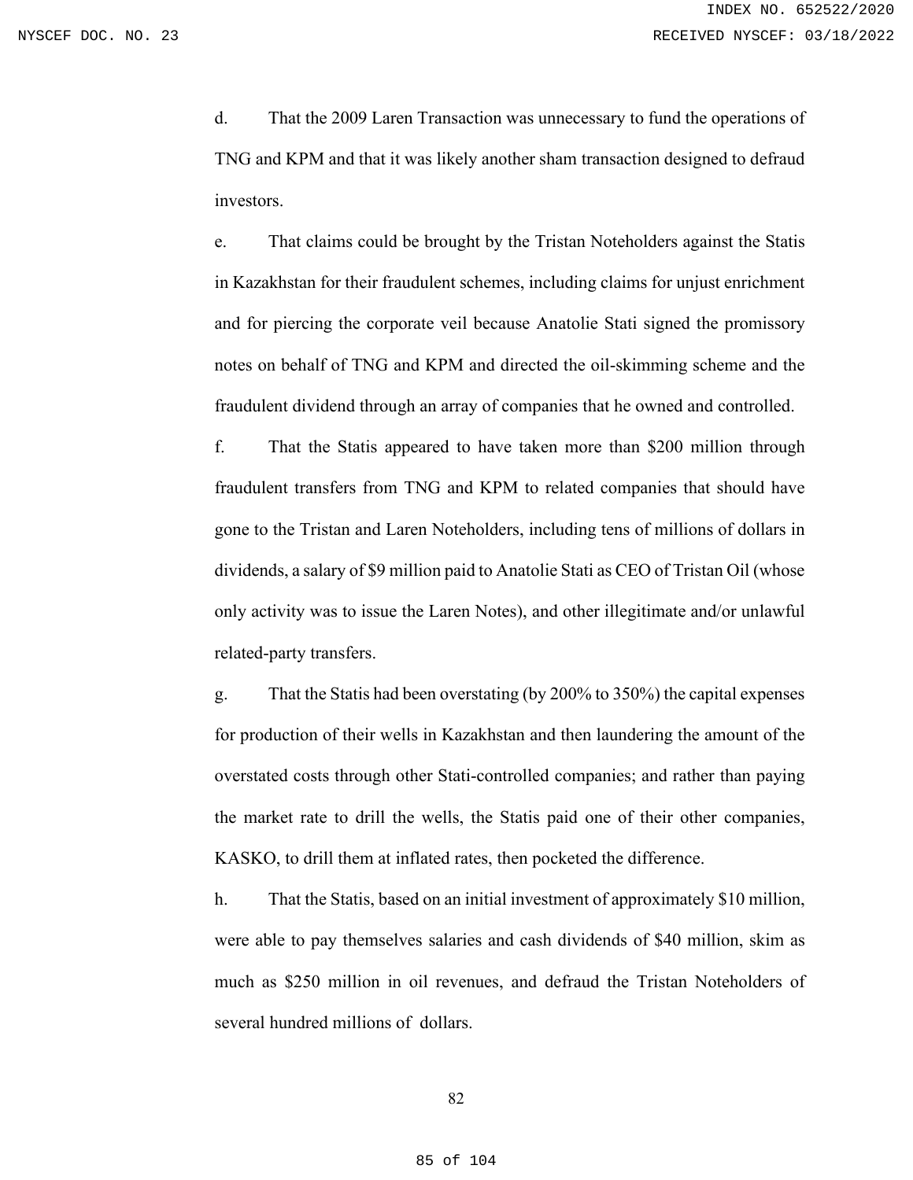d. That the 2009 Laren Transaction was unnecessary to fund the operations of TNG and KPM and that it was likely another sham transaction designed to defraud investors.

e. That claims could be brought by the Tristan Noteholders against the Statis in Kazakhstan for their fraudulent schemes, including claims for unjust enrichment and for piercing the corporate veil because Anatolie Stati signed the promissory notes on behalf of TNG and KPM and directed the oil-skimming scheme and the fraudulent dividend through an array of companies that he owned and controlled.

f. That the Statis appeared to have taken more than $200 million through fraudulent transfers from TNG and KPM to related companies that should have gone to the Tristan and Laren Noteholders, including tens of millions of dollars in dividends, a salary of $9 million paid to Anatolie Stati as CEO of Tristan Oil (whose only activity was to issue the Laren Notes), and other illegitimate and/or unlawful related-party transfers.

g. That the Statis had been overstating (by 200% to 350%) the capital expenses for production of their wells in Kazakhstan and then laundering the amount of the overstated costs through other Stati-controlled companies; and rather than paying the market rate to drill the wells, the Statis paid one of their other companies, KASKO, to drill them at inflated rates, then pocketed the difference.

h. That the Statis, based on an initial investment of approximately $10 million, were able to pay themselves salaries and cash dividends of $40 million, skim as much as $250 million in oil revenues, and defraud the Tristan Noteholders of several hundred millions of dollars.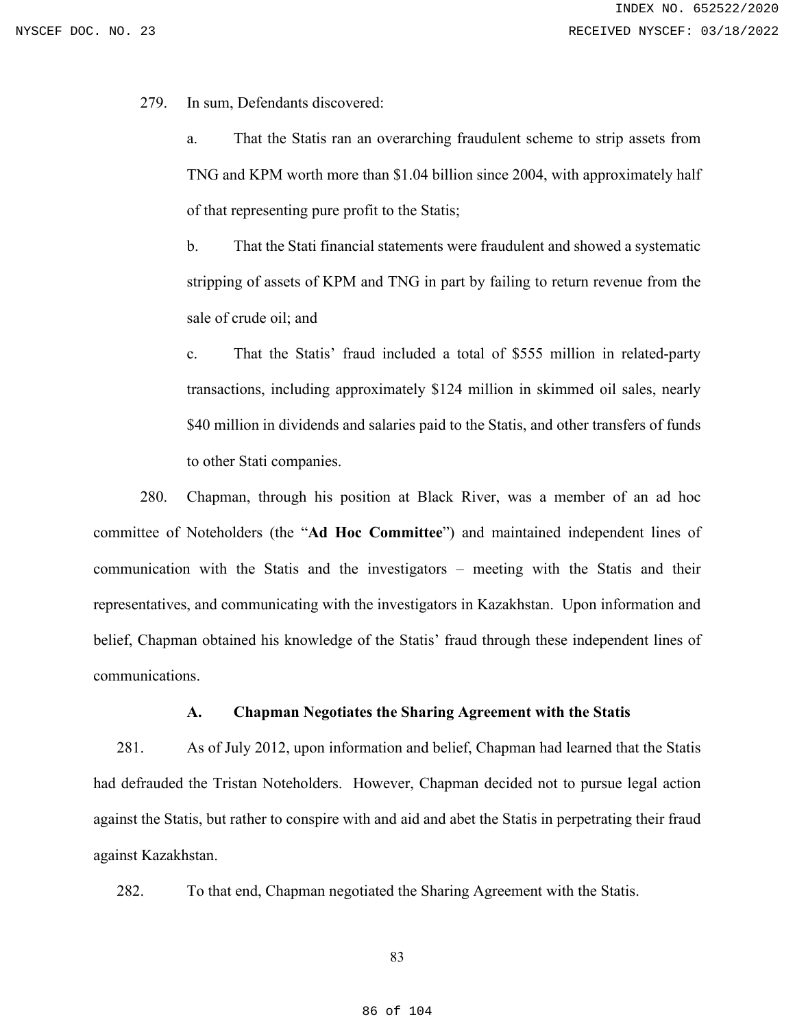279. In sum, Defendants discovered:

a. That the Statis ran an overarching fraudulent scheme to strip assets from TNG and KPM worth more than $1.04 billion since 2004, with approximately half of that representing pure profit to the Statis;

b. That the Stati financial statements were fraudulent and showed a systematic stripping of assets of KPM and TNG in part by failing to return revenue from the sale of crude oil; and

c. That the Statis' fraud included a total of $555 million in related-party transactions, including approximately $124 million in skimmed oil sales, nearly $40 million in dividends and salaries paid to the Statis, and other transfers of funds to other Stati companies.

280. Chapman, through his position at Black River, was a member of an ad hoc committee of Noteholders (the "**Ad Hoc Committee**") and maintained independent lines of communication with the Statis and the investigators – meeting with the Statis and their representatives, and communicating with the investigators in Kazakhstan. Upon information and belief, Chapman obtained his knowledge of the Statis' fraud through these independent lines of communications.

### A. Chapman Negotiates the Sharing Agreement with the Statis

281. As of July 2012, upon information and belief, Chapman had learned that the Statis had defrauded the Tristan Noteholders. However, Chapman decided not to pursue legal action against the Statis, but rather to conspire with and aid and abet the Statis in perpetrating their fraud against Kazakhstan.

282. To that end, Chapman negotiated the Sharing Agreement with the Statis.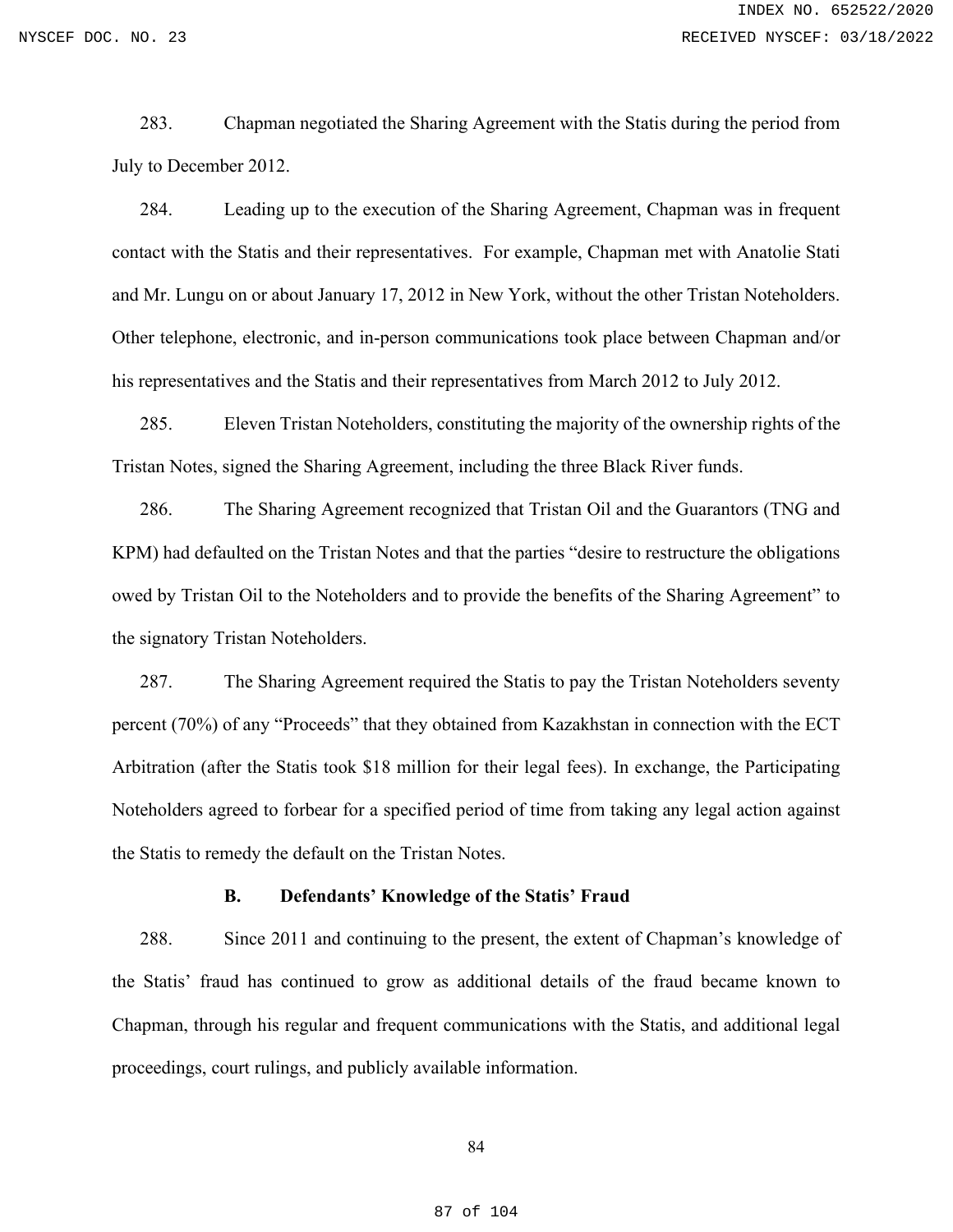283. Chapman negotiated the Sharing Agreement with the Statis during the period from July to December 2012.

284. Leading up to the execution of the Sharing Agreement, Chapman was in frequent contact with the Statis and their representatives. For example, Chapman met with Anatolie Stati and Mr. Lungu on or about January 17, 2012 in New York, without the other Tristan Noteholders. Other telephone, electronic, and in-person communications took place between Chapman and/or his representatives and the Statis and their representatives from March 2012 to July 2012.

285. Eleven Tristan Noteholders, constituting the majority of the ownership rights of the Tristan Notes, signed the Sharing Agreement, including the three Black River funds.

286. The Sharing Agreement recognized that Tristan Oil and the Guarantors (TNG and KPM) had defaulted on the Tristan Notes and that the parties "desire to restructure the obligations owed by Tristan Oil to the Noteholders and to provide the benefits of the Sharing Agreement" to the signatory Tristan Noteholders.

287. The Sharing Agreement required the Statis to pay the Tristan Noteholders seventy percent (70%) of any "Proceeds" that they obtained from Kazakhstan in connection with the ECT Arbitration (after the Statis took $18 million for their legal fees). In exchange, the Participating Noteholders agreed to forbear for a specified period of time from taking any legal action against the Statis to remedy the default on the Tristan Notes.

### B. Defendants' Knowledge of the Statis' Fraud

288. Since 2011 and continuing to the present, the extent of Chapman's knowledge of the Statis' fraud has continued to grow as additional details of the fraud became known to Chapman, through his regular and frequent communications with the Statis, and additional legal proceedings, court rulings, and publicly available information.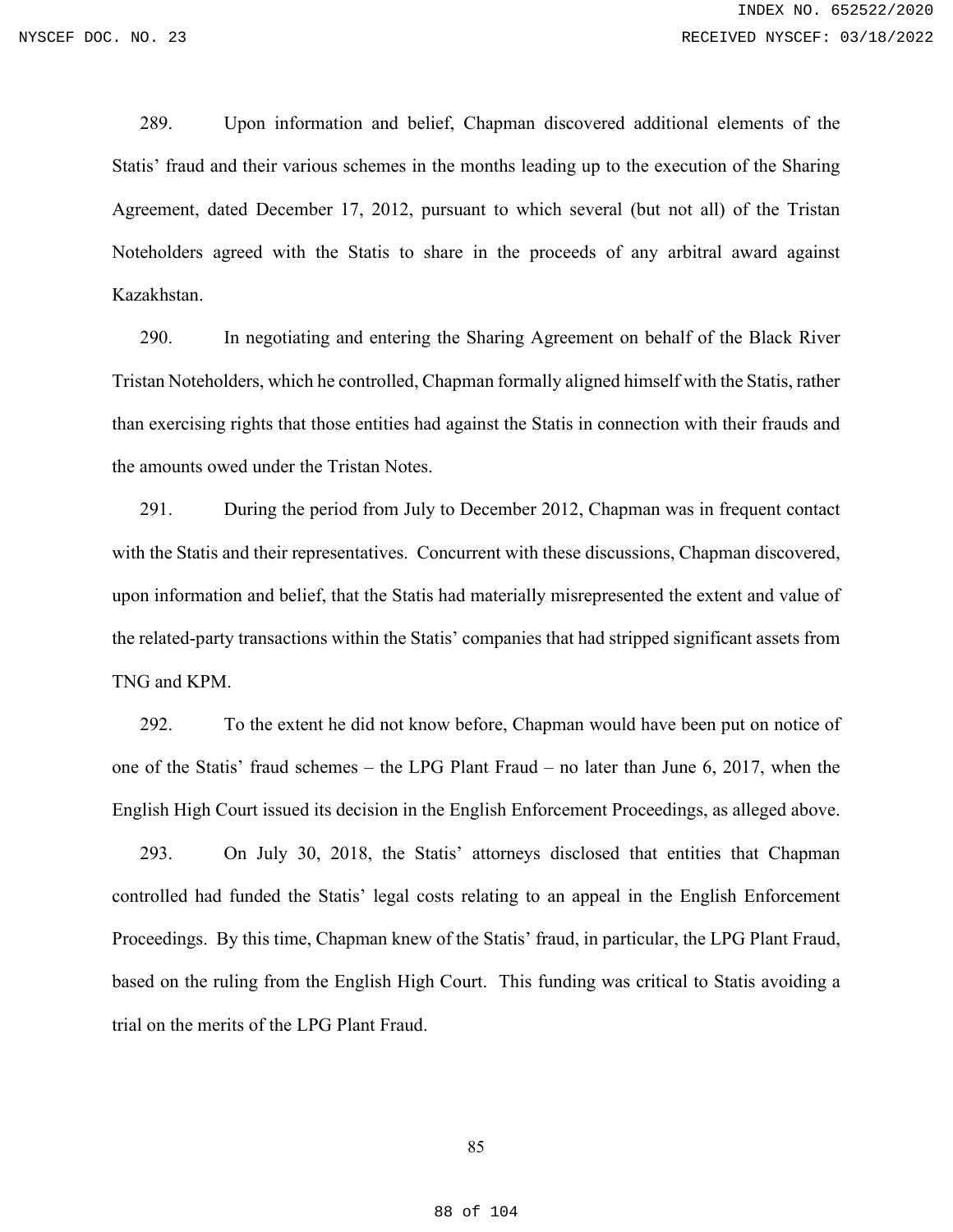289. Upon information and belief, Chapman discovered additional elements of the Statis' fraud and their various schemes in the months leading up to the execution of the Sharing Agreement, dated December 17, 2012, pursuant to which several (but not all) of the Tristan Noteholders agreed with the Statis to share in the proceeds of any arbitral award against Kazakhstan.

290. In negotiating and entering the Sharing Agreement on behalf of the Black River Tristan Noteholders, which he controlled, Chapman formally aligned himself with the Statis, rather than exercising rights that those entities had against the Statis in connection with their frauds and the amounts owed under the Tristan Notes.

291. During the period from July to December 2012, Chapman was in frequent contact with the Statis and their representatives. Concurrent with these discussions, Chapman discovered, upon information and belief, that the Statis had materially misrepresented the extent and value of the related-party transactions within the Statis' companies that had stripped significant assets from TNG and KPM.

292. To the extent he did not know before, Chapman would have been put on notice of one of the Statis' fraud schemes – the LPG Plant Fraud – no later than June 6, 2017, when the English High Court issued its decision in the English Enforcement Proceedings, as alleged above.

293. On July 30, 2018, the Statis' attorneys disclosed that entities that Chapman controlled had funded the Statis' legal costs relating to an appeal in the English Enforcement Proceedings. By this time, Chapman knew of the Statis' fraud, in particular, the LPG Plant Fraud, based on the ruling from the English High Court. This funding was critical to Statis avoiding a trial on the merits of the LPG Plant Fraud.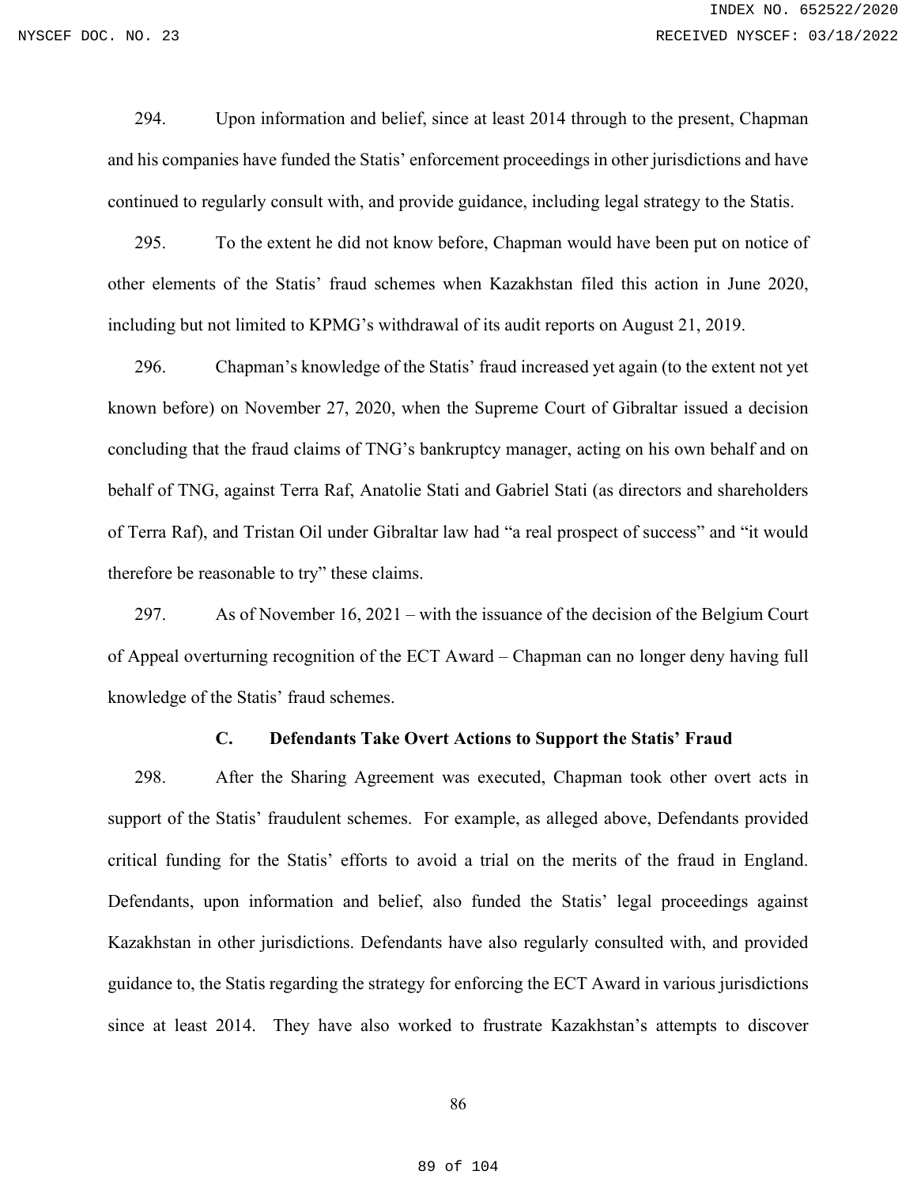294. Upon information and belief, since at least 2014 through to the present, Chapman and his companies have funded the Statis' enforcement proceedings in other jurisdictions and have continued to regularly consult with, and provide guidance, including legal strategy to the Statis.

295. To the extent he did not know before, Chapman would have been put on notice of other elements of the Statis' fraud schemes when Kazakhstan filed this action in June 2020, including but not limited to KPMG's withdrawal of its audit reports on August 21, 2019.

296. Chapman's knowledge of the Statis' fraud increased yet again (to the extent not yet known before) on November 27, 2020, when the Supreme Court of Gibraltar issued a decision concluding that the fraud claims of TNG's bankruptcy manager, acting on his own behalf and on behalf of TNG, against Terra Raf, Anatolie Stati and Gabriel Stati (as directors and shareholders of Terra Raf), and Tristan Oil under Gibraltar law had "a real prospect of success" and "it would therefore be reasonable to try" these claims.

297. As of November 16, 2021 – with the issuance of the decision of the Belgium Court of Appeal overturning recognition of the ECT Award – Chapman can no longer deny having full knowledge of the Statis' fraud schemes.

### C. Defendants Take Overt Actions to Support the Statis' Fraud

298. After the Sharing Agreement was executed, Chapman took other overt acts in support of the Statis' fraudulent schemes. For example, as alleged above, Defendants provided critical funding for the Statis' efforts to avoid a trial on the merits of the fraud in England. Defendants, upon information and belief, also funded the Statis' legal proceedings against Kazakhstan in other jurisdictions. Defendants have also regularly consulted with, and provided guidance to, the Statis regarding the strategy for enforcing the ECT Award in various jurisdictions since at least 2014. They have also worked to frustrate Kazakhstan's attempts to discover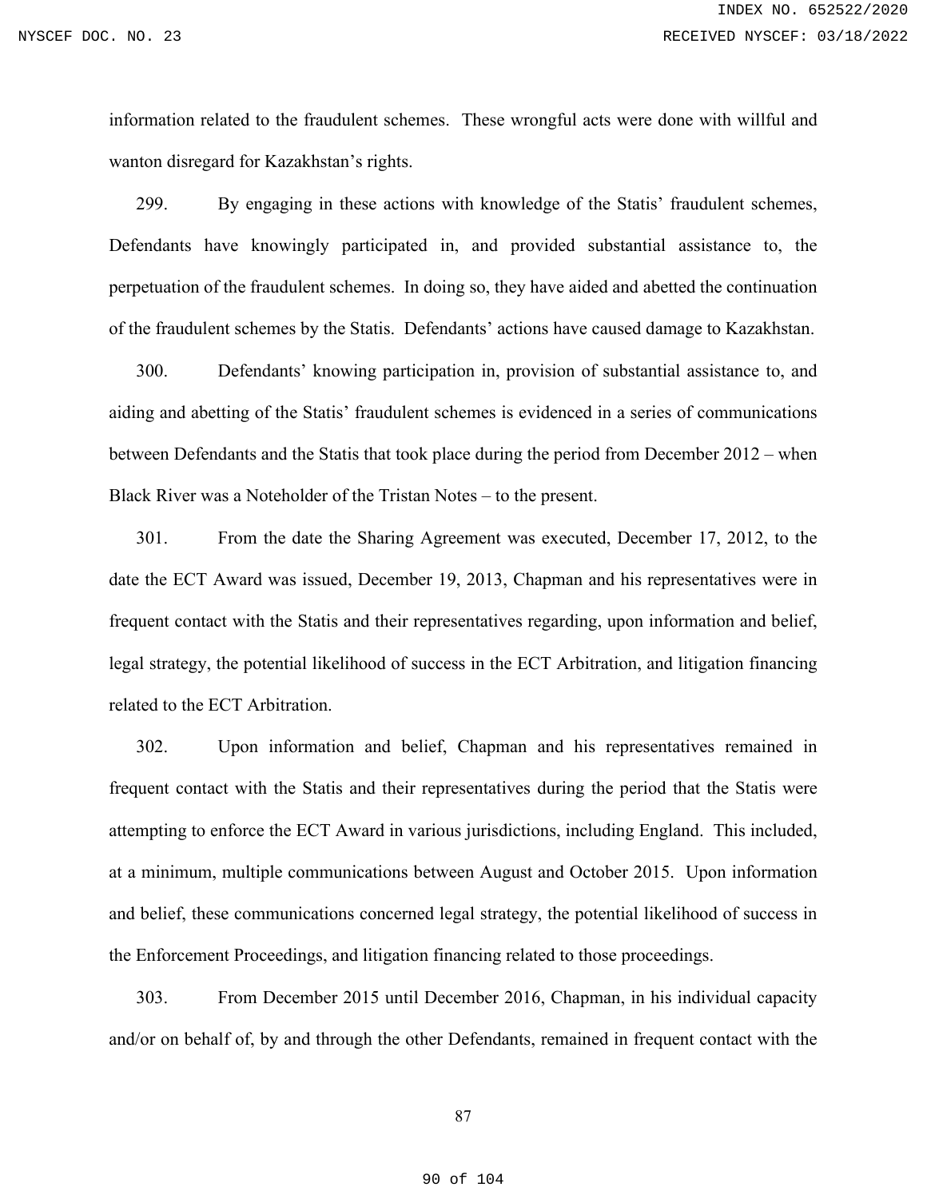information related to the fraudulent schemes. These wrongful acts were done with willful and wanton disregard for Kazakhstan's rights.

299. By engaging in these actions with knowledge of the Statis' fraudulent schemes, Defendants have knowingly participated in, and provided substantial assistance to, the perpetuation of the fraudulent schemes. In doing so, they have aided and abetted the continuation of the fraudulent schemes by the Statis. Defendants' actions have caused damage to Kazakhstan.

300. Defendants' knowing participation in, provision of substantial assistance to, and aiding and abetting of the Statis' fraudulent schemes is evidenced in a series of communications between Defendants and the Statis that took place during the period from December 2012 – when Black River was a Noteholder of the Tristan Notes – to the present.

301. From the date the Sharing Agreement was executed, December 17, 2012, to the date the ECT Award was issued, December 19, 2013, Chapman and his representatives were in frequent contact with the Statis and their representatives regarding, upon information and belief, legal strategy, the potential likelihood of success in the ECT Arbitration, and litigation financing related to the ECT Arbitration.

302. Upon information and belief, Chapman and his representatives remained in frequent contact with the Statis and their representatives during the period that the Statis were attempting to enforce the ECT Award in various jurisdictions, including England. This included, at a minimum, multiple communications between August and October 2015. Upon information and belief, these communications concerned legal strategy, the potential likelihood of success in the Enforcement Proceedings, and litigation financing related to those proceedings.

303. From December 2015 until December 2016, Chapman, in his individual capacity and/or on behalf of, by and through the other Defendants, remained in frequent contact with the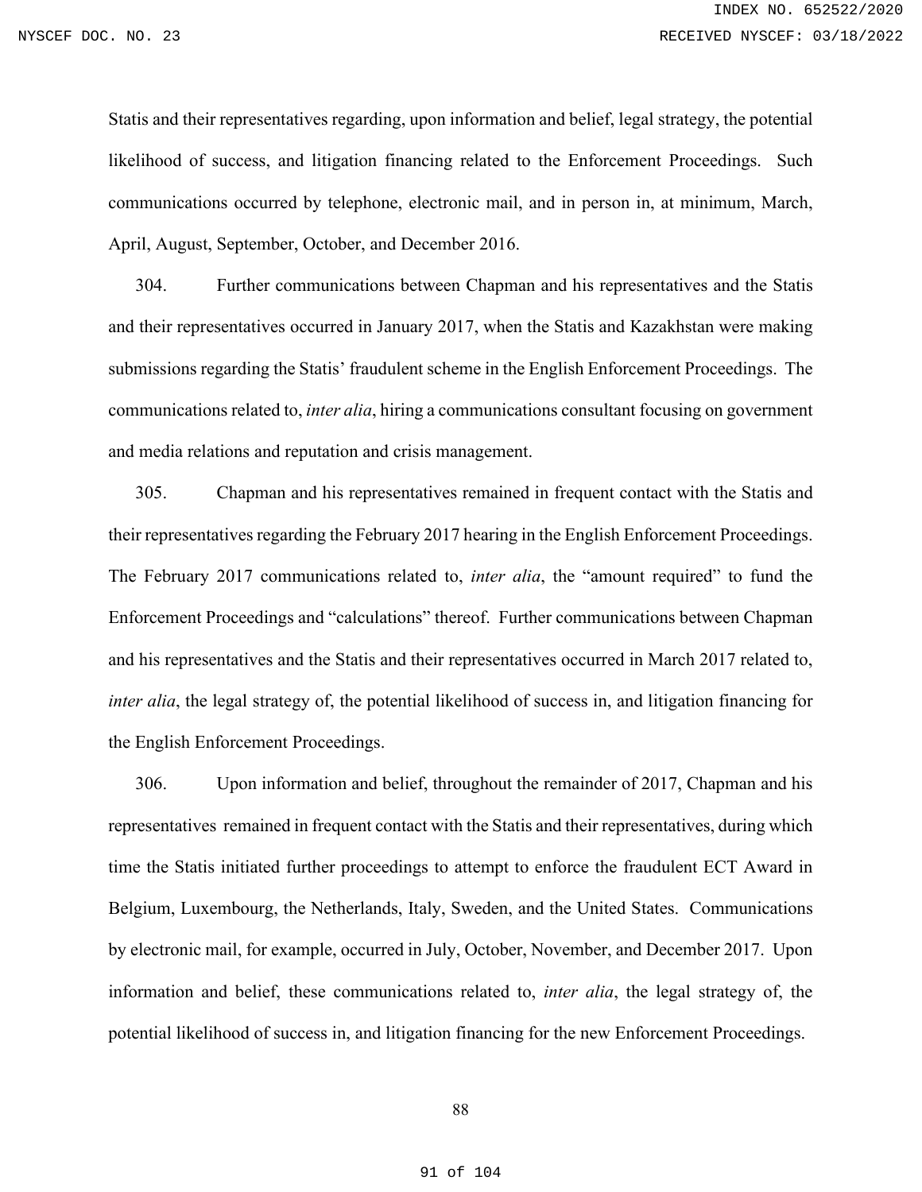Statis and their representatives regarding, upon information and belief, legal strategy, the potential likelihood of success, and litigation financing related to the Enforcement Proceedings. Such communications occurred by telephone, electronic mail, and in person in, at minimum, March, April, August, September, October, and December 2016.

304. Further communications between Chapman and his representatives and the Statis and their representatives occurred in January 2017, when the Statis and Kazakhstan were making submissions regarding the Statis' fraudulent scheme in the English Enforcement Proceedings. The communications related to, *inter alia*, hiring a communications consultant focusing on government and media relations and reputation and crisis management.

305. Chapman and his representatives remained in frequent contact with the Statis and their representatives regarding the February 2017 hearing in the English Enforcement Proceedings. The February 2017 communications related to, *inter alia*, the "amount required" to fund the Enforcement Proceedings and "calculations" thereof. Further communications between Chapman and his representatives and the Statis and their representatives occurred in March 2017 related to, *inter alia*, the legal strategy of, the potential likelihood of success in, and litigation financing for the English Enforcement Proceedings.

306. Upon information and belief, throughout the remainder of 2017, Chapman and his representatives remained in frequent contact with the Statis and their representatives, during which time the Statis initiated further proceedings to attempt to enforce the fraudulent ECT Award in Belgium, Luxembourg, the Netherlands, Italy, Sweden, and the United States. Communications by electronic mail, for example, occurred in July, October, November, and December 2017. Upon information and belief, these communications related to, *inter alia*, the legal strategy of, the potential likelihood of success in, and litigation financing for the new Enforcement Proceedings.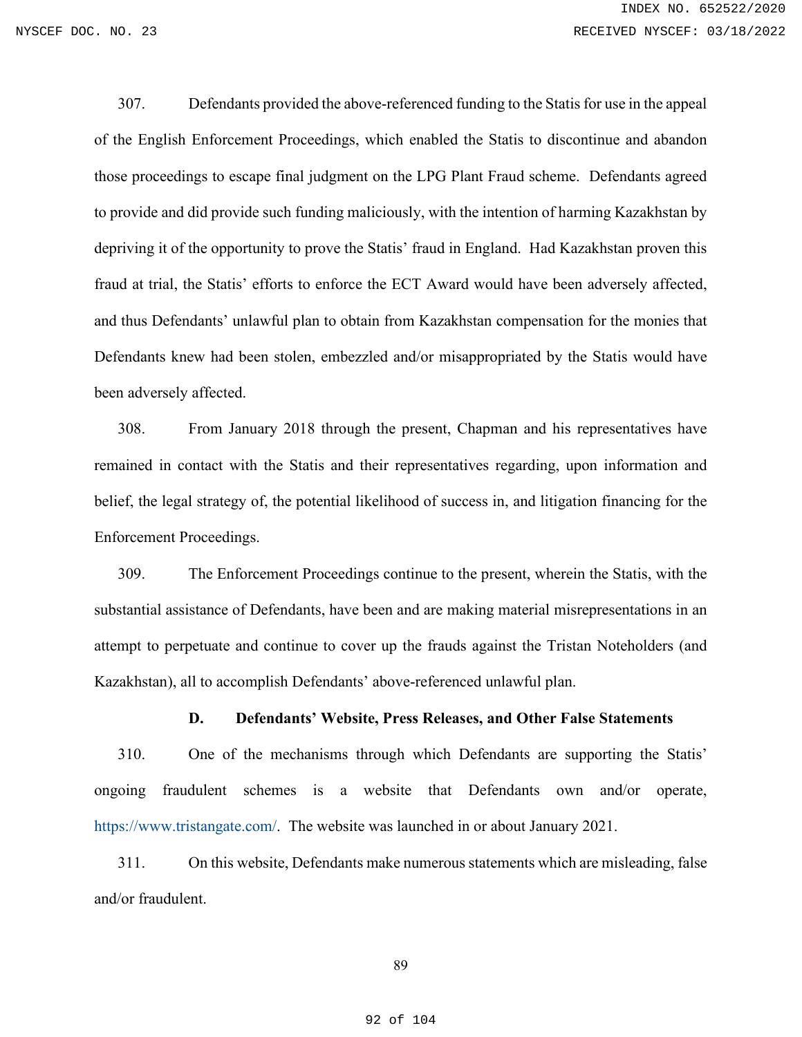307. Defendants provided the above-referenced funding to the Statis for use in the appeal of the English Enforcement Proceedings, which enabled the Statis to discontinue and abandon those proceedings to escape final judgment on the LPG Plant Fraud scheme. Defendants agreed to provide and did provide such funding maliciously, with the intention of harming Kazakhstan by depriving it of the opportunity to prove the Statis' fraud in England. Had Kazakhstan proven this fraud at trial, the Statis' efforts to enforce the ECT Award would have been adversely affected, and thus Defendants' unlawful plan to obtain from Kazakhstan compensation for the monies that Defendants knew had been stolen, embezzled and/or misappropriated by the Statis would have been adversely affected.

308. From January 2018 through the present, Chapman and his representatives have remained in contact with the Statis and their representatives regarding, upon information and belief, the legal strategy of, the potential likelihood of success in, and litigation financing for the Enforcement Proceedings.

309. The Enforcement Proceedings continue to the present, wherein the Statis, with the substantial assistance of Defendants, have been and are making material misrepresentations in an attempt to perpetuate and continue to cover up the frauds against the Tristan Noteholders (and Kazakhstan), all to accomplish Defendants' above-referenced unlawful plan.

### D. Defendants' Website, Press Releases, and Other False Statements

310. One of the mechanisms through which Defendants are supporting the Statis' ongoing fraudulent schemes is a website that Defendants own and/or operate, https://www.tristangate.com/. The website was launched in or about January 2021.

311. On this website, Defendants make numerous statements which are misleading, false and/or fraudulent.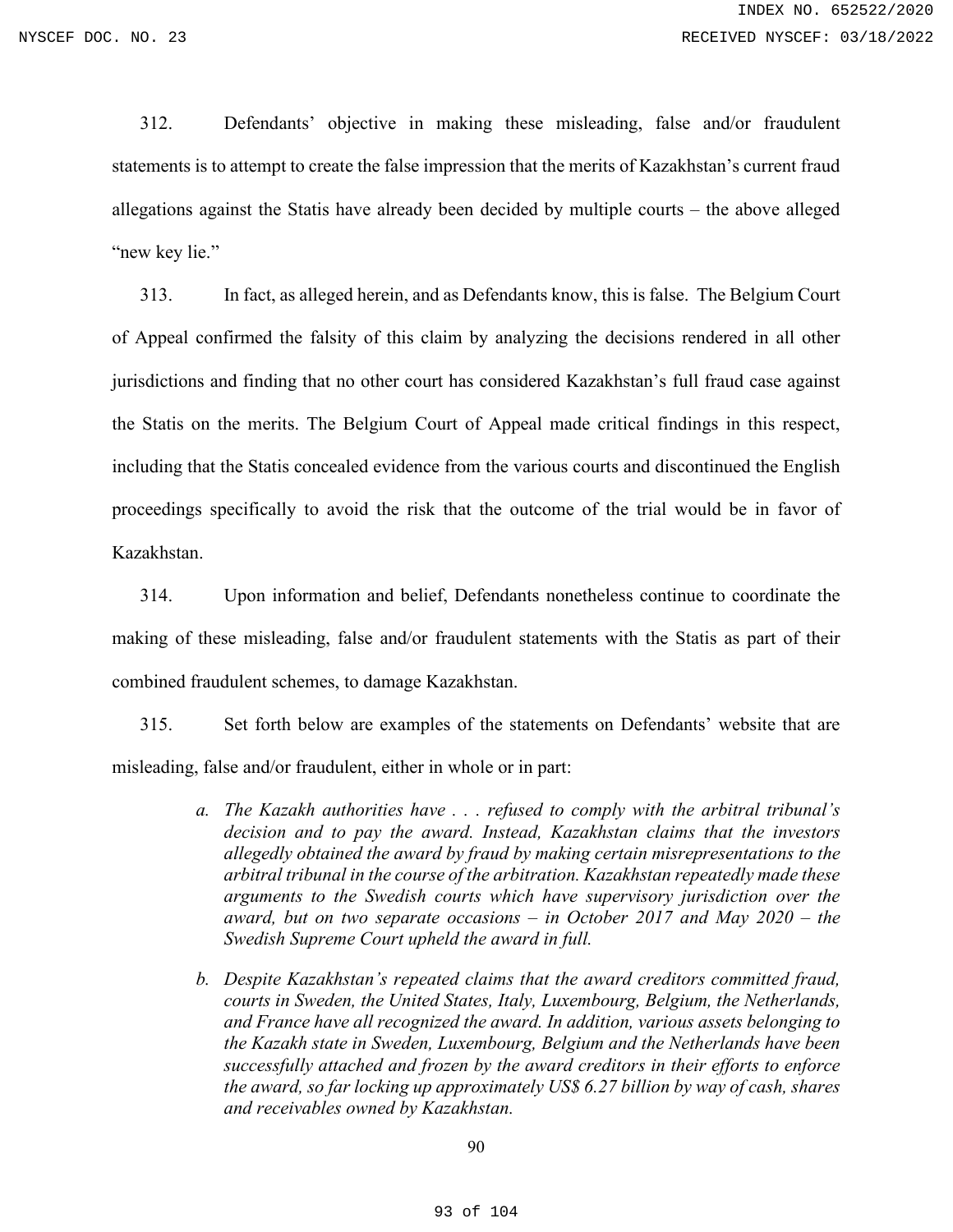312. Defendants' objective in making these misleading, false and/or fraudulent statements is to attempt to create the false impression that the merits of Kazakhstan's current fraud allegations against the Statis have already been decided by multiple courts – the above alleged "new key lie."

313. In fact, as alleged herein, and as Defendants know, this is false. The Belgium Court of Appeal confirmed the falsity of this claim by analyzing the decisions rendered in all other jurisdictions and finding that no other court has considered Kazakhstan's full fraud case against the Statis on the merits. The Belgium Court of Appeal made critical findings in this respect, including that the Statis concealed evidence from the various courts and discontinued the English proceedings specifically to avoid the risk that the outcome of the trial would be in favor of Kazakhstan.

314. Upon information and belief, Defendants nonetheless continue to coordinate the making of these misleading, false and/or fraudulent statements with the Statis as part of their combined fraudulent schemes, to damage Kazakhstan.

315. Set forth below are examples of the statements on Defendants' website that are misleading, false and/or fraudulent, either in whole or in part:

> a. *The Kazakh authorities have . . . refused to comply with the arbitral tribunal's decision and to pay the award. Instead, Kazakhstan claims that the investors allegedly obtained the award by fraud by making certain misrepresentations to the arbitral tribunal in the course of the arbitration. Kazakhstan repeatedly made these arguments to the Swedish courts which have supervisory jurisdiction over the award, but on two separate occasions – in October 2017 and May 2020 – the Swedish Supreme Court upheld the award in full.*
>
> b. *Despite Kazakhstan's repeated claims that the award creditors committed fraud, courts in Sweden, the United States, Italy, Luxembourg, Belgium, the Netherlands, and France have all recognized the award. In addition, various assets belonging to the Kazakh state in Sweden, Luxembourg, Belgium and the Netherlands have been successfully attached and frozen by the award creditors in their efforts to enforce the award, so far locking up approximately US$ 6.27 billion by way of cash, shares and receivables owned by Kazakhstan.*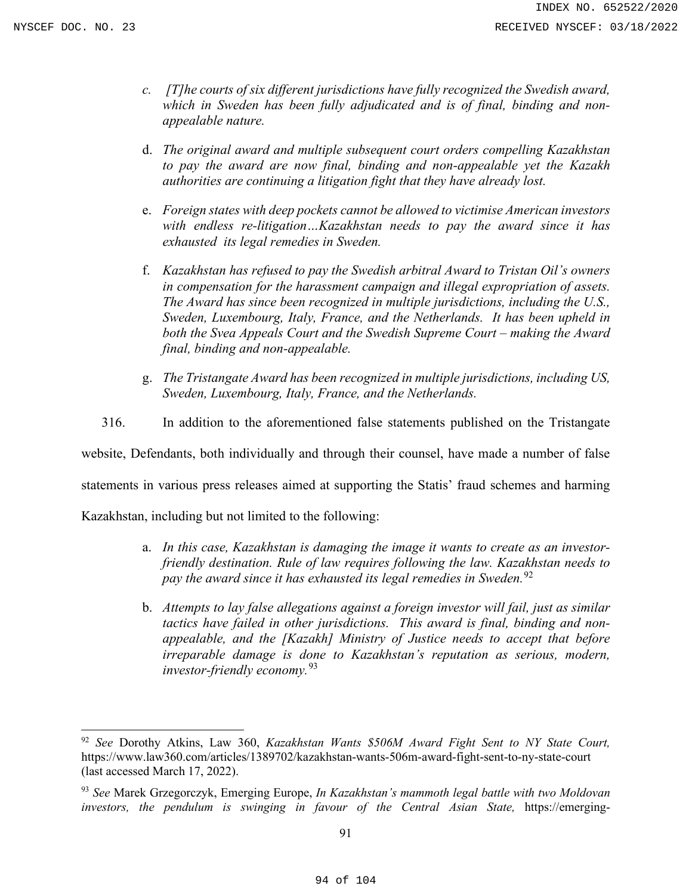c. *[T]he courts of six different jurisdictions have fully recognized the Swedish award, which in Sweden has been fully adjudicated and is of final, binding and non-appealable nature.*

d. *The original award and multiple subsequent court orders compelling Kazakhstan to pay the award are now final, binding and non-appealable yet the Kazakh authorities are continuing a litigation fight that they have already lost.*

e. *Foreign states with deep pockets cannot be allowed to victimise American investors with endless re-litigation…Kazakhstan needs to pay the award since it has exhausted its legal remedies in Sweden.*

f. *Kazakhstan has refused to pay the Swedish arbitral Award to Tristan Oil's owners in compensation for the harassment campaign and illegal expropriation of assets. The Award has since been recognized in multiple jurisdictions, including the U.S., Sweden, Luxembourg, Italy, France, and the Netherlands. It has been upheld in both the Svea Appeals Court and the Swedish Supreme Court – making the Award final, binding and non-appealable.*

g. *The Tristangate Award has been recognized in multiple jurisdictions, including US, Sweden, Luxembourg, Italy, France, and the Netherlands.*

316. In addition to the aforementioned false statements published on the Tristangate website, Defendants, both individually and through their counsel, have made a number of false statements in various press releases aimed at supporting the Statis' fraud schemes and harming Kazakhstan, including but not limited to the following:

a. *In this case, Kazakhstan is damaging the image it wants to create as an investor-friendly destination. Rule of law requires following the law. Kazakhstan needs to pay the award since it has exhausted its legal remedies in Sweden.*[92]

b. *Attempts to lay false allegations against a foreign investor will fail, just as similar tactics have failed in other jurisdictions. This award is final, binding and non-appealable, and the [Kazakh] Ministry of Justice needs to accept that before irreparable damage is done to Kazakhstan's reputation as serious, modern, investor-friendly economy.*[93]

---

[92] *See* Dorothy Atkins, Law 360, *Kazakhstan Wants $506M Award Fight Sent to NY State Court,* https://www.law360.com/articles/1389702/kazakhstan-wants-506m-award-fight-sent-to-ny-state-court (last accessed March 17, 2022).

[93] *See* Marek Grzegorczyk, Emerging Europe, *In Kazakhstan's mammoth legal battle with two Moldovan investors, the pendulum is swinging in favour of the Central Asian State,* https://emerging-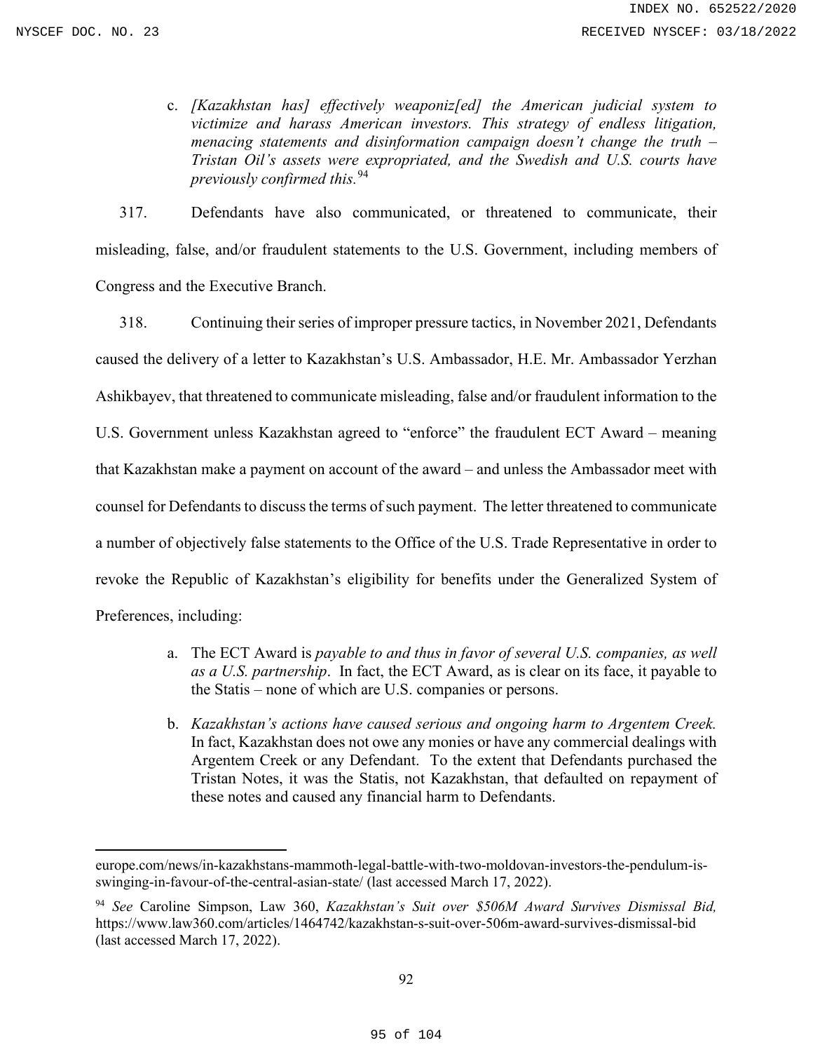c. *[Kazakhstan has] effectively weaponiz[ed] the American judicial system to victimize and harass American investors. This strategy of endless litigation, menacing statements and disinformation campaign doesn't change the truth – Tristan Oil's assets were expropriated, and the Swedish and U.S. courts have previously confirmed this.*[94]

317. Defendants have also communicated, or threatened to communicate, their misleading, false, and/or fraudulent statements to the U.S. Government, including members of Congress and the Executive Branch.

318. Continuing their series of improper pressure tactics, in November 2021, Defendants caused the delivery of a letter to Kazakhstan's U.S. Ambassador, H.E. Mr. Ambassador Yerzhan Ashikbayev, that threatened to communicate misleading, false and/or fraudulent information to the U.S. Government unless Kazakhstan agreed to "enforce" the fraudulent ECT Award – meaning that Kazakhstan make a payment on account of the award – and unless the Ambassador meet with counsel for Defendants to discuss the terms of such payment. The letter threatened to communicate a number of objectively false statements to the Office of the U.S. Trade Representative in order to revoke the Republic of Kazakhstan's eligibility for benefits under the Generalized System of Preferences, including:

a. The ECT Award is *payable to and thus in favor of several U.S. companies, as well as a U.S. partnership*. In fact, the ECT Award, as is clear on its face, it payable to the Statis – none of which are U.S. companies or persons.

b. *Kazakhstan's actions have caused serious and ongoing harm to Argentem Creek.* In fact, Kazakhstan does not owe any monies or have any commercial dealings with Argentem Creek or any Defendant. To the extent that Defendants purchased the Tristan Notes, it was the Statis, not Kazakhstan, that defaulted on repayment of these notes and caused any financial harm to Defendants.

---

europe.com/news/in-kazakhstans-mammoth-legal-battle-with-two-moldovan-investors-the-pendulum-is-swinging-in-favour-of-the-central-asian-state/ (last accessed March 17, 2022).

[94] *See* Caroline Simpson, Law 360, *Kazakhstan's Suit over $506M Award Survives Dismissal Bid,* https://www.law360.com/articles/1464742/kazakhstan-s-suit-over-506m-award-survives-dismissal-bid (last accessed March 17, 2022).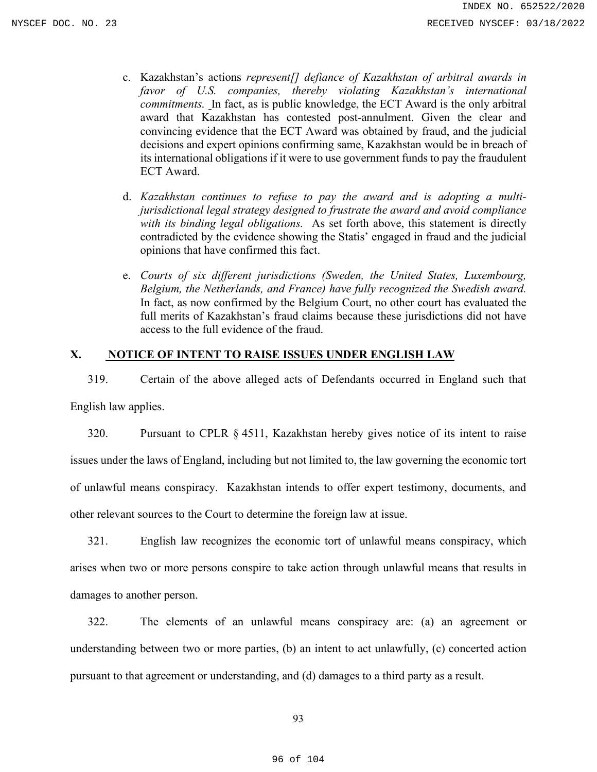c. Kazakhstan's actions *represent[] defiance of Kazakhstan of arbitral awards in favor of U.S. companies, thereby violating Kazakhstan's international commitments.* In fact, as is public knowledge, the ECT Award is the only arbitral award that Kazakhstan has contested post-annulment. Given the clear and convincing evidence that the ECT Award was obtained by fraud, and the judicial decisions and expert opinions confirming same, Kazakhstan would be in breach of its international obligations if it were to use government funds to pay the fraudulent ECT Award.

d. *Kazakhstan continues to refuse to pay the award and is adopting a multi-jurisdictional legal strategy designed to frustrate the award and avoid compliance with its binding legal obligations.* As set forth above, this statement is directly contradicted by the evidence showing the Statis' engaged in fraud and the judicial opinions that have confirmed this fact.

e. *Courts of six different jurisdictions (Sweden, the United States, Luxembourg, Belgium, the Netherlands, and France) have fully recognized the Swedish award.* In fact, as now confirmed by the Belgium Court, no other court has evaluated the full merits of Kazakhstan's fraud claims because these jurisdictions did not have access to the full evidence of the fraud.

## X. NOTICE OF INTENT TO RAISE ISSUES UNDER ENGLISH LAW

319. Certain of the above alleged acts of Defendants occurred in England such that English law applies.

320. Pursuant to CPLR § 4511, Kazakhstan hereby gives notice of its intent to raise issues under the laws of England, including but not limited to, the law governing the economic tort of unlawful means conspiracy. Kazakhstan intends to offer expert testimony, documents, and other relevant sources to the Court to determine the foreign law at issue.

321. English law recognizes the economic tort of unlawful means conspiracy, which arises when two or more persons conspire to take action through unlawful means that results in damages to another person.

322. The elements of an unlawful means conspiracy are: (a) an agreement or understanding between two or more parties, (b) an intent to act unlawfully, (c) concerted action pursuant to that agreement or understanding, and (d) damages to a third party as a result.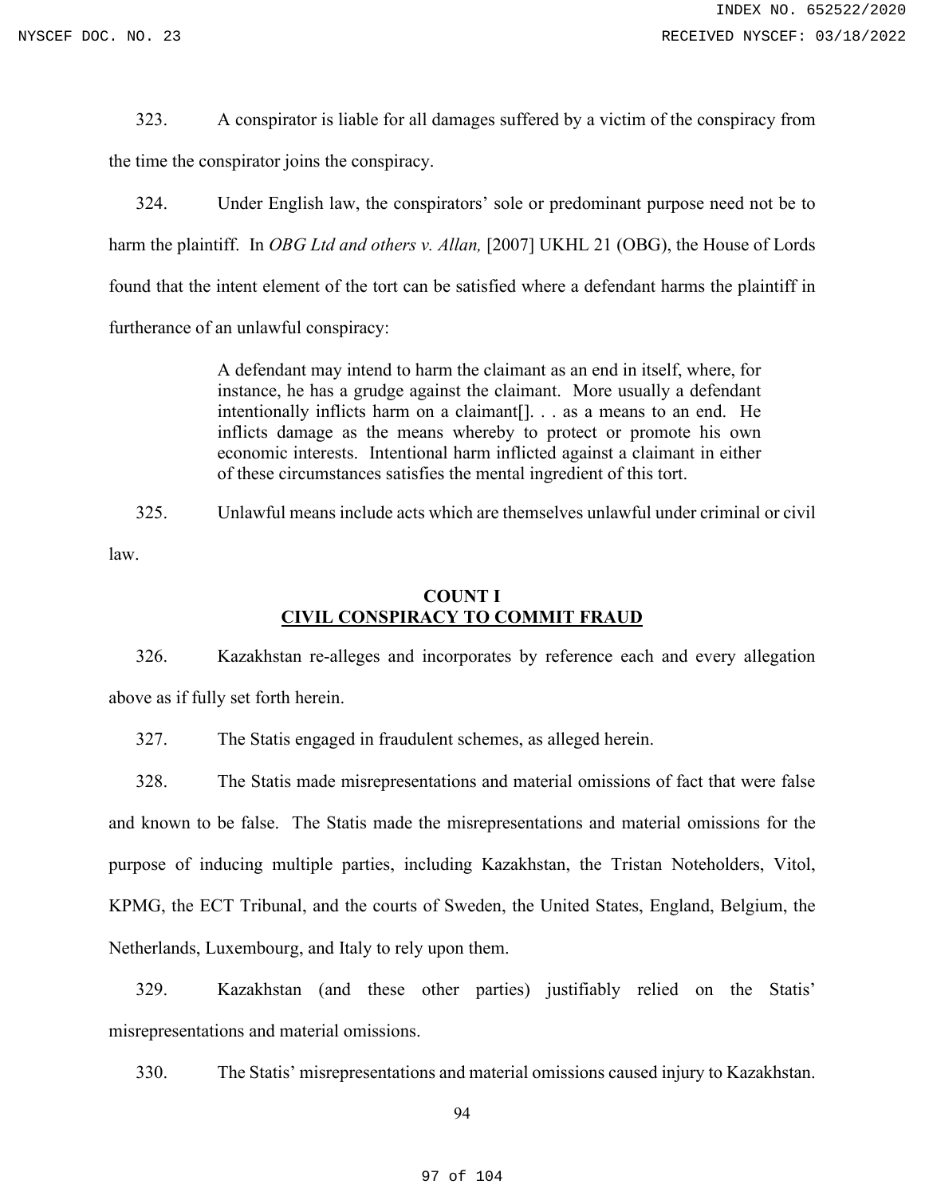323. A conspirator is liable for all damages suffered by a victim of the conspiracy from the time the conspirator joins the conspiracy.

324. Under English law, the conspirators' sole or predominant purpose need not be to harm the plaintiff. In *OBG Ltd and others v. Allan,* [2007] UKHL 21 (OBG), the House of Lords found that the intent element of the tort can be satisfied where a defendant harms the plaintiff in furtherance of an unlawful conspiracy:

> A defendant may intend to harm the claimant as an end in itself, where, for instance, he has a grudge against the claimant. More usually a defendant intentionally inflicts harm on a claimant[]. . . as a means to an end. He inflicts damage as the means whereby to protect or promote his own economic interests. Intentional harm inflicted against a claimant in either of these circumstances satisfies the mental ingredient of this tort.

325. Unlawful means include acts which are themselves unlawful under criminal or civil law.

## COUNT I
## CIVIL CONSPIRACY TO COMMIT FRAUD

326. Kazakhstan re-alleges and incorporates by reference each and every allegation above as if fully set forth herein.

327. The Statis engaged in fraudulent schemes, as alleged herein.

328. The Statis made misrepresentations and material omissions of fact that were false and known to be false. The Statis made the misrepresentations and material omissions for the purpose of inducing multiple parties, including Kazakhstan, the Tristan Noteholders, Vitol, KPMG, the ECT Tribunal, and the courts of Sweden, the United States, England, Belgium, the Netherlands, Luxembourg, and Italy to rely upon them.

329. Kazakhstan (and these other parties) justifiably relied on the Statis' misrepresentations and material omissions.

330. The Statis' misrepresentations and material omissions caused injury to Kazakhstan.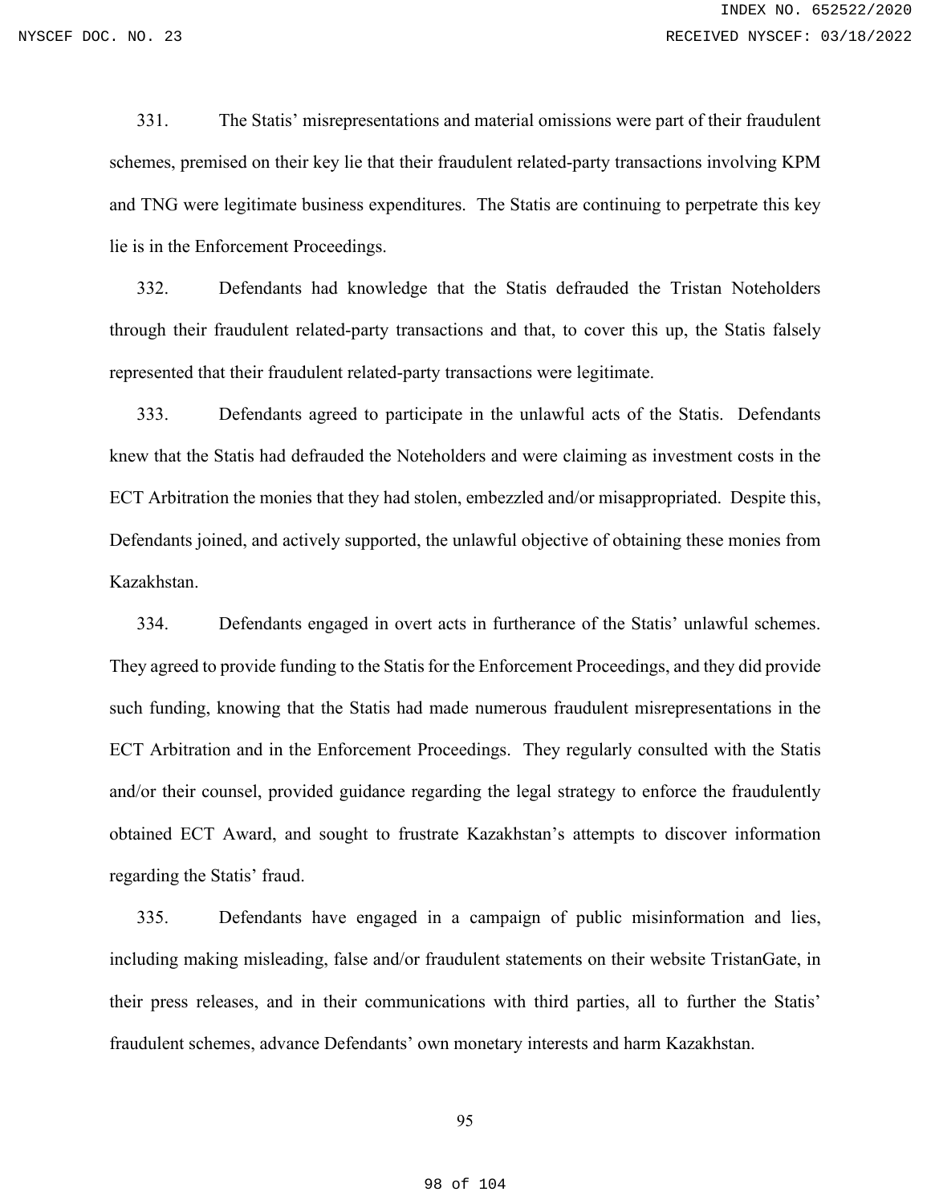331. The Statis' misrepresentations and material omissions were part of their fraudulent schemes, premised on their key lie that their fraudulent related-party transactions involving KPM and TNG were legitimate business expenditures. The Statis are continuing to perpetrate this key lie is in the Enforcement Proceedings.

332. Defendants had knowledge that the Statis defrauded the Tristan Noteholders through their fraudulent related-party transactions and that, to cover this up, the Statis falsely represented that their fraudulent related-party transactions were legitimate.

333. Defendants agreed to participate in the unlawful acts of the Statis. Defendants knew that the Statis had defrauded the Noteholders and were claiming as investment costs in the ECT Arbitration the monies that they had stolen, embezzled and/or misappropriated. Despite this, Defendants joined, and actively supported, the unlawful objective of obtaining these monies from Kazakhstan.

334. Defendants engaged in overt acts in furtherance of the Statis' unlawful schemes. They agreed to provide funding to the Statis for the Enforcement Proceedings, and they did provide such funding, knowing that the Statis had made numerous fraudulent misrepresentations in the ECT Arbitration and in the Enforcement Proceedings. They regularly consulted with the Statis and/or their counsel, provided guidance regarding the legal strategy to enforce the fraudulently obtained ECT Award, and sought to frustrate Kazakhstan's attempts to discover information regarding the Statis' fraud.

335. Defendants have engaged in a campaign of public misinformation and lies, including making misleading, false and/or fraudulent statements on their website TristanGate, in their press releases, and in their communications with third parties, all to further the Statis' fraudulent schemes, advance Defendants' own monetary interests and harm Kazakhstan.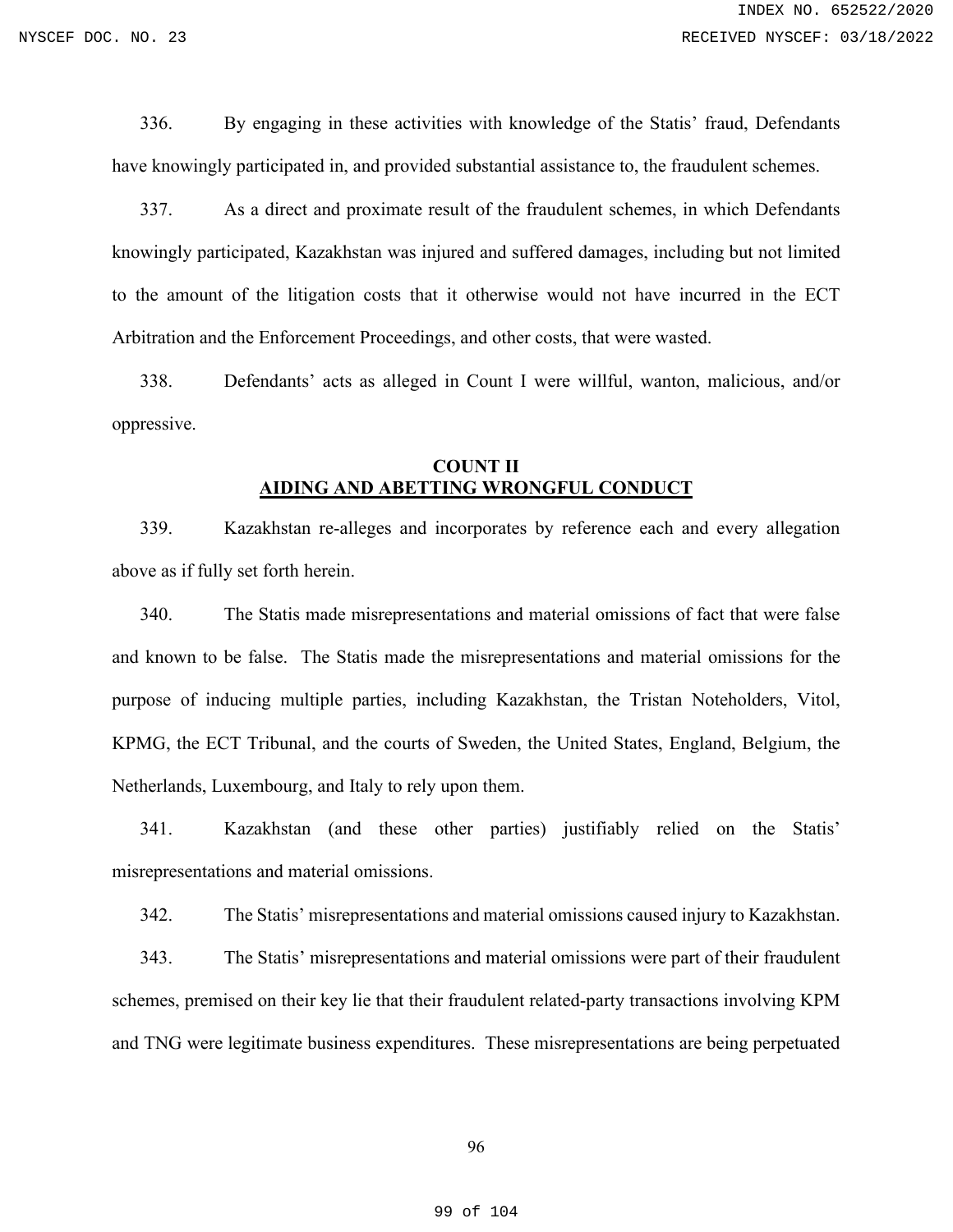336. By engaging in these activities with knowledge of the Statis' fraud, Defendants have knowingly participated in, and provided substantial assistance to, the fraudulent schemes.

337. As a direct and proximate result of the fraudulent schemes, in which Defendants knowingly participated, Kazakhstan was injured and suffered damages, including but not limited to the amount of the litigation costs that it otherwise would not have incurred in the ECT Arbitration and the Enforcement Proceedings, and other costs, that were wasted.

338. Defendants' acts as alleged in Count I were willful, wanton, malicious, and/or oppressive.

## COUNT II
## AIDING AND ABETTING WRONGFUL CONDUCT

339. Kazakhstan re-alleges and incorporates by reference each and every allegation above as if fully set forth herein.

340. The Statis made misrepresentations and material omissions of fact that were false and known to be false. The Statis made the misrepresentations and material omissions for the purpose of inducing multiple parties, including Kazakhstan, the Tristan Noteholders, Vitol, KPMG, the ECT Tribunal, and the courts of Sweden, the United States, England, Belgium, the Netherlands, Luxembourg, and Italy to rely upon them.

341. Kazakhstan (and these other parties) justifiably relied on the Statis' misrepresentations and material omissions.

342. The Statis' misrepresentations and material omissions caused injury to Kazakhstan.

343. The Statis' misrepresentations and material omissions were part of their fraudulent schemes, premised on their key lie that their fraudulent related-party transactions involving KPM and TNG were legitimate business expenditures. These misrepresentations are being perpetuated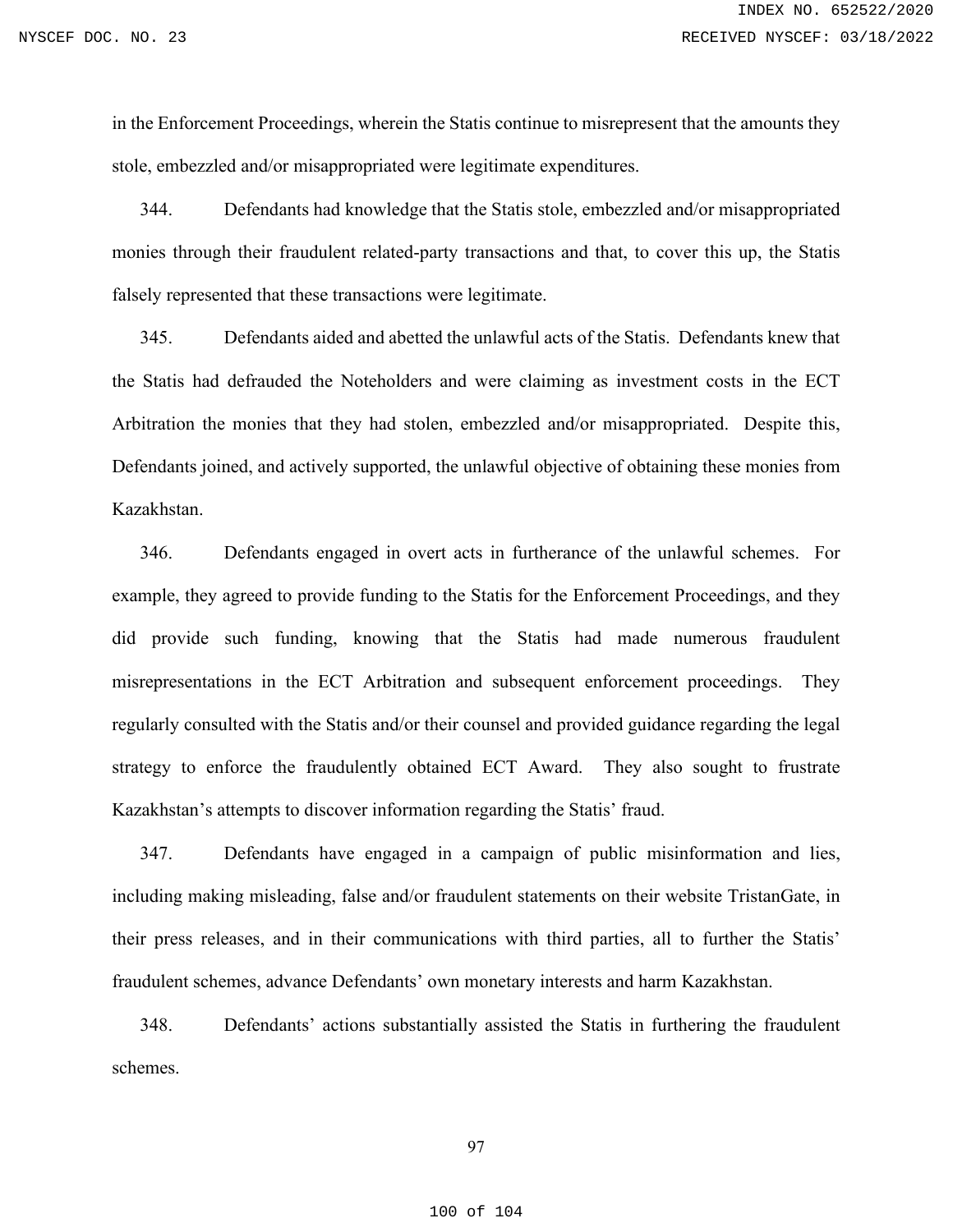in the Enforcement Proceedings, wherein the Statis continue to misrepresent that the amounts they stole, embezzled and/or misappropriated were legitimate expenditures.

344. Defendants had knowledge that the Statis stole, embezzled and/or misappropriated monies through their fraudulent related-party transactions and that, to cover this up, the Statis falsely represented that these transactions were legitimate.

345. Defendants aided and abetted the unlawful acts of the Statis. Defendants knew that the Statis had defrauded the Noteholders and were claiming as investment costs in the ECT Arbitration the monies that they had stolen, embezzled and/or misappropriated. Despite this, Defendants joined, and actively supported, the unlawful objective of obtaining these monies from Kazakhstan.

346. Defendants engaged in overt acts in furtherance of the unlawful schemes. For example, they agreed to provide funding to the Statis for the Enforcement Proceedings, and they did provide such funding, knowing that the Statis had made numerous fraudulent misrepresentations in the ECT Arbitration and subsequent enforcement proceedings. They regularly consulted with the Statis and/or their counsel and provided guidance regarding the legal strategy to enforce the fraudulently obtained ECT Award. They also sought to frustrate Kazakhstan's attempts to discover information regarding the Statis' fraud.

347. Defendants have engaged in a campaign of public misinformation and lies, including making misleading, false and/or fraudulent statements on their website TristanGate, in their press releases, and in their communications with third parties, all to further the Statis' fraudulent schemes, advance Defendants' own monetary interests and harm Kazakhstan.

348. Defendants' actions substantially assisted the Statis in furthering the fraudulent schemes.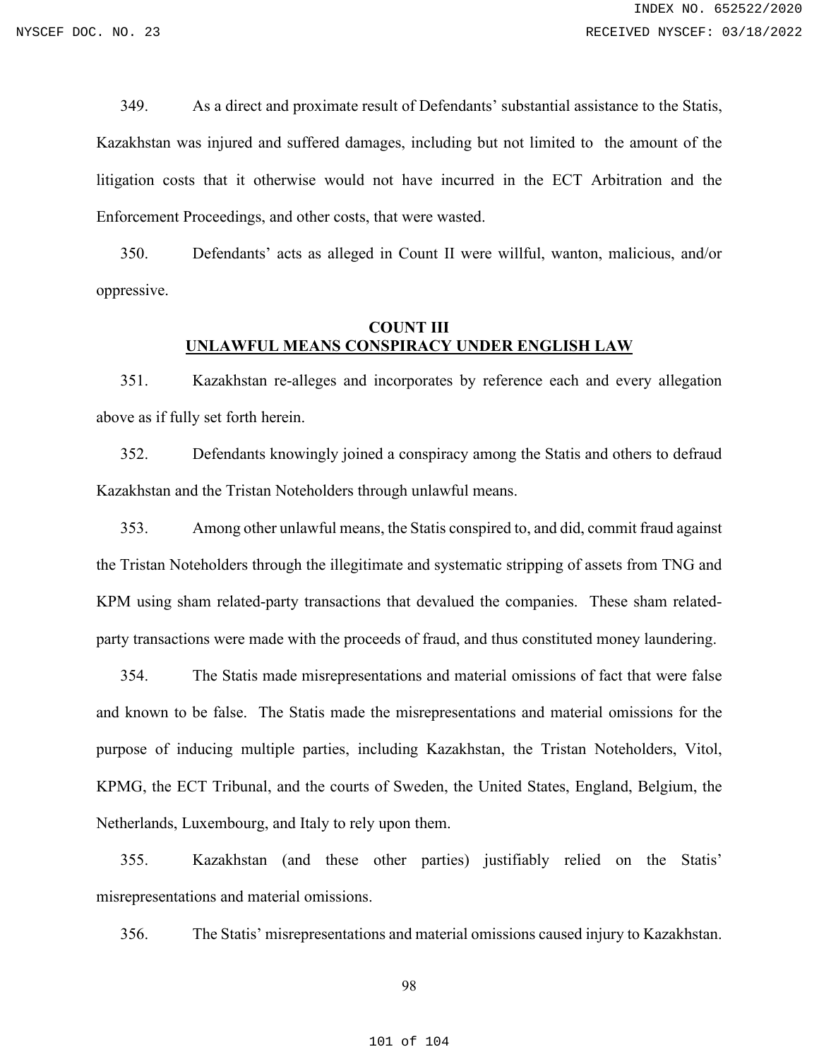349. As a direct and proximate result of Defendants' substantial assistance to the Statis, Kazakhstan was injured and suffered damages, including but not limited to the amount of the litigation costs that it otherwise would not have incurred in the ECT Arbitration and the Enforcement Proceedings, and other costs, that were wasted.

350. Defendants' acts as alleged in Count II were willful, wanton, malicious, and/or oppressive.

## COUNT III
## UNLAWFUL MEANS CONSPIRACY UNDER ENGLISH LAW

351. Kazakhstan re-alleges and incorporates by reference each and every allegation above as if fully set forth herein.

352. Defendants knowingly joined a conspiracy among the Statis and others to defraud Kazakhstan and the Tristan Noteholders through unlawful means.

353. Among other unlawful means, the Statis conspired to, and did, commit fraud against the Tristan Noteholders through the illegitimate and systematic stripping of assets from TNG and KPM using sham related-party transactions that devalued the companies. These sham related-party transactions were made with the proceeds of fraud, and thus constituted money laundering.

354. The Statis made misrepresentations and material omissions of fact that were false and known to be false. The Statis made the misrepresentations and material omissions for the purpose of inducing multiple parties, including Kazakhstan, the Tristan Noteholders, Vitol, KPMG, the ECT Tribunal, and the courts of Sweden, the United States, England, Belgium, the Netherlands, Luxembourg, and Italy to rely upon them.

355. Kazakhstan (and these other parties) justifiably relied on the Statis' misrepresentations and material omissions.

356. The Statis' misrepresentations and material omissions caused injury to Kazakhstan.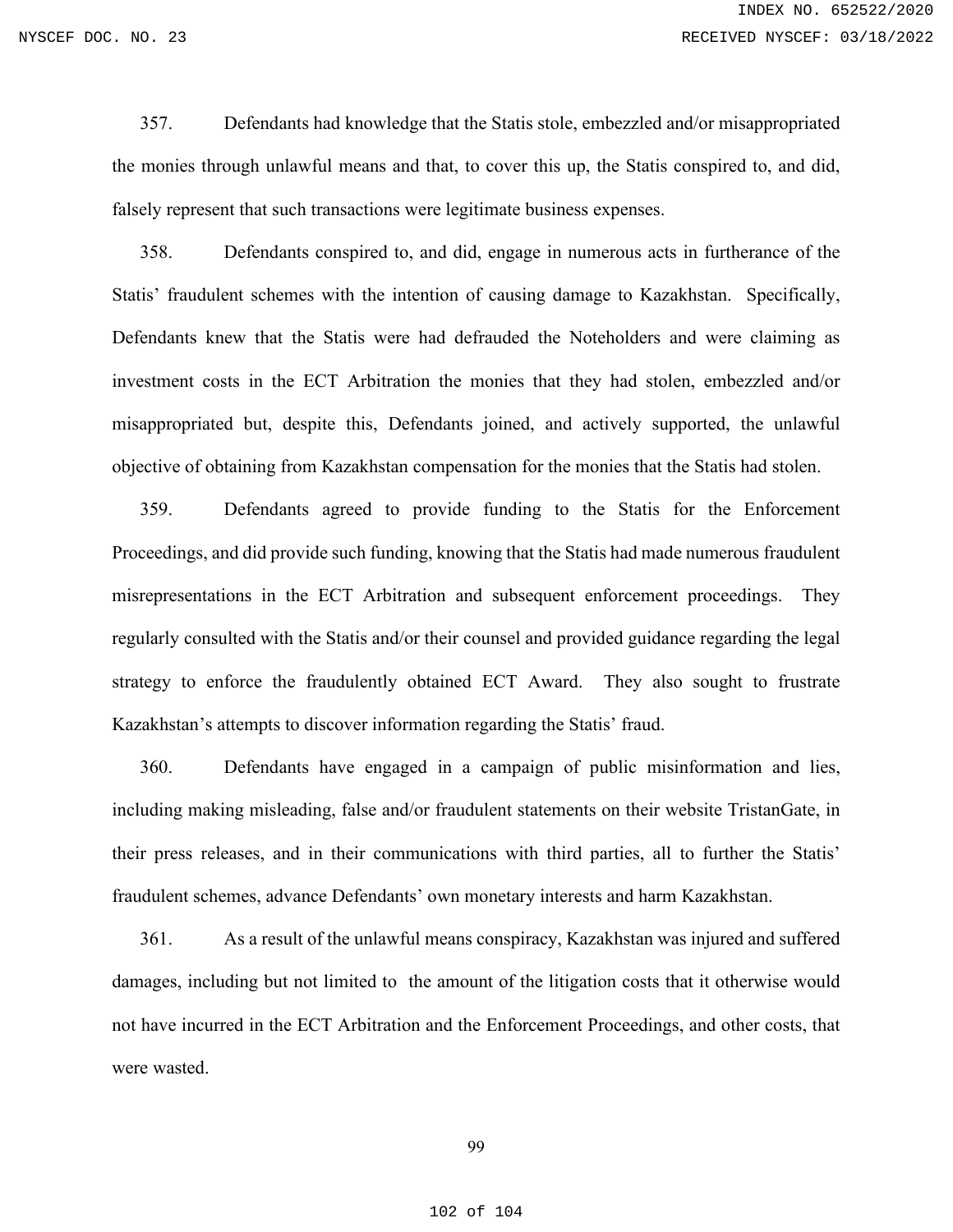357. Defendants had knowledge that the Statis stole, embezzled and/or misappropriated the monies through unlawful means and that, to cover this up, the Statis conspired to, and did, falsely represent that such transactions were legitimate business expenses.

358. Defendants conspired to, and did, engage in numerous acts in furtherance of the Statis' fraudulent schemes with the intention of causing damage to Kazakhstan. Specifically, Defendants knew that the Statis were had defrauded the Noteholders and were claiming as investment costs in the ECT Arbitration the monies that they had stolen, embezzled and/or misappropriated but, despite this, Defendants joined, and actively supported, the unlawful objective of obtaining from Kazakhstan compensation for the monies that the Statis had stolen.

359. Defendants agreed to provide funding to the Statis for the Enforcement Proceedings, and did provide such funding, knowing that the Statis had made numerous fraudulent misrepresentations in the ECT Arbitration and subsequent enforcement proceedings. They regularly consulted with the Statis and/or their counsel and provided guidance regarding the legal strategy to enforce the fraudulently obtained ECT Award. They also sought to frustrate Kazakhstan's attempts to discover information regarding the Statis' fraud.

360. Defendants have engaged in a campaign of public misinformation and lies, including making misleading, false and/or fraudulent statements on their website TristanGate, in their press releases, and in their communications with third parties, all to further the Statis' fraudulent schemes, advance Defendants' own monetary interests and harm Kazakhstan.

361. As a result of the unlawful means conspiracy, Kazakhstan was injured and suffered damages, including but not limited to the amount of the litigation costs that it otherwise would not have incurred in the ECT Arbitration and the Enforcement Proceedings, and other costs, that were wasted.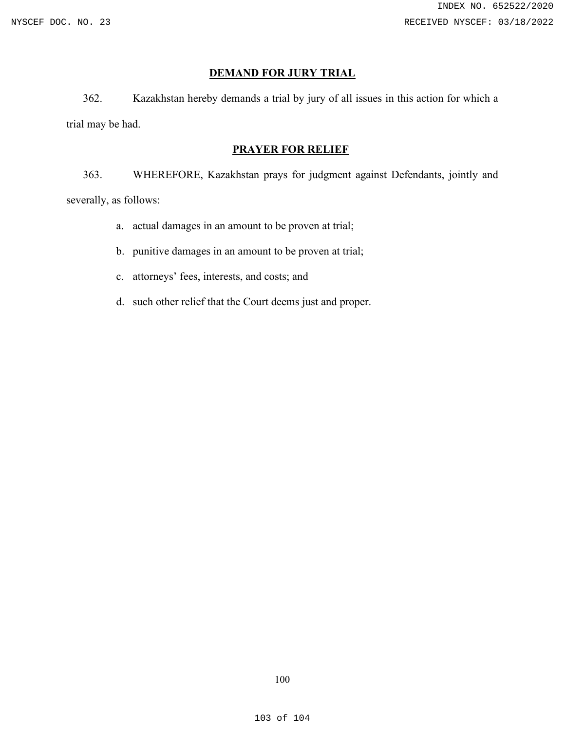## DEMAND FOR JURY TRIAL

362. Kazakhstan hereby demands a trial by jury of all issues in this action for which a trial may be had.

## PRAYER FOR RELIEF

363. WHEREFORE, Kazakhstan prays for judgment against Defendants, jointly and severally, as follows:

a. actual damages in an amount to be proven at trial;

b. punitive damages in an amount to be proven at trial;

c. attorneys' fees, interests, and costs; and

d. such other relief that the Court deems just and proper.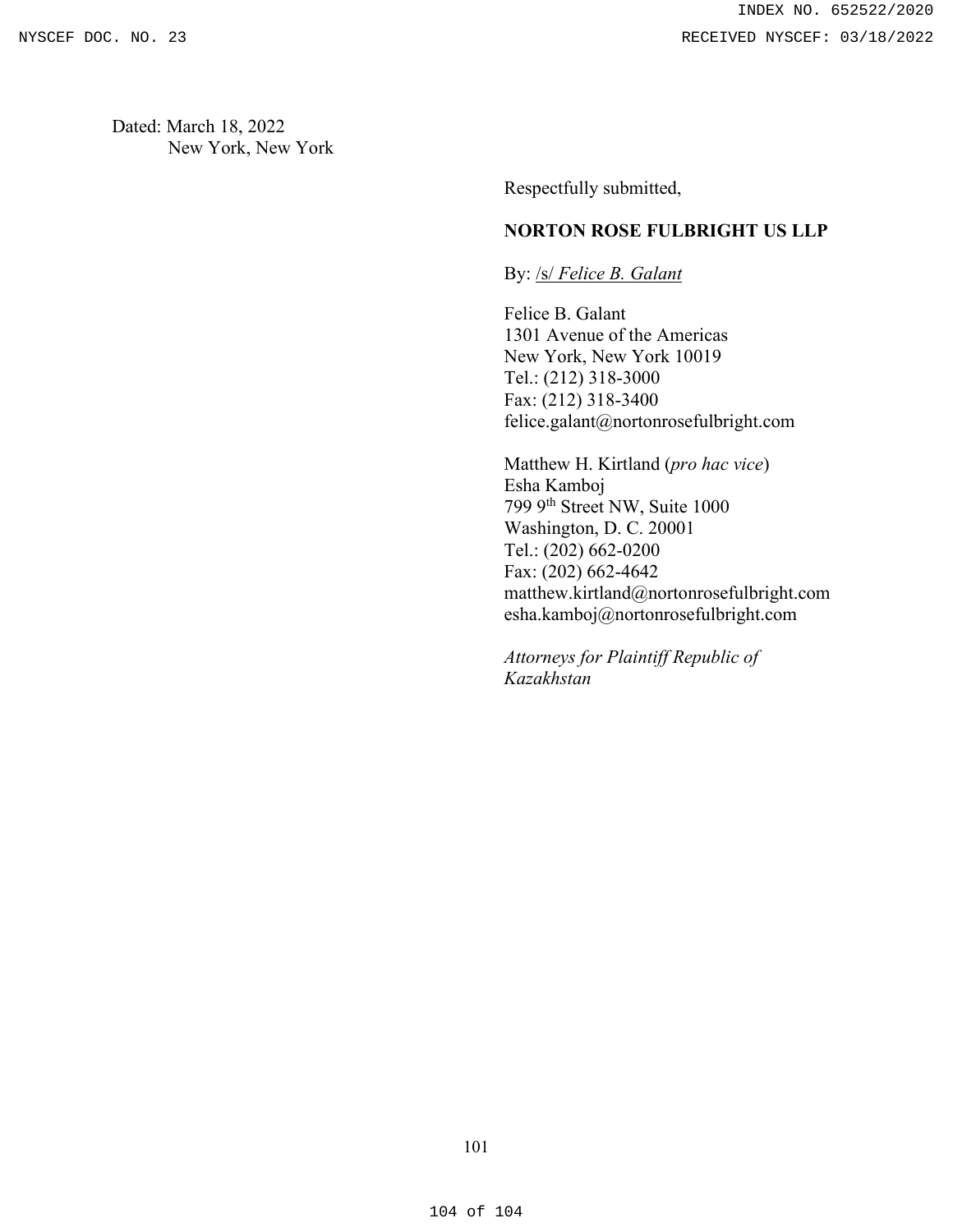Dated: March 18, 2022
New York, New York

Respectfully submitted,

**NORTON ROSE FULBRIGHT US LLP**

By: /s/ *Felice B. Galant*

Felice B. Galant
1301 Avenue of the Americas
New York, New York 10019
Tel.: (212) 318-3000
Fax: (212) 318-3400
felice.galant@nortonrosefulbright.com

Matthew H. Kirtland (*pro hac vice*)
Esha Kamboj
799 9th Street NW, Suite 1000
Washington, D. C. 20001
Tel.: (202) 662-0200
Fax: (202) 662-4642
matthew.kirtland@nortonrosefulbright.com
esha.kamboj@nortonrosefulbright.com

*Attorneys for Plaintiff Republic of Kazakhstan*